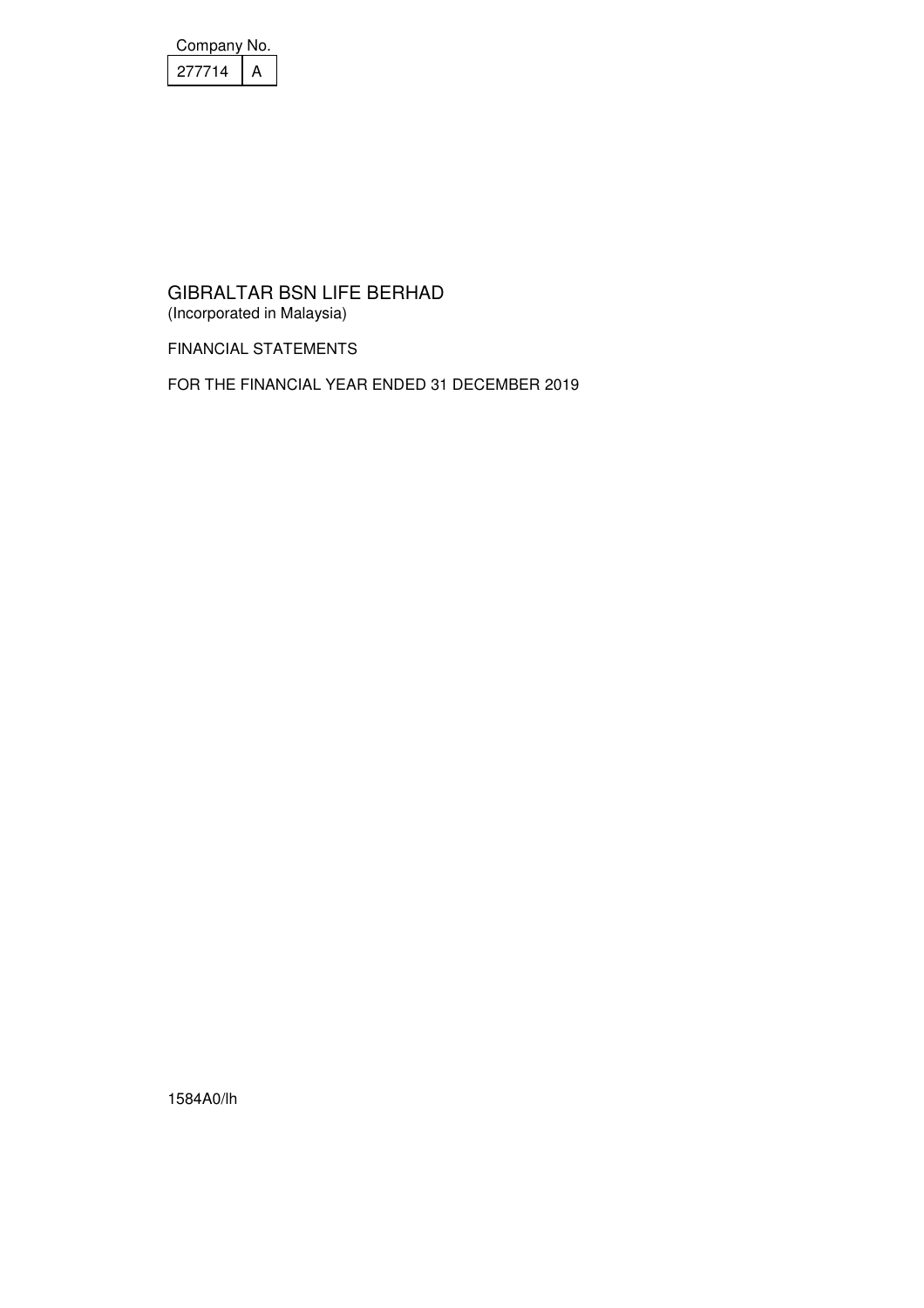Company No.

| 277714 | A |
|---|---|

# GIBRALTAR BSN LIFE BERHAD

(Incorporated in Malaysia)

FINANCIAL STATEMENTS

FOR THE FINANCIAL YEAR ENDED 31 DECEMBER 2019

1584A0/lh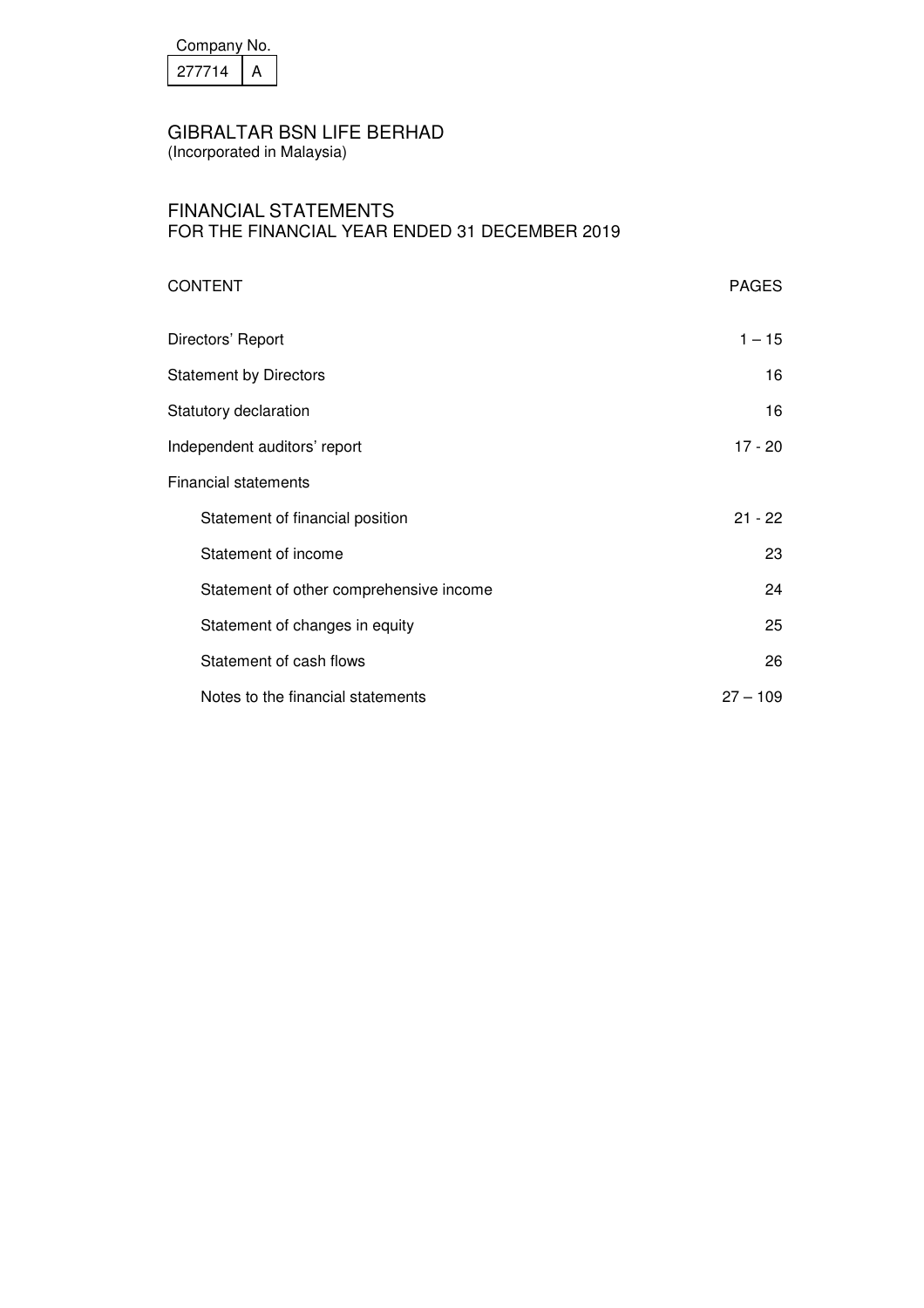| Company No. | |
|---|---|
| 277714 | A |

# GIBRALTAR BSN LIFE BERHAD

(Incorporated in Malaysia)

## FINANCIAL STATEMENTS
FOR THE FINANCIAL YEAR ENDED 31 DECEMBER 2019

| CONTENT | PAGES |
|---|---|
| Directors' Report | 1 – 15 |
| Statement by Directors | 16 |
| Statutory declaration | 16 |
| Independent auditors' report | 17 - 20 |
| Financial statements | |
| Statement of financial position | 21 - 22 |
| Statement of income | 23 |
| Statement of other comprehensive income | 24 |
| Statement of changes in equity | 25 |
| Statement of cash flows | 26 |
| Notes to the financial statements | 27 – 109 |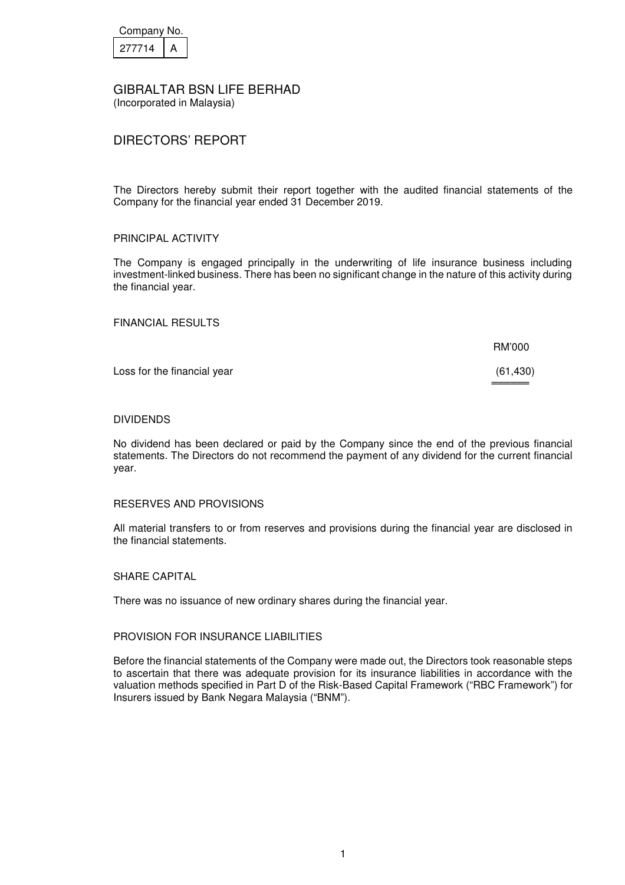Company No.

| 277714 | A |
|---|---|

# GIBRALTAR BSN LIFE BERHAD

(Incorporated in Malaysia)

## DIRECTORS' REPORT

The Directors hereby submit their report together with the audited financial statements of the Company for the financial year ended 31 December 2019.

### PRINCIPAL ACTIVITY

The Company is engaged principally in the underwriting of life insurance business including investment-linked business. There has been no significant change in the nature of this activity during the financial year.

### FINANCIAL RESULTS

| | RM'000 |
|---|---|
| Loss for the financial year | (61,430) |

### DIVIDENDS

No dividend has been declared or paid by the Company since the end of the previous financial statements. The Directors do not recommend the payment of any dividend for the current financial year.

### RESERVES AND PROVISIONS

All material transfers to or from reserves and provisions during the financial year are disclosed in the financial statements.

### SHARE CAPITAL

There was no issuance of new ordinary shares during the financial year.

### PROVISION FOR INSURANCE LIABILITIES

Before the financial statements of the Company were made out, the Directors took reasonable steps to ascertain that there was adequate provision for its insurance liabilities in accordance with the valuation methods specified in Part D of the Risk-Based Capital Framework ("RBC Framework") for Insurers issued by Bank Negara Malaysia ("BNM").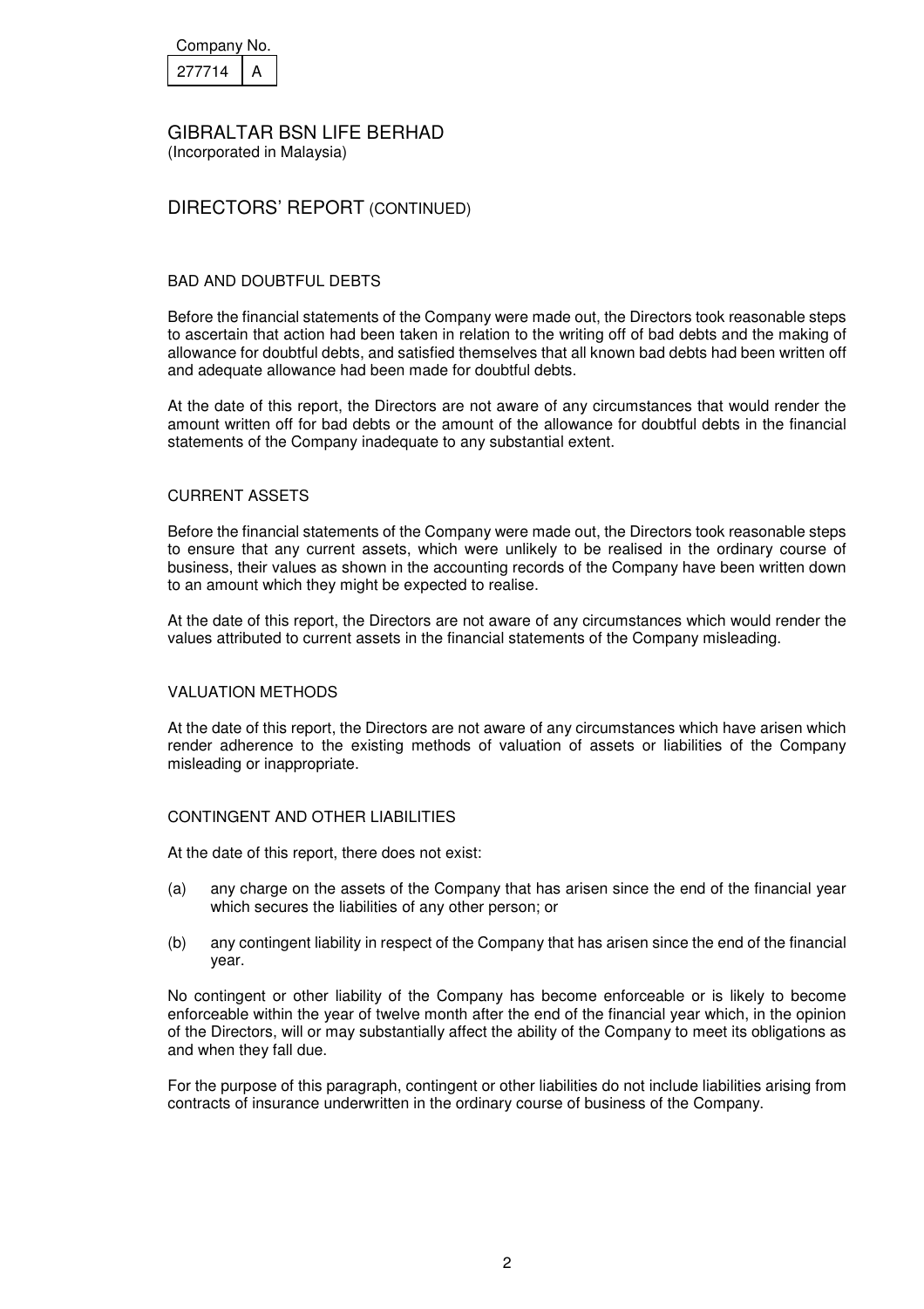Company No.

| 277714 | A |
|---|---|

GIBRALTAR BSN LIFE BERHAD
(Incorporated in Malaysia)

# DIRECTORS' REPORT (CONTINUED)

## BAD AND DOUBTFUL DEBTS

Before the financial statements of the Company were made out, the Directors took reasonable steps to ascertain that action had been taken in relation to the writing off of bad debts and the making of allowance for doubtful debts, and satisfied themselves that all known bad debts had been written off and adequate allowance had been made for doubtful debts.

At the date of this report, the Directors are not aware of any circumstances that would render the amount written off for bad debts or the amount of the allowance for doubtful debts in the financial statements of the Company inadequate to any substantial extent.

## CURRENT ASSETS

Before the financial statements of the Company were made out, the Directors took reasonable steps to ensure that any current assets, which were unlikely to be realised in the ordinary course of business, their values as shown in the accounting records of the Company have been written down to an amount which they might be expected to realise.

At the date of this report, the Directors are not aware of any circumstances which would render the values attributed to current assets in the financial statements of the Company misleading.

## VALUATION METHODS

At the date of this report, the Directors are not aware of any circumstances which have arisen which render adherence to the existing methods of valuation of assets or liabilities of the Company misleading or inappropriate.

## CONTINGENT AND OTHER LIABILITIES

At the date of this report, there does not exist:

(a) any charge on the assets of the Company that has arisen since the end of the financial year which secures the liabilities of any other person; or

(b) any contingent liability in respect of the Company that has arisen since the end of the financial year.

No contingent or other liability of the Company has become enforceable or is likely to become enforceable within the year of twelve month after the end of the financial year which, in the opinion of the Directors, will or may substantially affect the ability of the Company to meet its obligations as and when they fall due.

For the purpose of this paragraph, contingent or other liabilities do not include liabilities arising from contracts of insurance underwritten in the ordinary course of business of the Company.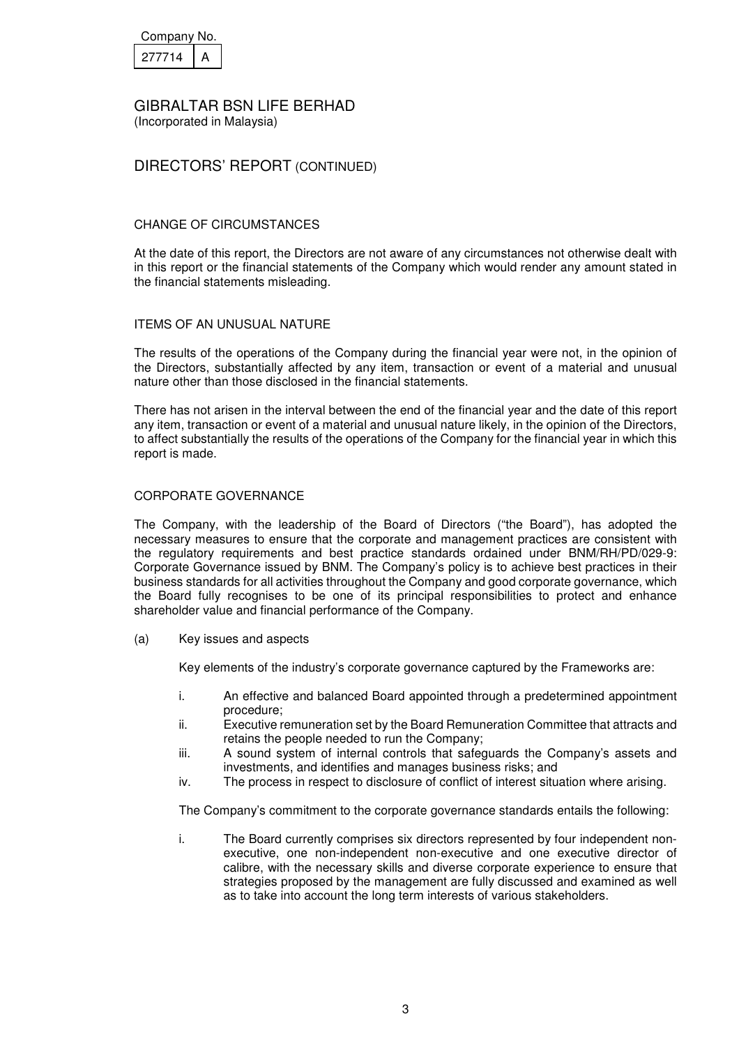Company No.

| 277714 | A |
|---|---|

GIBRALTAR BSN LIFE BERHAD
(Incorporated in Malaysia)

## DIRECTORS' REPORT (CONTINUED)

### CHANGE OF CIRCUMSTANCES

At the date of this report, the Directors are not aware of any circumstances not otherwise dealt with in this report or the financial statements of the Company which would render any amount stated in the financial statements misleading.

### ITEMS OF AN UNUSUAL NATURE

The results of the operations of the Company during the financial year were not, in the opinion of the Directors, substantially affected by any item, transaction or event of a material and unusual nature other than those disclosed in the financial statements.

There has not arisen in the interval between the end of the financial year and the date of this report any item, transaction or event of a material and unusual nature likely, in the opinion of the Directors, to affect substantially the results of the operations of the Company for the financial year in which this report is made.

### CORPORATE GOVERNANCE

The Company, with the leadership of the Board of Directors ("the Board"), has adopted the necessary measures to ensure that the corporate and management practices are consistent with the regulatory requirements and best practice standards ordained under BNM/RH/PD/029-9: Corporate Governance issued by BNM. The Company's policy is to achieve best practices in their business standards for all activities throughout the Company and good corporate governance, which the Board fully recognises to be one of its principal responsibilities to protect and enhance shareholder value and financial performance of the Company.

(a) Key issues and aspects

Key elements of the industry's corporate governance captured by the Frameworks are:

i. An effective and balanced Board appointed through a predetermined appointment procedure;
ii. Executive remuneration set by the Board Remuneration Committee that attracts and retains the people needed to run the Company;
iii. A sound system of internal controls that safeguards the Company's assets and investments, and identifies and manages business risks; and
iv. The process in respect to disclosure of conflict of interest situation where arising.

The Company's commitment to the corporate governance standards entails the following:

i. The Board currently comprises six directors represented by four independent non-executive, one non-independent non-executive and one executive director of calibre, with the necessary skills and diverse corporate experience to ensure that strategies proposed by the management are fully discussed and examined as well as to take into account the long term interests of various stakeholders.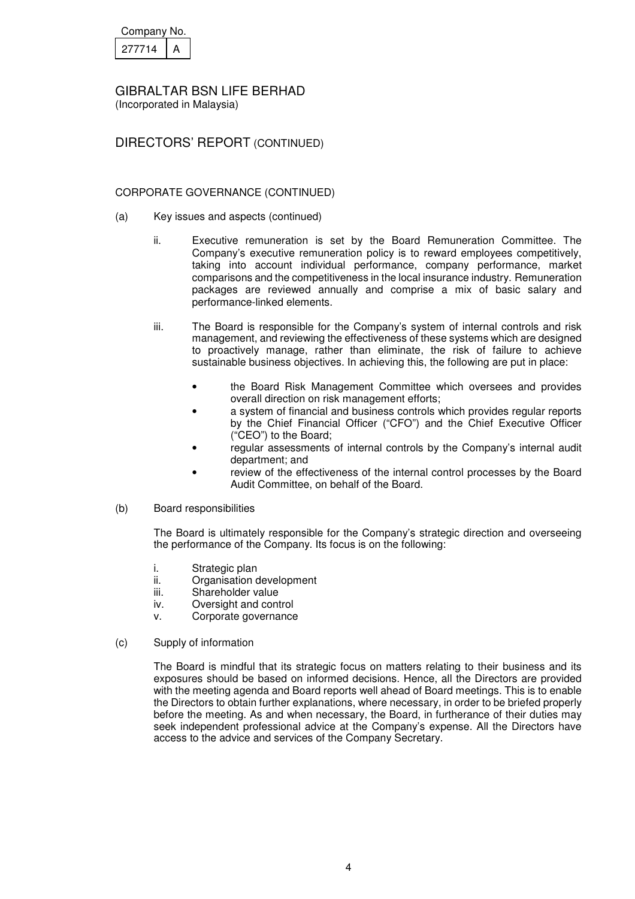Company No.

| 277714 | A |
|---|---|

GIBRALTAR BSN LIFE BERHAD
(Incorporated in Malaysia)

## DIRECTORS' REPORT (CONTINUED)

### CORPORATE GOVERNANCE (CONTINUED)

(a) Key issues and aspects (continued)

ii. Executive remuneration is set by the Board Remuneration Committee. The Company's executive remuneration policy is to reward employees competitively, taking into account individual performance, company performance, market comparisons and the competitiveness in the local insurance industry. Remuneration packages are reviewed annually and comprise a mix of basic salary and performance-linked elements.

iii. The Board is responsible for the Company's system of internal controls and risk management, and reviewing the effectiveness of these systems which are designed to proactively manage, rather than eliminate, the risk of failure to achieve sustainable business objectives. In achieving this, the following are put in place:

- the Board Risk Management Committee which oversees and provides overall direction on risk management efforts;
- a system of financial and business controls which provides regular reports by the Chief Financial Officer ("CFO") and the Chief Executive Officer ("CEO") to the Board;
- regular assessments of internal controls by the Company's internal audit department; and
- review of the effectiveness of the internal control processes by the Board Audit Committee, on behalf of the Board.

(b) Board responsibilities

The Board is ultimately responsible for the Company's strategic direction and overseeing the performance of the Company. Its focus is on the following:

i. Strategic plan
ii. Organisation development
iii. Shareholder value
iv. Oversight and control
v. Corporate governance

(c) Supply of information

The Board is mindful that its strategic focus on matters relating to their business and its exposures should be based on informed decisions. Hence, all the Directors are provided with the meeting agenda and Board reports well ahead of Board meetings. This is to enable the Directors to obtain further explanations, where necessary, in order to be briefed properly before the meeting. As and when necessary, the Board, in furtherance of their duties may seek independent professional advice at the Company's expense. All the Directors have access to the advice and services of the Company Secretary.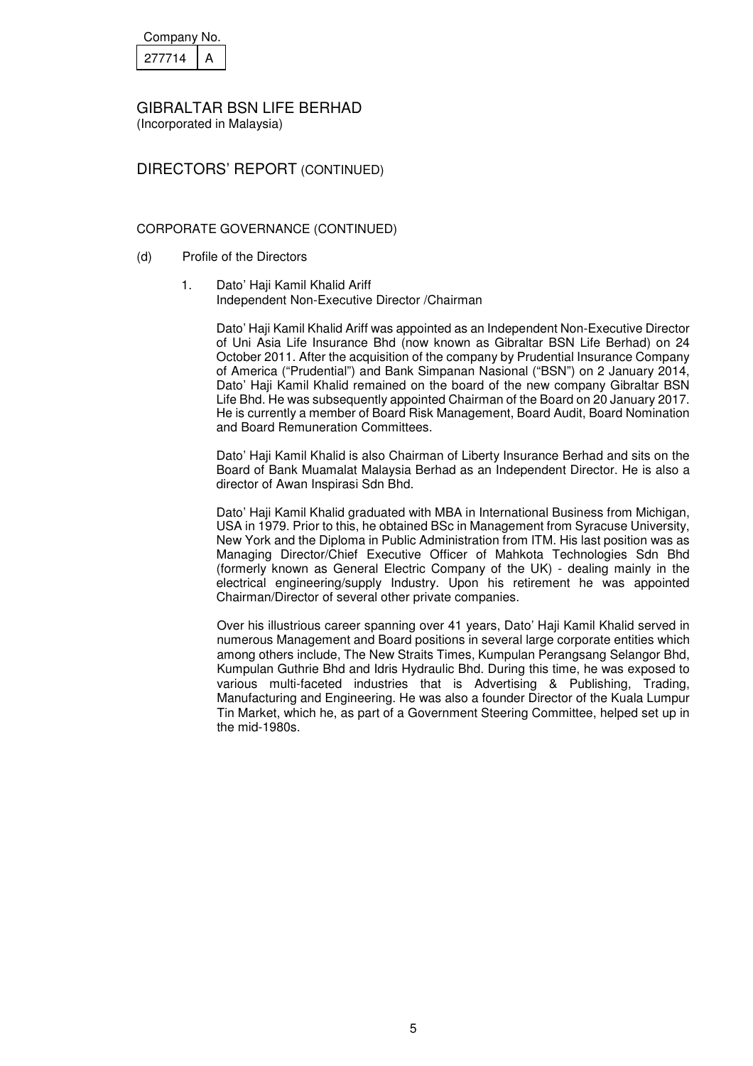Company No.

| 277714 | A |
|---|---|

# GIBRALTAR BSN LIFE BERHAD

(Incorporated in Malaysia)

## DIRECTORS' REPORT (CONTINUED)

### CORPORATE GOVERNANCE (CONTINUED)

(d) Profile of the Directors

1. Dato' Haji Kamil Khalid Ariff
   Independent Non-Executive Director /Chairman

   Dato' Haji Kamil Khalid Ariff was appointed as an Independent Non-Executive Director of Uni Asia Life Insurance Bhd (now known as Gibraltar BSN Life Berhad) on 24 October 2011. After the acquisition of the company by Prudential Insurance Company of America ("Prudential") and Bank Simpanan Nasional ("BSN") on 2 January 2014, Dato' Haji Kamil Khalid remained on the board of the new company Gibraltar BSN Life Bhd. He was subsequently appointed Chairman of the Board on 20 January 2017. He is currently a member of Board Risk Management, Board Audit, Board Nomination and Board Remuneration Committees.

   Dato' Haji Kamil Khalid is also Chairman of Liberty Insurance Berhad and sits on the Board of Bank Muamalat Malaysia Berhad as an Independent Director. He is also a director of Awan Inspirasi Sdn Bhd.

   Dato' Haji Kamil Khalid graduated with MBA in International Business from Michigan, USA in 1979. Prior to this, he obtained BSc in Management from Syracuse University, New York and the Diploma in Public Administration from ITM. His last position was as Managing Director/Chief Executive Officer of Mahkota Technologies Sdn Bhd (formerly known as General Electric Company of the UK) - dealing mainly in the electrical engineering/supply Industry. Upon his retirement he was appointed Chairman/Director of several other private companies.

   Over his illustrious career spanning over 41 years, Dato' Haji Kamil Khalid served in numerous Management and Board positions in several large corporate entities which among others include, The New Straits Times, Kumpulan Perangsang Selangor Bhd, Kumpulan Guthrie Bhd and Idris Hydraulic Bhd. During this time, he was exposed to various multi-faceted industries that is Advertising & Publishing, Trading, Manufacturing and Engineering. He was also a founder Director of the Kuala Lumpur Tin Market, which he, as part of a Government Steering Committee, helped set up in the mid-1980s.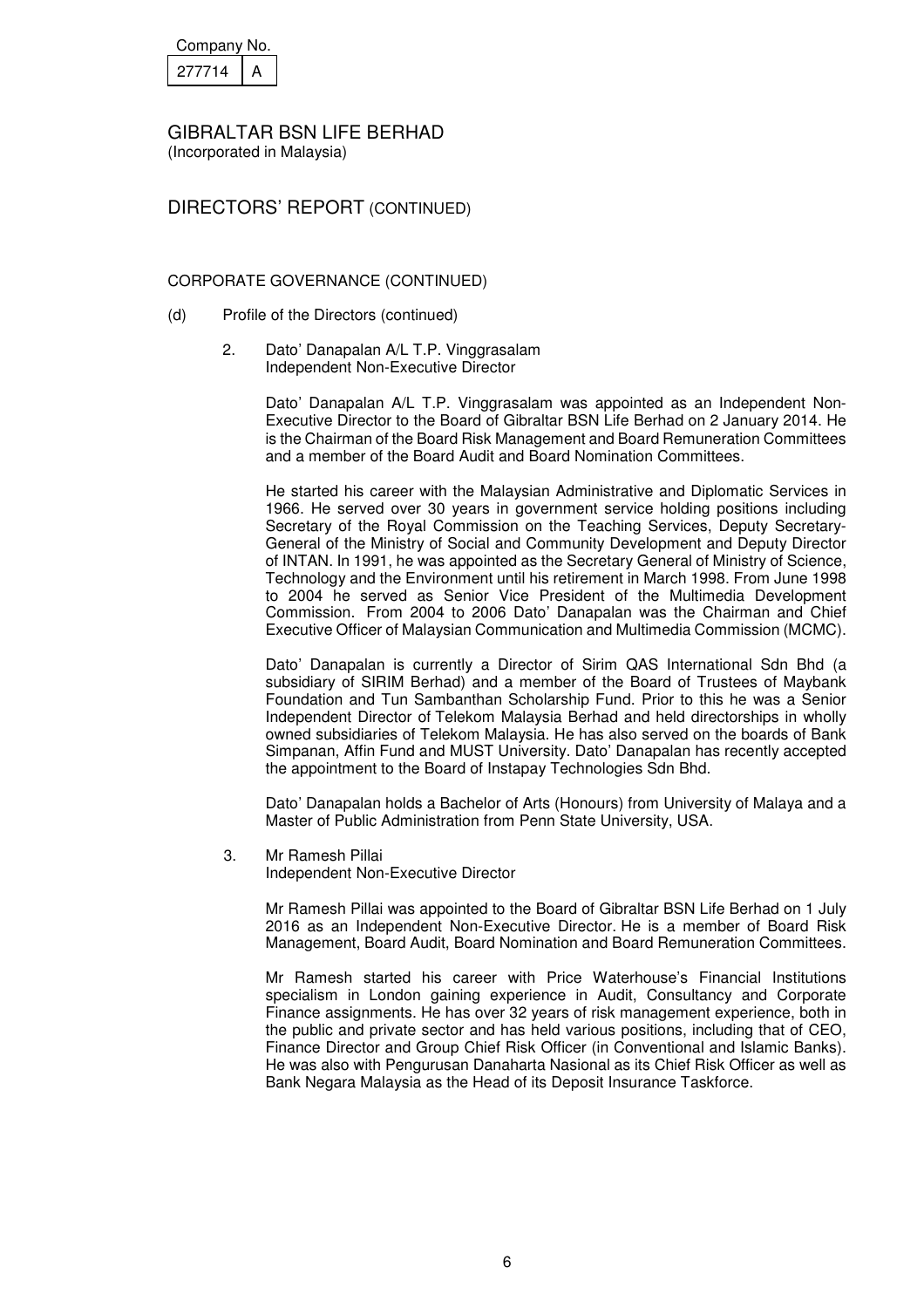Company No.

| 277714 | A |
|---|---|

# GIBRALTAR BSN LIFE BERHAD

(Incorporated in Malaysia)

## DIRECTORS' REPORT (CONTINUED)

### CORPORATE GOVERNANCE (CONTINUED)

(d) Profile of the Directors (continued)

2. Dato' Danapalan A/L T.P. Vinggrasalam
   Independent Non-Executive Director

   Dato' Danapalan A/L T.P. Vinggrasalam was appointed as an Independent Non-Executive Director to the Board of Gibraltar BSN Life Berhad on 2 January 2014. He is the Chairman of the Board Risk Management and Board Remuneration Committees and a member of the Board Audit and Board Nomination Committees.

   He started his career with the Malaysian Administrative and Diplomatic Services in 1966. He served over 30 years in government service holding positions including Secretary of the Royal Commission on the Teaching Services, Deputy Secretary-General of the Ministry of Social and Community Development and Deputy Director of INTAN. In 1991, he was appointed as the Secretary General of Ministry of Science, Technology and the Environment until his retirement in March 1998. From June 1998 to 2004 he served as Senior Vice President of the Multimedia Development Commission. From 2004 to 2006 Dato' Danapalan was the Chairman and Chief Executive Officer of Malaysian Communication and Multimedia Commission (MCMC).

   Dato' Danapalan is currently a Director of Sirim QAS International Sdn Bhd (a subsidiary of SIRIM Berhad) and a member of the Board of Trustees of Maybank Foundation and Tun Sambanthan Scholarship Fund. Prior to this he was a Senior Independent Director of Telekom Malaysia Berhad and held directorships in wholly owned subsidiaries of Telekom Malaysia. He has also served on the boards of Bank Simpanan, Affin Fund and MUST University. Dato' Danapalan has recently accepted the appointment to the Board of Instapay Technologies Sdn Bhd.

   Dato' Danapalan holds a Bachelor of Arts (Honours) from University of Malaya and a Master of Public Administration from Penn State University, USA.

3. Mr Ramesh Pillai
   Independent Non-Executive Director

   Mr Ramesh Pillai was appointed to the Board of Gibraltar BSN Life Berhad on 1 July 2016 as an Independent Non-Executive Director. He is a member of Board Risk Management, Board Audit, Board Nomination and Board Remuneration Committees.

   Mr Ramesh started his career with Price Waterhouse's Financial Institutions specialism in London gaining experience in Audit, Consultancy and Corporate Finance assignments. He has over 32 years of risk management experience, both in the public and private sector and has held various positions, including that of CEO, Finance Director and Group Chief Risk Officer (in Conventional and Islamic Banks). He was also with Pengurusan Danaharta Nasional as its Chief Risk Officer as well as Bank Negara Malaysia as the Head of its Deposit Insurance Taskforce.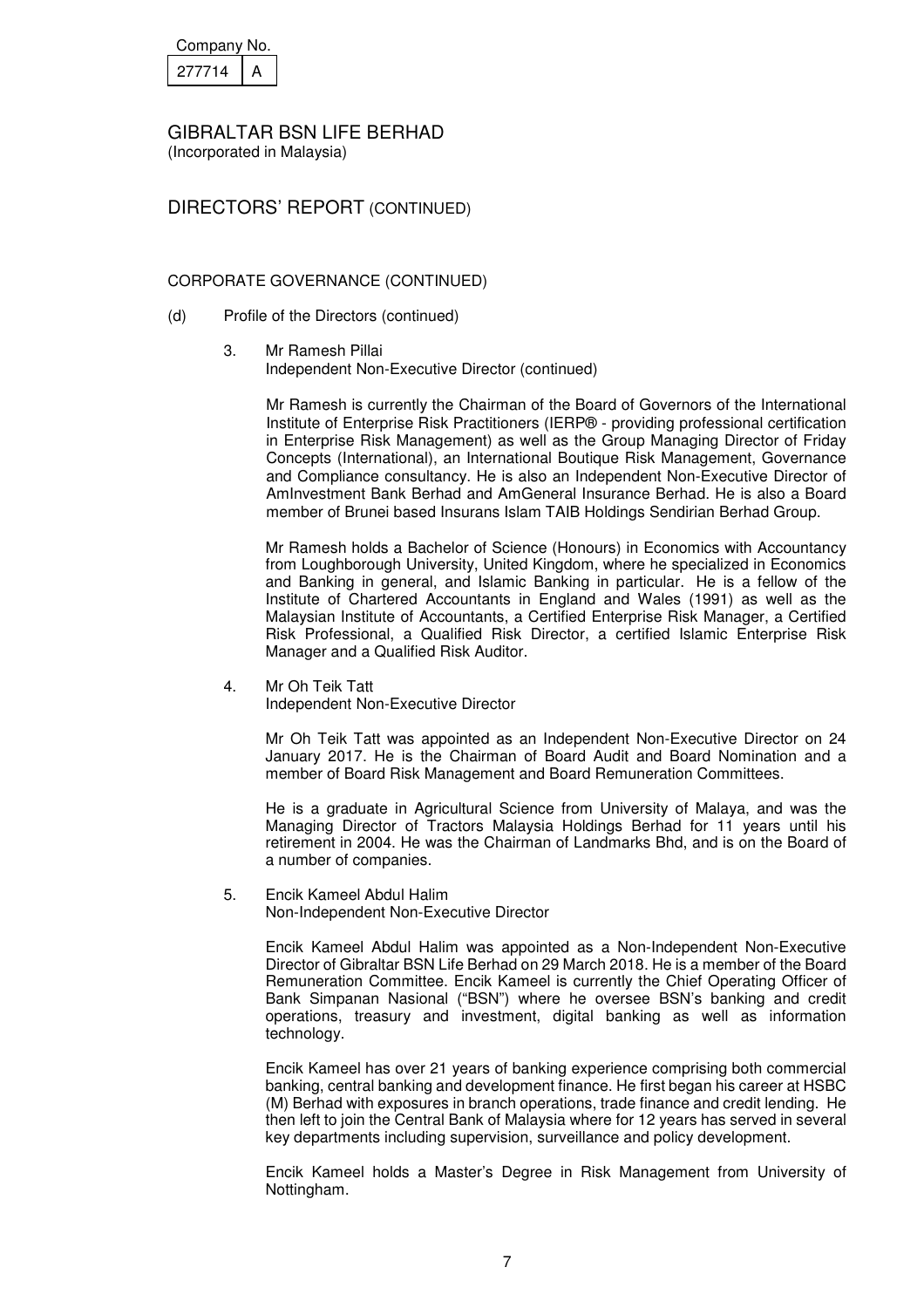Company No.

| 277714 | A |
|---|---|

GIBRALTAR BSN LIFE BERHAD
(Incorporated in Malaysia)

# DIRECTORS' REPORT (CONTINUED)

## CORPORATE GOVERNANCE (CONTINUED)

(d) Profile of the Directors (continued)

3. Mr Ramesh Pillai
   Independent Non-Executive Director (continued)

   Mr Ramesh is currently the Chairman of the Board of Governors of the International Institute of Enterprise Risk Practitioners (IERP® - providing professional certification in Enterprise Risk Management) as well as the Group Managing Director of Friday Concepts (International), an International Boutique Risk Management, Governance and Compliance consultancy. He is also an Independent Non-Executive Director of AmInvestment Bank Berhad and AmGeneral Insurance Berhad. He is also a Board member of Brunei based Insurans Islam TAIB Holdings Sendirian Berhad Group.

   Mr Ramesh holds a Bachelor of Science (Honours) in Economics with Accountancy from Loughborough University, United Kingdom, where he specialized in Economics and Banking in general, and Islamic Banking in particular. He is a fellow of the Institute of Chartered Accountants in England and Wales (1991) as well as the Malaysian Institute of Accountants, a Certified Enterprise Risk Manager, a Certified Risk Professional, a Qualified Risk Director, a certified Islamic Enterprise Risk Manager and a Qualified Risk Auditor.

4. Mr Oh Teik Tatt
   Independent Non-Executive Director

   Mr Oh Teik Tatt was appointed as an Independent Non-Executive Director on 24 January 2017. He is the Chairman of Board Audit and Board Nomination and a member of Board Risk Management and Board Remuneration Committees.

   He is a graduate in Agricultural Science from University of Malaya, and was the Managing Director of Tractors Malaysia Holdings Berhad for 11 years until his retirement in 2004. He was the Chairman of Landmarks Bhd, and is on the Board of a number of companies.

5. Encik Kameel Abdul Halim
   Non-Independent Non-Executive Director

   Encik Kameel Abdul Halim was appointed as a Non-Independent Non-Executive Director of Gibraltar BSN Life Berhad on 29 March 2018. He is a member of the Board Remuneration Committee. Encik Kameel is currently the Chief Operating Officer of Bank Simpanan Nasional ("BSN") where he oversee BSN's banking and credit operations, treasury and investment, digital banking as well as information technology.

   Encik Kameel has over 21 years of banking experience comprising both commercial banking, central banking and development finance. He first began his career at HSBC (M) Berhad with exposures in branch operations, trade finance and credit lending. He then left to join the Central Bank of Malaysia where for 12 years has served in several key departments including supervision, surveillance and policy development.

   Encik Kameel holds a Master's Degree in Risk Management from University of Nottingham.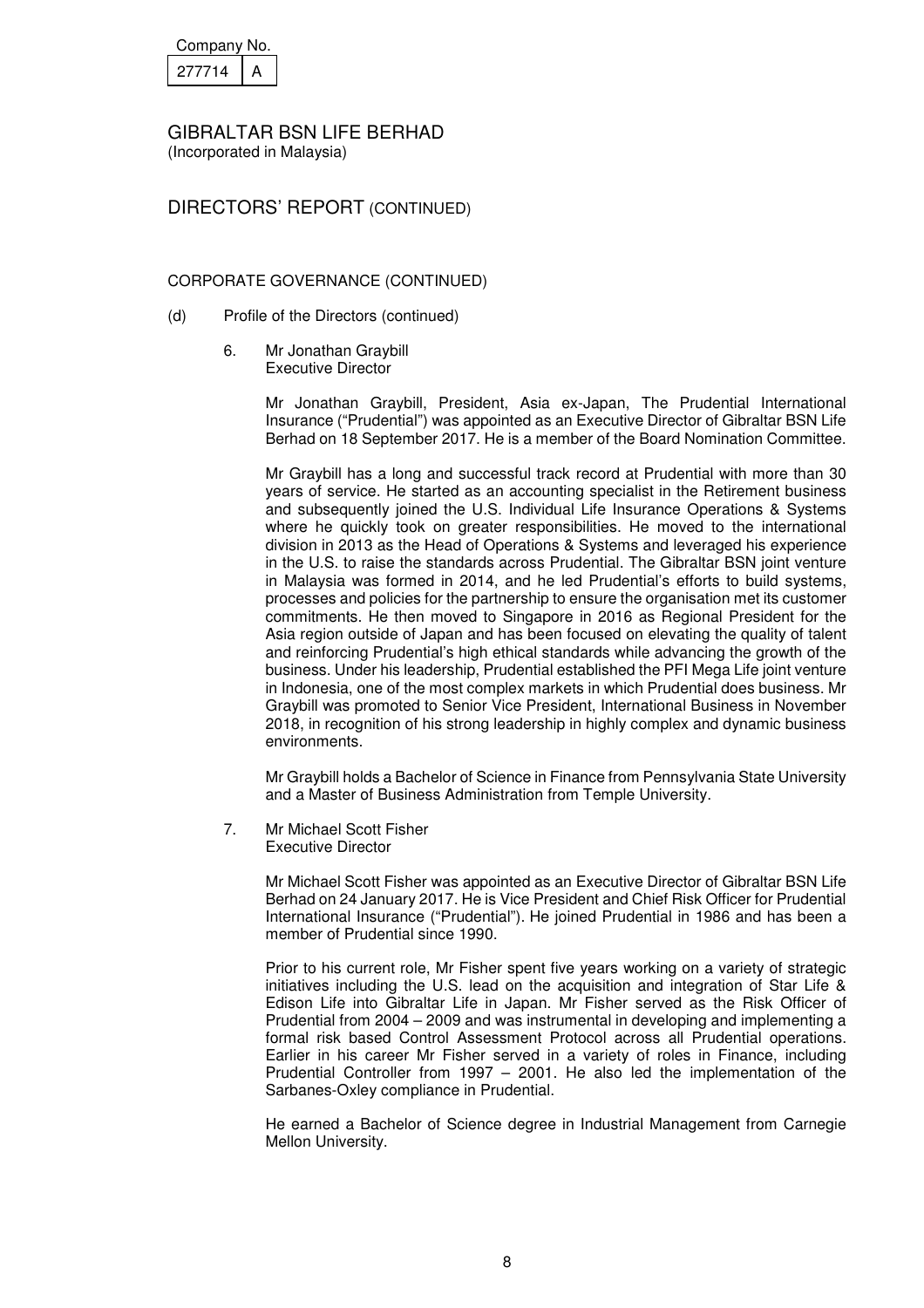Company No.

| 277714 | A |
|---|---|

GIBRALTAR BSN LIFE BERHAD
(Incorporated in Malaysia)

## DIRECTORS' REPORT (CONTINUED)

CORPORATE GOVERNANCE (CONTINUED)

(d) Profile of the Directors (continued)

6. Mr Jonathan Graybill
   Executive Director

   Mr Jonathan Graybill, President, Asia ex-Japan, The Prudential International Insurance ("Prudential") was appointed as an Executive Director of Gibraltar BSN Life Berhad on 18 September 2017. He is a member of the Board Nomination Committee.

   Mr Graybill has a long and successful track record at Prudential with more than 30 years of service. He started as an accounting specialist in the Retirement business and subsequently joined the U.S. Individual Life Insurance Operations & Systems where he quickly took on greater responsibilities. He moved to the international division in 2013 as the Head of Operations & Systems and leveraged his experience in the U.S. to raise the standards across Prudential. The Gibraltar BSN joint venture in Malaysia was formed in 2014, and he led Prudential's efforts to build systems, processes and policies for the partnership to ensure the organisation met its customer commitments. He then moved to Singapore in 2016 as Regional President for the Asia region outside of Japan and has been focused on elevating the quality of talent and reinforcing Prudential's high ethical standards while advancing the growth of the business. Under his leadership, Prudential established the PFI Mega Life joint venture in Indonesia, one of the most complex markets in which Prudential does business. Mr Graybill was promoted to Senior Vice President, International Business in November 2018, in recognition of his strong leadership in highly complex and dynamic business environments.

   Mr Graybill holds a Bachelor of Science in Finance from Pennsylvania State University and a Master of Business Administration from Temple University.

7. Mr Michael Scott Fisher
   Executive Director

   Mr Michael Scott Fisher was appointed as an Executive Director of Gibraltar BSN Life Berhad on 24 January 2017. He is Vice President and Chief Risk Officer for Prudential International Insurance ("Prudential"). He joined Prudential in 1986 and has been a member of Prudential since 1990.

   Prior to his current role, Mr Fisher spent five years working on a variety of strategic initiatives including the U.S. lead on the acquisition and integration of Star Life & Edison Life into Gibraltar Life in Japan. Mr Fisher served as the Risk Officer of Prudential from 2004 – 2009 and was instrumental in developing and implementing a formal risk based Control Assessment Protocol across all Prudential operations. Earlier in his career Mr Fisher served in a variety of roles in Finance, including Prudential Controller from 1997 – 2001. He also led the implementation of the Sarbanes-Oxley compliance in Prudential.

   He earned a Bachelor of Science degree in Industrial Management from Carnegie Mellon University.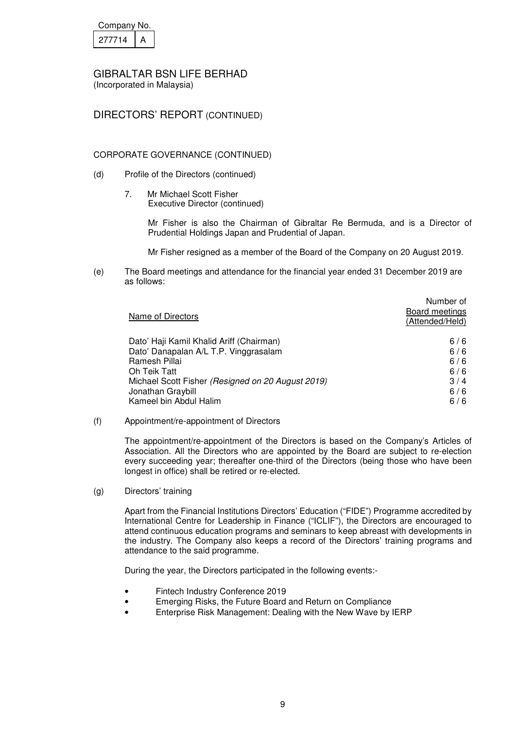Company No. 277714 A

# GIBRALTAR BSN LIFE BERHAD
(Incorporated in Malaysia)

## DIRECTORS' REPORT (CONTINUED)

### CORPORATE GOVERNANCE (CONTINUED)

(d) Profile of the Directors (continued)

7. Mr Michael Scott Fisher
   Executive Director (continued)

   Mr Fisher is also the Chairman of Gibraltar Re Bermuda, and is a Director of Prudential Holdings Japan and Prudential of Japan.

   Mr Fisher resigned as a member of the Board of the Company on 20 August 2019.

(e) The Board meetings and attendance for the financial year ended 31 December 2019 are as follows:

| Name of Directors | Number of Board meetings (Attended/Held) |
|---|---|
| Dato' Haji Kamil Khalid Ariff (Chairman) | 6 / 6 |
| Dato' Danapalan A/L T.P. Vinggrasalam | 6 / 6 |
| Ramesh Pillai | 6 / 6 |
| Oh Teik Tatt | 6 / 6 |
| Michael Scott Fisher *(Resigned on 20 August 2019)* | 3 / 4 |
| Jonathan Graybill | 6 / 6 |
| Kameel bin Abdul Halim | 6 / 6 |

(f) Appointment/re-appointment of Directors

The appointment/re-appointment of the Directors is based on the Company's Articles of Association. All the Directors who are appointed by the Board are subject to re-election every succeeding year; thereafter one-third of the Directors (being those who have been longest in office) shall be retired or re-elected.

(g) Directors' training

Apart from the Financial Institutions Directors' Education ("FIDE") Programme accredited by International Centre for Leadership in Finance ("ICLIF"), the Directors are encouraged to attend continuous education programs and seminars to keep abreast with developments in the industry. The Company also keeps a record of the Directors' training programs and attendance to the said programme.

During the year, the Directors participated in the following events:-

- Fintech Industry Conference 2019
- Emerging Risks, the Future Board and Return on Compliance
- Enterprise Risk Management: Dealing with the New Wave by IERP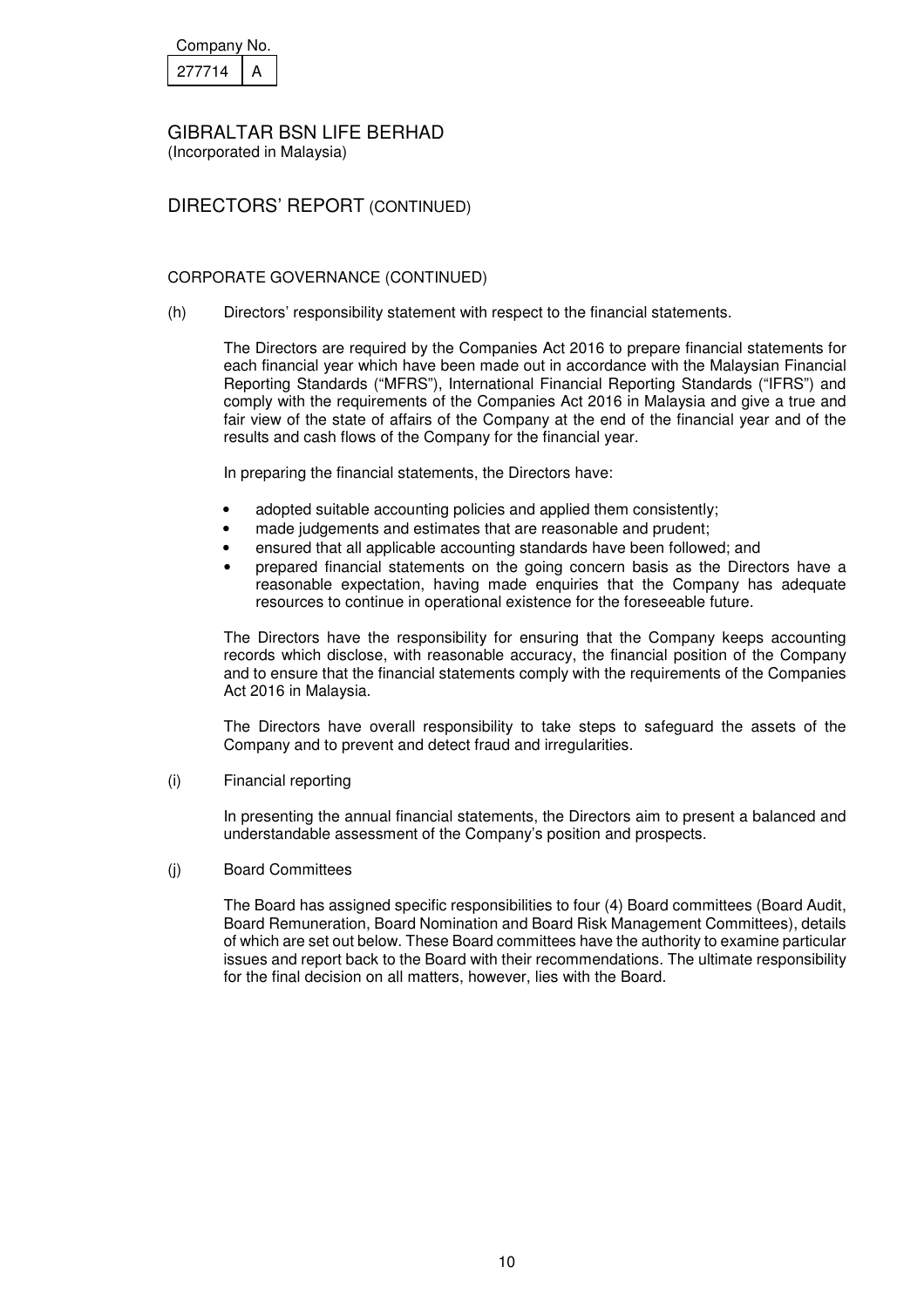Company No.

| 277714 | A |
|---|---|

# GIBRALTAR BSN LIFE BERHAD

(Incorporated in Malaysia)

## DIRECTORS' REPORT (CONTINUED)

### CORPORATE GOVERNANCE (CONTINUED)

(h) Directors' responsibility statement with respect to the financial statements.

The Directors are required by the Companies Act 2016 to prepare financial statements for each financial year which have been made out in accordance with the Malaysian Financial Reporting Standards ("MFRS"), International Financial Reporting Standards ("IFRS") and comply with the requirements of the Companies Act 2016 in Malaysia and give a true and fair view of the state of affairs of the Company at the end of the financial year and of the results and cash flows of the Company for the financial year.

In preparing the financial statements, the Directors have:

- adopted suitable accounting policies and applied them consistently;
- made judgements and estimates that are reasonable and prudent;
- ensured that all applicable accounting standards have been followed; and
- prepared financial statements on the going concern basis as the Directors have a reasonable expectation, having made enquiries that the Company has adequate resources to continue in operational existence for the foreseeable future.

The Directors have the responsibility for ensuring that the Company keeps accounting records which disclose, with reasonable accuracy, the financial position of the Company and to ensure that the financial statements comply with the requirements of the Companies Act 2016 in Malaysia.

The Directors have overall responsibility to take steps to safeguard the assets of the Company and to prevent and detect fraud and irregularities.

(i) Financial reporting

In presenting the annual financial statements, the Directors aim to present a balanced and understandable assessment of the Company's position and prospects.

(j) Board Committees

The Board has assigned specific responsibilities to four (4) Board committees (Board Audit, Board Remuneration, Board Nomination and Board Risk Management Committees), details of which are set out below. These Board committees have the authority to examine particular issues and report back to the Board with their recommendations. The ultimate responsibility for the final decision on all matters, however, lies with the Board.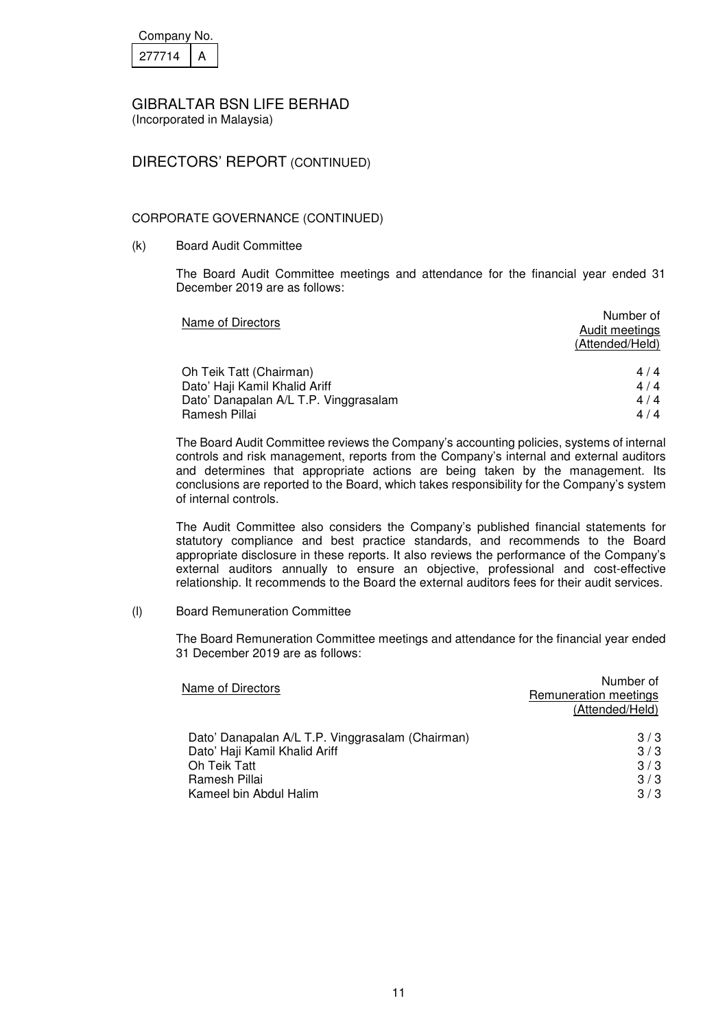Company No.

| 277714 | A |
|---|---|

GIBRALTAR BSN LIFE BERHAD
(Incorporated in Malaysia)

## DIRECTORS' REPORT (CONTINUED)

### CORPORATE GOVERNANCE (CONTINUED)

(k) Board Audit Committee

The Board Audit Committee meetings and attendance for the financial year ended 31 December 2019 are as follows:

| Name of Directors | Number of Audit meetings (Attended/Held) |
|---|---|
| Oh Teik Tatt (Chairman) | 4 / 4 |
| Dato' Haji Kamil Khalid Ariff | 4 / 4 |
| Dato' Danapalan A/L T.P. Vinggrasalam | 4 / 4 |
| Ramesh Pillai | 4 / 4 |

The Board Audit Committee reviews the Company's accounting policies, systems of internal controls and risk management, reports from the Company's internal and external auditors and determines that appropriate actions are being taken by the management. Its conclusions are reported to the Board, which takes responsibility for the Company's system of internal controls.

The Audit Committee also considers the Company's published financial statements for statutory compliance and best practice standards, and recommends to the Board appropriate disclosure in these reports. It also reviews the performance of the Company's external auditors annually to ensure an objective, professional and cost-effective relationship. It recommends to the Board the external auditors fees for their audit services.

(l) Board Remuneration Committee

The Board Remuneration Committee meetings and attendance for the financial year ended 31 December 2019 are as follows:

| Name of Directors | Number of Remuneration meetings (Attended/Held) |
|---|---|
| Dato' Danapalan A/L T.P. Vinggrasalam (Chairman) | 3 / 3 |
| Dato' Haji Kamil Khalid Ariff | 3 / 3 |
| Oh Teik Tatt | 3 / 3 |
| Ramesh Pillai | 3 / 3 |
| Kameel bin Abdul Halim | 3 / 3 |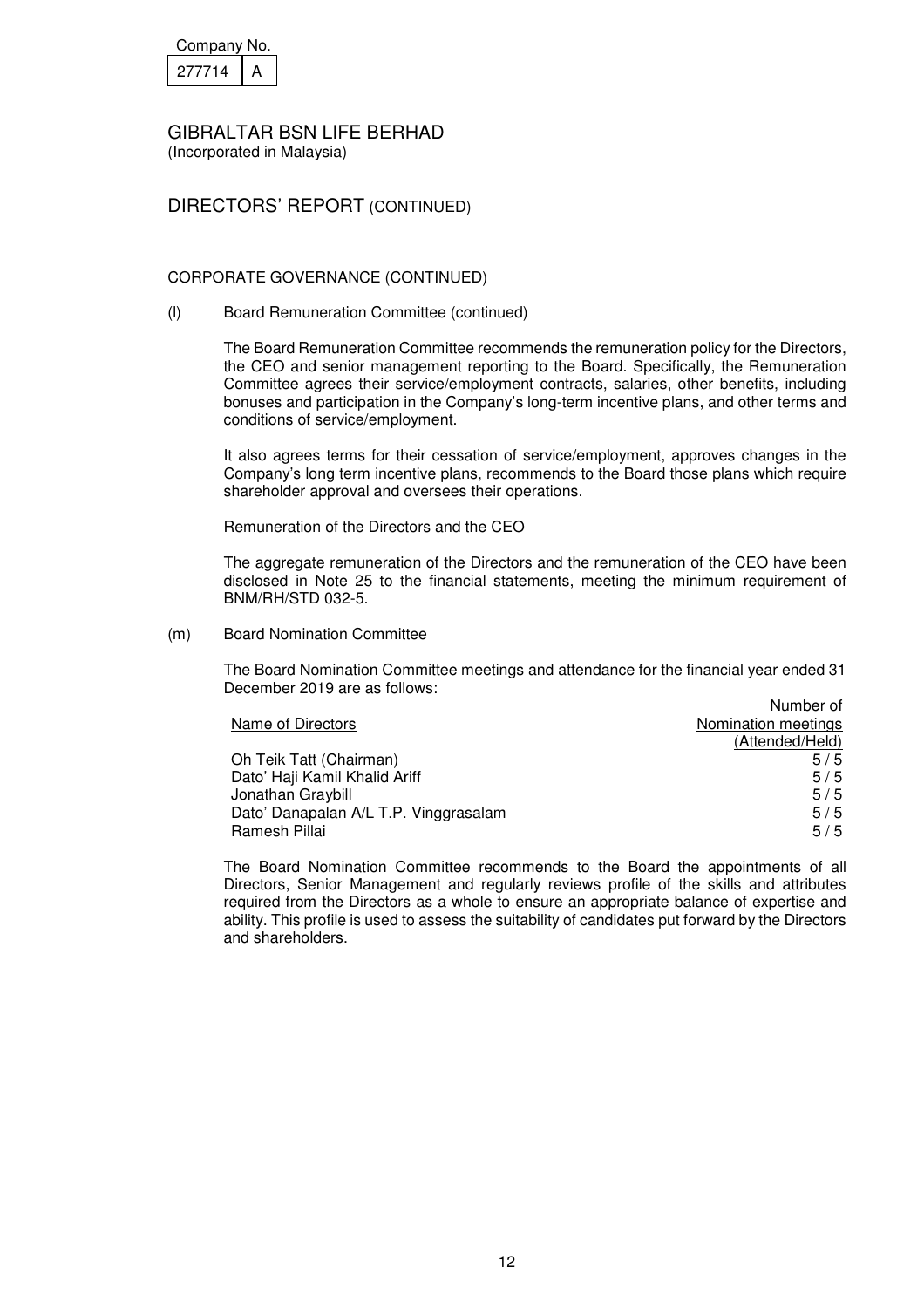Company No.

| 277714 | A |
|---|---|

# GIBRALTAR BSN LIFE BERHAD

(Incorporated in Malaysia)

## DIRECTORS' REPORT (CONTINUED)

### CORPORATE GOVERNANCE (CONTINUED)

(l) Board Remuneration Committee (continued)

The Board Remuneration Committee recommends the remuneration policy for the Directors, the CEO and senior management reporting to the Board. Specifically, the Remuneration Committee agrees their service/employment contracts, salaries, other benefits, including bonuses and participation in the Company's long-term incentive plans, and other terms and conditions of service/employment.

It also agrees terms for their cessation of service/employment, approves changes in the Company's long term incentive plans, recommends to the Board those plans which require shareholder approval and oversees their operations.

Remuneration of the Directors and the CEO

The aggregate remuneration of the Directors and the remuneration of the CEO have been disclosed in Note 25 to the financial statements, meeting the minimum requirement of BNM/RH/STD 032-5.

(m) Board Nomination Committee

The Board Nomination Committee meetings and attendance for the financial year ended 31 December 2019 are as follows:

| Name of Directors | Number of Nomination meetings (Attended/Held) |
|---|---|
| Oh Teik Tatt (Chairman) | 5 / 5 |
| Dato' Haji Kamil Khalid Ariff | 5 / 5 |
| Jonathan Graybill | 5 / 5 |
| Dato' Danapalan A/L T.P. Vinggrasalam | 5 / 5 |
| Ramesh Pillai | 5 / 5 |

The Board Nomination Committee recommends to the Board the appointments of all Directors, Senior Management and regularly reviews profile of the skills and attributes required from the Directors as a whole to ensure an appropriate balance of expertise and ability. This profile is used to assess the suitability of candidates put forward by the Directors and shareholders.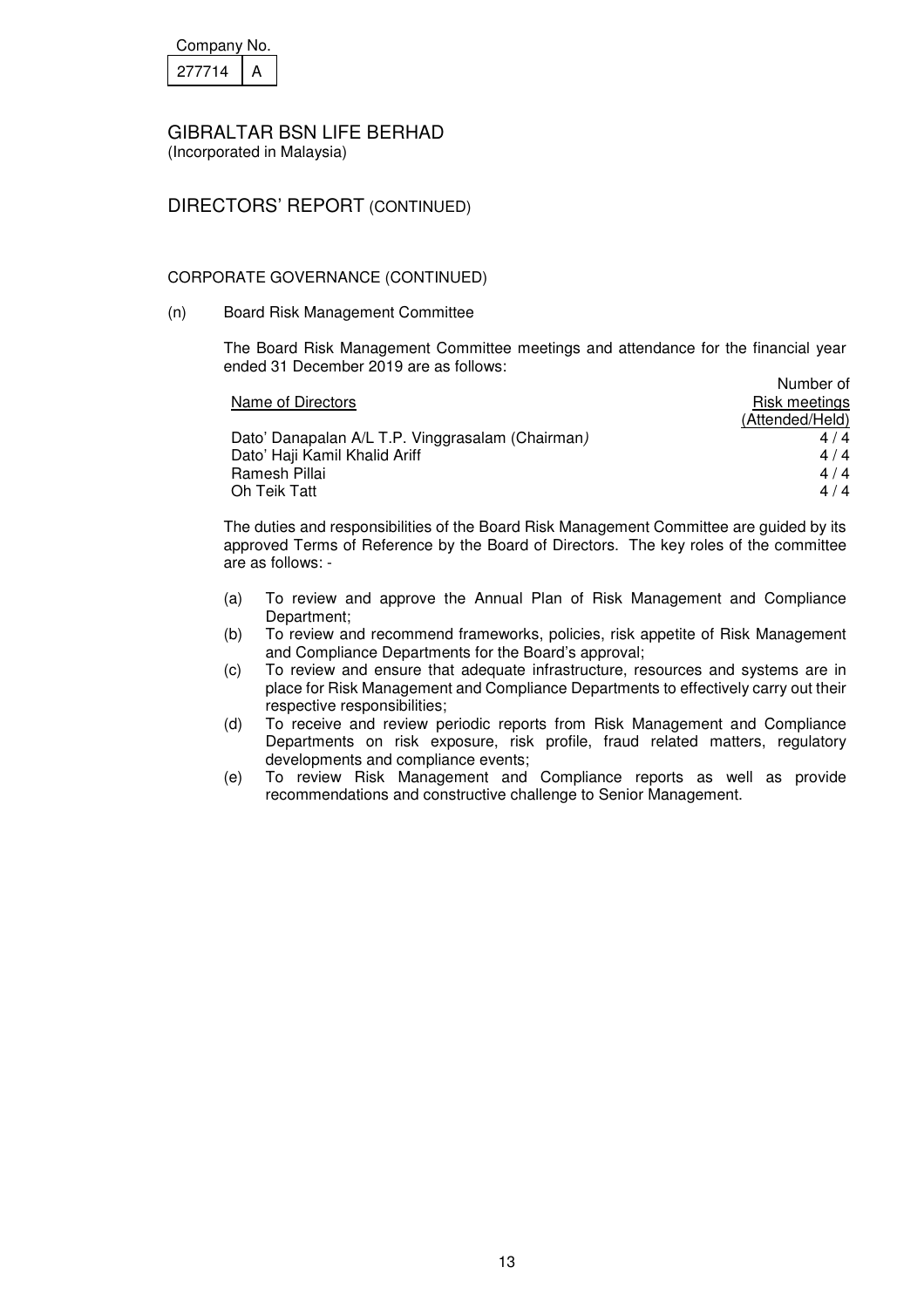Company No. 277714 A

# GIBRALTAR BSN LIFE BERHAD
(Incorporated in Malaysia)

## DIRECTORS' REPORT (CONTINUED)

### CORPORATE GOVERNANCE (CONTINUED)

(n) Board Risk Management Committee

The Board Risk Management Committee meetings and attendance for the financial year ended 31 December 2019 are as follows:

| Name of Directors | Number of Risk meetings (Attended/Held) |
|---|---|
| Dato' Danapalan A/L T.P. Vinggrasalam (Chairman) | 4 / 4 |
| Dato' Haji Kamil Khalid Ariff | 4 / 4 |
| Ramesh Pillai | 4 / 4 |
| Oh Teik Tatt | 4 / 4 |

The duties and responsibilities of the Board Risk Management Committee are guided by its approved Terms of Reference by the Board of Directors. The key roles of the committee are as follows: -

(a) To review and approve the Annual Plan of Risk Management and Compliance Department;

(b) To review and recommend frameworks, policies, risk appetite of Risk Management and Compliance Departments for the Board's approval;

(c) To review and ensure that adequate infrastructure, resources and systems are in place for Risk Management and Compliance Departments to effectively carry out their respective responsibilities;

(d) To receive and review periodic reports from Risk Management and Compliance Departments on risk exposure, risk profile, fraud related matters, regulatory developments and compliance events;

(e) To review Risk Management and Compliance reports as well as provide recommendations and constructive challenge to Senior Management.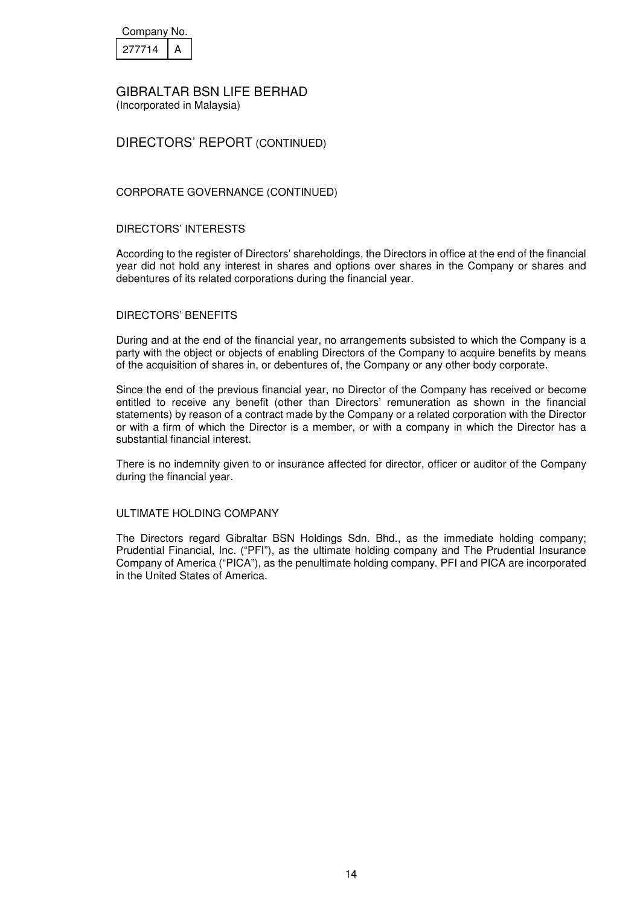Company No.

| 277714 | A |
|---|---|

# GIBRALTAR BSN LIFE BERHAD

(Incorporated in Malaysia)

## DIRECTORS' REPORT (CONTINUED)

### CORPORATE GOVERNANCE (CONTINUED)

### DIRECTORS' INTERESTS

According to the register of Directors' shareholdings, the Directors in office at the end of the financial year did not hold any interest in shares and options over shares in the Company or shares and debentures of its related corporations during the financial year.

### DIRECTORS' BENEFITS

During and at the end of the financial year, no arrangements subsisted to which the Company is a party with the object or objects of enabling Directors of the Company to acquire benefits by means of the acquisition of shares in, or debentures of, the Company or any other body corporate.

Since the end of the previous financial year, no Director of the Company has received or become entitled to receive any benefit (other than Directors' remuneration as shown in the financial statements) by reason of a contract made by the Company or a related corporation with the Director or with a firm of which the Director is a member, or with a company in which the Director has a substantial financial interest.

There is no indemnity given to or insurance affected for director, officer or auditor of the Company during the financial year.

### ULTIMATE HOLDING COMPANY

The Directors regard Gibraltar BSN Holdings Sdn. Bhd., as the immediate holding company; Prudential Financial, Inc. ("PFI"), as the ultimate holding company and The Prudential Insurance Company of America ("PICA"), as the penultimate holding company. PFI and PICA are incorporated in the United States of America.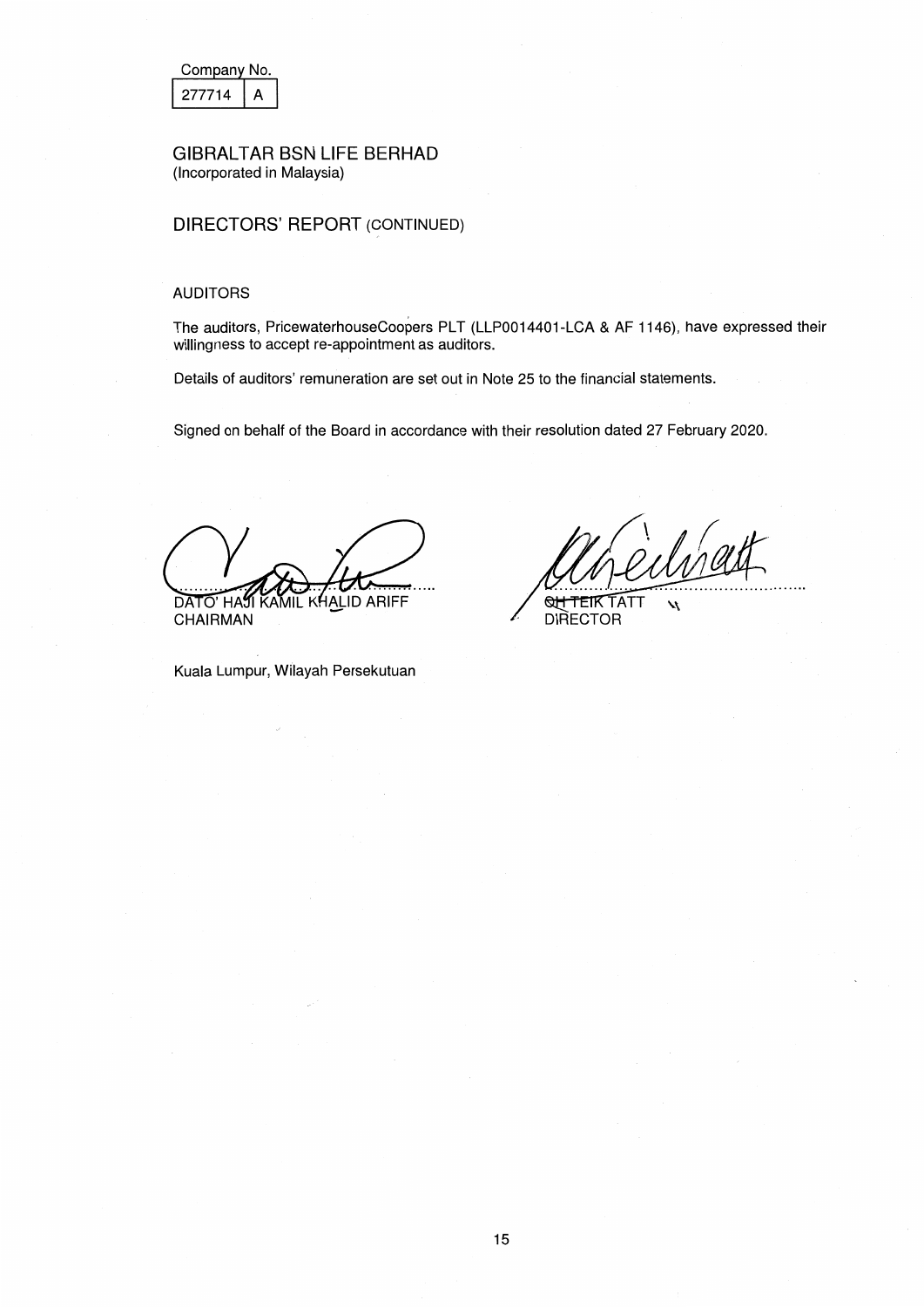Company No.

| 277714 | A |
|---|---|

# GIBRALTAR BSN LIFE BERHAD
(Incorporated in Malaysia)

## DIRECTORS' REPORT (CONTINUED)

### AUDITORS

The auditors, PricewaterhouseCoopers PLT (LLP0014401-LCA & AF 1146), have expressed their willingness to accept re-appointment as auditors.

Details of auditors' remuneration are set out in Note 25 to the financial statements.

Signed on behalf of the Board in accordance with their resolution dated 27 February 2020.

DATO' HAJI KAMIL KHALID ARIFF
CHAIRMAN

OH TEIK TATT
DIRECTOR

Kuala Lumpur, Wilayah Persekutuan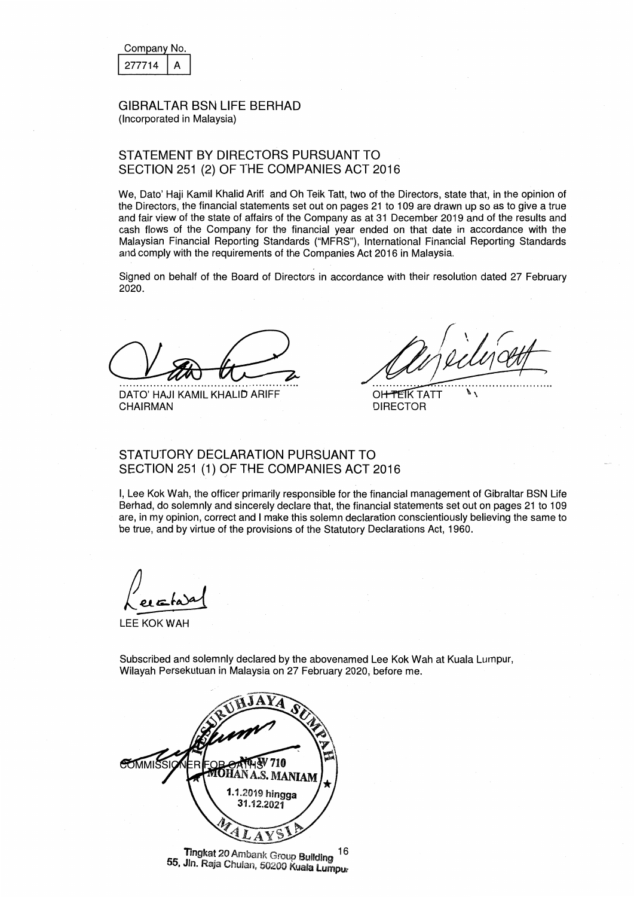| Company No. | |
|---|---|
| 277714 | A |

GIBRALTAR BSN LIFE BERHAD
(Incorporated in Malaysia)

## STATEMENT BY DIRECTORS PURSUANT TO SECTION 251 (2) OF THE COMPANIES ACT 2016

We, Dato' Haji Kamil Khalid Ariff and Oh Teik Tatt, two of the Directors, state that, in the opinion of the Directors, the financial statements set out on pages 21 to 109 are drawn up so as to give a true and fair view of the state of affairs of the Company as at 31 December 2019 and of the results and cash flows of the Company for the financial year ended on that date in accordance with the Malaysian Financial Reporting Standards ("MFRS"), International Financial Reporting Standards and comply with the requirements of the Companies Act 2016 in Malaysia.

Signed on behalf of the Board of Directors in accordance with their resolution dated 27 February 2020.

DATO' HAJI KAMIL KHALID ARIFF
CHAIRMAN

OH TEIK TATT
DIRECTOR

## STATUTORY DECLARATION PURSUANT TO SECTION 251 (1) OF THE COMPANIES ACT 2016

I, Lee Kok Wah, the officer primarily responsible for the financial management of Gibraltar BSN Life Berhad, do solemnly and sincerely declare that, the financial statements set out on pages 21 to 109 are, in my opinion, correct and I make this solemn declaration conscientiously believing the same to be true, and by virtue of the provisions of the Statutory Declarations Act, 1960.

LEE KOK WAH

Subscribed and solemnly declared by the abovenamed Lee Kok Wah at Kuala Lumpur, Wilayah Persekutuan in Malaysia on 27 February 2020, before me.

COMMISSIONER FOR OATHS
W 710
MOHAN A.S. MANIAM
1.1.2019 hingga 31.12.2021

Tingkat 20 Ambank Group Building
55, Jln. Raja Chulan, 50200 Kuala Lumpur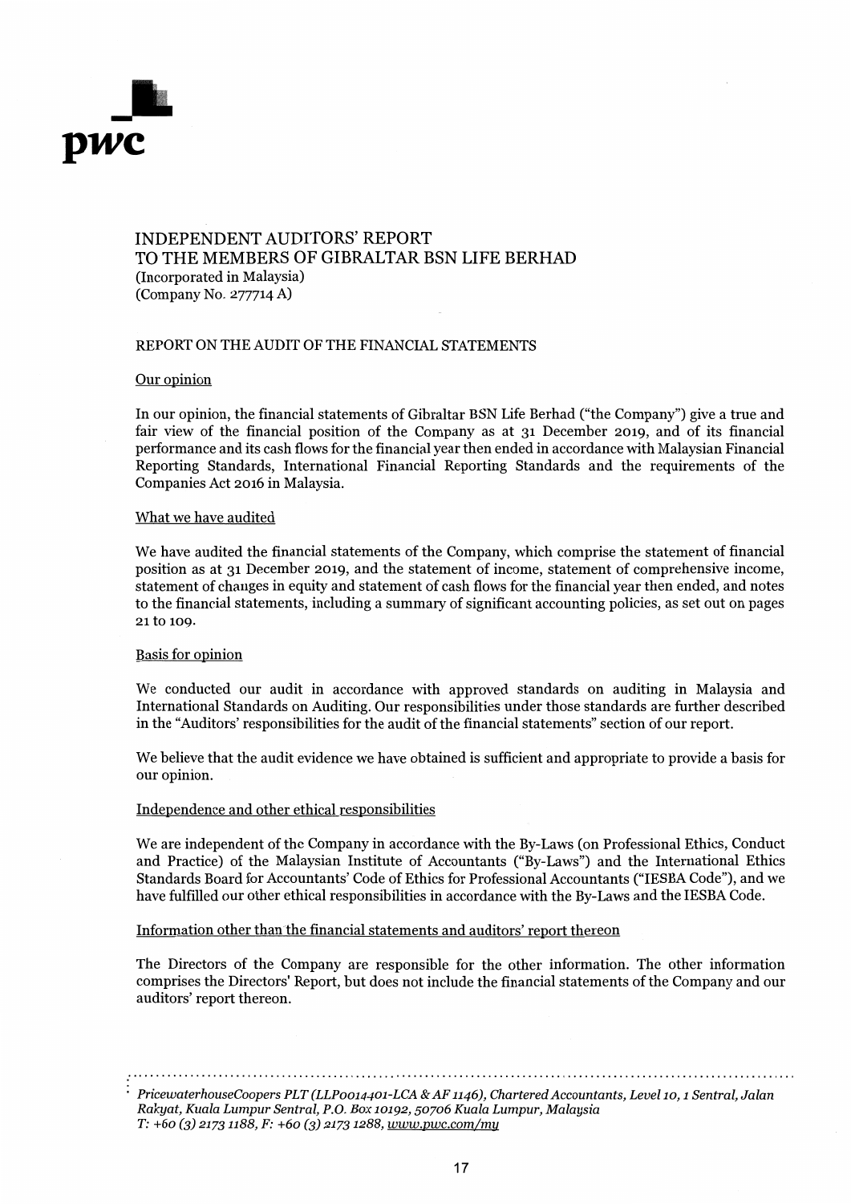# INDEPENDENT AUDITORS' REPORT
# TO THE MEMBERS OF GIBRALTAR BSN LIFE BERHAD

(Incorporated in Malaysia)
(Company No. 277714 A)

## REPORT ON THE AUDIT OF THE FINANCIAL STATEMENTS

### Our opinion

In our opinion, the financial statements of Gibraltar BSN Life Berhad ("the Company") give a true and fair view of the financial position of the Company as at 31 December 2019, and of its financial performance and its cash flows for the financial year then ended in accordance with Malaysian Financial Reporting Standards, International Financial Reporting Standards and the requirements of the Companies Act 2016 in Malaysia.

### What we have audited

We have audited the financial statements of the Company, which comprise the statement of financial position as at 31 December 2019, and the statement of income, statement of comprehensive income, statement of changes in equity and statement of cash flows for the financial year then ended, and notes to the financial statements, including a summary of significant accounting policies, as set out on pages 21 to 109.

### Basis for opinion

We conducted our audit in accordance with approved standards on auditing in Malaysia and International Standards on Auditing. Our responsibilities under those standards are further described in the "Auditors' responsibilities for the audit of the financial statements" section of our report.

We believe that the audit evidence we have obtained is sufficient and appropriate to provide a basis for our opinion.

### Independence and other ethical responsibilities

We are independent of the Company in accordance with the By-Laws (on Professional Ethics, Conduct and Practice) of the Malaysian Institute of Accountants ("By-Laws") and the International Ethics Standards Board for Accountants' Code of Ethics for Professional Accountants ("IESBA Code"), and we have fulfilled our other ethical responsibilities in accordance with the By-Laws and the IESBA Code.

### Information other than the financial statements and auditors' report thereon

The Directors of the Company are responsible for the other information. The other information comprises the Directors' Report, but does not include the financial statements of the Company and our auditors' report thereon.

*PricewaterhouseCoopers PLT (LLP0014401-LCA & AF 1146), Chartered Accountants, Level 10, 1 Sentral, Jalan Rakyat, Kuala Lumpur Sentral, P.O. Box 10192, 50706 Kuala Lumpur, Malaysia*
*T: +60 (3) 2173 1188, F: +60 (3) 2173 1288, www.pwc.com/my*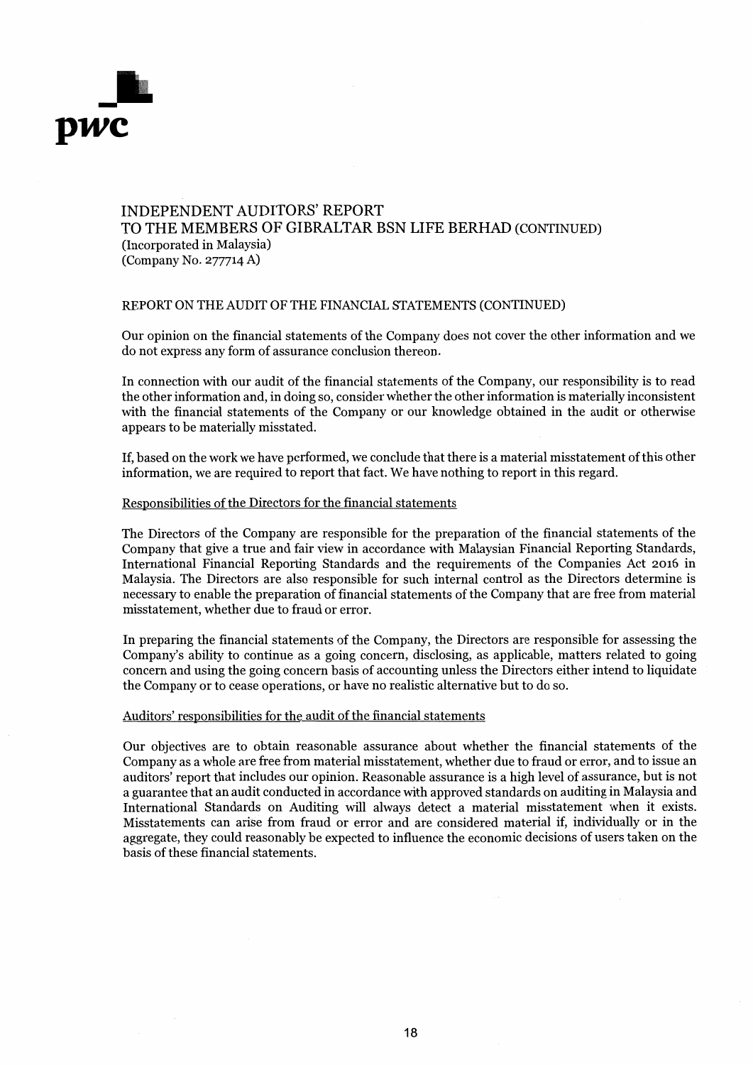INDEPENDENT AUDITORS' REPORT
TO THE MEMBERS OF GIBRALTAR BSN LIFE BERHAD (CONTINUED)
(Incorporated in Malaysia)
(Company No. 277714 A)

REPORT ON THE AUDIT OF THE FINANCIAL STATEMENTS (CONTINUED)

Our opinion on the financial statements of the Company does not cover the other information and we do not express any form of assurance conclusion thereon.

In connection with our audit of the financial statements of the Company, our responsibility is to read the other information and, in doing so, consider whether the other information is materially inconsistent with the financial statements of the Company or our knowledge obtained in the audit or otherwise appears to be materially misstated.

If, based on the work we have performed, we conclude that there is a material misstatement of this other information, we are required to report that fact. We have nothing to report in this regard.

Responsibilities of the Directors for the financial statements

The Directors of the Company are responsible for the preparation of the financial statements of the Company that give a true and fair view in accordance with Malaysian Financial Reporting Standards, International Financial Reporting Standards and the requirements of the Companies Act 2016 in Malaysia. The Directors are also responsible for such internal control as the Directors determine is necessary to enable the preparation of financial statements of the Company that are free from material misstatement, whether due to fraud or error.

In preparing the financial statements of the Company, the Directors are responsible for assessing the Company's ability to continue as a going concern, disclosing, as applicable, matters related to going concern and using the going concern basis of accounting unless the Directors either intend to liquidate the Company or to cease operations, or have no realistic alternative but to do so.

Auditors' responsibilities for the audit of the financial statements

Our objectives are to obtain reasonable assurance about whether the financial statements of the Company as a whole are free from material misstatement, whether due to fraud or error, and to issue an auditors' report that includes our opinion. Reasonable assurance is a high level of assurance, but is not a guarantee that an audit conducted in accordance with approved standards on auditing in Malaysia and International Standards on Auditing will always detect a material misstatement when it exists. Misstatements can arise from fraud or error and are considered material if, individually or in the aggregate, they could reasonably be expected to influence the economic decisions of users taken on the basis of these financial statements.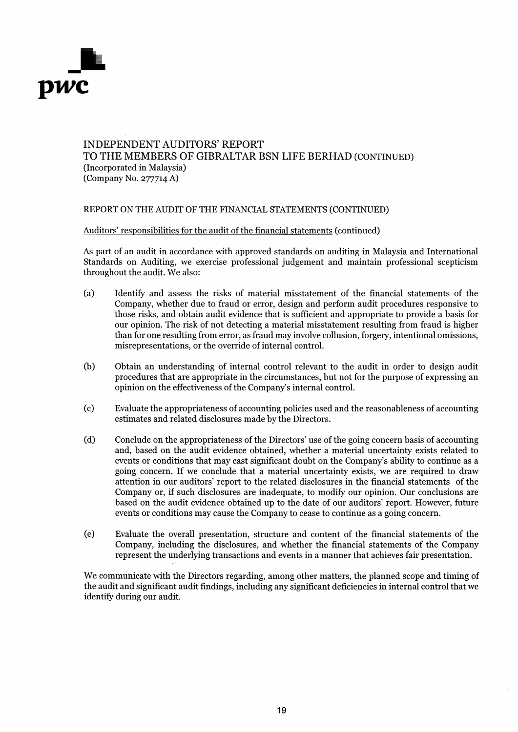# INDEPENDENT AUDITORS' REPORT
# TO THE MEMBERS OF GIBRALTAR BSN LIFE BERHAD (CONTINUED)
(Incorporated in Malaysia)
(Company No. 277714 A)

## REPORT ON THE AUDIT OF THE FINANCIAL STATEMENTS (CONTINUED)

Auditors' responsibilities for the audit of the financial statements (continued)

As part of an audit in accordance with approved standards on auditing in Malaysia and International Standards on Auditing, we exercise professional judgement and maintain professional scepticism throughout the audit. We also:

(a) Identify and assess the risks of material misstatement of the financial statements of the Company, whether due to fraud or error, design and perform audit procedures responsive to those risks, and obtain audit evidence that is sufficient and appropriate to provide a basis for our opinion. The risk of not detecting a material misstatement resulting from fraud is higher than for one resulting from error, as fraud may involve collusion, forgery, intentional omissions, misrepresentations, or the override of internal control.

(b) Obtain an understanding of internal control relevant to the audit in order to design audit procedures that are appropriate in the circumstances, but not for the purpose of expressing an opinion on the effectiveness of the Company's internal control.

(c) Evaluate the appropriateness of accounting policies used and the reasonableness of accounting estimates and related disclosures made by the Directors.

(d) Conclude on the appropriateness of the Directors' use of the going concern basis of accounting and, based on the audit evidence obtained, whether a material uncertainty exists related to events or conditions that may cast significant doubt on the Company's ability to continue as a going concern. If we conclude that a material uncertainty exists, we are required to draw attention in our auditors' report to the related disclosures in the financial statements of the Company or, if such disclosures are inadequate, to modify our opinion. Our conclusions are based on the audit evidence obtained up to the date of our auditors' report. However, future events or conditions may cause the Company to cease to continue as a going concern.

(e) Evaluate the overall presentation, structure and content of the financial statements of the Company, including the disclosures, and whether the financial statements of the Company represent the underlying transactions and events in a manner that achieves fair presentation.

We communicate with the Directors regarding, among other matters, the planned scope and timing of the audit and significant audit findings, including any significant deficiencies in internal control that we identify during our audit.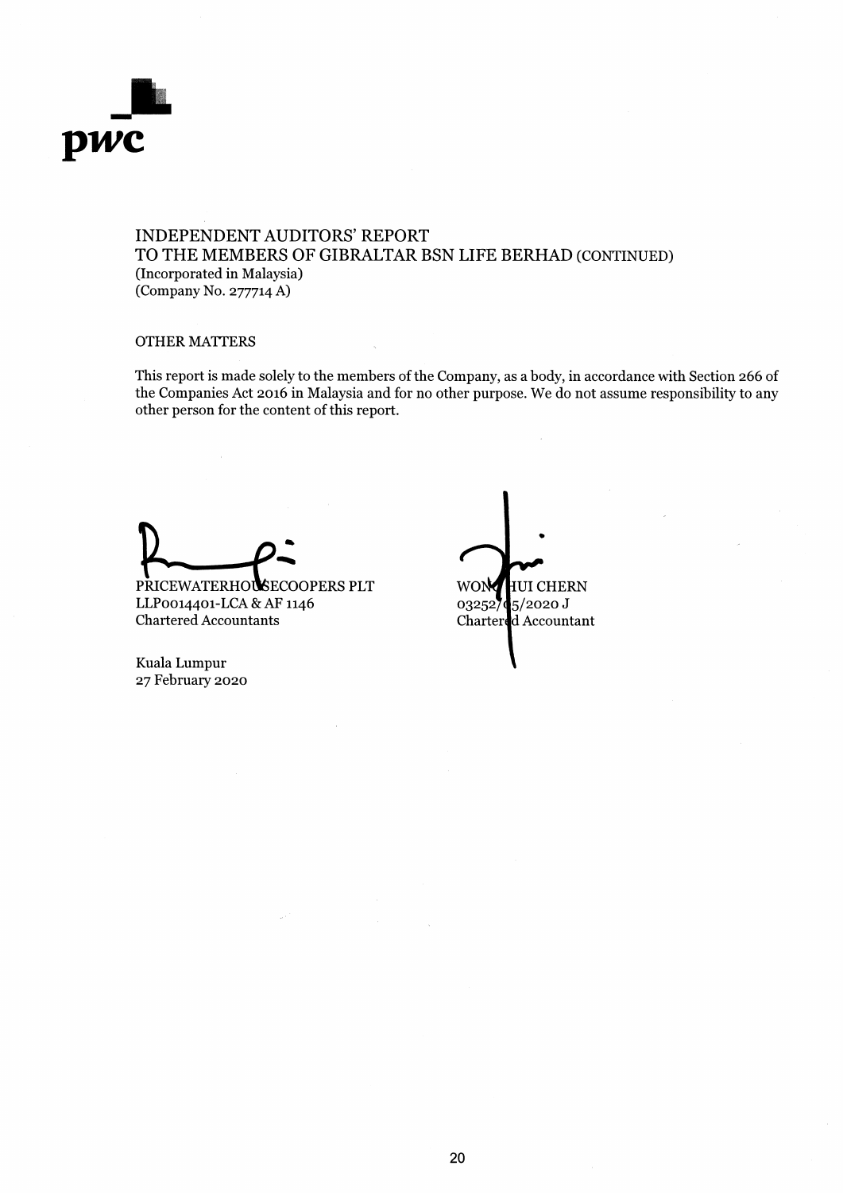INDEPENDENT AUDITORS' REPORT
TO THE MEMBERS OF GIBRALTAR BSN LIFE BERHAD (CONTINUED)
(Incorporated in Malaysia)
(Company No. 277714 A)

OTHER MATTERS

This report is made solely to the members of the Company, as a body, in accordance with Section 266 of the Companies Act 2016 in Malaysia and for no other purpose. We do not assume responsibility to any other person for the content of this report.

PRICEWATERHOUSECOOPERS PLT
LLP0014401-LCA & AF 1146
Chartered Accountants

WONG HUI CHERN
03252/05/2020 J
Chartered Accountant

Kuala Lumpur
27 February 2020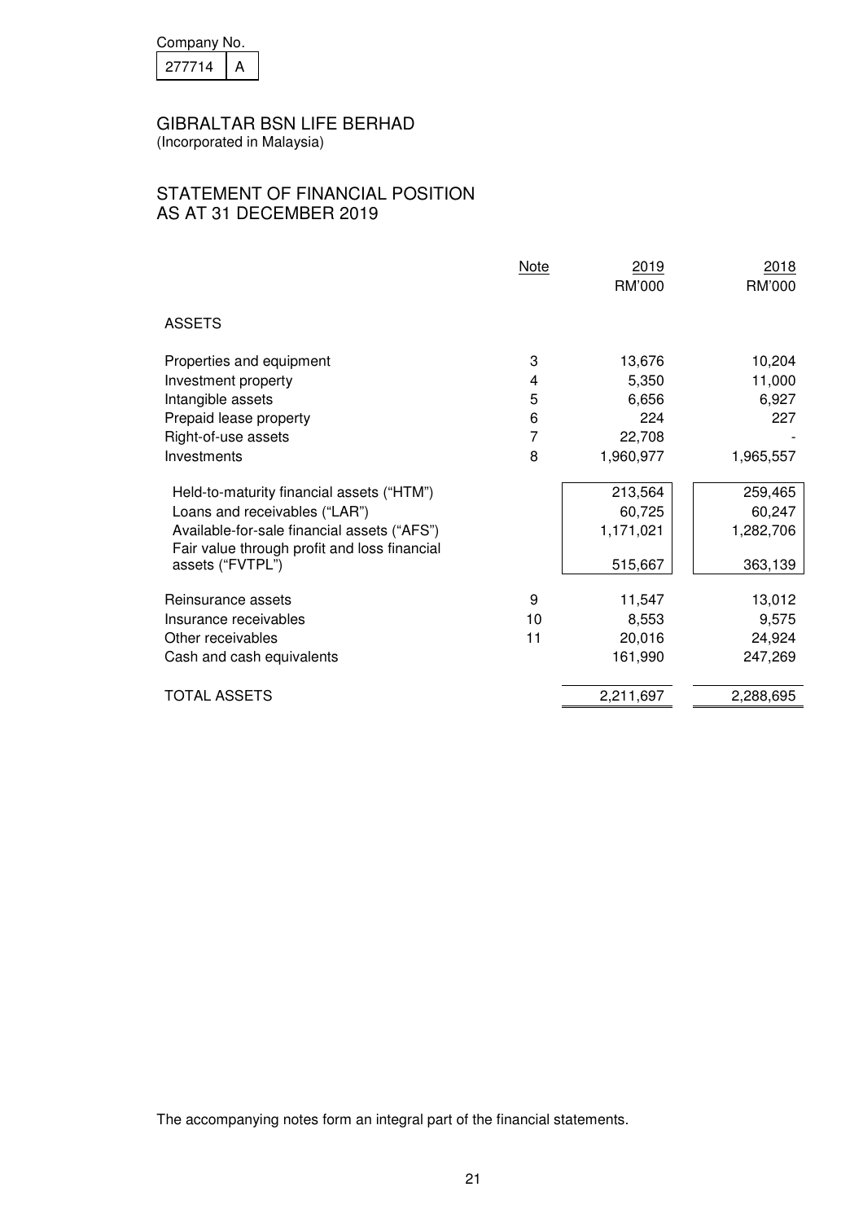Company No.

| 277714 | A |
|---|---|

# GIBRALTAR BSN LIFE BERHAD
(Incorporated in Malaysia)

## STATEMENT OF FINANCIAL POSITION
## AS AT 31 DECEMBER 2019

| | Note | 2019 RM'000 | 2018 RM'000 |
|---|---|---|---|
| **ASSETS** | | | |
| Properties and equipment | 3 | 13,676 | 10,204 |
| Investment property | 4 | 5,350 | 11,000 |
| Intangible assets | 5 | 6,656 | 6,927 |
| Prepaid lease property | 6 | 224 | 227 |
| Right-of-use assets | 7 | 22,708 | - |
| Investments | 8 | 1,960,977 | 1,965,557 |
| Held-to-maturity financial assets ("HTM") | | 213,564 | 259,465 |
| Loans and receivables ("LAR") | | 60,725 | 60,247 |
| Available-for-sale financial assets ("AFS") | | 1,171,021 | 1,282,706 |
| Fair value through profit and loss financial assets ("FVTPL") | | 515,667 | 363,139 |
| Reinsurance assets | 9 | 11,547 | 13,012 |
| Insurance receivables | 10 | 8,553 | 9,575 |
| Other receivables | 11 | 20,016 | 24,924 |
| Cash and cash equivalents | | 161,990 | 247,269 |
| TOTAL ASSETS | | 2,211,697 | 2,288,695 |

The accompanying notes form an integral part of the financial statements.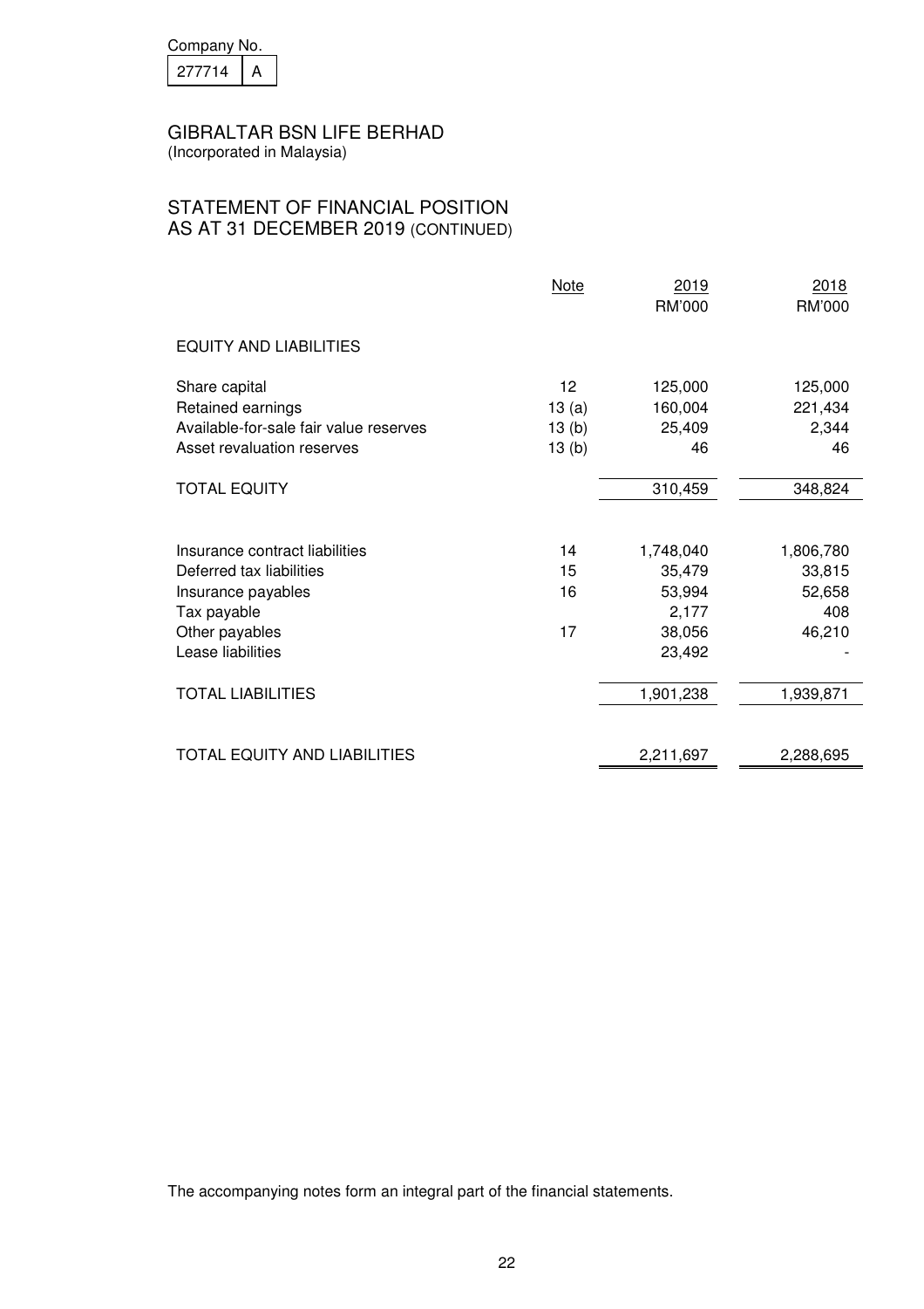Company No.

| 277714 | A |
|---|---|

GIBRALTAR BSN LIFE BERHAD
(Incorporated in Malaysia)

## STATEMENT OF FINANCIAL POSITION
## AS AT 31 DECEMBER 2019 (CONTINUED)

| | Note | 2019 RM'000 | 2018 RM'000 |
|---|---|---|---|
| **EQUITY AND LIABILITIES** | | | |
| Share capital | 12 | 125,000 | 125,000 |
| Retained earnings | 13 (a) | 160,004 | 221,434 |
| Available-for-sale fair value reserves | 13 (b) | 25,409 | 2,344 |
| Asset revaluation reserves | 13 (b) | 46 | 46 |
| TOTAL EQUITY | | 310,459 | 348,824 |
| Insurance contract liabilities | 14 | 1,748,040 | 1,806,780 |
| Deferred tax liabilities | 15 | 35,479 | 33,815 |
| Insurance payables | 16 | 53,994 | 52,658 |
| Tax payable | | 2,177 | 408 |
| Other payables | 17 | 38,056 | 46,210 |
| Lease liabilities | | 23,492 | - |
| TOTAL LIABILITIES | | 1,901,238 | 1,939,871 |
| TOTAL EQUITY AND LIABILITIES | | 2,211,697 | 2,288,695 |

The accompanying notes form an integral part of the financial statements.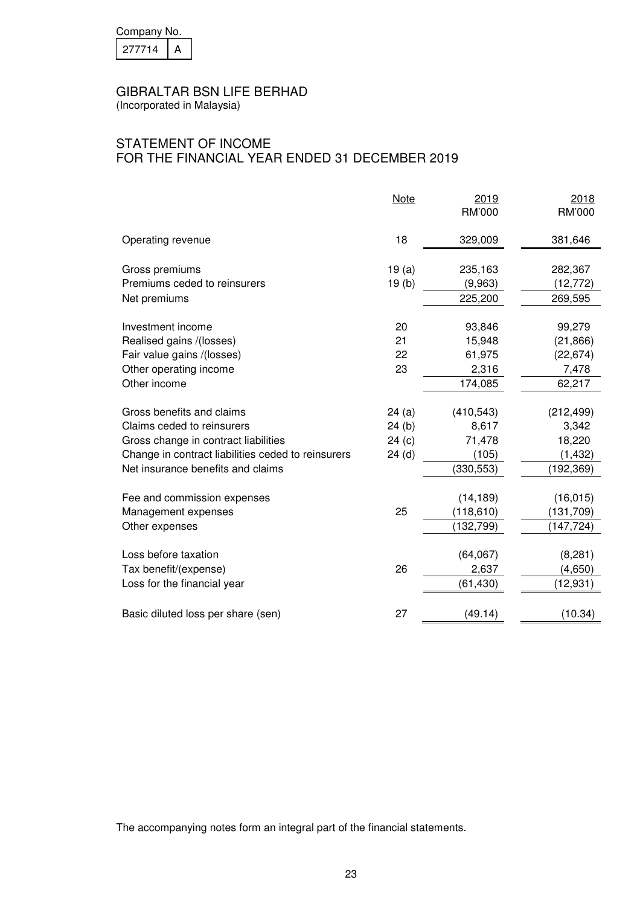Company No.

| 277714 | A |
|---|---|

# GIBRALTAR BSN LIFE BERHAD

(Incorporated in Malaysia)

## STATEMENT OF INCOME
## FOR THE FINANCIAL YEAR ENDED 31 DECEMBER 2019

| | Note | 2019<br>RM'000 | 2018<br>RM'000 |
|---|---|---|---|
| Operating revenue | 18 | 329,009 | 381,646 |
| | | | |
| Gross premiums | 19 (a) | 235,163 | 282,367 |
| Premiums ceded to reinsurers | 19 (b) | (9,963) | (12,772) |
| Net premiums | | 225,200 | 269,595 |
| | | | |
| Investment income | 20 | 93,846 | 99,279 |
| Realised gains /(losses) | 21 | 15,948 | (21,866) |
| Fair value gains /(losses) | 22 | 61,975 | (22,674) |
| Other operating income | 23 | 2,316 | 7,478 |
| Other income | | 174,085 | 62,217 |
| | | | |
| Gross benefits and claims | 24 (a) | (410,543) | (212,499) |
| Claims ceded to reinsurers | 24 (b) | 8,617 | 3,342 |
| Gross change in contract liabilities | 24 (c) | 71,478 | 18,220 |
| Change in contract liabilities ceded to reinsurers | 24 (d) | (105) | (1,432) |
| Net insurance benefits and claims | | (330,553) | (192,369) |
| | | | |
| Fee and commission expenses | | (14,189) | (16,015) |
| Management expenses | 25 | (118,610) | (131,709) |
| Other expenses | | (132,799) | (147,724) |
| | | | |
| Loss before taxation | | (64,067) | (8,281) |
| Tax benefit/(expense) | 26 | 2,637 | (4,650) |
| Loss for the financial year | | (61,430) | (12,931) |
| | | | |
| Basic diluted loss per share (sen) | 27 | (49.14) | (10.34) |

The accompanying notes form an integral part of the financial statements.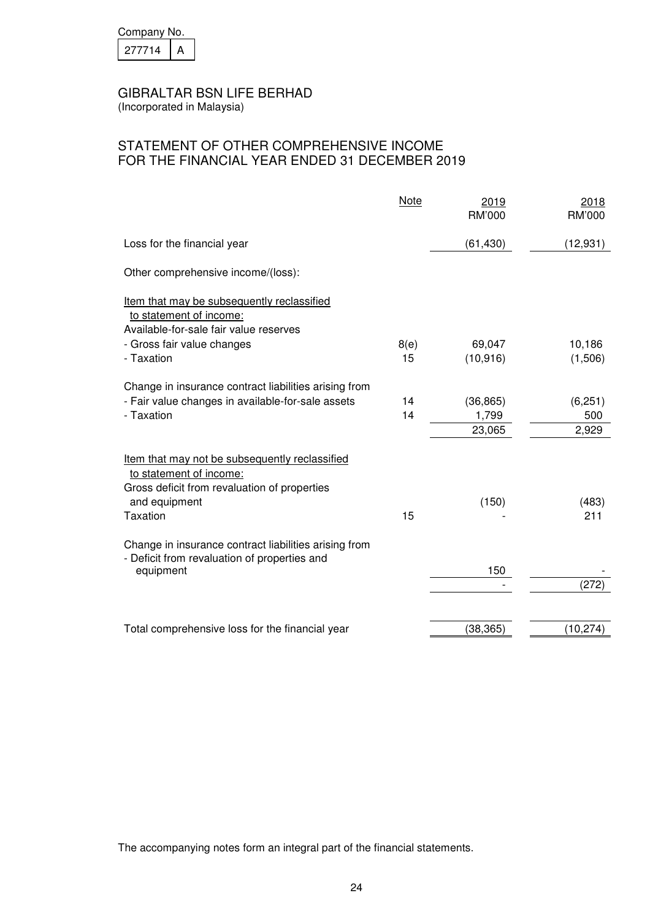Company No.

| 277714 | A |
|---|---|

# GIBRALTAR BSN LIFE BERHAD

(Incorporated in Malaysia)

## STATEMENT OF OTHER COMPREHENSIVE INCOME FOR THE FINANCIAL YEAR ENDED 31 DECEMBER 2019

| | Note | 2019 RM'000 | 2018 RM'000 |
|---|---|---|---|
| Loss for the financial year | | (61,430) | (12,931) |
| Other comprehensive income/(loss): | | | |
| Item that may be subsequently reclassified to statement of income: | | | |
| Available-for-sale fair value reserves | | | |
| - Gross fair value changes | 8(e) | 69,047 | 10,186 |
| - Taxation | 15 | (10,916) | (1,506) |
| Change in insurance contract liabilities arising from | | | |
| - Fair value changes in available-for-sale assets | 14 | (36,865) | (6,251) |
| - Taxation | 14 | 1,799 | 500 |
| | | 23,065 | 2,929 |
| Item that may not be subsequently reclassified to statement of income: | | | |
| Gross deficit from revaluation of properties and equipment | | (150) | (483) |
| Taxation | 15 | - | 211 |
| Change in insurance contract liabilities arising from | | | |
| - Deficit from revaluation of properties and equipment | | 150 | - |
| | | - | (272) |
| Total comprehensive loss for the financial year | | (38,365) | (10,274) |

The accompanying notes form an integral part of the financial statements.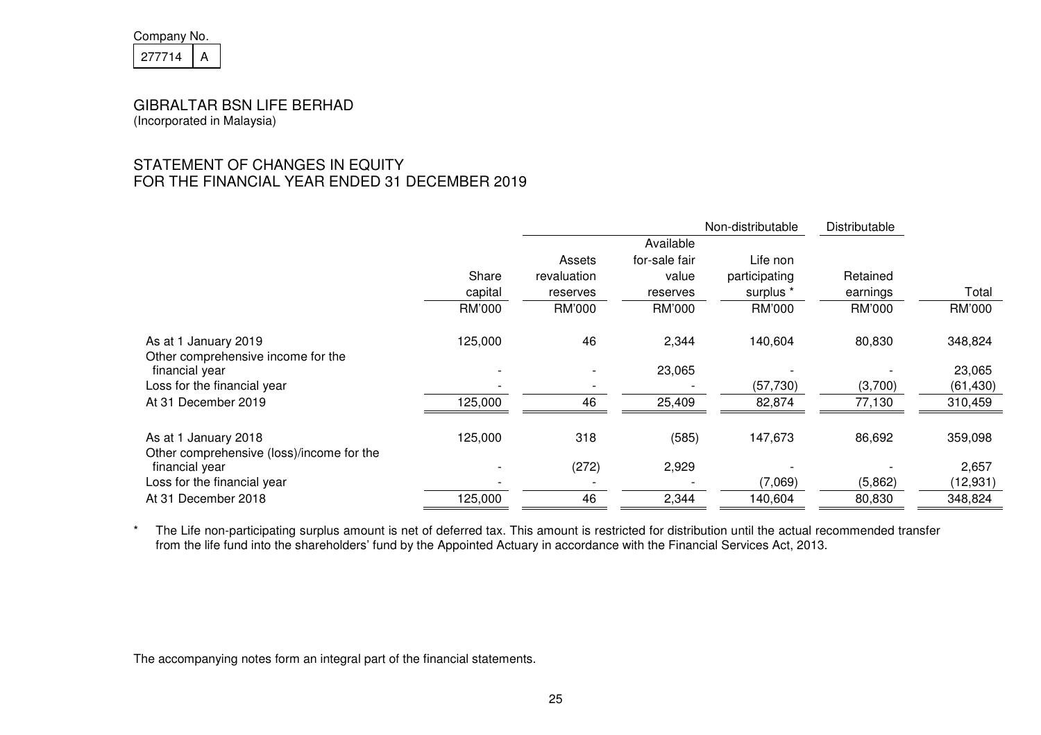Company No.

| 277714 | A |
|---|---|

GIBRALTAR BSN LIFE BERHAD
(Incorporated in Malaysia)

## STATEMENT OF CHANGES IN EQUITY
## FOR THE FINANCIAL YEAR ENDED 31 DECEMBER 2019

| | | | | Non-distributable | Distributable | |
|---|---|---|---|---|---|---|
| | Share capital | Assets revaluation reserves | Available for-sale fair value reserves | Life non participating surplus * | Retained earnings | Total |
| | RM'000 | RM'000 | RM'000 | RM'000 | RM'000 | RM'000 |
| As at 1 January 2019 | 125,000 | 46 | 2,344 | 140,604 | 80,830 | 348,824 |
| Other comprehensive income for the financial year | - | - | 23,065 | - | - | 23,065 |
| Loss for the financial year | - | - | - | (57,730) | (3,700) | (61,430) |
| At 31 December 2019 | 125,000 | 46 | 25,409 | 82,874 | 77,130 | 310,459 |
| | | | | | | |
| As at 1 January 2018 | 125,000 | 318 | (585) | 147,673 | 86,692 | 359,098 |
| Other comprehensive (loss)/income for the financial year | - | (272) | 2,929 | - | - | 2,657 |
| Loss for the financial year | - | - | - | (7,069) | (5,862) | (12,931) |
| At 31 December 2018 | 125,000 | 46 | 2,344 | 140,604 | 80,830 | 348,824 |

\* The Life non-participating surplus amount is net of deferred tax. This amount is restricted for distribution until the actual recommended transfer from the life fund into the shareholders' fund by the Appointed Actuary in accordance with the Financial Services Act, 2013.

The accompanying notes form an integral part of the financial statements.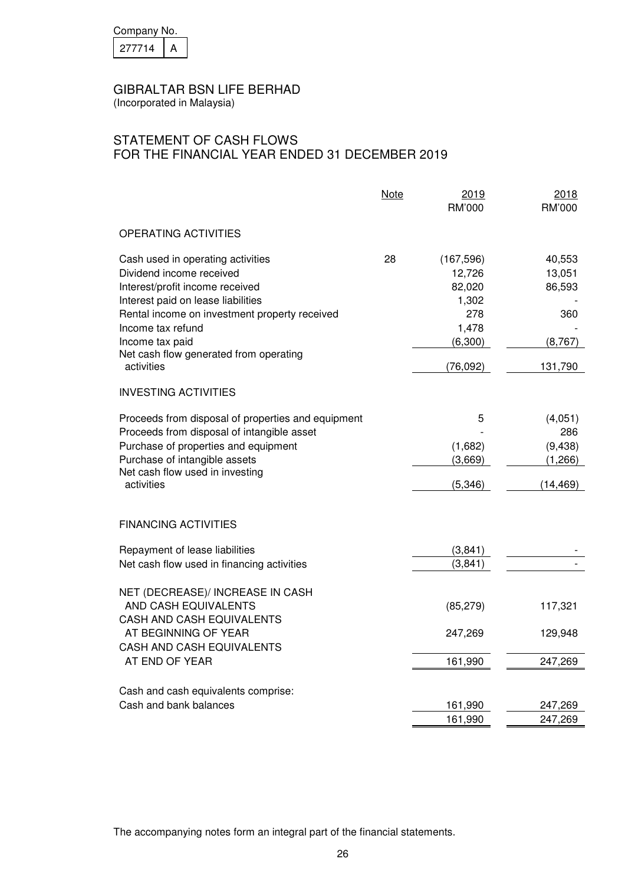Company No.

| 277714 | A |
|---|---|

# GIBRALTAR BSN LIFE BERHAD

(Incorporated in Malaysia)

## STATEMENT OF CASH FLOWS
## FOR THE FINANCIAL YEAR ENDED 31 DECEMBER 2019

| | Note | 2019 RM'000 | 2018 RM'000 |
|---|---|---|---|
| **OPERATING ACTIVITIES** | | | |
| Cash used in operating activities | 28 | (167,596) | 40,553 |
| Dividend income received | | 12,726 | 13,051 |
| Interest/profit income received | | 82,020 | 86,593 |
| Interest paid on lease liabilities | | 1,302 | - |
| Rental income on investment property received | | 278 | 360 |
| Income tax refund | | 1,478 | - |
| Income tax paid | | (6,300) | (8,767) |
| Net cash flow generated from operating activities | | (76,092) | 131,790 |
| **INVESTING ACTIVITIES** | | | |
| Proceeds from disposal of properties and equipment | | 5 | (4,051) |
| Proceeds from disposal of intangible asset | | - | 286 |
| Purchase of properties and equipment | | (1,682) | (9,438) |
| Purchase of intangible assets | | (3,669) | (1,266) |
| Net cash flow used in investing activities | | (5,346) | (14,469) |
| **FINANCING ACTIVITIES** | | | |
| Repayment of lease liabilities | | (3,841) | - |
| Net cash flow used in financing activities | | (3,841) | - |
| NET (DECREASE)/ INCREASE IN CASH AND CASH EQUIVALENTS | | (85,279) | 117,321 |
| CASH AND CASH EQUIVALENTS AT BEGINNING OF YEAR | | 247,269 | 129,948 |
| CASH AND CASH EQUIVALENTS AT END OF YEAR | | 161,990 | 247,269 |
| Cash and cash equivalents comprise: | | | |
| Cash and bank balances | | 161,990 | 247,269 |
| | | 161,990 | 247,269 |

The accompanying notes form an integral part of the financial statements.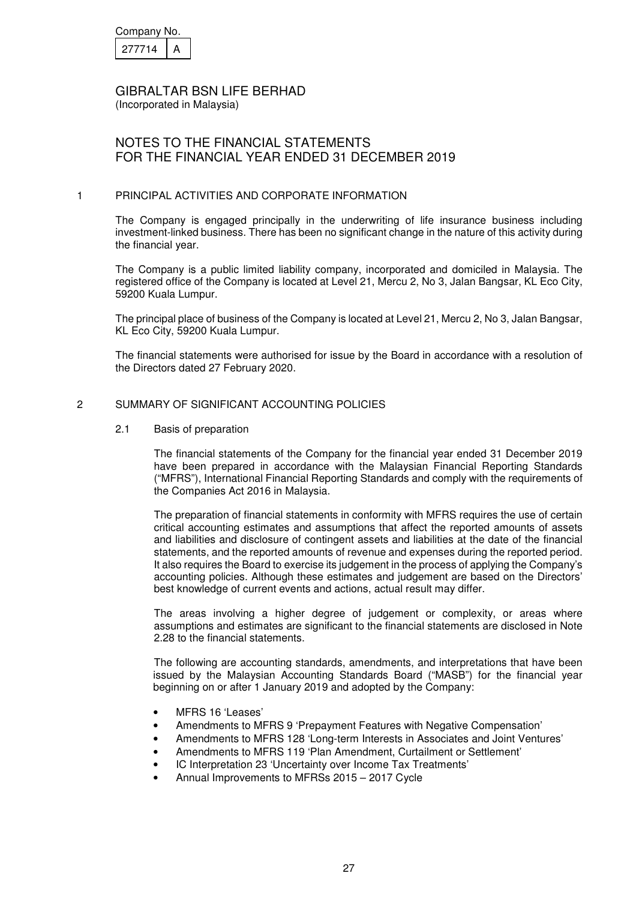Company No.

| 277714 | A |
|---|---|

GIBRALTAR BSN LIFE BERHAD
(Incorporated in Malaysia)

# NOTES TO THE FINANCIAL STATEMENTS FOR THE FINANCIAL YEAR ENDED 31 DECEMBER 2019

## 1 PRINCIPAL ACTIVITIES AND CORPORATE INFORMATION

The Company is engaged principally in the underwriting of life insurance business including investment-linked business. There has been no significant change in the nature of this activity during the financial year.

The Company is a public limited liability company, incorporated and domiciled in Malaysia. The registered office of the Company is located at Level 21, Mercu 2, No 3, Jalan Bangsar, KL Eco City, 59200 Kuala Lumpur.

The principal place of business of the Company is located at Level 21, Mercu 2, No 3, Jalan Bangsar, KL Eco City, 59200 Kuala Lumpur.

The financial statements were authorised for issue by the Board in accordance with a resolution of the Directors dated 27 February 2020.

## 2 SUMMARY OF SIGNIFICANT ACCOUNTING POLICIES

### 2.1 Basis of preparation

The financial statements of the Company for the financial year ended 31 December 2019 have been prepared in accordance with the Malaysian Financial Reporting Standards ("MFRS"), International Financial Reporting Standards and comply with the requirements of the Companies Act 2016 in Malaysia.

The preparation of financial statements in conformity with MFRS requires the use of certain critical accounting estimates and assumptions that affect the reported amounts of assets and liabilities and disclosure of contingent assets and liabilities at the date of the financial statements, and the reported amounts of revenue and expenses during the reported period. It also requires the Board to exercise its judgement in the process of applying the Company's accounting policies. Although these estimates and judgement are based on the Directors' best knowledge of current events and actions, actual result may differ.

The areas involving a higher degree of judgement or complexity, or areas where assumptions and estimates are significant to the financial statements are disclosed in Note 2.28 to the financial statements.

The following are accounting standards, amendments, and interpretations that have been issued by the Malaysian Accounting Standards Board ("MASB") for the financial year beginning on or after 1 January 2019 and adopted by the Company:

- MFRS 16 'Leases'
- Amendments to MFRS 9 'Prepayment Features with Negative Compensation'
- Amendments to MFRS 128 'Long-term Interests in Associates and Joint Ventures'
- Amendments to MFRS 119 'Plan Amendment, Curtailment or Settlement'
- IC Interpretation 23 'Uncertainty over Income Tax Treatments'
- Annual Improvements to MFRSs 2015 – 2017 Cycle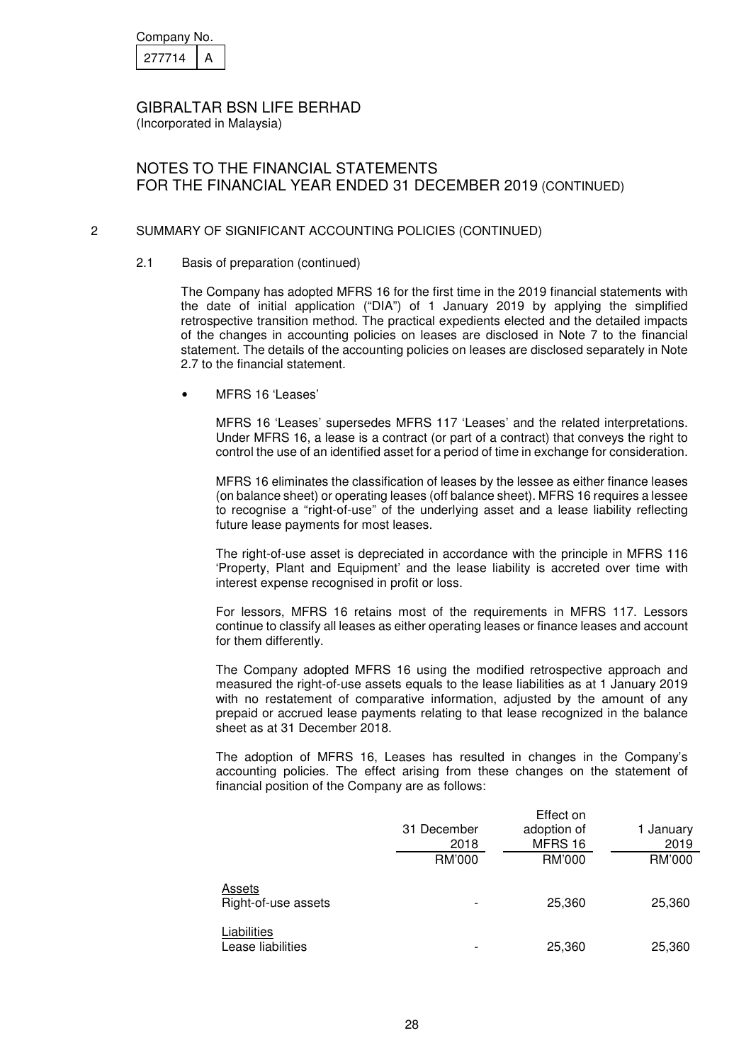Company No.

| 277714 | A |
|---|---|

GIBRALTAR BSN LIFE BERHAD
(Incorporated in Malaysia)

NOTES TO THE FINANCIAL STATEMENTS
FOR THE FINANCIAL YEAR ENDED 31 DECEMBER 2019 (CONTINUED)

## 2 SUMMARY OF SIGNIFICANT ACCOUNTING POLICIES (CONTINUED)

### 2.1 Basis of preparation (continued)

The Company has adopted MFRS 16 for the first time in the 2019 financial statements with the date of initial application ("DIA") of 1 January 2019 by applying the simplified retrospective transition method. The practical expedients elected and the detailed impacts of the changes in accounting policies on leases are disclosed in Note 7 to the financial statement. The details of the accounting policies on leases are disclosed separately in Note 2.7 to the financial statement.

- MFRS 16 'Leases'

  MFRS 16 'Leases' supersedes MFRS 117 'Leases' and the related interpretations. Under MFRS 16, a lease is a contract (or part of a contract) that conveys the right to control the use of an identified asset for a period of time in exchange for consideration.

  MFRS 16 eliminates the classification of leases by the lessee as either finance leases (on balance sheet) or operating leases (off balance sheet). MFRS 16 requires a lessee to recognise a "right-of-use" of the underlying asset and a lease liability reflecting future lease payments for most leases.

  The right-of-use asset is depreciated in accordance with the principle in MFRS 116 'Property, Plant and Equipment' and the lease liability is accreted over time with interest expense recognised in profit or loss.

  For lessors, MFRS 16 retains most of the requirements in MFRS 117. Lessors continue to classify all leases as either operating leases or finance leases and account for them differently.

  The Company adopted MFRS 16 using the modified retrospective approach and measured the right-of-use assets equals to the lease liabilities as at 1 January 2019 with no restatement of comparative information, adjusted by the amount of any prepaid or accrued lease payments relating to that lease recognized in the balance sheet as at 31 December 2018.

  The adoption of MFRS 16, Leases has resulted in changes in the Company's accounting policies. The effect arising from these changes on the statement of financial position of the Company are as follows:

| | 31 December 2018 | Effect on adoption of MFRS 16 | 1 January 2019 |
|---|---|---|---|
| | RM'000 | RM'000 | RM'000 |
| Assets | | | |
| Right-of-use assets | - | 25,360 | 25,360 |
| Liabilities | | | |
| Lease liabilities | - | 25,360 | 25,360 |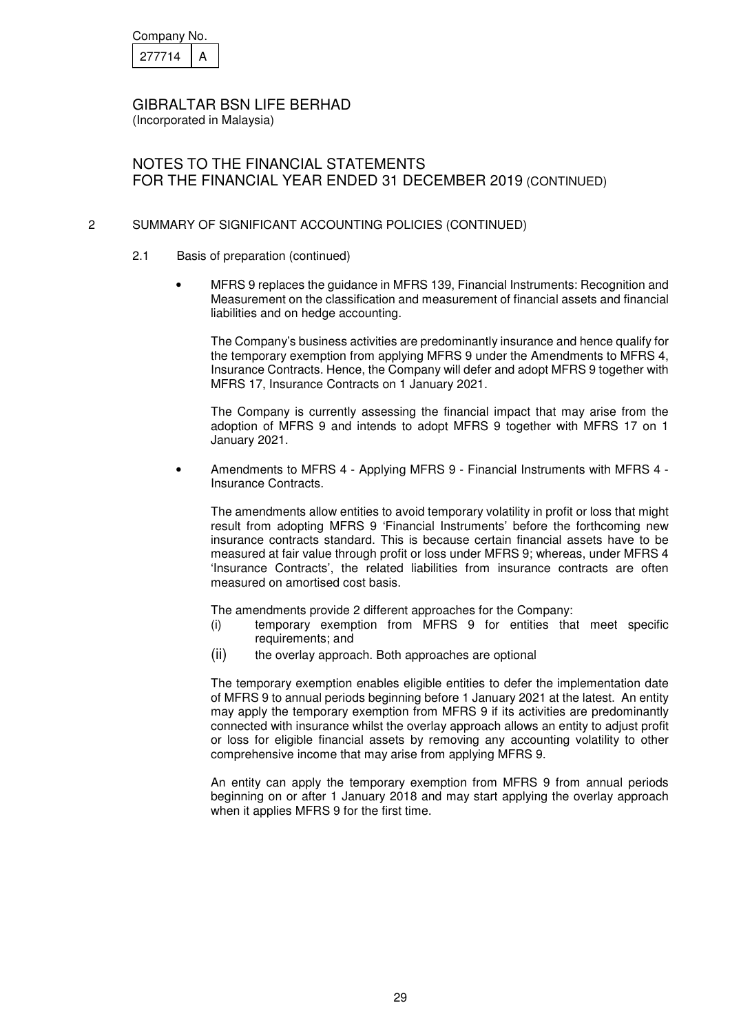Company No.

| 277714 | A |
|---|---|

GIBRALTAR BSN LIFE BERHAD
(Incorporated in Malaysia)

NOTES TO THE FINANCIAL STATEMENTS
FOR THE FINANCIAL YEAR ENDED 31 DECEMBER 2019 (CONTINUED)

2 SUMMARY OF SIGNIFICANT ACCOUNTING POLICIES (CONTINUED)

2.1 Basis of preparation (continued)

- MFRS 9 replaces the guidance in MFRS 139, Financial Instruments: Recognition and Measurement on the classification and measurement of financial assets and financial liabilities and on hedge accounting.

  The Company's business activities are predominantly insurance and hence qualify for the temporary exemption from applying MFRS 9 under the Amendments to MFRS 4, Insurance Contracts. Hence, the Company will defer and adopt MFRS 9 together with MFRS 17, Insurance Contracts on 1 January 2021.

  The Company is currently assessing the financial impact that may arise from the adoption of MFRS 9 and intends to adopt MFRS 9 together with MFRS 17 on 1 January 2021.

- Amendments to MFRS 4 - Applying MFRS 9 - Financial Instruments with MFRS 4 - Insurance Contracts.

  The amendments allow entities to avoid temporary volatility in profit or loss that might result from adopting MFRS 9 'Financial Instruments' before the forthcoming new insurance contracts standard. This is because certain financial assets have to be measured at fair value through profit or loss under MFRS 9; whereas, under MFRS 4 'Insurance Contracts', the related liabilities from insurance contracts are often measured on amortised cost basis.

  The amendments provide 2 different approaches for the Company:

  (i) temporary exemption from MFRS 9 for entities that meet specific requirements; and
  (ii) the overlay approach. Both approaches are optional

  The temporary exemption enables eligible entities to defer the implementation date of MFRS 9 to annual periods beginning before 1 January 2021 at the latest. An entity may apply the temporary exemption from MFRS 9 if its activities are predominantly connected with insurance whilst the overlay approach allows an entity to adjust profit or loss for eligible financial assets by removing any accounting volatility to other comprehensive income that may arise from applying MFRS 9.

  An entity can apply the temporary exemption from MFRS 9 from annual periods beginning on or after 1 January 2018 and may start applying the overlay approach when it applies MFRS 9 for the first time.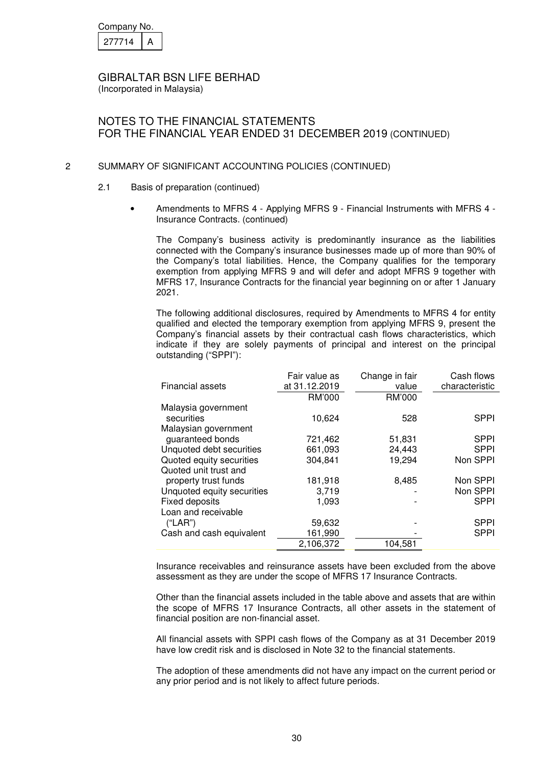Company No.

| 277714 | A |
|---|---|

GIBRALTAR BSN LIFE BERHAD
(Incorporated in Malaysia)

# NOTES TO THE FINANCIAL STATEMENTS
# FOR THE FINANCIAL YEAR ENDED 31 DECEMBER 2019 (CONTINUED)

## 2 SUMMARY OF SIGNIFICANT ACCOUNTING POLICIES (CONTINUED)

### 2.1 Basis of preparation (continued)

- Amendments to MFRS 4 - Applying MFRS 9 - Financial Instruments with MFRS 4 - Insurance Contracts. (continued)

  The Company's business activity is predominantly insurance as the liabilities connected with the Company's insurance businesses made up of more than 90% of the Company's total liabilities. Hence, the Company qualifies for the temporary exemption from applying MFRS 9 and will defer and adopt MFRS 9 together with MFRS 17, Insurance Contracts for the financial year beginning on or after 1 January 2021.

  The following additional disclosures, required by Amendments to MFRS 4 for entity qualified and elected the temporary exemption from applying MFRS 9, present the Company's financial assets by their contractual cash flows characteristics, which indicate if they are solely payments of principal and interest on the principal outstanding ("SPPI"):

| Financial assets | Fair value as at 31.12.2019 | Change in fair value | Cash flows characteristic |
|---|---|---|---|
| | RM'000 | RM'000 | |
| Malaysia government securities | 10,624 | 528 | SPPI |
| Malaysian government guaranteed bonds | 721,462 | 51,831 | SPPI |
| Unquoted debt securities | 661,093 | 24,443 | SPPI |
| Quoted equity securities | 304,841 | 19,294 | Non SPPI |
| Quoted unit trust and property trust funds | 181,918 | 8,485 | Non SPPI |
| Unquoted equity securities | 3,719 | - | Non SPPI |
| Fixed deposits | 1,093 | - | SPPI |
| Loan and receivable ("LAR") | 59,632 | - | SPPI |
| Cash and cash equivalent | 161,990 | - | SPPI |
| | 2,106,372 | 104,581 | |

  Insurance receivables and reinsurance assets have been excluded from the above assessment as they are under the scope of MFRS 17 Insurance Contracts.

  Other than the financial assets included in the table above and assets that are within the scope of MFRS 17 Insurance Contracts, all other assets in the statement of financial position are non-financial asset.

  All financial assets with SPPI cash flows of the Company as at 31 December 2019 have low credit risk and is disclosed in Note 32 to the financial statements.

  The adoption of these amendments did not have any impact on the current period or any prior period and is not likely to affect future periods.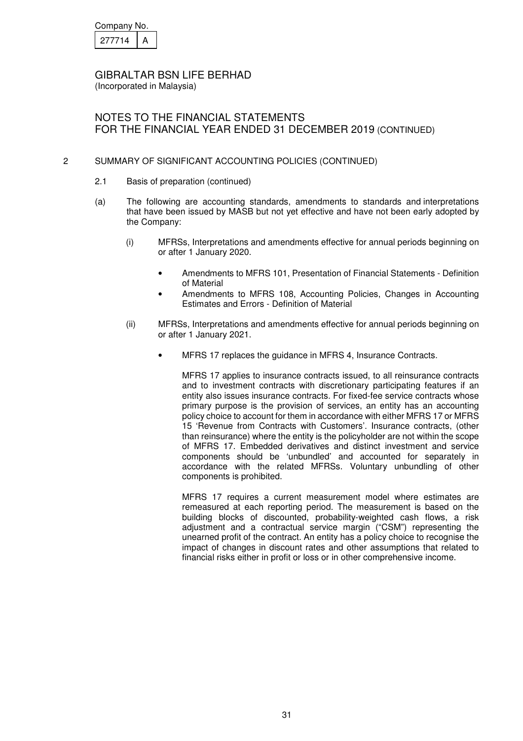Company No.

| 277714 | A |
|---|---|

GIBRALTAR BSN LIFE BERHAD
(Incorporated in Malaysia)

NOTES TO THE FINANCIAL STATEMENTS
FOR THE FINANCIAL YEAR ENDED 31 DECEMBER 2019 (CONTINUED)

2 SUMMARY OF SIGNIFICANT ACCOUNTING POLICIES (CONTINUED)

2.1 Basis of preparation (continued)

(a) The following are accounting standards, amendments to standards and interpretations that have been issued by MASB but not yet effective and have not been early adopted by the Company:

(i) MFRSs, Interpretations and amendments effective for annual periods beginning on or after 1 January 2020.

- Amendments to MFRS 101, Presentation of Financial Statements - Definition of Material
- Amendments to MFRS 108, Accounting Policies, Changes in Accounting Estimates and Errors - Definition of Material

(ii) MFRSs, Interpretations and amendments effective for annual periods beginning on or after 1 January 2021.

- MFRS 17 replaces the guidance in MFRS 4, Insurance Contracts.

  MFRS 17 applies to insurance contracts issued, to all reinsurance contracts and to investment contracts with discretionary participating features if an entity also issues insurance contracts. For fixed-fee service contracts whose primary purpose is the provision of services, an entity has an accounting policy choice to account for them in accordance with either MFRS 17 or MFRS 15 'Revenue from Contracts with Customers'. Insurance contracts, (other than reinsurance) where the entity is the policyholder are not within the scope of MFRS 17. Embedded derivatives and distinct investment and service components should be 'unbundled' and accounted for separately in accordance with the related MFRSs. Voluntary unbundling of other components is prohibited.

  MFRS 17 requires a current measurement model where estimates are remeasured at each reporting period. The measurement is based on the building blocks of discounted, probability-weighted cash flows, a risk adjustment and a contractual service margin ("CSM") representing the unearned profit of the contract. An entity has a policy choice to recognise the impact of changes in discount rates and other assumptions that related to financial risks either in profit or loss or in other comprehensive income.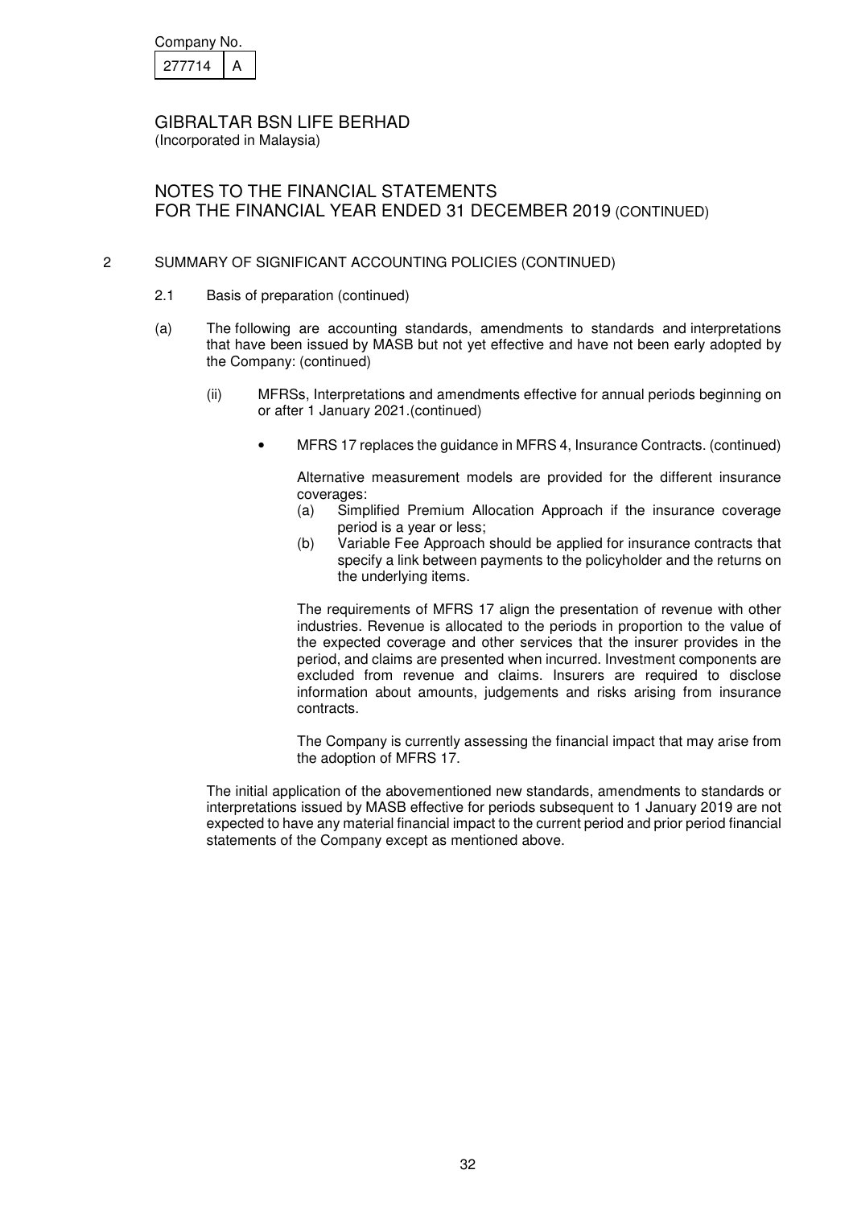Company No.

| 277714 | A |
|---|---|

GIBRALTAR BSN LIFE BERHAD
(Incorporated in Malaysia)

NOTES TO THE FINANCIAL STATEMENTS
FOR THE FINANCIAL YEAR ENDED 31 DECEMBER 2019 (CONTINUED)

2 SUMMARY OF SIGNIFICANT ACCOUNTING POLICIES (CONTINUED)

2.1 Basis of preparation (continued)

(a) The following are accounting standards, amendments to standards and interpretations that have been issued by MASB but not yet effective and have not been early adopted by the Company: (continued)

(ii) MFRSs, Interpretations and amendments effective for annual periods beginning on or after 1 January 2021.(continued)

- MFRS 17 replaces the guidance in MFRS 4, Insurance Contracts. (continued)

  Alternative measurement models are provided for the different insurance coverages:
  (a) Simplified Premium Allocation Approach if the insurance coverage period is a year or less;
  (b) Variable Fee Approach should be applied for insurance contracts that specify a link between payments to the policyholder and the returns on the underlying items.

  The requirements of MFRS 17 align the presentation of revenue with other industries. Revenue is allocated to the periods in proportion to the value of the expected coverage and other services that the insurer provides in the period, and claims are presented when incurred. Investment components are excluded from revenue and claims. Insurers are required to disclose information about amounts, judgements and risks arising from insurance contracts.

  The Company is currently assessing the financial impact that may arise from the adoption of MFRS 17.

The initial application of the abovementioned new standards, amendments to standards or interpretations issued by MASB effective for periods subsequent to 1 January 2019 are not expected to have any material financial impact to the current period and prior period financial statements of the Company except as mentioned above.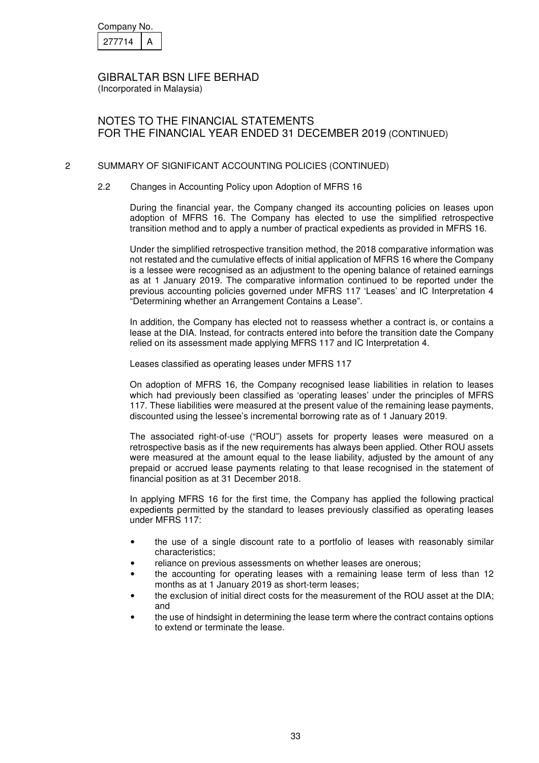Company No.

| 277714 | A |
|---|---|

GIBRALTAR BSN LIFE BERHAD
(Incorporated in Malaysia)

NOTES TO THE FINANCIAL STATEMENTS
FOR THE FINANCIAL YEAR ENDED 31 DECEMBER 2019 (CONTINUED)

## 2 SUMMARY OF SIGNIFICANT ACCOUNTING POLICIES (CONTINUED)

### 2.2 Changes in Accounting Policy upon Adoption of MFRS 16

During the financial year, the Company changed its accounting policies on leases upon adoption of MFRS 16. The Company has elected to use the simplified retrospective transition method and to apply a number of practical expedients as provided in MFRS 16.

Under the simplified retrospective transition method, the 2018 comparative information was not restated and the cumulative effects of initial application of MFRS 16 where the Company is a lessee were recognised as an adjustment to the opening balance of retained earnings as at 1 January 2019. The comparative information continued to be reported under the previous accounting policies governed under MFRS 117 'Leases' and IC Interpretation 4 "Determining whether an Arrangement Contains a Lease".

In addition, the Company has elected not to reassess whether a contract is, or contains a lease at the DIA. Instead, for contracts entered into before the transition date the Company relied on its assessment made applying MFRS 117 and IC Interpretation 4.

Leases classified as operating leases under MFRS 117

On adoption of MFRS 16, the Company recognised lease liabilities in relation to leases which had previously been classified as 'operating leases' under the principles of MFRS 117. These liabilities were measured at the present value of the remaining lease payments, discounted using the lessee's incremental borrowing rate as of 1 January 2019.

The associated right-of-use ("ROU") assets for property leases were measured on a retrospective basis as if the new requirements has always been applied. Other ROU assets were measured at the amount equal to the lease liability, adjusted by the amount of any prepaid or accrued lease payments relating to that lease recognised in the statement of financial position as at 31 December 2018.

In applying MFRS 16 for the first time, the Company has applied the following practical expedients permitted by the standard to leases previously classified as operating leases under MFRS 117:

- the use of a single discount rate to a portfolio of leases with reasonably similar characteristics;
- reliance on previous assessments on whether leases are onerous;
- the accounting for operating leases with a remaining lease term of less than 12 months as at 1 January 2019 as short-term leases;
- the exclusion of initial direct costs for the measurement of the ROU asset at the DIA; and
- the use of hindsight in determining the lease term where the contract contains options to extend or terminate the lease.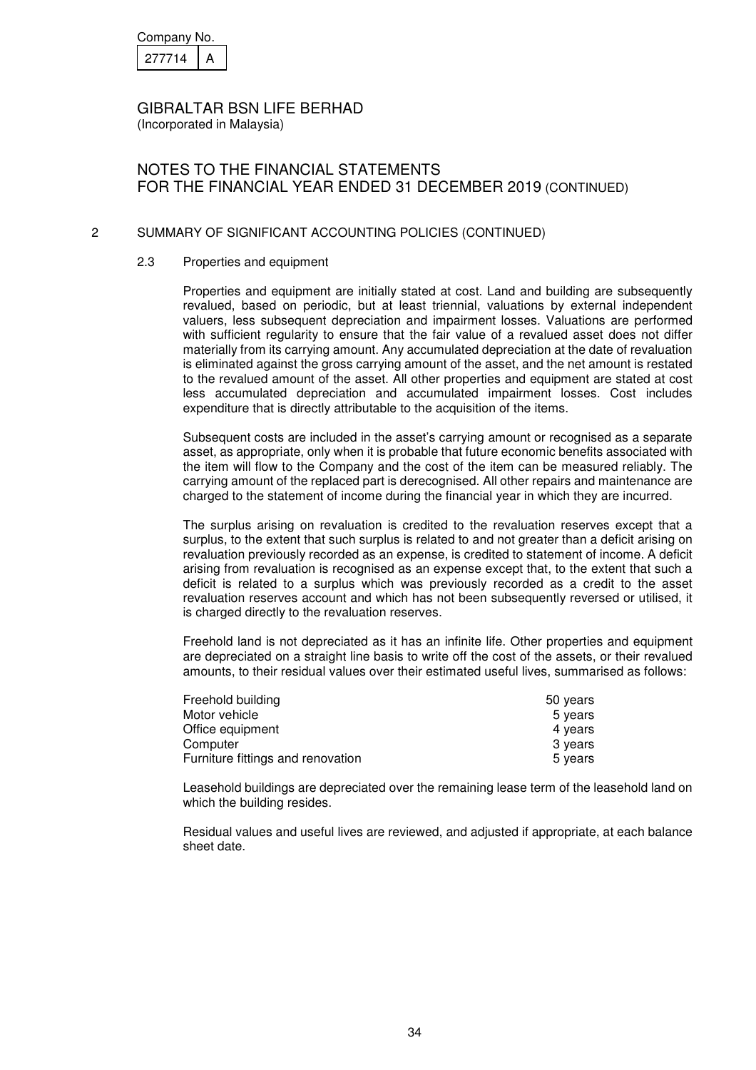Company No.

| 277714 | A |
|---|---|

GIBRALTAR BSN LIFE BERHAD
(Incorporated in Malaysia)

# NOTES TO THE FINANCIAL STATEMENTS FOR THE FINANCIAL YEAR ENDED 31 DECEMBER 2019 (CONTINUED)

## 2 SUMMARY OF SIGNIFICANT ACCOUNTING POLICIES (CONTINUED)

### 2.3 Properties and equipment

Properties and equipment are initially stated at cost. Land and building are subsequently revalued, based on periodic, but at least triennial, valuations by external independent valuers, less subsequent depreciation and impairment losses. Valuations are performed with sufficient regularity to ensure that the fair value of a revalued asset does not differ materially from its carrying amount. Any accumulated depreciation at the date of revaluation is eliminated against the gross carrying amount of the asset, and the net amount is restated to the revalued amount of the asset. All other properties and equipment are stated at cost less accumulated depreciation and accumulated impairment losses. Cost includes expenditure that is directly attributable to the acquisition of the items.

Subsequent costs are included in the asset's carrying amount or recognised as a separate asset, as appropriate, only when it is probable that future economic benefits associated with the item will flow to the Company and the cost of the item can be measured reliably. The carrying amount of the replaced part is derecognised. All other repairs and maintenance are charged to the statement of income during the financial year in which they are incurred.

The surplus arising on revaluation is credited to the revaluation reserves except that a surplus, to the extent that such surplus is related to and not greater than a deficit arising on revaluation previously recorded as an expense, is credited to statement of income. A deficit arising from revaluation is recognised as an expense except that, to the extent that such a deficit is related to a surplus which was previously recorded as a credit to the asset revaluation reserves account and which has not been subsequently reversed or utilised, it is charged directly to the revaluation reserves.

Freehold land is not depreciated as it has an infinite life. Other properties and equipment are depreciated on a straight line basis to write off the cost of the assets, or their revalued amounts, to their residual values over their estimated useful lives, summarised as follows:

| | |
|---|---|
| Freehold building | 50 years |
| Motor vehicle | 5 years |
| Office equipment | 4 years |
| Computer | 3 years |
| Furniture fittings and renovation | 5 years |

Leasehold buildings are depreciated over the remaining lease term of the leasehold land on which the building resides.

Residual values and useful lives are reviewed, and adjusted if appropriate, at each balance sheet date.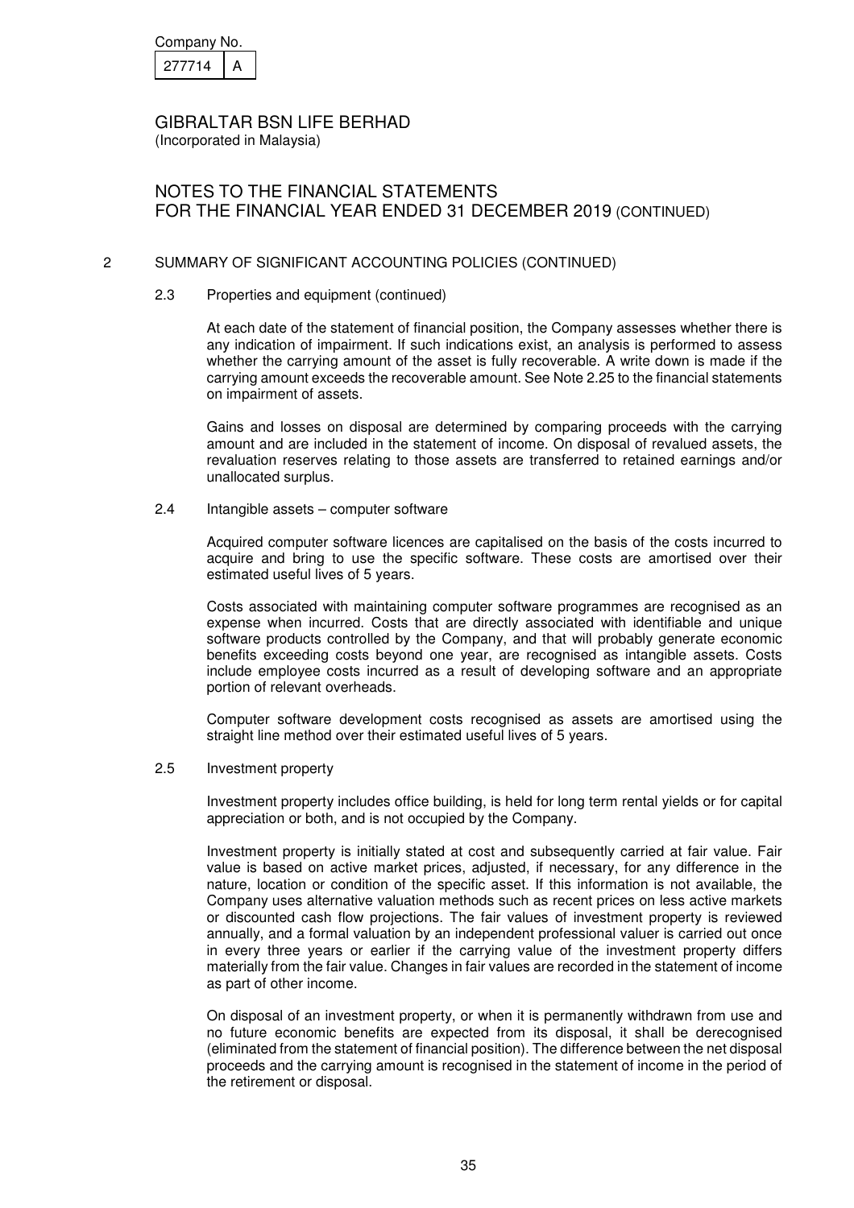Company No.

| 277714 | A |
|---|---|

GIBRALTAR BSN LIFE BERHAD
(Incorporated in Malaysia)

NOTES TO THE FINANCIAL STATEMENTS
FOR THE FINANCIAL YEAR ENDED 31 DECEMBER 2019 (CONTINUED)

## 2 SUMMARY OF SIGNIFICANT ACCOUNTING POLICIES (CONTINUED)

### 2.3 Properties and equipment (continued)

At each date of the statement of financial position, the Company assesses whether there is any indication of impairment. If such indications exist, an analysis is performed to assess whether the carrying amount of the asset is fully recoverable. A write down is made if the carrying amount exceeds the recoverable amount. See Note 2.25 to the financial statements on impairment of assets.

Gains and losses on disposal are determined by comparing proceeds with the carrying amount and are included in the statement of income. On disposal of revalued assets, the revaluation reserves relating to those assets are transferred to retained earnings and/or unallocated surplus.

### 2.4 Intangible assets – computer software

Acquired computer software licences are capitalised on the basis of the costs incurred to acquire and bring to use the specific software. These costs are amortised over their estimated useful lives of 5 years.

Costs associated with maintaining computer software programmes are recognised as an expense when incurred. Costs that are directly associated with identifiable and unique software products controlled by the Company, and that will probably generate economic benefits exceeding costs beyond one year, are recognised as intangible assets. Costs include employee costs incurred as a result of developing software and an appropriate portion of relevant overheads.

Computer software development costs recognised as assets are amortised using the straight line method over their estimated useful lives of 5 years.

### 2.5 Investment property

Investment property includes office building, is held for long term rental yields or for capital appreciation or both, and is not occupied by the Company.

Investment property is initially stated at cost and subsequently carried at fair value. Fair value is based on active market prices, adjusted, if necessary, for any difference in the nature, location or condition of the specific asset. If this information is not available, the Company uses alternative valuation methods such as recent prices on less active markets or discounted cash flow projections. The fair values of investment property is reviewed annually, and a formal valuation by an independent professional valuer is carried out once in every three years or earlier if the carrying value of the investment property differs materially from the fair value. Changes in fair values are recorded in the statement of income as part of other income.

On disposal of an investment property, or when it is permanently withdrawn from use and no future economic benefits are expected from its disposal, it shall be derecognised (eliminated from the statement of financial position). The difference between the net disposal proceeds and the carrying amount is recognised in the statement of income in the period of the retirement or disposal.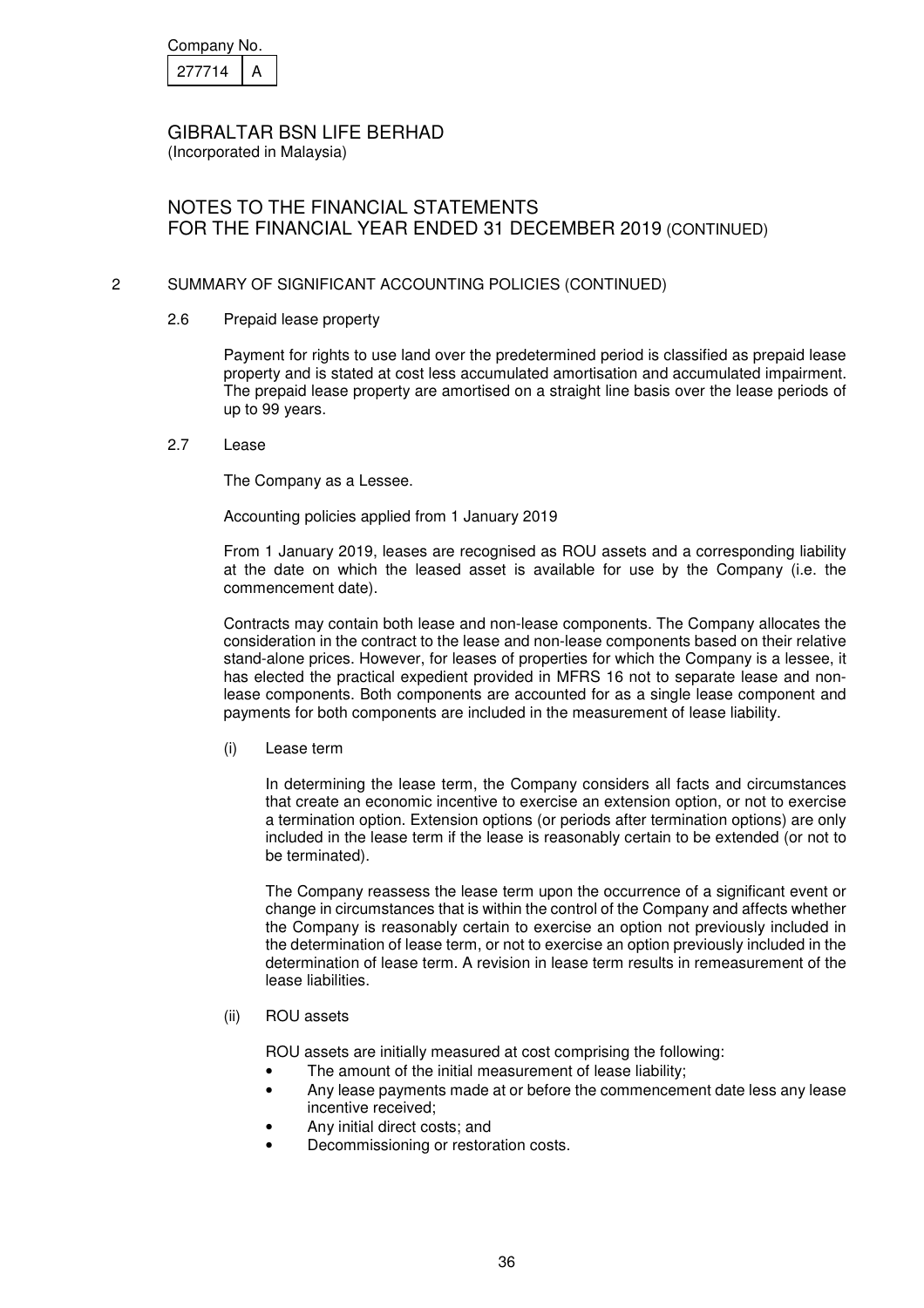Company No.

| 277714 | A |
|---|---|

GIBRALTAR BSN LIFE BERHAD
(Incorporated in Malaysia)

NOTES TO THE FINANCIAL STATEMENTS
FOR THE FINANCIAL YEAR ENDED 31 DECEMBER 2019 (CONTINUED)

## 2 SUMMARY OF SIGNIFICANT ACCOUNTING POLICIES (CONTINUED)

### 2.6 Prepaid lease property

Payment for rights to use land over the predetermined period is classified as prepaid lease property and is stated at cost less accumulated amortisation and accumulated impairment. The prepaid lease property are amortised on a straight line basis over the lease periods of up to 99 years.

### 2.7 Lease

The Company as a Lessee.

Accounting policies applied from 1 January 2019

From 1 January 2019, leases are recognised as ROU assets and a corresponding liability at the date on which the leased asset is available for use by the Company (i.e. the commencement date).

Contracts may contain both lease and non-lease components. The Company allocates the consideration in the contract to the lease and non-lease components based on their relative stand-alone prices. However, for leases of properties for which the Company is a lessee, it has elected the practical expedient provided in MFRS 16 not to separate lease and non-lease components. Both components are accounted for as a single lease component and payments for both components are included in the measurement of lease liability.

(i) Lease term

In determining the lease term, the Company considers all facts and circumstances that create an economic incentive to exercise an extension option, or not to exercise a termination option. Extension options (or periods after termination options) are only included in the lease term if the lease is reasonably certain to be extended (or not to be terminated).

The Company reassess the lease term upon the occurrence of a significant event or change in circumstances that is within the control of the Company and affects whether the Company is reasonably certain to exercise an option not previously included in the determination of lease term, or not to exercise an option previously included in the determination of lease term. A revision in lease term results in remeasurement of the lease liabilities.

(ii) ROU assets

ROU assets are initially measured at cost comprising the following:

- The amount of the initial measurement of lease liability;
- Any lease payments made at or before the commencement date less any lease incentive received;
- Any initial direct costs; and
- Decommissioning or restoration costs.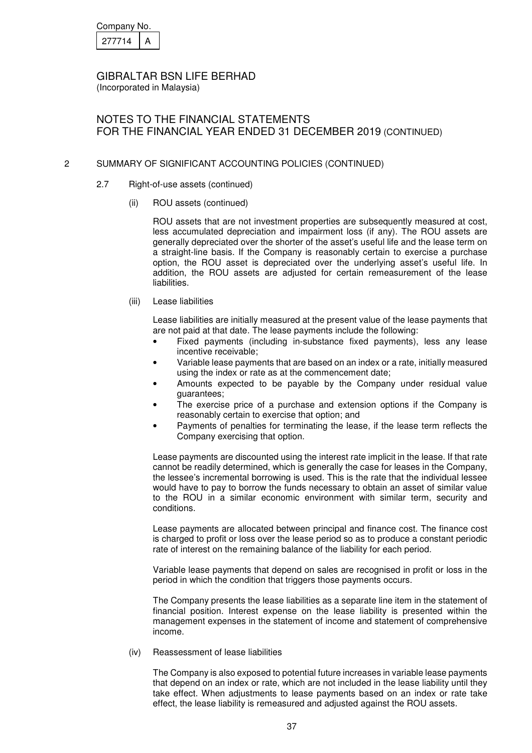Company No.

| 277714 | A |
|---|---|

GIBRALTAR BSN LIFE BERHAD
(Incorporated in Malaysia)

NOTES TO THE FINANCIAL STATEMENTS
FOR THE FINANCIAL YEAR ENDED 31 DECEMBER 2019 (CONTINUED)

2 SUMMARY OF SIGNIFICANT ACCOUNTING POLICIES (CONTINUED)

2.7 Right-of-use assets (continued)

(ii) ROU assets (continued)

ROU assets that are not investment properties are subsequently measured at cost, less accumulated depreciation and impairment loss (if any). The ROU assets are generally depreciated over the shorter of the asset's useful life and the lease term on a straight-line basis. If the Company is reasonably certain to exercise a purchase option, the ROU asset is depreciated over the underlying asset's useful life. In addition, the ROU assets are adjusted for certain remeasurement of the lease liabilities.

(iii) Lease liabilities

Lease liabilities are initially measured at the present value of the lease payments that are not paid at that date. The lease payments include the following:

- Fixed payments (including in-substance fixed payments), less any lease incentive receivable;
- Variable lease payments that are based on an index or a rate, initially measured using the index or rate as at the commencement date;
- Amounts expected to be payable by the Company under residual value guarantees;
- The exercise price of a purchase and extension options if the Company is reasonably certain to exercise that option; and
- Payments of penalties for terminating the lease, if the lease term reflects the Company exercising that option.

Lease payments are discounted using the interest rate implicit in the lease. If that rate cannot be readily determined, which is generally the case for leases in the Company, the lessee's incremental borrowing is used. This is the rate that the individual lessee would have to pay to borrow the funds necessary to obtain an asset of similar value to the ROU in a similar economic environment with similar term, security and conditions.

Lease payments are allocated between principal and finance cost. The finance cost is charged to profit or loss over the lease period so as to produce a constant periodic rate of interest on the remaining balance of the liability for each period.

Variable lease payments that depend on sales are recognised in profit or loss in the period in which the condition that triggers those payments occurs.

The Company presents the lease liabilities as a separate line item in the statement of financial position. Interest expense on the lease liability is presented within the management expenses in the statement of income and statement of comprehensive income.

(iv) Reassessment of lease liabilities

The Company is also exposed to potential future increases in variable lease payments that depend on an index or rate, which are not included in the lease liability until they take effect. When adjustments to lease payments based on an index or rate take effect, the lease liability is remeasured and adjusted against the ROU assets.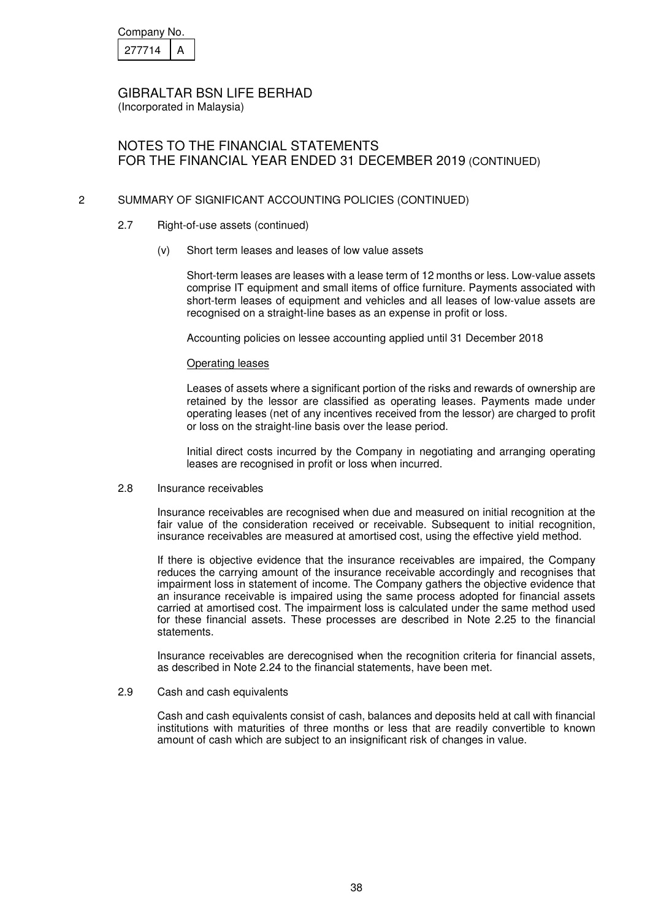Company No.

| 277714 | A |
|---|---|

GIBRALTAR BSN LIFE BERHAD
(Incorporated in Malaysia)

NOTES TO THE FINANCIAL STATEMENTS
FOR THE FINANCIAL YEAR ENDED 31 DECEMBER 2019 (CONTINUED)

2 SUMMARY OF SIGNIFICANT ACCOUNTING POLICIES (CONTINUED)

2.7 Right-of-use assets (continued)

(v) Short term leases and leases of low value assets

Short-term leases are leases with a lease term of 12 months or less. Low-value assets comprise IT equipment and small items of office furniture. Payments associated with short-term leases of equipment and vehicles and all leases of low-value assets are recognised on a straight-line bases as an expense in profit or loss.

Accounting policies on lessee accounting applied until 31 December 2018

Operating leases

Leases of assets where a significant portion of the risks and rewards of ownership are retained by the lessor are classified as operating leases. Payments made under operating leases (net of any incentives received from the lessor) are charged to profit or loss on the straight-line basis over the lease period.

Initial direct costs incurred by the Company in negotiating and arranging operating leases are recognised in profit or loss when incurred.

2.8 Insurance receivables

Insurance receivables are recognised when due and measured on initial recognition at the fair value of the consideration received or receivable. Subsequent to initial recognition, insurance receivables are measured at amortised cost, using the effective yield method.

If there is objective evidence that the insurance receivables are impaired, the Company reduces the carrying amount of the insurance receivable accordingly and recognises that impairment loss in statement of income. The Company gathers the objective evidence that an insurance receivable is impaired using the same process adopted for financial assets carried at amortised cost. The impairment loss is calculated under the same method used for these financial assets. These processes are described in Note 2.25 to the financial statements.

Insurance receivables are derecognised when the recognition criteria for financial assets, as described in Note 2.24 to the financial statements, have been met.

2.9 Cash and cash equivalents

Cash and cash equivalents consist of cash, balances and deposits held at call with financial institutions with maturities of three months or less that are readily convertible to known amount of cash which are subject to an insignificant risk of changes in value.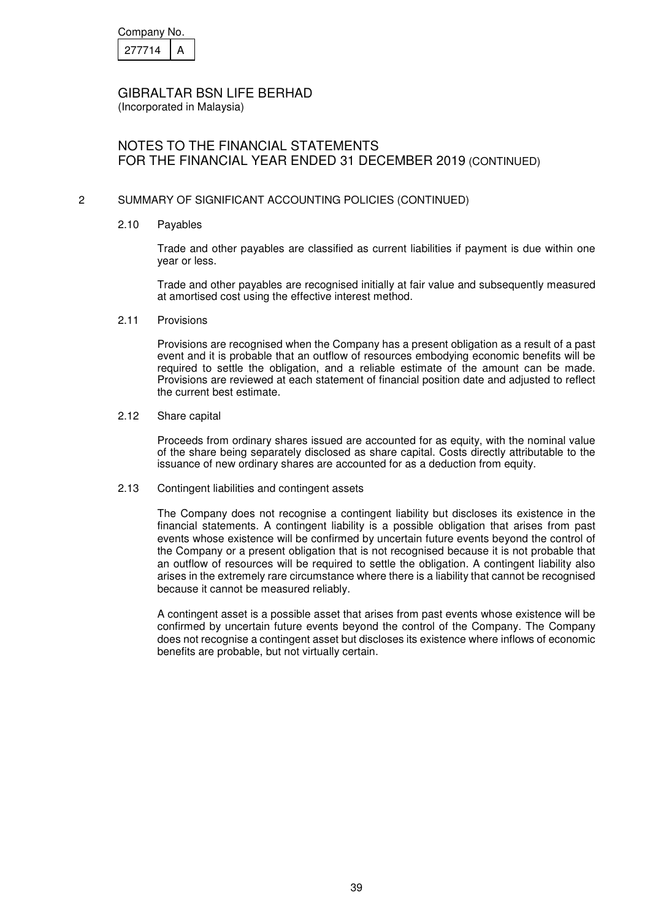Company No.

| 277714 | A |
|---|---|

GIBRALTAR BSN LIFE BERHAD
(Incorporated in Malaysia)

NOTES TO THE FINANCIAL STATEMENTS
FOR THE FINANCIAL YEAR ENDED 31 DECEMBER 2019 (CONTINUED)

## 2 SUMMARY OF SIGNIFICANT ACCOUNTING POLICIES (CONTINUED)

### 2.10 Payables

Trade and other payables are classified as current liabilities if payment is due within one year or less.

Trade and other payables are recognised initially at fair value and subsequently measured at amortised cost using the effective interest method.

### 2.11 Provisions

Provisions are recognised when the Company has a present obligation as a result of a past event and it is probable that an outflow of resources embodying economic benefits will be required to settle the obligation, and a reliable estimate of the amount can be made. Provisions are reviewed at each statement of financial position date and adjusted to reflect the current best estimate.

### 2.12 Share capital

Proceeds from ordinary shares issued are accounted for as equity, with the nominal value of the share being separately disclosed as share capital. Costs directly attributable to the issuance of new ordinary shares are accounted for as a deduction from equity.

### 2.13 Contingent liabilities and contingent assets

The Company does not recognise a contingent liability but discloses its existence in the financial statements. A contingent liability is a possible obligation that arises from past events whose existence will be confirmed by uncertain future events beyond the control of the Company or a present obligation that is not recognised because it is not probable that an outflow of resources will be required to settle the obligation. A contingent liability also arises in the extremely rare circumstance where there is a liability that cannot be recognised because it cannot be measured reliably.

A contingent asset is a possible asset that arises from past events whose existence will be confirmed by uncertain future events beyond the control of the Company. The Company does not recognise a contingent asset but discloses its existence where inflows of economic benefits are probable, but not virtually certain.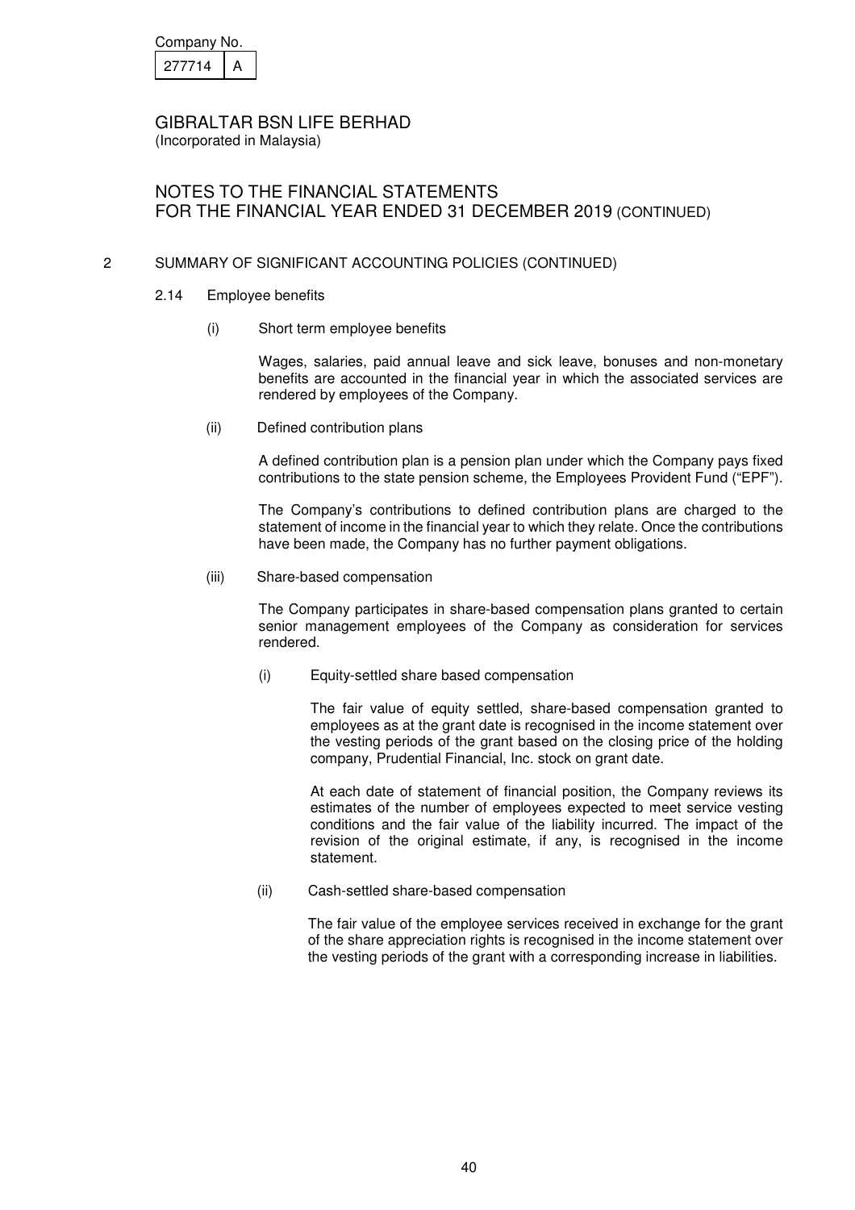Company No.

| 277714 | A |
|---|---|

GIBRALTAR BSN LIFE BERHAD
(Incorporated in Malaysia)

# NOTES TO THE FINANCIAL STATEMENTS FOR THE FINANCIAL YEAR ENDED 31 DECEMBER 2019 (CONTINUED)

## 2 SUMMARY OF SIGNIFICANT ACCOUNTING POLICIES (CONTINUED)

### 2.14 Employee benefits

(i) Short term employee benefits

Wages, salaries, paid annual leave and sick leave, bonuses and non-monetary benefits are accounted in the financial year in which the associated services are rendered by employees of the Company.

(ii) Defined contribution plans

A defined contribution plan is a pension plan under which the Company pays fixed contributions to the state pension scheme, the Employees Provident Fund ("EPF").

The Company's contributions to defined contribution plans are charged to the statement of income in the financial year to which they relate. Once the contributions have been made, the Company has no further payment obligations.

(iii) Share-based compensation

The Company participates in share-based compensation plans granted to certain senior management employees of the Company as consideration for services rendered.

(i) Equity-settled share based compensation

The fair value of equity settled, share-based compensation granted to employees as at the grant date is recognised in the income statement over the vesting periods of the grant based on the closing price of the holding company, Prudential Financial, Inc. stock on grant date.

At each date of statement of financial position, the Company reviews its estimates of the number of employees expected to meet service vesting conditions and the fair value of the liability incurred. The impact of the revision of the original estimate, if any, is recognised in the income statement.

(ii) Cash-settled share-based compensation

The fair value of the employee services received in exchange for the grant of the share appreciation rights is recognised in the income statement over the vesting periods of the grant with a corresponding increase in liabilities.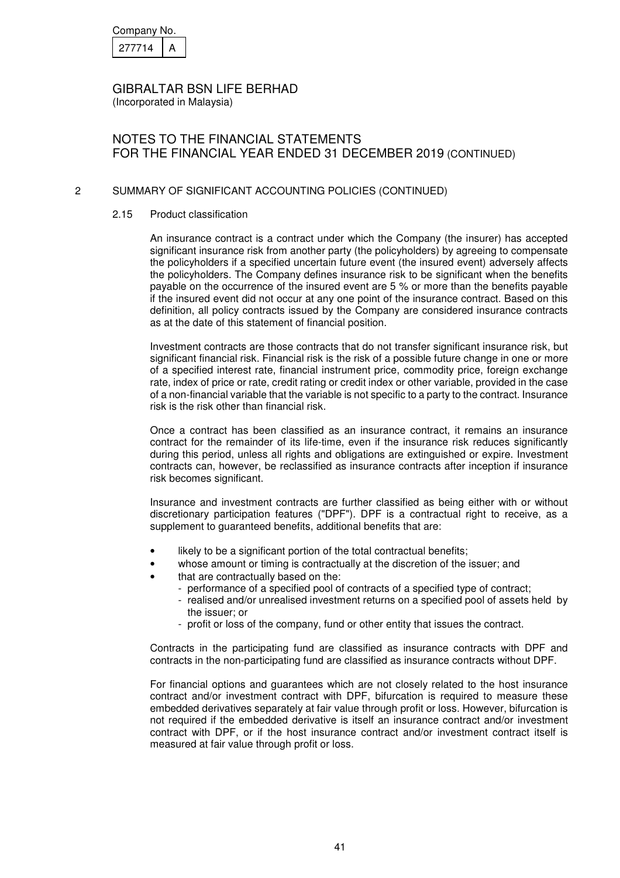Company No. 277714 A

GIBRALTAR BSN LIFE BERHAD
(Incorporated in Malaysia)

# NOTES TO THE FINANCIAL STATEMENTS FOR THE FINANCIAL YEAR ENDED 31 DECEMBER 2019 (CONTINUED)

## 2 SUMMARY OF SIGNIFICANT ACCOUNTING POLICIES (CONTINUED)

### 2.15 Product classification

An insurance contract is a contract under which the Company (the insurer) has accepted significant insurance risk from another party (the policyholders) by agreeing to compensate the policyholders if a specified uncertain future event (the insured event) adversely affects the policyholders. The Company defines insurance risk to be significant when the benefits payable on the occurrence of the insured event are 5 % or more than the benefits payable if the insured event did not occur at any one point of the insurance contract. Based on this definition, all policy contracts issued by the Company are considered insurance contracts as at the date of this statement of financial position.

Investment contracts are those contracts that do not transfer significant insurance risk, but significant financial risk. Financial risk is the risk of a possible future change in one or more of a specified interest rate, financial instrument price, commodity price, foreign exchange rate, index of price or rate, credit rating or credit index or other variable, provided in the case of a non-financial variable that the variable is not specific to a party to the contract. Insurance risk is the risk other than financial risk.

Once a contract has been classified as an insurance contract, it remains an insurance contract for the remainder of its life-time, even if the insurance risk reduces significantly during this period, unless all rights and obligations are extinguished or expire. Investment contracts can, however, be reclassified as insurance contracts after inception if insurance risk becomes significant.

Insurance and investment contracts are further classified as being either with or without discretionary participation features ("DPF"). DPF is a contractual right to receive, as a supplement to guaranteed benefits, additional benefits that are:

- likely to be a significant portion of the total contractual benefits;
- whose amount or timing is contractually at the discretion of the issuer; and
- that are contractually based on the:
  - performance of a specified pool of contracts of a specified type of contract;
  - realised and/or unrealised investment returns on a specified pool of assets held by the issuer; or
  - profit or loss of the company, fund or other entity that issues the contract.

Contracts in the participating fund are classified as insurance contracts with DPF and contracts in the non-participating fund are classified as insurance contracts without DPF.

For financial options and guarantees which are not closely related to the host insurance contract and/or investment contract with DPF, bifurcation is required to measure these embedded derivatives separately at fair value through profit or loss. However, bifurcation is not required if the embedded derivative is itself an insurance contract and/or investment contract with DPF, or if the host insurance contract and/or investment contract itself is measured at fair value through profit or loss.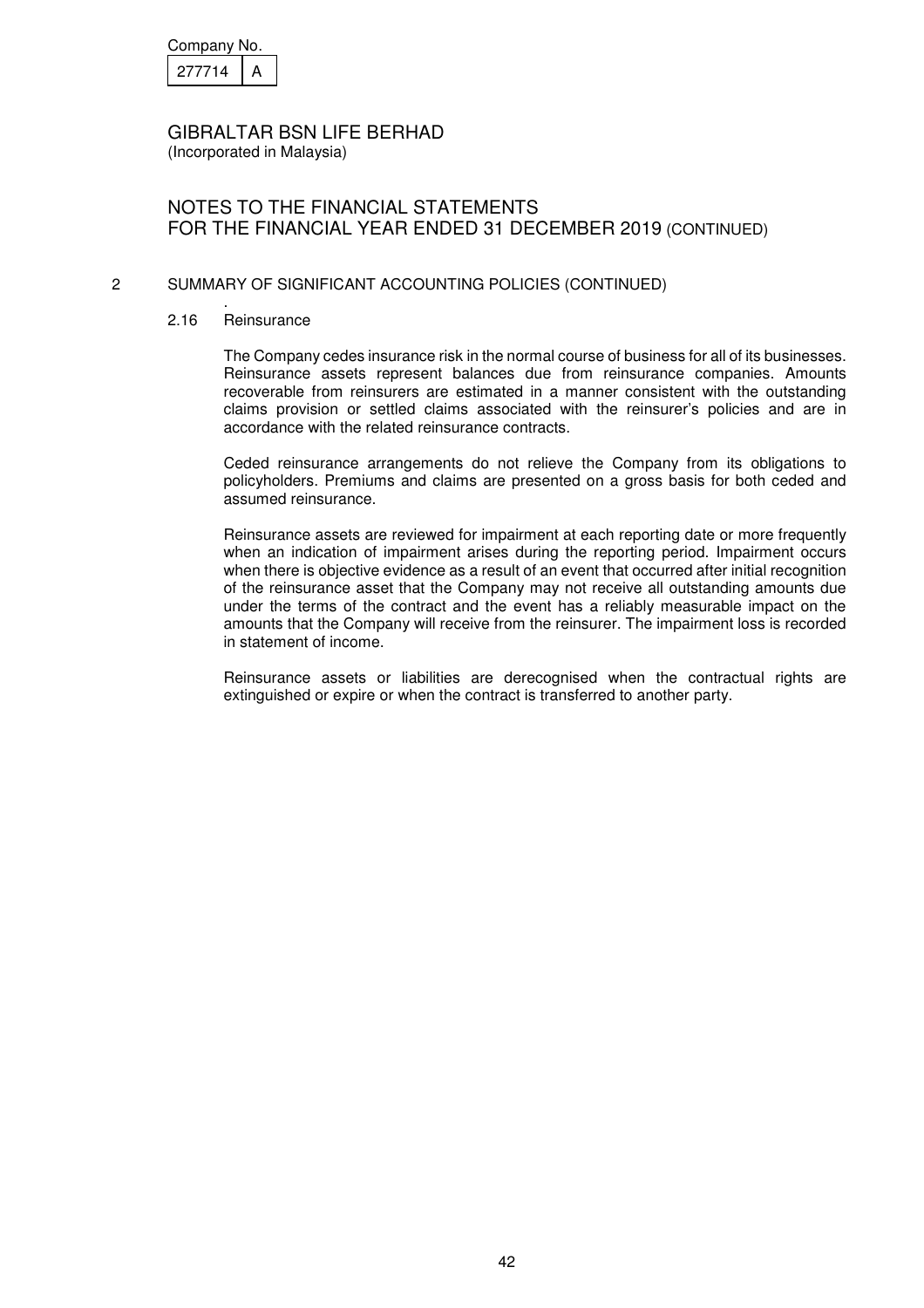Company No.

| 277714 | A |
|---|---|

GIBRALTAR BSN LIFE BERHAD
(Incorporated in Malaysia)

NOTES TO THE FINANCIAL STATEMENTS
FOR THE FINANCIAL YEAR ENDED 31 DECEMBER 2019 (CONTINUED)

## 2 SUMMARY OF SIGNIFICANT ACCOUNTING POLICIES (CONTINUED)

### 2.16 Reinsurance

The Company cedes insurance risk in the normal course of business for all of its businesses. Reinsurance assets represent balances due from reinsurance companies. Amounts recoverable from reinsurers are estimated in a manner consistent with the outstanding claims provision or settled claims associated with the reinsurer's policies and are in accordance with the related reinsurance contracts.

Ceded reinsurance arrangements do not relieve the Company from its obligations to policyholders. Premiums and claims are presented on a gross basis for both ceded and assumed reinsurance.

Reinsurance assets are reviewed for impairment at each reporting date or more frequently when an indication of impairment arises during the reporting period. Impairment occurs when there is objective evidence as a result of an event that occurred after initial recognition of the reinsurance asset that the Company may not receive all outstanding amounts due under the terms of the contract and the event has a reliably measurable impact on the amounts that the Company will receive from the reinsurer. The impairment loss is recorded in statement of income.

Reinsurance assets or liabilities are derecognised when the contractual rights are extinguished or expire or when the contract is transferred to another party.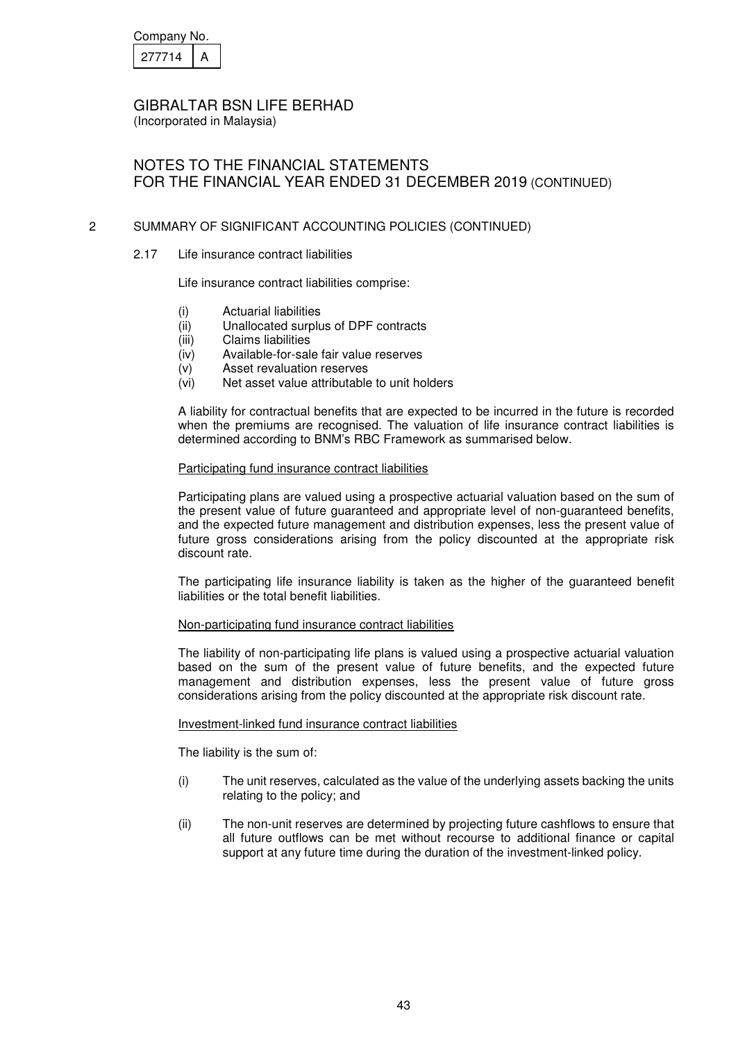Company No.

| 277714 | A |
|---|---|

GIBRALTAR BSN LIFE BERHAD
(Incorporated in Malaysia)

NOTES TO THE FINANCIAL STATEMENTS
FOR THE FINANCIAL YEAR ENDED 31 DECEMBER 2019 (CONTINUED)

## 2 SUMMARY OF SIGNIFICANT ACCOUNTING POLICIES (CONTINUED)

### 2.17 Life insurance contract liabilities

Life insurance contract liabilities comprise:

- (i) Actuarial liabilities
- (ii) Unallocated surplus of DPF contracts
- (iii) Claims liabilities
- (iv) Available-for-sale fair value reserves
- (v) Asset revaluation reserves
- (vi) Net asset value attributable to unit holders

A liability for contractual benefits that are expected to be incurred in the future is recorded when the premiums are recognised. The valuation of life insurance contract liabilities is determined according to BNM's RBC Framework as summarised below.

Participating fund insurance contract liabilities

Participating plans are valued using a prospective actuarial valuation based on the sum of the present value of future guaranteed and appropriate level of non-guaranteed benefits, and the expected future management and distribution expenses, less the present value of future gross considerations arising from the policy discounted at the appropriate risk discount rate.

The participating life insurance liability is taken as the higher of the guaranteed benefit liabilities or the total benefit liabilities.

Non-participating fund insurance contract liabilities

The liability of non-participating life plans is valued using a prospective actuarial valuation based on the sum of the present value of future benefits, and the expected future management and distribution expenses, less the present value of future gross considerations arising from the policy discounted at the appropriate risk discount rate.

Investment-linked fund insurance contract liabilities

The liability is the sum of:

- (i) The unit reserves, calculated as the value of the underlying assets backing the units relating to the policy; and
- (ii) The non-unit reserves are determined by projecting future cashflows to ensure that all future outflows can be met without recourse to additional finance or capital support at any future time during the duration of the investment-linked policy.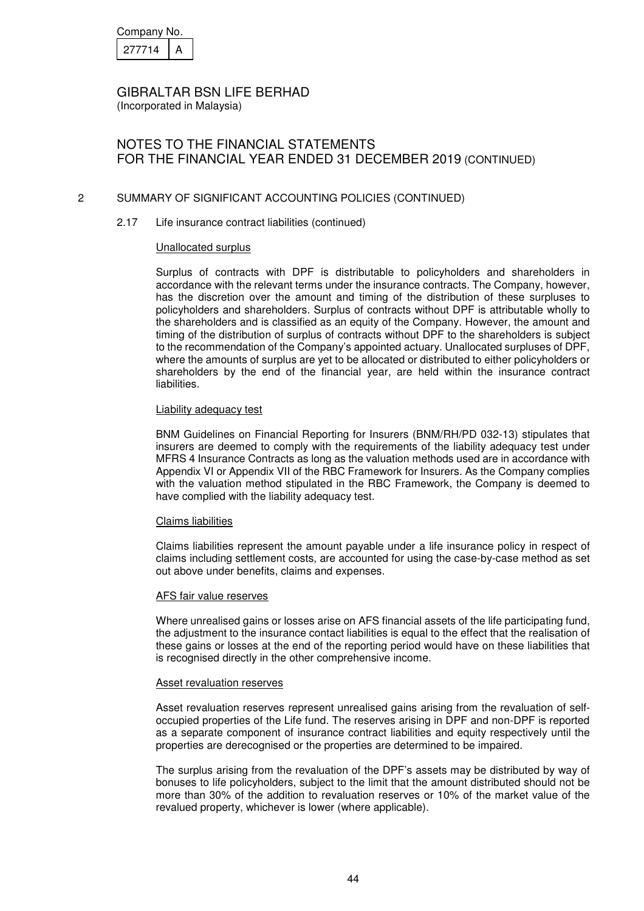Company No.

| 277714 | A |
|---|---|

GIBRALTAR BSN LIFE BERHAD
(Incorporated in Malaysia)

# NOTES TO THE FINANCIAL STATEMENTS FOR THE FINANCIAL YEAR ENDED 31 DECEMBER 2019 (CONTINUED)

## 2 SUMMARY OF SIGNIFICANT ACCOUNTING POLICIES (CONTINUED)

### 2.17 Life insurance contract liabilities (continued)

#### Unallocated surplus

Surplus of contracts with DPF is distributable to policyholders and shareholders in accordance with the relevant terms under the insurance contracts. The Company, however, has the discretion over the amount and timing of the distribution of these surpluses to policyholders and shareholders. Surplus of contracts without DPF is attributable wholly to the shareholders and is classified as an equity of the Company. However, the amount and timing of the distribution of surplus of contracts without DPF to the shareholders is subject to the recommendation of the Company's appointed actuary. Unallocated surpluses of DPF, where the amounts of surplus are yet to be allocated or distributed to either policyholders or shareholders by the end of the financial year, are held within the insurance contract liabilities.

#### Liability adequacy test

BNM Guidelines on Financial Reporting for Insurers (BNM/RH/PD 032-13) stipulates that insurers are deemed to comply with the requirements of the liability adequacy test under MFRS 4 Insurance Contracts as long as the valuation methods used are in accordance with Appendix VI or Appendix VII of the RBC Framework for Insurers. As the Company complies with the valuation method stipulated in the RBC Framework, the Company is deemed to have complied with the liability adequacy test.

#### Claims liabilities

Claims liabilities represent the amount payable under a life insurance policy in respect of claims including settlement costs, are accounted for using the case-by-case method as set out above under benefits, claims and expenses.

#### AFS fair value reserves

Where unrealised gains or losses arise on AFS financial assets of the life participating fund, the adjustment to the insurance contact liabilities is equal to the effect that the realisation of these gains or losses at the end of the reporting period would have on these liabilities that is recognised directly in the other comprehensive income.

#### Asset revaluation reserves

Asset revaluation reserves represent unrealised gains arising from the revaluation of self-occupied properties of the Life fund. The reserves arising in DPF and non-DPF is reported as a separate component of insurance contract liabilities and equity respectively until the properties are derecognised or the properties are determined to be impaired.

The surplus arising from the revaluation of the DPF's assets may be distributed by way of bonuses to life policyholders, subject to the limit that the amount distributed should not be more than 30% of the addition to revaluation reserves or 10% of the market value of the revalued property, whichever is lower (where applicable).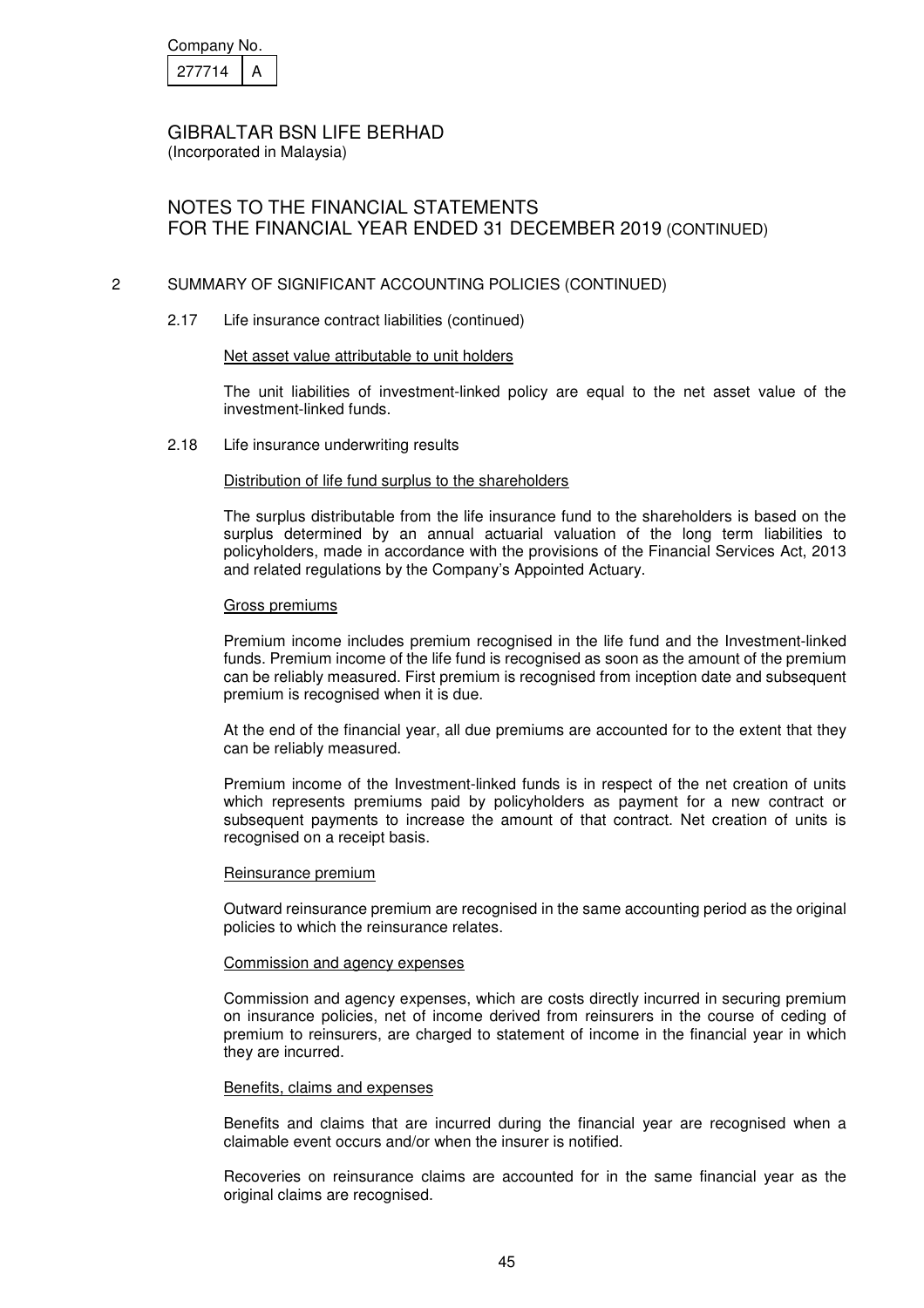Company No.

| 277714 | A |
|---|---|

GIBRALTAR BSN LIFE BERHAD
(Incorporated in Malaysia)

NOTES TO THE FINANCIAL STATEMENTS
FOR THE FINANCIAL YEAR ENDED 31 DECEMBER 2019 (CONTINUED)

## 2 SUMMARY OF SIGNIFICANT ACCOUNTING POLICIES (CONTINUED)

### 2.17 Life insurance contract liabilities (continued)

Net asset value attributable to unit holders

The unit liabilities of investment-linked policy are equal to the net asset value of the investment-linked funds.

### 2.18 Life insurance underwriting results

Distribution of life fund surplus to the shareholders

The surplus distributable from the life insurance fund to the shareholders is based on the surplus determined by an annual actuarial valuation of the long term liabilities to policyholders, made in accordance with the provisions of the Financial Services Act, 2013 and related regulations by the Company's Appointed Actuary.

Gross premiums

Premium income includes premium recognised in the life fund and the Investment-linked funds. Premium income of the life fund is recognised as soon as the amount of the premium can be reliably measured. First premium is recognised from inception date and subsequent premium is recognised when it is due.

At the end of the financial year, all due premiums are accounted for to the extent that they can be reliably measured.

Premium income of the Investment-linked funds is in respect of the net creation of units which represents premiums paid by policyholders as payment for a new contract or subsequent payments to increase the amount of that contract. Net creation of units is recognised on a receipt basis.

Reinsurance premium

Outward reinsurance premium are recognised in the same accounting period as the original policies to which the reinsurance relates.

Commission and agency expenses

Commission and agency expenses, which are costs directly incurred in securing premium on insurance policies, net of income derived from reinsurers in the course of ceding of premium to reinsurers, are charged to statement of income in the financial year in which they are incurred.

Benefits, claims and expenses

Benefits and claims that are incurred during the financial year are recognised when a claimable event occurs and/or when the insurer is notified.

Recoveries on reinsurance claims are accounted for in the same financial year as the original claims are recognised.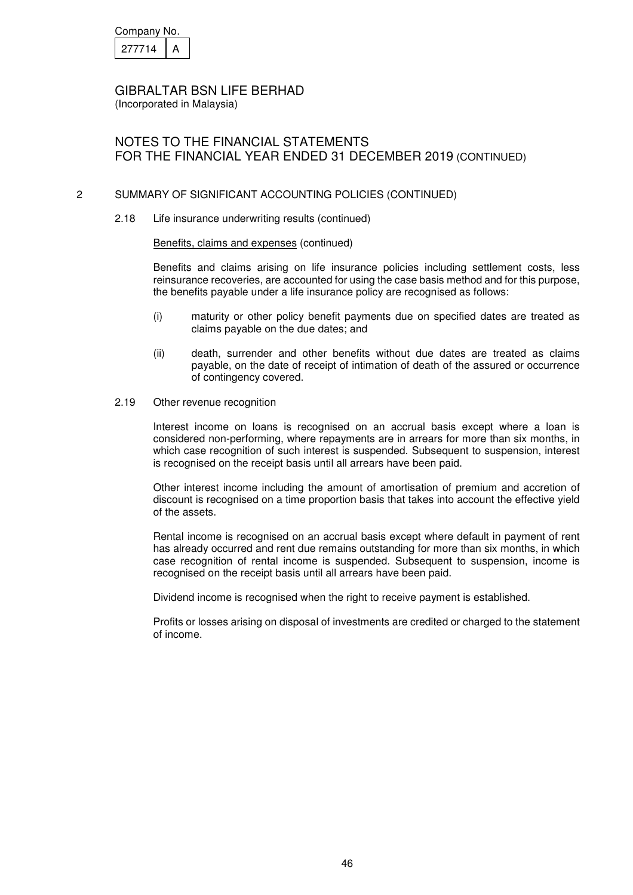Company No.

| 277714 | A |
|---|---|

GIBRALTAR BSN LIFE BERHAD
(Incorporated in Malaysia)

NOTES TO THE FINANCIAL STATEMENTS
FOR THE FINANCIAL YEAR ENDED 31 DECEMBER 2019 (CONTINUED)

## 2 SUMMARY OF SIGNIFICANT ACCOUNTING POLICIES (CONTINUED)

### 2.18 Life insurance underwriting results (continued)

Benefits, claims and expenses (continued)

Benefits and claims arising on life insurance policies including settlement costs, less reinsurance recoveries, are accounted for using the case basis method and for this purpose, the benefits payable under a life insurance policy are recognised as follows:

(i) maturity or other policy benefit payments due on specified dates are treated as claims payable on the due dates; and

(ii) death, surrender and other benefits without due dates are treated as claims payable, on the date of receipt of intimation of death of the assured or occurrence of contingency covered.

### 2.19 Other revenue recognition

Interest income on loans is recognised on an accrual basis except where a loan is considered non-performing, where repayments are in arrears for more than six months, in which case recognition of such interest is suspended. Subsequent to suspension, interest is recognised on the receipt basis until all arrears have been paid.

Other interest income including the amount of amortisation of premium and accretion of discount is recognised on a time proportion basis that takes into account the effective yield of the assets.

Rental income is recognised on an accrual basis except where default in payment of rent has already occurred and rent due remains outstanding for more than six months, in which case recognition of rental income is suspended. Subsequent to suspension, income is recognised on the receipt basis until all arrears have been paid.

Dividend income is recognised when the right to receive payment is established.

Profits or losses arising on disposal of investments are credited or charged to the statement of income.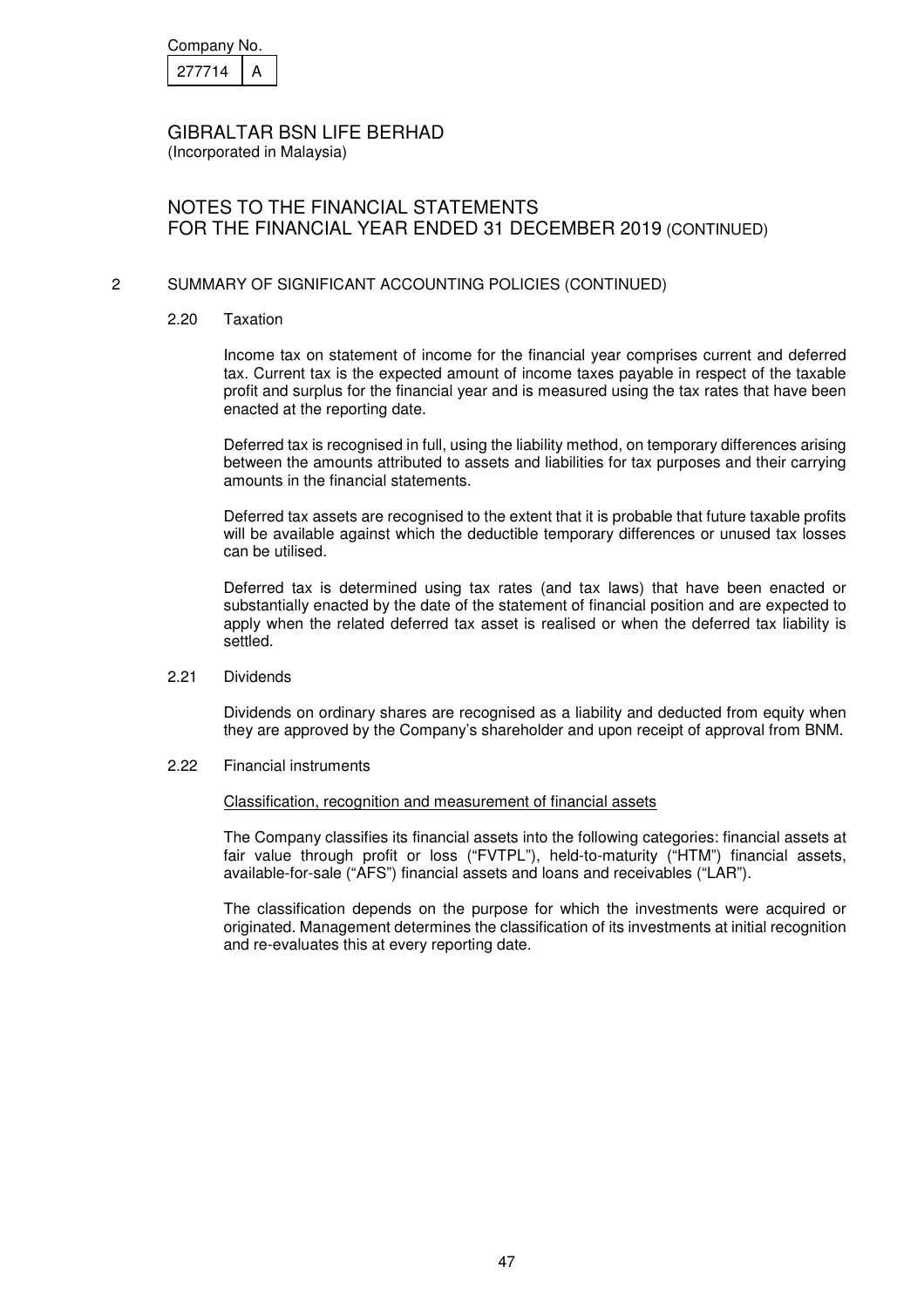## 2 SUMMARY OF SIGNIFICANT ACCOUNTING POLICIES (CONTINUED)

### 2.20 Taxation

Income tax on statement of income for the financial year comprises current and deferred tax. Current tax is the expected amount of income taxes payable in respect of the taxable profit and surplus for the financial year and is measured using the tax rates that have been enacted at the reporting date.

Deferred tax is recognised in full, using the liability method, on temporary differences arising between the amounts attributed to assets and liabilities for tax purposes and their carrying amounts in the financial statements.

Deferred tax assets are recognised to the extent that it is probable that future taxable profits will be available against which the deductible temporary differences or unused tax losses can be utilised.

Deferred tax is determined using tax rates (and tax laws) that have been enacted or substantially enacted by the date of the statement of financial position and are expected to apply when the related deferred tax asset is realised or when the deferred tax liability is settled.

### 2.21 Dividends

Dividends on ordinary shares are recognised as a liability and deducted from equity when they are approved by the Company's shareholder and upon receipt of approval from BNM.

### 2.22 Financial instruments

Classification, recognition and measurement of financial assets

The Company classifies its financial assets into the following categories: financial assets at fair value through profit or loss ("FVTPL"), held-to-maturity ("HTM") financial assets, available-for-sale ("AFS") financial assets and loans and receivables ("LAR").

The classification depends on the purpose for which the investments were acquired or originated. Management determines the classification of its investments at initial recognition and re-evaluates this at every reporting date.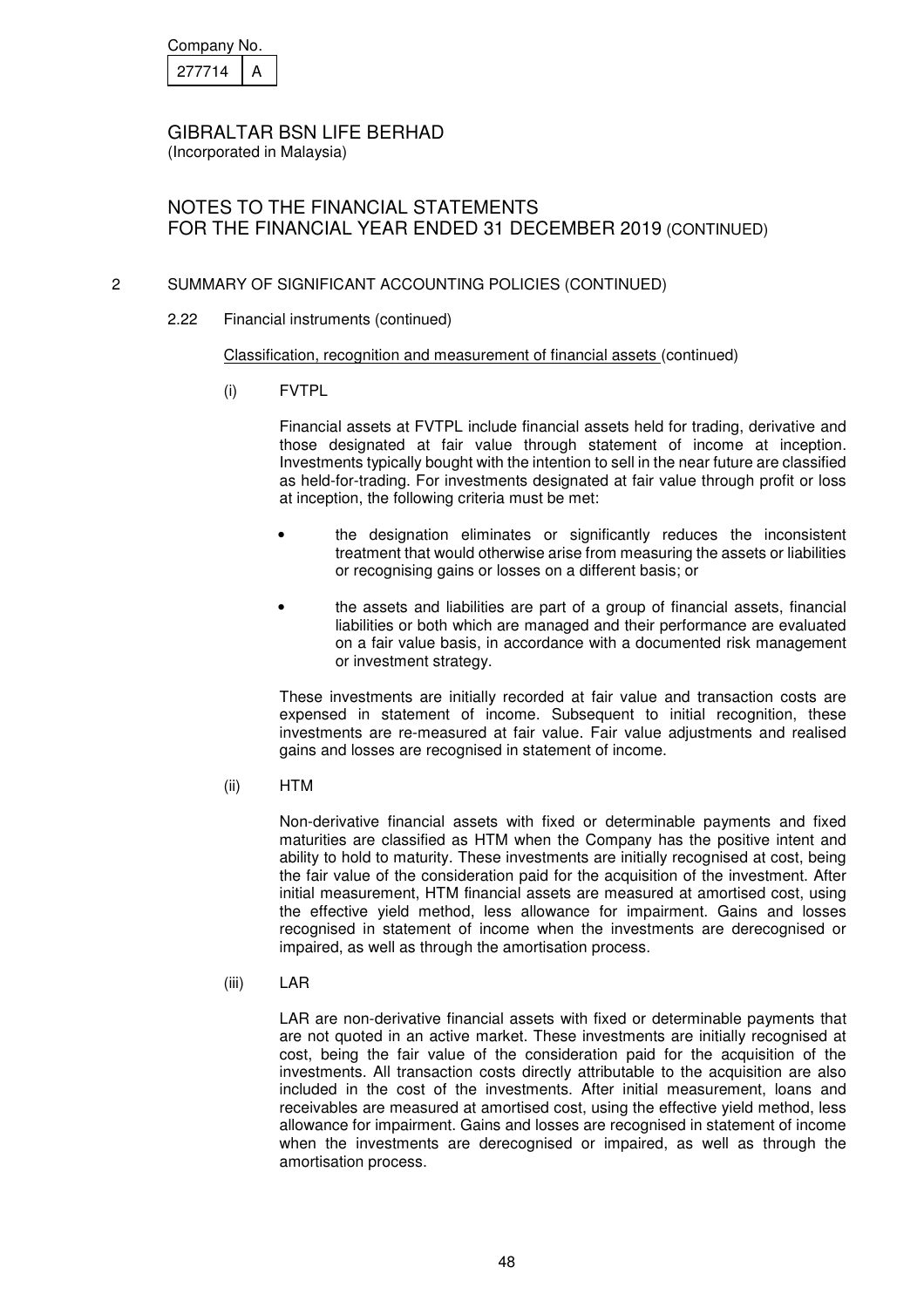Company No.

| 277714 | A |
|---|---|

GIBRALTAR BSN LIFE BERHAD
(Incorporated in Malaysia)

# NOTES TO THE FINANCIAL STATEMENTS FOR THE FINANCIAL YEAR ENDED 31 DECEMBER 2019 (CONTINUED)

## 2 SUMMARY OF SIGNIFICANT ACCOUNTING POLICIES (CONTINUED)

### 2.22 Financial instruments (continued)

Classification, recognition and measurement of financial assets (continued)

(i) FVTPL

Financial assets at FVTPL include financial assets held for trading, derivative and those designated at fair value through statement of income at inception. Investments typically bought with the intention to sell in the near future are classified as held-for-trading. For investments designated at fair value through profit or loss at inception, the following criteria must be met:

- the designation eliminates or significantly reduces the inconsistent treatment that would otherwise arise from measuring the assets or liabilities or recognising gains or losses on a different basis; or
- the assets and liabilities are part of a group of financial assets, financial liabilities or both which are managed and their performance are evaluated on a fair value basis, in accordance with a documented risk management or investment strategy.

These investments are initially recorded at fair value and transaction costs are expensed in statement of income. Subsequent to initial recognition, these investments are re-measured at fair value. Fair value adjustments and realised gains and losses are recognised in statement of income.

(ii) HTM

Non-derivative financial assets with fixed or determinable payments and fixed maturities are classified as HTM when the Company has the positive intent and ability to hold to maturity. These investments are initially recognised at cost, being the fair value of the consideration paid for the acquisition of the investment. After initial measurement, HTM financial assets are measured at amortised cost, using the effective yield method, less allowance for impairment. Gains and losses recognised in statement of income when the investments are derecognised or impaired, as well as through the amortisation process.

(iii) LAR

LAR are non-derivative financial assets with fixed or determinable payments that are not quoted in an active market. These investments are initially recognised at cost, being the fair value of the consideration paid for the acquisition of the investments. All transaction costs directly attributable to the acquisition are also included in the cost of the investments. After initial measurement, loans and receivables are measured at amortised cost, using the effective yield method, less allowance for impairment. Gains and losses are recognised in statement of income when the investments are derecognised or impaired, as well as through the amortisation process.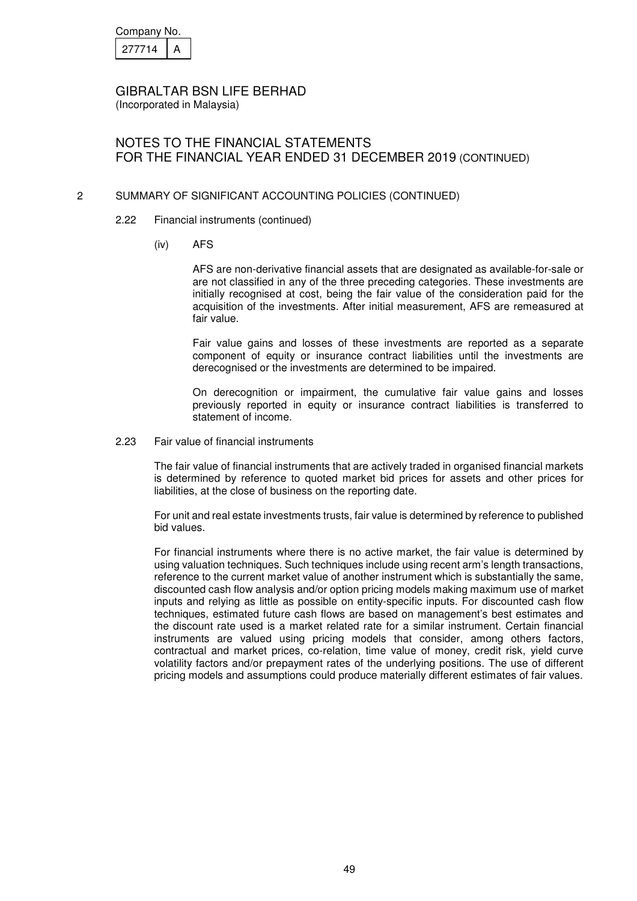## 2 SUMMARY OF SIGNIFICANT ACCOUNTING POLICIES (CONTINUED)

### 2.22 Financial instruments (continued)

(iv) AFS

AFS are non-derivative financial assets that are designated as available-for-sale or are not classified in any of the three preceding categories. These investments are initially recognised at cost, being the fair value of the consideration paid for the acquisition of the investments. After initial measurement, AFS are remeasured at fair value.

Fair value gains and losses of these investments are reported as a separate component of equity or insurance contract liabilities until the investments are derecognised or the investments are determined to be impaired.

On derecognition or impairment, the cumulative fair value gains and losses previously reported in equity or insurance contract liabilities is transferred to statement of income.

### 2.23 Fair value of financial instruments

The fair value of financial instruments that are actively traded in organised financial markets is determined by reference to quoted market bid prices for assets and other prices for liabilities, at the close of business on the reporting date.

For unit and real estate investments trusts, fair value is determined by reference to published bid values.

For financial instruments where there is no active market, the fair value is determined by using valuation techniques. Such techniques include using recent arm's length transactions, reference to the current market value of another instrument which is substantially the same, discounted cash flow analysis and/or option pricing models making maximum use of market inputs and relying as little as possible on entity-specific inputs. For discounted cash flow techniques, estimated future cash flows are based on management's best estimates and the discount rate used is a market related rate for a similar instrument. Certain financial instruments are valued using pricing models that consider, among others factors, contractual and market prices, co-relation, time value of money, credit risk, yield curve volatility factors and/or prepayment rates of the underlying positions. The use of different pricing models and assumptions could produce materially different estimates of fair values.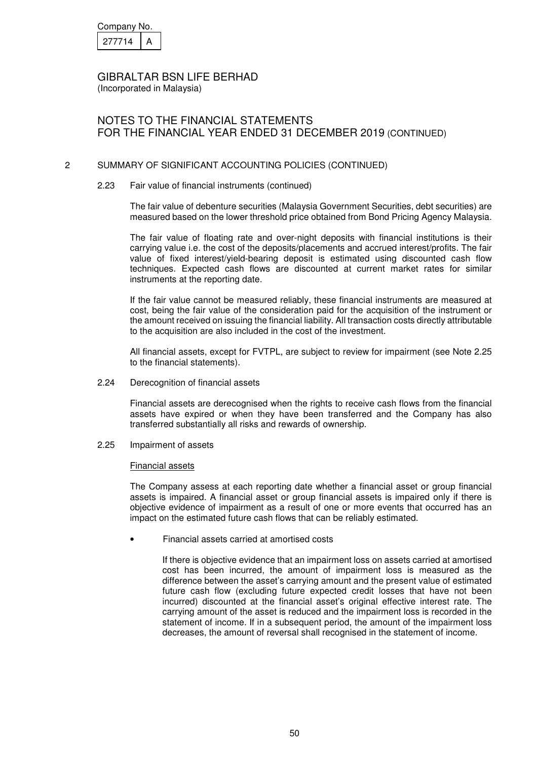Company No.

| 277714 | A |
|---|---|

GIBRALTAR BSN LIFE BERHAD
(Incorporated in Malaysia)

NOTES TO THE FINANCIAL STATEMENTS
FOR THE FINANCIAL YEAR ENDED 31 DECEMBER 2019 (CONTINUED)

## 2 SUMMARY OF SIGNIFICANT ACCOUNTING POLICIES (CONTINUED)

### 2.23 Fair value of financial instruments (continued)

The fair value of debenture securities (Malaysia Government Securities, debt securities) are measured based on the lower threshold price obtained from Bond Pricing Agency Malaysia.

The fair value of floating rate and over-night deposits with financial institutions is their carrying value i.e. the cost of the deposits/placements and accrued interest/profits. The fair value of fixed interest/yield-bearing deposit is estimated using discounted cash flow techniques. Expected cash flows are discounted at current market rates for similar instruments at the reporting date.

If the fair value cannot be measured reliably, these financial instruments are measured at cost, being the fair value of the consideration paid for the acquisition of the instrument or the amount received on issuing the financial liability. All transaction costs directly attributable to the acquisition are also included in the cost of the investment.

All financial assets, except for FVTPL, are subject to review for impairment (see Note 2.25 to the financial statements).

### 2.24 Derecognition of financial assets

Financial assets are derecognised when the rights to receive cash flows from the financial assets have expired or when they have been transferred and the Company has also transferred substantially all risks and rewards of ownership.

### 2.25 Impairment of assets

Financial assets

The Company assess at each reporting date whether a financial asset or group financial assets is impaired. A financial asset or group financial assets is impaired only if there is objective evidence of impairment as a result of one or more events that occurred has an impact on the estimated future cash flows that can be reliably estimated.

- Financial assets carried at amortised costs

  If there is objective evidence that an impairment loss on assets carried at amortised cost has been incurred, the amount of impairment loss is measured as the difference between the asset's carrying amount and the present value of estimated future cash flow (excluding future expected credit losses that have not been incurred) discounted at the financial asset's original effective interest rate. The carrying amount of the asset is reduced and the impairment loss is recorded in the statement of income. If in a subsequent period, the amount of the impairment loss decreases, the amount of reversal shall recognised in the statement of income.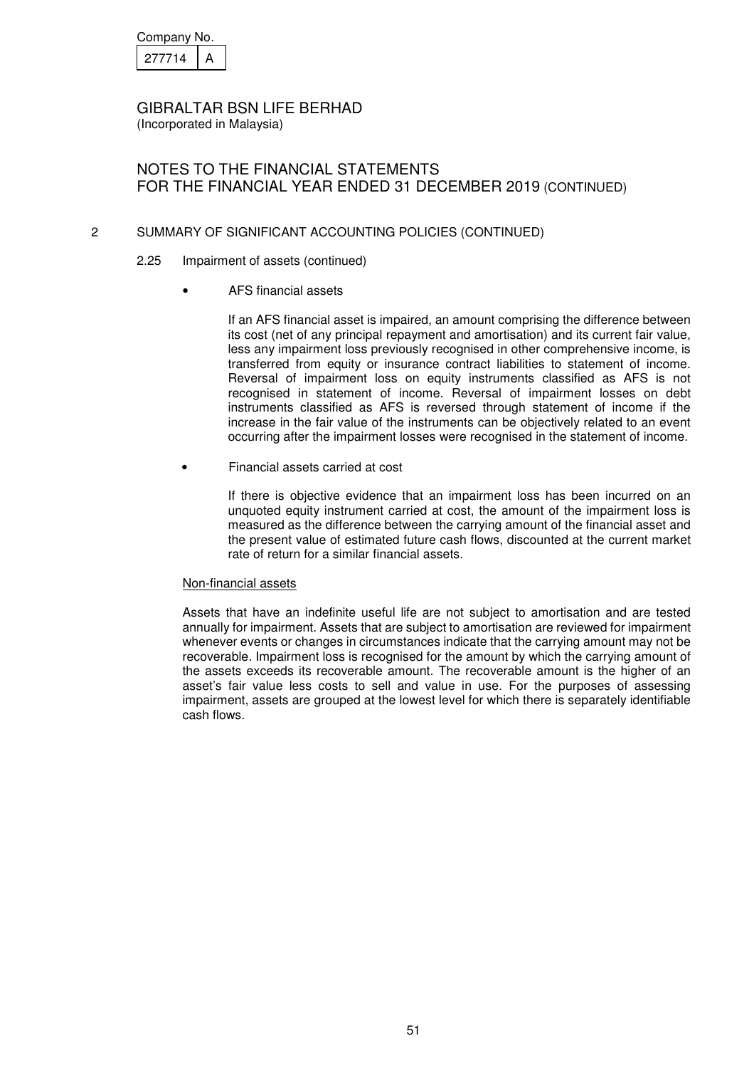Company No.

| 277714 | A |
|---|---|

GIBRALTAR BSN LIFE BERHAD
(Incorporated in Malaysia)

NOTES TO THE FINANCIAL STATEMENTS
FOR THE FINANCIAL YEAR ENDED 31 DECEMBER 2019 (CONTINUED)

## 2 SUMMARY OF SIGNIFICANT ACCOUNTING POLICIES (CONTINUED)

### 2.25 Impairment of assets (continued)

- AFS financial assets

  If an AFS financial asset is impaired, an amount comprising the difference between its cost (net of any principal repayment and amortisation) and its current fair value, less any impairment loss previously recognised in other comprehensive income, is transferred from equity or insurance contract liabilities to statement of income. Reversal of impairment loss on equity instruments classified as AFS is not recognised in statement of income. Reversal of impairment losses on debt instruments classified as AFS is reversed through statement of income if the increase in the fair value of the instruments can be objectively related to an event occurring after the impairment losses were recognised in the statement of income.

- Financial assets carried at cost

  If there is objective evidence that an impairment loss has been incurred on an unquoted equity instrument carried at cost, the amount of the impairment loss is measured as the difference between the carrying amount of the financial asset and the present value of estimated future cash flows, discounted at the current market rate of return for a similar financial assets.

Non-financial assets

Assets that have an indefinite useful life are not subject to amortisation and are tested annually for impairment. Assets that are subject to amortisation are reviewed for impairment whenever events or changes in circumstances indicate that the carrying amount may not be recoverable. Impairment loss is recognised for the amount by which the carrying amount of the assets exceeds its recoverable amount. The recoverable amount is the higher of an asset's fair value less costs to sell and value in use. For the purposes of assessing impairment, assets are grouped at the lowest level for which there is separately identifiable cash flows.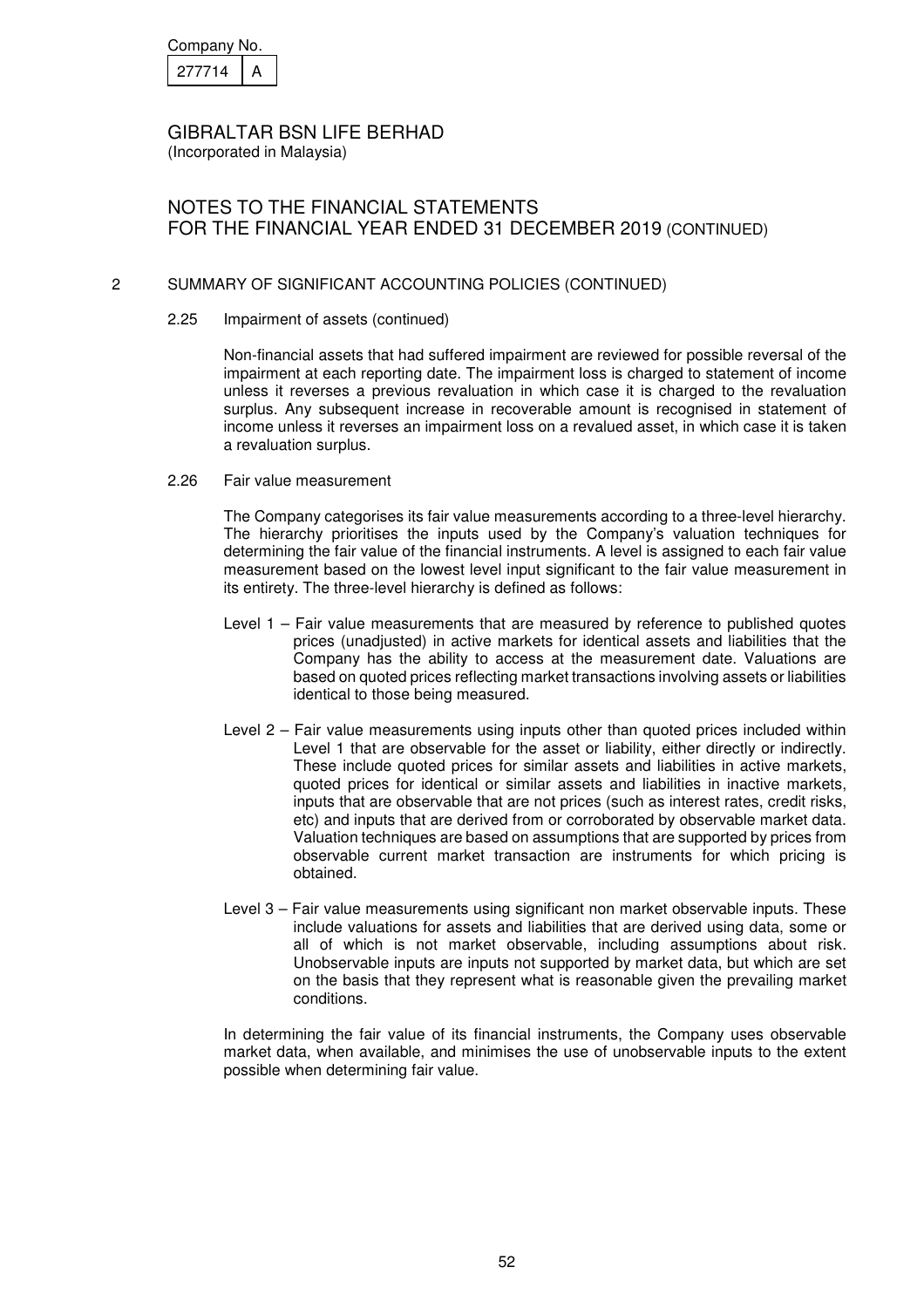Company No.

| 277714 | A |
|---|---|

GIBRALTAR BSN LIFE BERHAD
(Incorporated in Malaysia)

# NOTES TO THE FINANCIAL STATEMENTS FOR THE FINANCIAL YEAR ENDED 31 DECEMBER 2019 (CONTINUED)

## 2 SUMMARY OF SIGNIFICANT ACCOUNTING POLICIES (CONTINUED)

### 2.25 Impairment of assets (continued)

Non-financial assets that had suffered impairment are reviewed for possible reversal of the impairment at each reporting date. The impairment loss is charged to statement of income unless it reverses a previous revaluation in which case it is charged to the revaluation surplus. Any subsequent increase in recoverable amount is recognised in statement of income unless it reverses an impairment loss on a revalued asset, in which case it is taken a revaluation surplus.

### 2.26 Fair value measurement

The Company categorises its fair value measurements according to a three-level hierarchy. The hierarchy prioritises the inputs used by the Company's valuation techniques for determining the fair value of the financial instruments. A level is assigned to each fair value measurement based on the lowest level input significant to the fair value measurement in its entirety. The three-level hierarchy is defined as follows:

- Level 1 – Fair value measurements that are measured by reference to published quotes prices (unadjusted) in active markets for identical assets and liabilities that the Company has the ability to access at the measurement date. Valuations are based on quoted prices reflecting market transactions involving assets or liabilities identical to those being measured.

- Level 2 – Fair value measurements using inputs other than quoted prices included within Level 1 that are observable for the asset or liability, either directly or indirectly. These include quoted prices for similar assets and liabilities in active markets, quoted prices for identical or similar assets and liabilities in inactive markets, inputs that are observable that are not prices (such as interest rates, credit risks, etc) and inputs that are derived from or corroborated by observable market data. Valuation techniques are based on assumptions that are supported by prices from observable current market transaction are instruments for which pricing is obtained.

- Level 3 – Fair value measurements using significant non market observable inputs. These include valuations for assets and liabilities that are derived using data, some or all of which is not market observable, including assumptions about risk. Unobservable inputs are inputs not supported by market data, but which are set on the basis that they represent what is reasonable given the prevailing market conditions.

In determining the fair value of its financial instruments, the Company uses observable market data, when available, and minimises the use of unobservable inputs to the extent possible when determining fair value.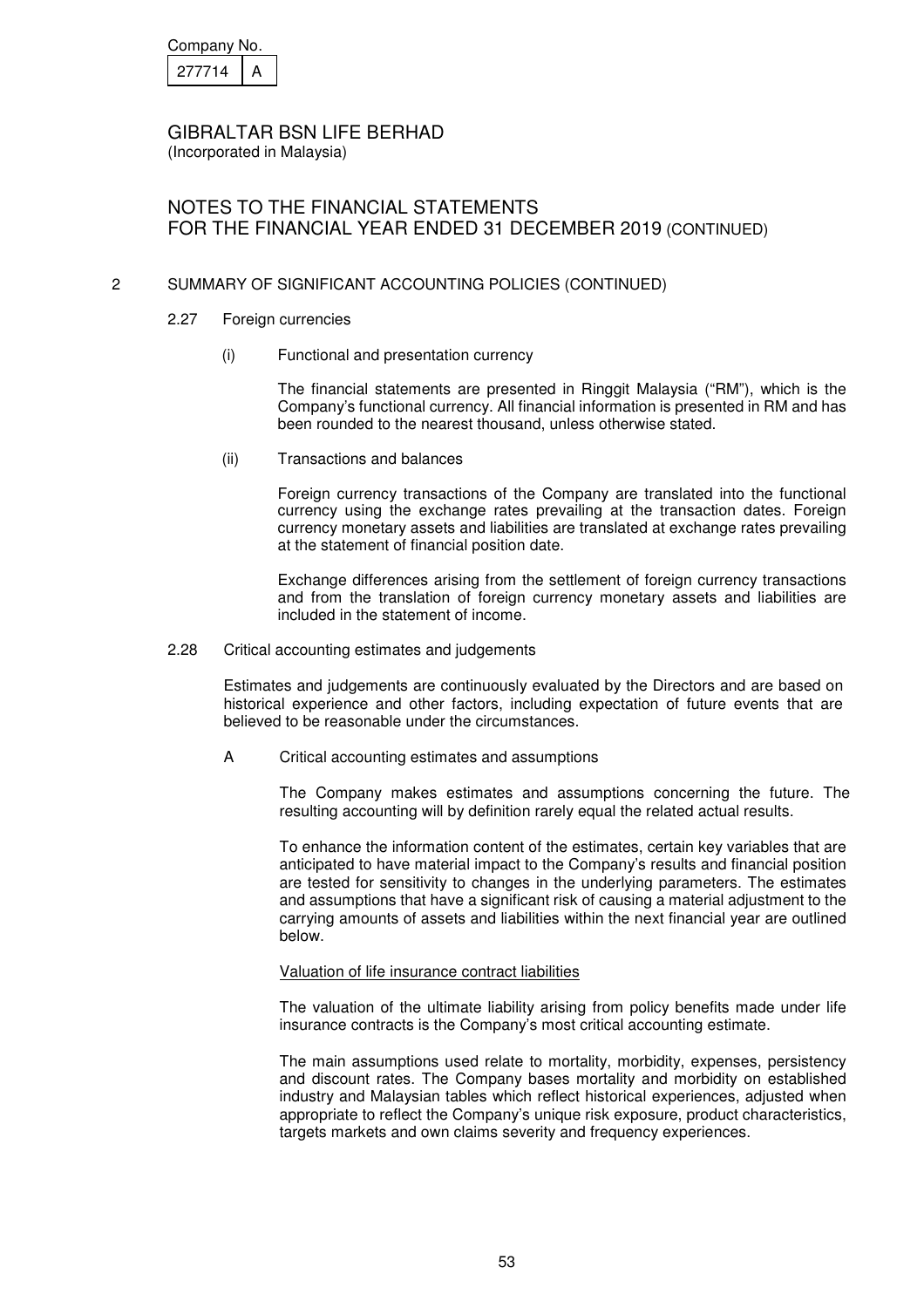## 2 SUMMARY OF SIGNIFICANT ACCOUNTING POLICIES (CONTINUED)

### 2.27 Foreign currencies

(i) Functional and presentation currency

The financial statements are presented in Ringgit Malaysia ("RM"), which is the Company's functional currency. All financial information is presented in RM and has been rounded to the nearest thousand, unless otherwise stated.

(ii) Transactions and balances

Foreign currency transactions of the Company are translated into the functional currency using the exchange rates prevailing at the transaction dates. Foreign currency monetary assets and liabilities are translated at exchange rates prevailing at the statement of financial position date.

Exchange differences arising from the settlement of foreign currency transactions and from the translation of foreign currency monetary assets and liabilities are included in the statement of income.

### 2.28 Critical accounting estimates and judgements

Estimates and judgements are continuously evaluated by the Directors and are based on historical experience and other factors, including expectation of future events that are believed to be reasonable under the circumstances.

A Critical accounting estimates and assumptions

The Company makes estimates and assumptions concerning the future. The resulting accounting will by definition rarely equal the related actual results.

To enhance the information content of the estimates, certain key variables that are anticipated to have material impact to the Company's results and financial position are tested for sensitivity to changes in the underlying parameters. The estimates and assumptions that have a significant risk of causing a material adjustment to the carrying amounts of assets and liabilities within the next financial year are outlined below.

Valuation of life insurance contract liabilities

The valuation of the ultimate liability arising from policy benefits made under life insurance contracts is the Company's most critical accounting estimate.

The main assumptions used relate to mortality, morbidity, expenses, persistency and discount rates. The Company bases mortality and morbidity on established industry and Malaysian tables which reflect historical experiences, adjusted when appropriate to reflect the Company's unique risk exposure, product characteristics, targets markets and own claims severity and frequency experiences.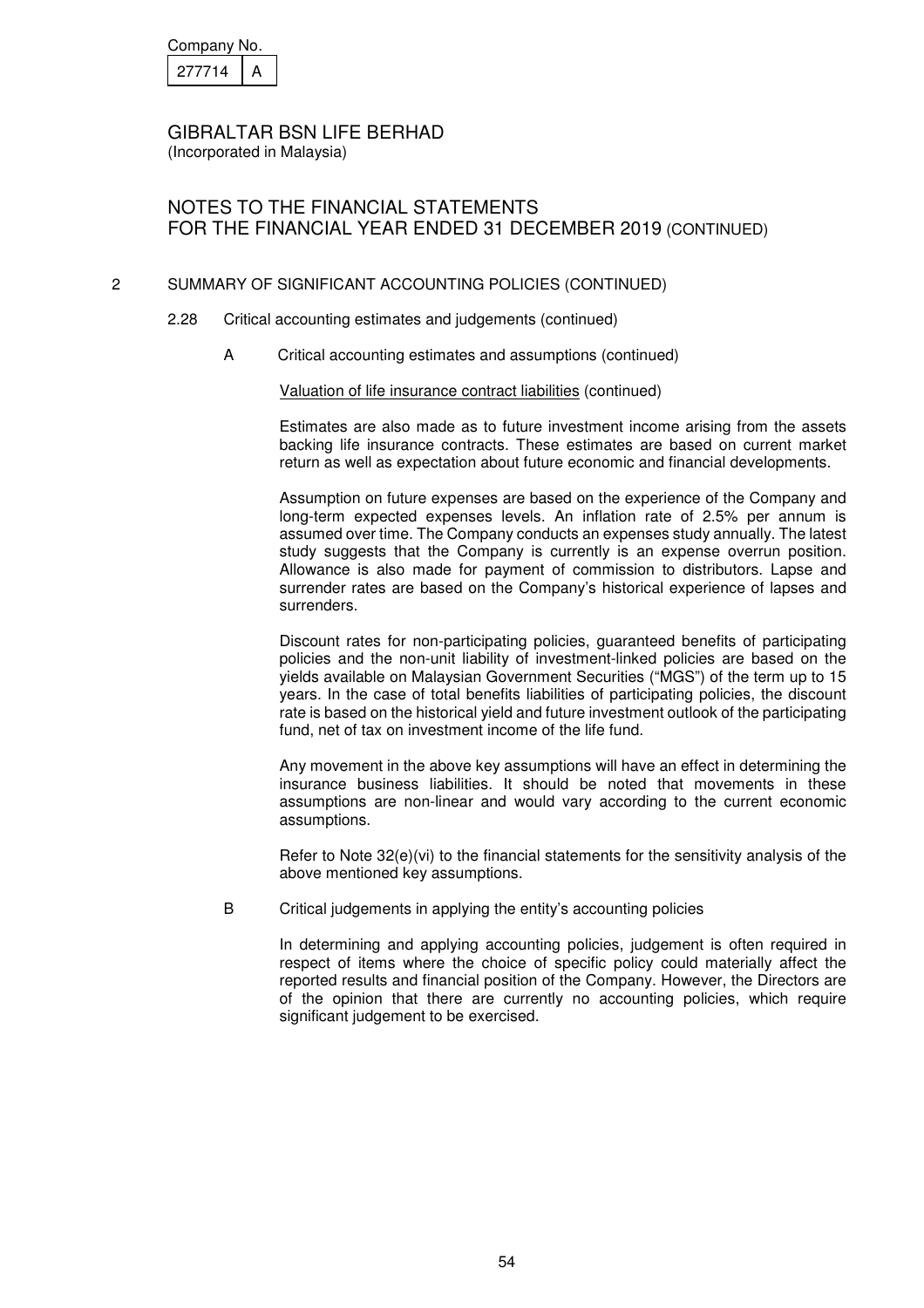## 2 SUMMARY OF SIGNIFICANT ACCOUNTING POLICIES (CONTINUED)

### 2.28 Critical accounting estimates and judgements (continued)

#### A Critical accounting estimates and assumptions (continued)

Valuation of life insurance contract liabilities (continued)

Estimates are also made as to future investment income arising from the assets backing life insurance contracts. These estimates are based on current market return as well as expectation about future economic and financial developments.

Assumption on future expenses are based on the experience of the Company and long-term expected expenses levels. An inflation rate of 2.5% per annum is assumed over time. The Company conducts an expenses study annually. The latest study suggests that the Company is currently is an expense overrun position. Allowance is also made for payment of commission to distributors. Lapse and surrender rates are based on the Company's historical experience of lapses and surrenders.

Discount rates for non-participating policies, guaranteed benefits of participating policies and the non-unit liability of investment-linked policies are based on the yields available on Malaysian Government Securities ("MGS") of the term up to 15 years. In the case of total benefits liabilities of participating policies, the discount rate is based on the historical yield and future investment outlook of the participating fund, net of tax on investment income of the life fund.

Any movement in the above key assumptions will have an effect in determining the insurance business liabilities. It should be noted that movements in these assumptions are non-linear and would vary according to the current economic assumptions.

Refer to Note 32(e)(vi) to the financial statements for the sensitivity analysis of the above mentioned key assumptions.

#### B Critical judgements in applying the entity's accounting policies

In determining and applying accounting policies, judgement is often required in respect of items where the choice of specific policy could materially affect the reported results and financial position of the Company. However, the Directors are of the opinion that there are currently no accounting policies, which require significant judgement to be exercised.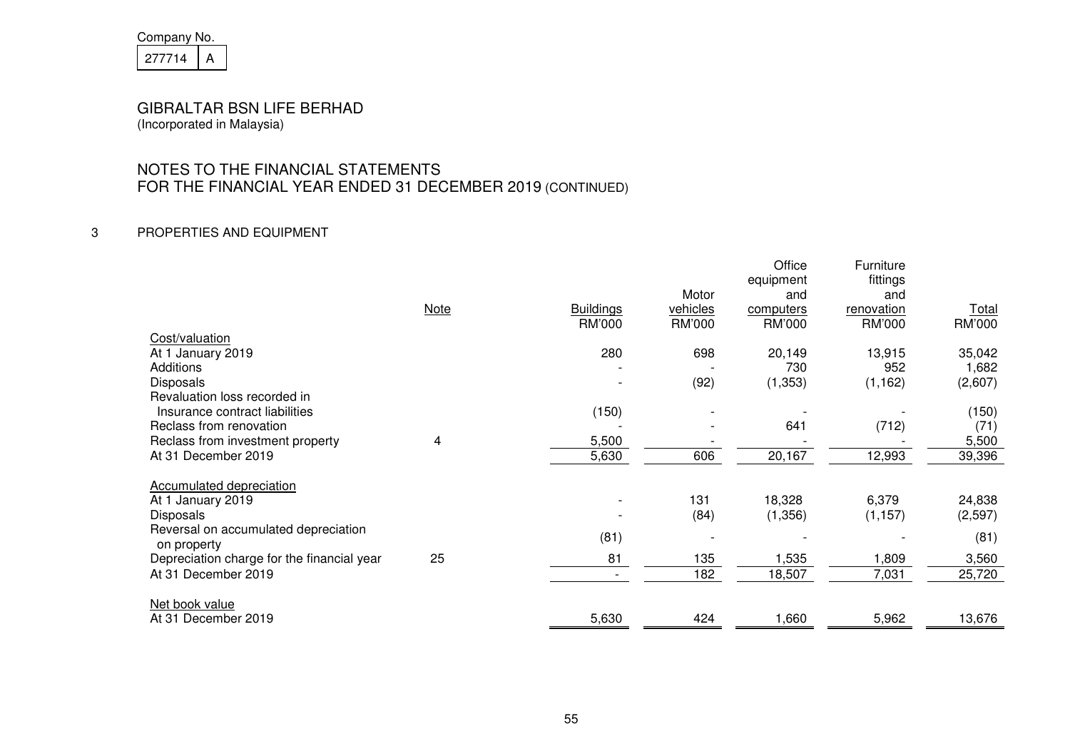Company No.

| 277714 | A |
|---|---|

# GIBRALTAR BSN LIFE BERHAD
(Incorporated in Malaysia)

## NOTES TO THE FINANCIAL STATEMENTS
## FOR THE FINANCIAL YEAR ENDED 31 DECEMBER 2019 (CONTINUED)

### 3 PROPERTIES AND EQUIPMENT

| | Note | Buildings RM'000 | Motor vehicles RM'000 | Office equipment and computers RM'000 | Furniture fittings and renovation RM'000 | Total RM'000 |
|---|---|---|---|---|---|---|
| Cost/valuation | | | | | | |
| At 1 January 2019 | | 280 | 698 | 20,149 | 13,915 | 35,042 |
| Additions | | - | - | 730 | 952 | 1,682 |
| Disposals | | - | (92) | (1,353) | (1,162) | (2,607) |
| Revaluation loss recorded in Insurance contract liabilities | | (150) | - | - | - | (150) |
| Reclass from renovation | | - | - | 641 | (712) | (71) |
| Reclass from investment property | 4 | 5,500 | - | - | - | 5,500 |
| At 31 December 2019 | | 5,630 | 606 | 20,167 | 12,993 | 39,396 |
| Accumulated depreciation | | | | | | |
| At 1 January 2019 | | - | 131 | 18,328 | 6,379 | 24,838 |
| Disposals | | - | (84) | (1,356) | (1,157) | (2,597) |
| Reversal on accumulated depreciation on property | | (81) | - | - | - | (81) |
| Depreciation charge for the financial year | 25 | 81 | 135 | 1,535 | 1,809 | 3,560 |
| At 31 December 2019 | | - | 182 | 18,507 | 7,031 | 25,720 |
| Net book value | | | | | | |
| At 31 December 2019 | | 5,630 | 424 | 1,660 | 5,962 | 13,676 |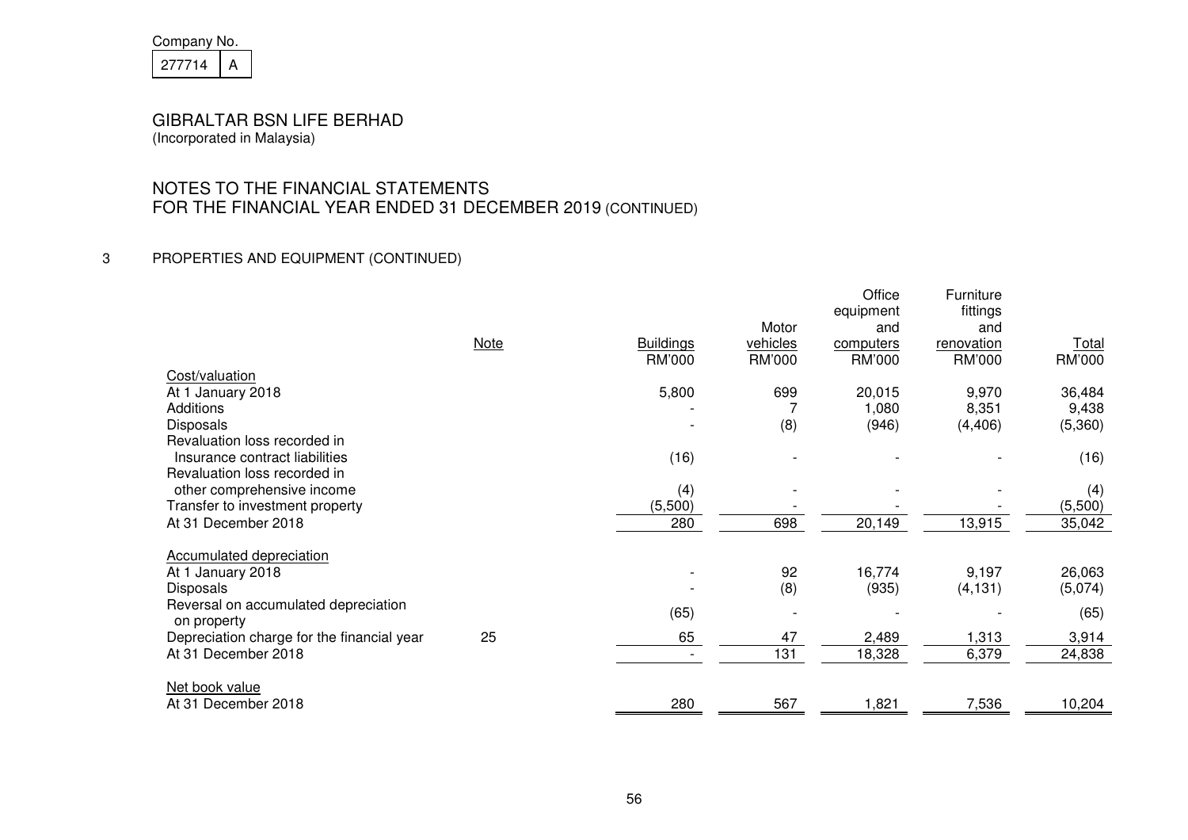Company No.

| 277714 | A |
|---|---|

# GIBRALTAR BSN LIFE BERHAD

(Incorporated in Malaysia)

## NOTES TO THE FINANCIAL STATEMENTS FOR THE FINANCIAL YEAR ENDED 31 DECEMBER 2019 (CONTINUED)

### 3 PROPERTIES AND EQUIPMENT (CONTINUED)

| | Note | Buildings RM'000 | Motor vehicles RM'000 | Office equipment and computers RM'000 | Furniture fittings and renovation RM'000 | Total RM'000 |
|---|---|---|---|---|---|---|
| **Cost/valuation** | | | | | | |
| At 1 January 2018 | | 5,800 | 699 | 20,015 | 9,970 | 36,484 |
| Additions | | - | 7 | 1,080 | 8,351 | 9,438 |
| Disposals | | - | (8) | (946) | (4,406) | (5,360) |
| Revaluation loss recorded in Insurance contract liabilities | | (16) | - | - | - | (16) |
| Revaluation loss recorded in other comprehensive income | | (4) | - | - | - | (4) |
| Transfer to investment property | | (5,500) | - | - | - | (5,500) |
| At 31 December 2018 | | 280 | 698 | 20,149 | 13,915 | 35,042 |
| **Accumulated depreciation** | | | | | | |
| At 1 January 2018 | | - | 92 | 16,774 | 9,197 | 26,063 |
| Disposals | | - | (8) | (935) | (4,131) | (5,074) |
| Reversal on accumulated depreciation on property | | (65) | - | - | - | (65) |
| Depreciation charge for the financial year | 25 | 65 | 47 | 2,489 | 1,313 | 3,914 |
| At 31 December 2018 | | - | 131 | 18,328 | 6,379 | 24,838 |
| **Net book value** | | | | | | |
| At 31 December 2018 | | 280 | 567 | 1,821 | 7,536 | 10,204 |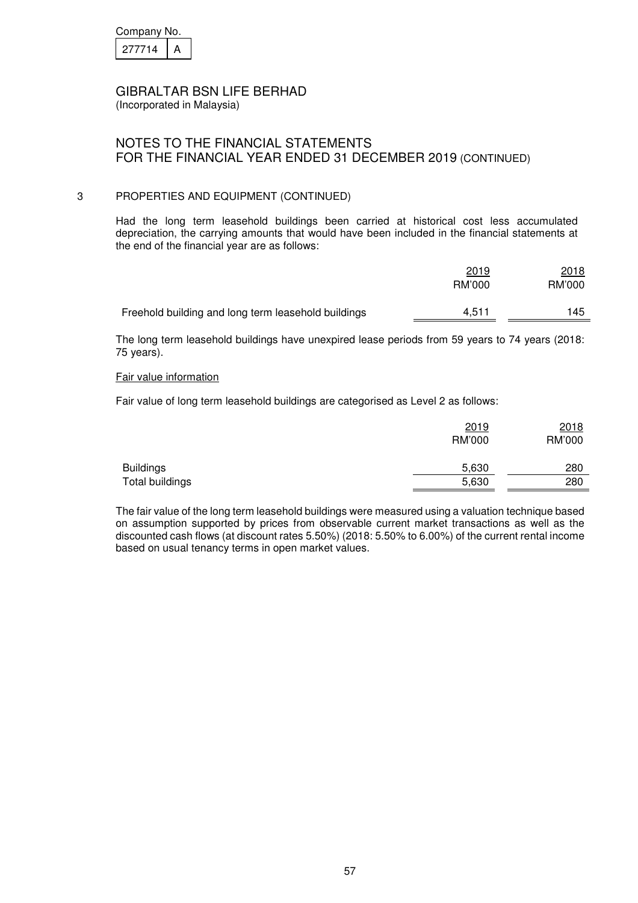Company No.

| 277714 | A |
|---|---|

GIBRALTAR BSN LIFE BERHAD
(Incorporated in Malaysia)

NOTES TO THE FINANCIAL STATEMENTS
FOR THE FINANCIAL YEAR ENDED 31 DECEMBER 2019 (CONTINUED)

3 PROPERTIES AND EQUIPMENT (CONTINUED)

Had the long term leasehold buildings been carried at historical cost less accumulated depreciation, the carrying amounts that would have been included in the financial statements at the end of the financial year are as follows:

| | 2019 RM'000 | 2018 RM'000 |
|---|---|---|
| Freehold building and long term leasehold buildings | 4,511 | 145 |

The long term leasehold buildings have unexpired lease periods from 59 years to 74 years (2018: 75 years).

Fair value information

Fair value of long term leasehold buildings are categorised as Level 2 as follows:

| | 2019 RM'000 | 2018 RM'000 |
|---|---|---|
| Buildings | 5,630 | 280 |
| Total buildings | 5,630 | 280 |

The fair value of the long term leasehold buildings were measured using a valuation technique based on assumption supported by prices from observable current market transactions as well as the discounted cash flows (at discount rates 5.50%) (2018: 5.50% to 6.00%) of the current rental income based on usual tenancy terms in open market values.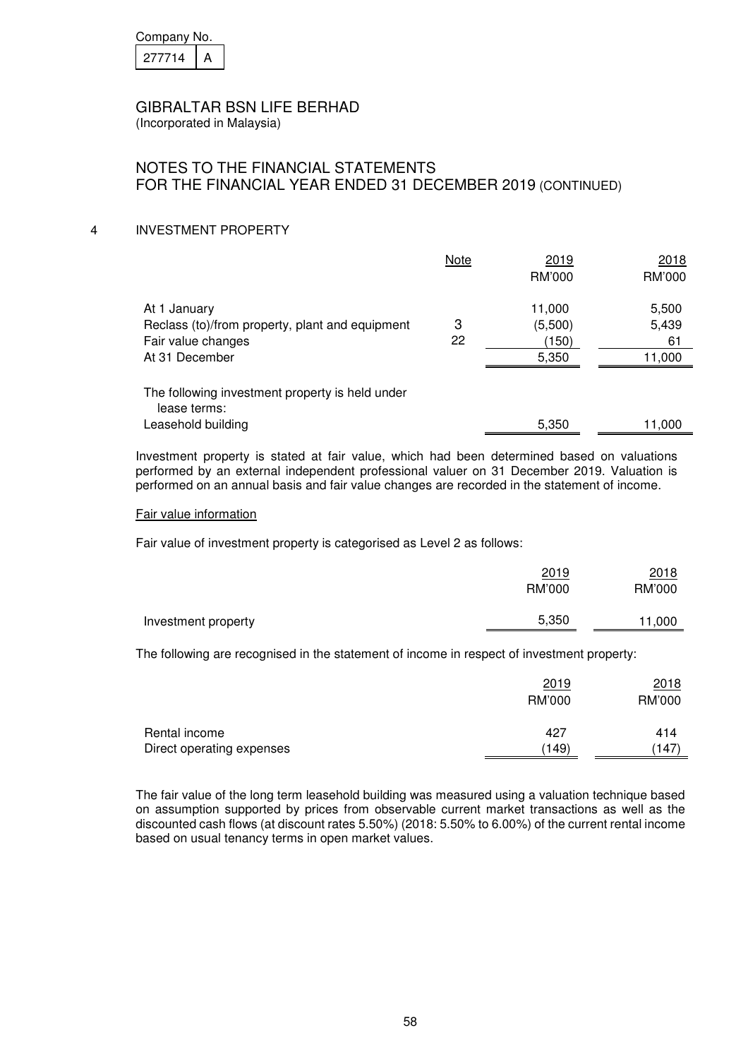Company No. 277714 A

# GIBRALTAR BSN LIFE BERHAD

(Incorporated in Malaysia)

## NOTES TO THE FINANCIAL STATEMENTS FOR THE FINANCIAL YEAR ENDED 31 DECEMBER 2019 (CONTINUED)

### 4 INVESTMENT PROPERTY

| | Note | 2019 RM'000 | 2018 RM'000 |
|---|---|---|---|
| At 1 January | | 11,000 | 5,500 |
| Reclass (to)/from property, plant and equipment | 3 | (5,500) | 5,439 |
| Fair value changes | 22 | (150) | 61 |
| At 31 December | | 5,350 | 11,000 |
| The following investment property is held under lease terms: | | | |
| Leasehold building | | 5,350 | 11,000 |

Investment property is stated at fair value, which had been determined based on valuations performed by an external independent professional valuer on 31 December 2019. Valuation is performed on an annual basis and fair value changes are recorded in the statement of income.

Fair value information

Fair value of investment property is categorised as Level 2 as follows:

| | 2019 RM'000 | 2018 RM'000 |
|---|---|---|
| Investment property | 5,350 | 11,000 |

The following are recognised in the statement of income in respect of investment property:

| | 2019 RM'000 | 2018 RM'000 |
|---|---|---|
| Rental income | 427 | 414 |
| Direct operating expenses | (149) | (147) |

The fair value of the long term leasehold building was measured using a valuation technique based on assumption supported by prices from observable current market transactions as well as the discounted cash flows (at discount rates 5.50%) (2018: 5.50% to 6.00%) of the current rental income based on usual tenancy terms in open market values.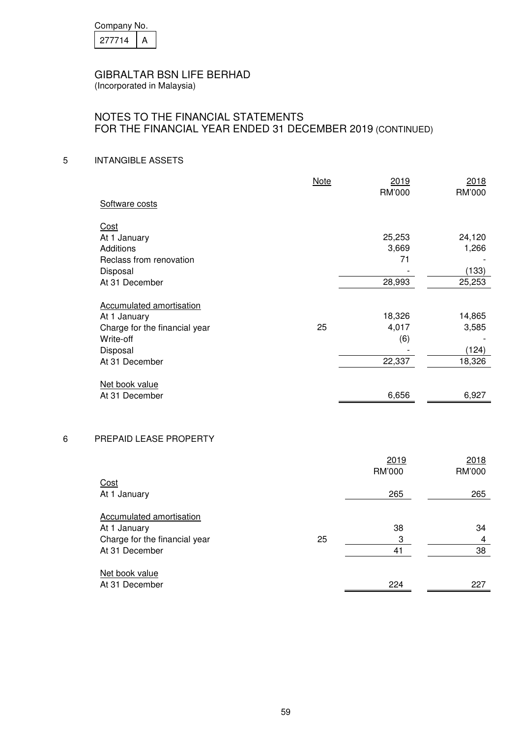Company No.

| 277714 | A |
|---|---|

GIBRALTAR BSN LIFE BERHAD
(Incorporated in Malaysia)

## NOTES TO THE FINANCIAL STATEMENTS FOR THE FINANCIAL YEAR ENDED 31 DECEMBER 2019 (CONTINUED)

### 5 INTANGIBLE ASSETS

| | Note | 2019 RM'000 | 2018 RM'000 |
|---|---|---|---|
| Software costs | | | |
| Cost | | | |
| At 1 January | | 25,253 | 24,120 |
| Additions | | 3,669 | 1,266 |
| Reclass from renovation | | 71 | - |
| Disposal | | - | (133) |
| At 31 December | | 28,993 | 25,253 |
| Accumulated amortisation | | | |
| At 1 January | | 18,326 | 14,865 |
| Charge for the financial year | 25 | 4,017 | 3,585 |
| Write-off | | (6) | - |
| Disposal | | - | (124) |
| At 31 December | | 22,337 | 18,326 |
| Net book value | | | |
| At 31 December | | 6,656 | 6,927 |

### 6 PREPAID LEASE PROPERTY

| | Note | 2019 RM'000 | 2018 RM'000 |
|---|---|---|---|
| Cost | | | |
| At 1 January | | 265 | 265 |
| Accumulated amortisation | | | |
| At 1 January | | 38 | 34 |
| Charge for the financial year | 25 | 3 | 4 |
| At 31 December | | 41 | 38 |
| Net book value | | | |
| At 31 December | | 224 | 227 |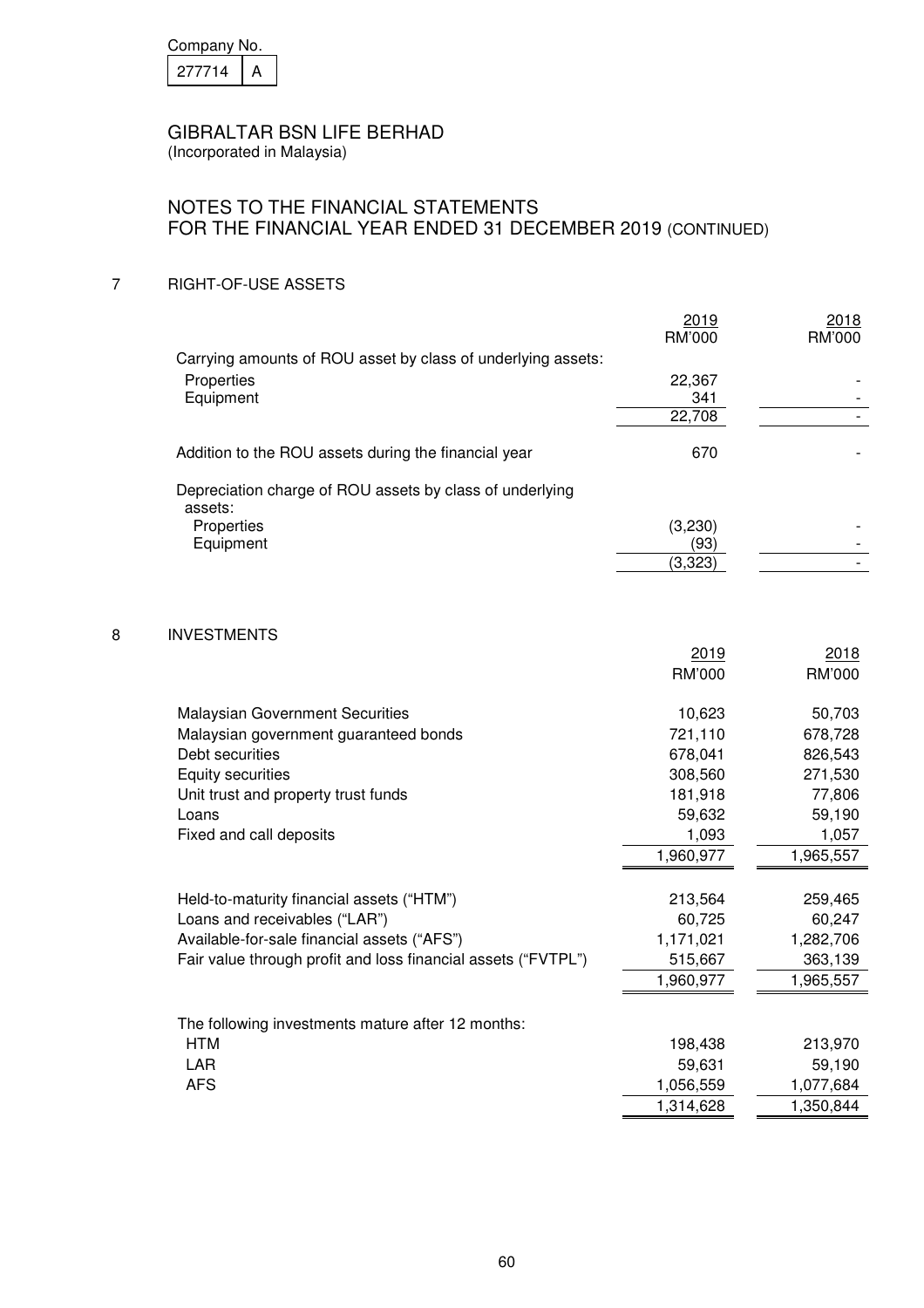Company No. 277714 A

GIBRALTAR BSN LIFE BERHAD
(Incorporated in Malaysia)

NOTES TO THE FINANCIAL STATEMENTS
FOR THE FINANCIAL YEAR ENDED 31 DECEMBER 2019 (CONTINUED)

## 7 RIGHT-OF-USE ASSETS

| | 2019<br>RM'000 | 2018<br>RM'000 |
|---|---|---|
| Carrying amounts of ROU asset by class of underlying assets: | | |
| Properties | 22,367 | - |
| Equipment | 341 | - |
| | 22,708 | - |
| Addition to the ROU assets during the financial year | 670 | - |
| Depreciation charge of ROU assets by class of underlying assets: | | |
| Properties | (3,230) | - |
| Equipment | (93) | - |
| | (3,323) | - |

## 8 INVESTMENTS

| | 2019<br>RM'000 | 2018<br>RM'000 |
|---|---|---|
| Malaysian Government Securities | 10,623 | 50,703 |
| Malaysian government guaranteed bonds | 721,110 | 678,728 |
| Debt securities | 678,041 | 826,543 |
| Equity securities | 308,560 | 271,530 |
| Unit trust and property trust funds | 181,918 | 77,806 |
| Loans | 59,632 | 59,190 |
| Fixed and call deposits | 1,093 | 1,057 |
| | 1,960,977 | 1,965,557 |
| Held-to-maturity financial assets ("HTM") | 213,564 | 259,465 |
| Loans and receivables ("LAR") | 60,725 | 60,247 |
| Available-for-sale financial assets ("AFS") | 1,171,021 | 1,282,706 |
| Fair value through profit and loss financial assets ("FVTPL") | 515,667 | 363,139 |
| | 1,960,977 | 1,965,557 |
| The following investments mature after 12 months: | | |
| HTM | 198,438 | 213,970 |
| LAR | 59,631 | 59,190 |
| AFS | 1,056,559 | 1,077,684 |
| | 1,314,628 | 1,350,844 |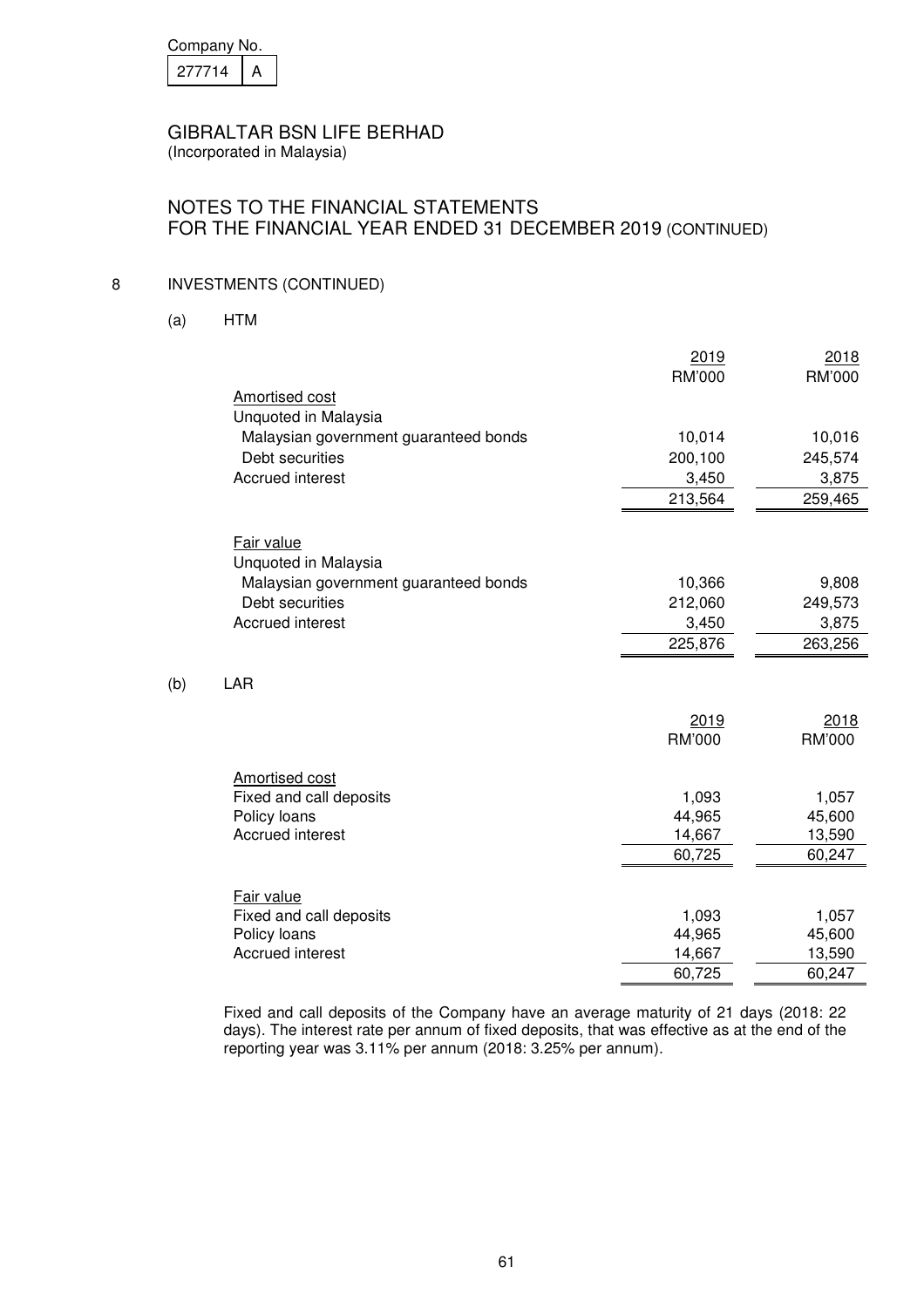Company No. 277714 A

GIBRALTAR BSN LIFE BERHAD
(Incorporated in Malaysia)

## NOTES TO THE FINANCIAL STATEMENTS FOR THE FINANCIAL YEAR ENDED 31 DECEMBER 2019 (CONTINUED)

### 8 INVESTMENTS (CONTINUED)

#### (a) HTM

| | 2019 RM'000 | 2018 RM'000 |
|---|---|---|
| Amortised cost | | |
| Unquoted in Malaysia | | |
| Malaysian government guaranteed bonds | 10,014 | 10,016 |
| Debt securities | 200,100 | 245,574 |
| Accrued interest | 3,450 | 3,875 |
| | 213,564 | 259,465 |
| Fair value | | |
| Unquoted in Malaysia | | |
| Malaysian government guaranteed bonds | 10,366 | 9,808 |
| Debt securities | 212,060 | 249,573 |
| Accrued interest | 3,450 | 3,875 |
| | 225,876 | 263,256 |

#### (b) LAR

| | 2019 RM'000 | 2018 RM'000 |
|---|---|---|
| Amortised cost | | |
| Fixed and call deposits | 1,093 | 1,057 |
| Policy loans | 44,965 | 45,600 |
| Accrued interest | 14,667 | 13,590 |
| | 60,725 | 60,247 |
| Fair value | | |
| Fixed and call deposits | 1,093 | 1,057 |
| Policy loans | 44,965 | 45,600 |
| Accrued interest | 14,667 | 13,590 |
| | 60,725 | 60,247 |

Fixed and call deposits of the Company have an average maturity of 21 days (2018: 22 days). The interest rate per annum of fixed deposits, that was effective as at the end of the reporting year was 3.11% per annum (2018: 3.25% per annum).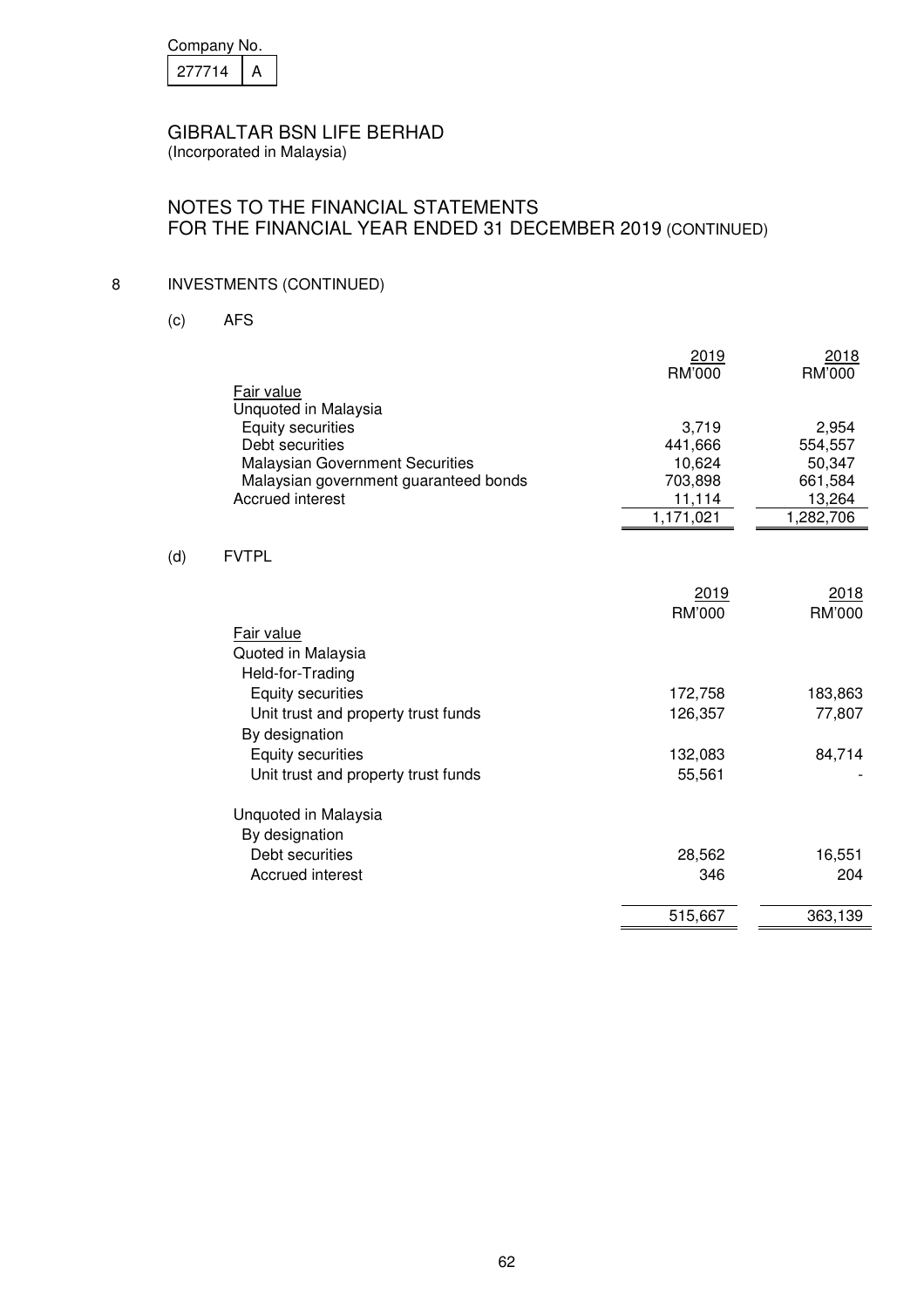Company No.

| 277714 | A |
|---|---|

GIBRALTAR BSN LIFE BERHAD
(Incorporated in Malaysia)

NOTES TO THE FINANCIAL STATEMENTS
FOR THE FINANCIAL YEAR ENDED 31 DECEMBER 2019 (CONTINUED)

## 8 INVESTMENTS (CONTINUED)

### (c) AFS

| | 2019<br>RM'000 | 2018<br>RM'000 |
|---|---|---|
| Fair value | | |
| Unquoted in Malaysia | | |
| Equity securities | 3,719 | 2,954 |
| Debt securities | 441,666 | 554,557 |
| Malaysian Government Securities | 10,624 | 50,347 |
| Malaysian government guaranteed bonds | 703,898 | 661,584 |
| Accrued interest | 11,114 | 13,264 |
| | 1,171,021 | 1,282,706 |

### (d) FVTPL

| | 2019<br>RM'000 | 2018<br>RM'000 |
|---|---|---|
| Fair value | | |
| Quoted in Malaysia | | |
| Held-for-Trading | | |
| Equity securities | 172,758 | 183,863 |
| Unit trust and property trust funds | 126,357 | 77,807 |
| By designation | | |
| Equity securities | 132,083 | 84,714 |
| Unit trust and property trust funds | 55,561 | - |
| Unquoted in Malaysia | | |
| By designation | | |
| Debt securities | 28,562 | 16,551 |
| Accrued interest | 346 | 204 |
| | 515,667 | 363,139 |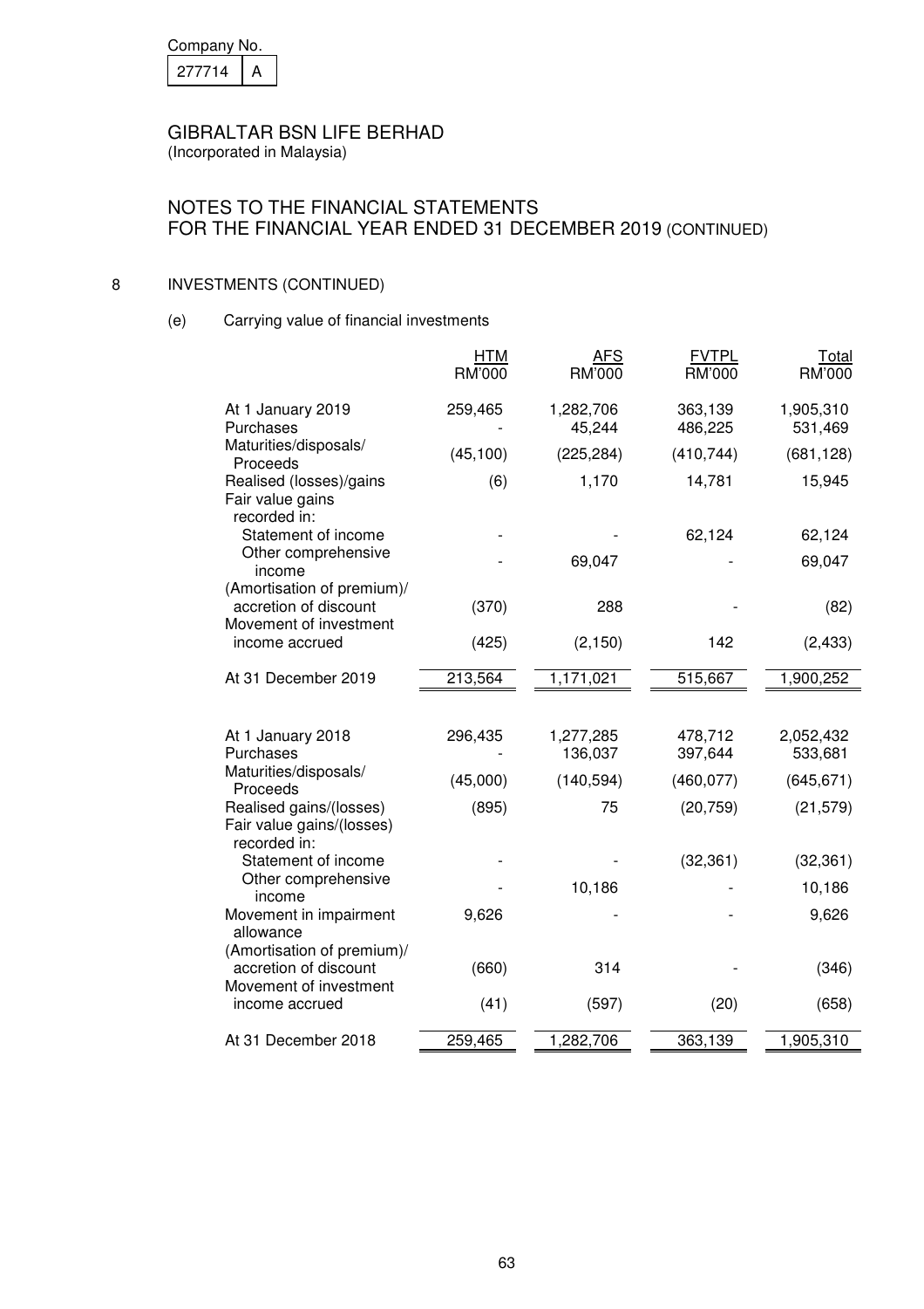Company No.

| 277714 | A |
|---|---|

GIBRALTAR BSN LIFE BERHAD
(Incorporated in Malaysia)

NOTES TO THE FINANCIAL STATEMENTS
FOR THE FINANCIAL YEAR ENDED 31 DECEMBER 2019 (CONTINUED)

8 INVESTMENTS (CONTINUED)

(e) Carrying value of financial investments

| | HTM RM'000 | AFS RM'000 | FVTPL RM'000 | Total RM'000 |
|---|---|---|---|---|
| At 1 January 2019 | 259,465 | 1,282,706 | 363,139 | 1,905,310 |
| Purchases | - | 45,244 | 486,225 | 531,469 |
| Maturities/disposals/ Proceeds | (45,100) | (225,284) | (410,744) | (681,128) |
| Realised (losses)/gains | (6) | 1,170 | 14,781 | 15,945 |
| Fair value gains recorded in: | | | | |
| Statement of income | - | - | 62,124 | 62,124 |
| Other comprehensive income | - | 69,047 | - | 69,047 |
| (Amortisation of premium)/ accretion of discount | (370) | 288 | - | (82) |
| Movement of investment income accrued | (425) | (2,150) | 142 | (2,433) |
| At 31 December 2019 | 213,564 | 1,171,021 | 515,667 | 1,900,252 |
| | | | | |
| At 1 January 2018 | 296,435 | 1,277,285 | 478,712 | 2,052,432 |
| Purchases | - | 136,037 | 397,644 | 533,681 |
| Maturities/disposals/ Proceeds | (45,000) | (140,594) | (460,077) | (645,671) |
| Realised gains/(losses) | (895) | 75 | (20,759) | (21,579) |
| Fair value gains/(losses) recorded in: | | | | |
| Statement of income | - | - | (32,361) | (32,361) |
| Other comprehensive income | - | 10,186 | - | 10,186 |
| Movement in impairment allowance | 9,626 | - | - | 9,626 |
| (Amortisation of premium)/ accretion of discount | (660) | 314 | - | (346) |
| Movement of investment income accrued | (41) | (597) | (20) | (658) |
| At 31 December 2018 | 259,465 | 1,282,706 | 363,139 | 1,905,310 |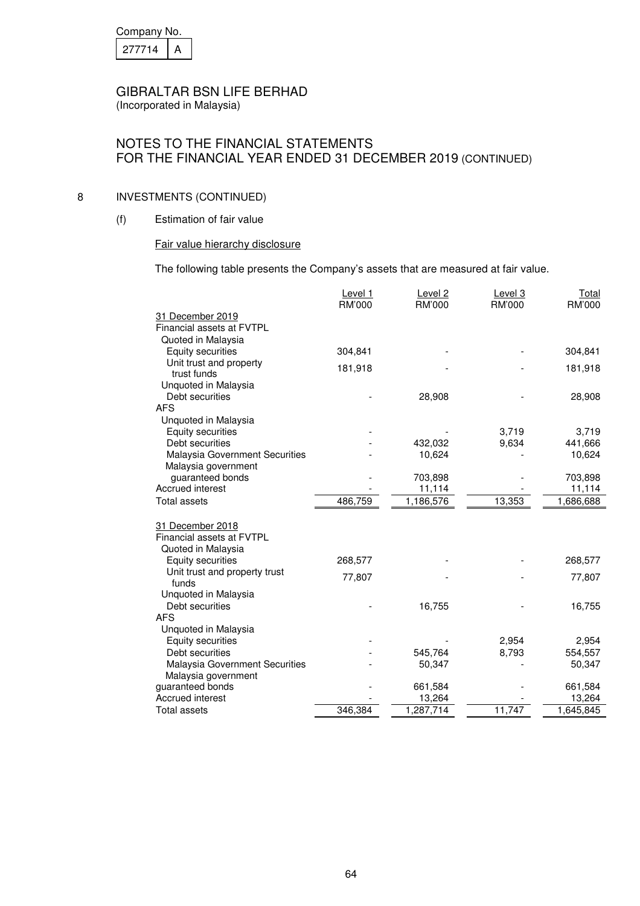Company No.

| 277714 | A |
|---|---|

# GIBRALTAR BSN LIFE BERHAD

(Incorporated in Malaysia)

## NOTES TO THE FINANCIAL STATEMENTS FOR THE FINANCIAL YEAR ENDED 31 DECEMBER 2019 (CONTINUED)

### 8 INVESTMENTS (CONTINUED)

#### (f) Estimation of fair value

Fair value hierarchy disclosure

The following table presents the Company's assets that are measured at fair value.

| | Level 1 RM'000 | Level 2 RM'000 | Level 3 RM'000 | Total RM'000 |
|---|---|---|---|---|
| 31 December 2019 | | | | |
| Financial assets at FVTPL | | | | |
| Quoted in Malaysia | | | | |
| Equity securities | 304,841 | - | - | 304,841 |
| Unit trust and property trust funds | 181,918 | - | - | 181,918 |
| Unquoted in Malaysia | | | | |
| Debt securities | - | 28,908 | - | 28,908 |
| AFS | | | | |
| Unquoted in Malaysia | | | | |
| Equity securities | - | - | 3,719 | 3,719 |
| Debt securities | - | 432,032 | 9,634 | 441,666 |
| Malaysia Government Securities | - | 10,624 | - | 10,624 |
| Malaysia government guaranteed bonds | - | 703,898 | - | 703,898 |
| Accrued interest | - | 11,114 | - | 11,114 |
| Total assets | 486,759 | 1,186,576 | 13,353 | 1,686,688 |
| | | | | |
| 31 December 2018 | | | | |
| Financial assets at FVTPL | | | | |
| Quoted in Malaysia | | | | |
| Equity securities | 268,577 | - | - | 268,577 |
| Unit trust and property trust funds | 77,807 | - | - | 77,807 |
| Unquoted in Malaysia | | | | |
| Debt securities | - | 16,755 | - | 16,755 |
| AFS | | | | |
| Unquoted in Malaysia | | | | |
| Equity securities | - | - | 2,954 | 2,954 |
| Debt securities | - | 545,764 | 8,793 | 554,557 |
| Malaysia Government Securities | - | 50,347 | - | 50,347 |
| Malaysia government guaranteed bonds | - | 661,584 | - | 661,584 |
| Accrued interest | - | 13,264 | - | 13,264 |
| Total assets | 346,384 | 1,287,714 | 11,747 | 1,645,845 |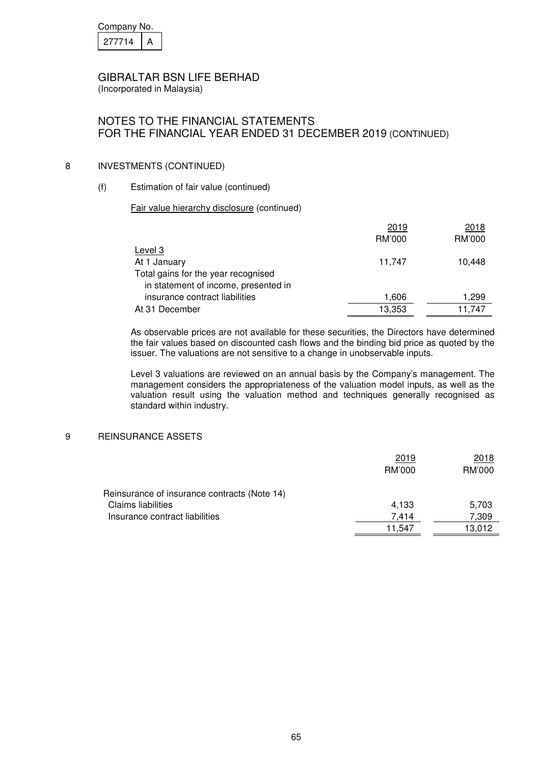Company No.

| 277714 | A |
|---|---|

GIBRALTAR BSN LIFE BERHAD
(Incorporated in Malaysia)

NOTES TO THE FINANCIAL STATEMENTS
FOR THE FINANCIAL YEAR ENDED 31 DECEMBER 2019 (CONTINUED)

## 8 INVESTMENTS (CONTINUED)

### (f) Estimation of fair value (continued)

Fair value hierarchy disclosure (continued)

| | 2019 RM'000 | 2018 RM'000 |
|---|---|---|
| Level 3 | | |
| At 1 January | 11,747 | 10,448 |
| Total gains for the year recognised in statement of income, presented in insurance contract liabilities | 1,606 | 1,299 |
| At 31 December | 13,353 | 11,747 |

As observable prices are not available for these securities, the Directors have determined the fair values based on discounted cash flows and the binding bid price as quoted by the issuer. The valuations are not sensitive to a change in unobservable inputs.

Level 3 valuations are reviewed on an annual basis by the Company's management. The management considers the appropriateness of the valuation model inputs, as well as the valuation result using the valuation method and techniques generally recognised as standard within industry.

## 9 REINSURANCE ASSETS

| | 2019 RM'000 | 2018 RM'000 |
|---|---|---|
| Reinsurance of insurance contracts (Note 14) | | |
| Claims liabilities | 4,133 | 5,703 |
| Insurance contract liabilities | 7,414 | 7,309 |
| | 11,547 | 13,012 |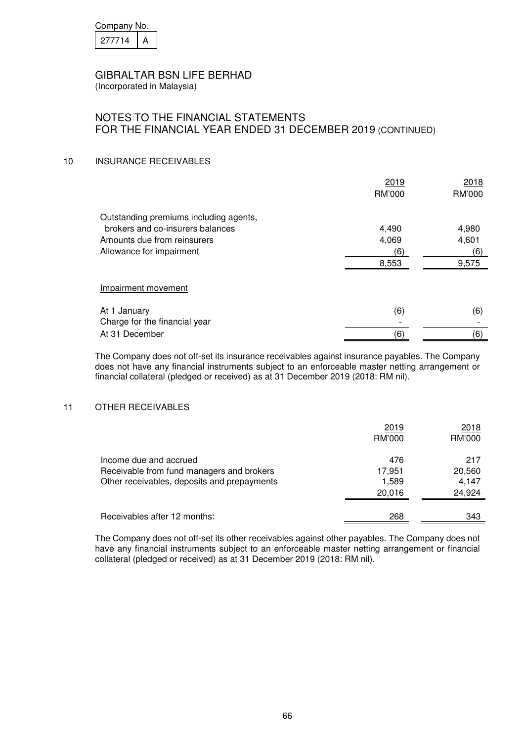Company No.

| 277714 | A |
|---|---|

GIBRALTAR BSN LIFE BERHAD
(Incorporated in Malaysia)

## NOTES TO THE FINANCIAL STATEMENTS FOR THE FINANCIAL YEAR ENDED 31 DECEMBER 2019 (CONTINUED)

### 10 INSURANCE RECEIVABLES

| | 2019 RM'000 | 2018 RM'000 |
|---|---|---|
| Outstanding premiums including agents, brokers and co-insurers balances | 4,490 | 4,980 |
| Amounts due from reinsurers | 4,069 | 4,601 |
| Allowance for impairment | (6) | (6) |
| | 8,553 | 9,575 |
| Impairment movement | | |
| At 1 January | (6) | (6) |
| Charge for the financial year | - | - |
| At 31 December | (6) | (6) |

The Company does not off-set its insurance receivables against insurance payables. The Company does not have any financial instruments subject to an enforceable master netting arrangement or financial collateral (pledged or received) as at 31 December 2019 (2018: RM nil).

### 11 OTHER RECEIVABLES

| | 2019 RM'000 | 2018 RM'000 |
|---|---|---|
| Income due and accrued | 476 | 217 |
| Receivable from fund managers and brokers | 17,951 | 20,560 |
| Other receivables, deposits and prepayments | 1,589 | 4,147 |
| | 20,016 | 24,924 |
| Receivables after 12 months: | 268 | 343 |

The Company does not off-set its other receivables against other payables. The Company does not have any financial instruments subject to an enforceable master netting arrangement or financial collateral (pledged or received) as at 31 December 2019 (2018: RM nil).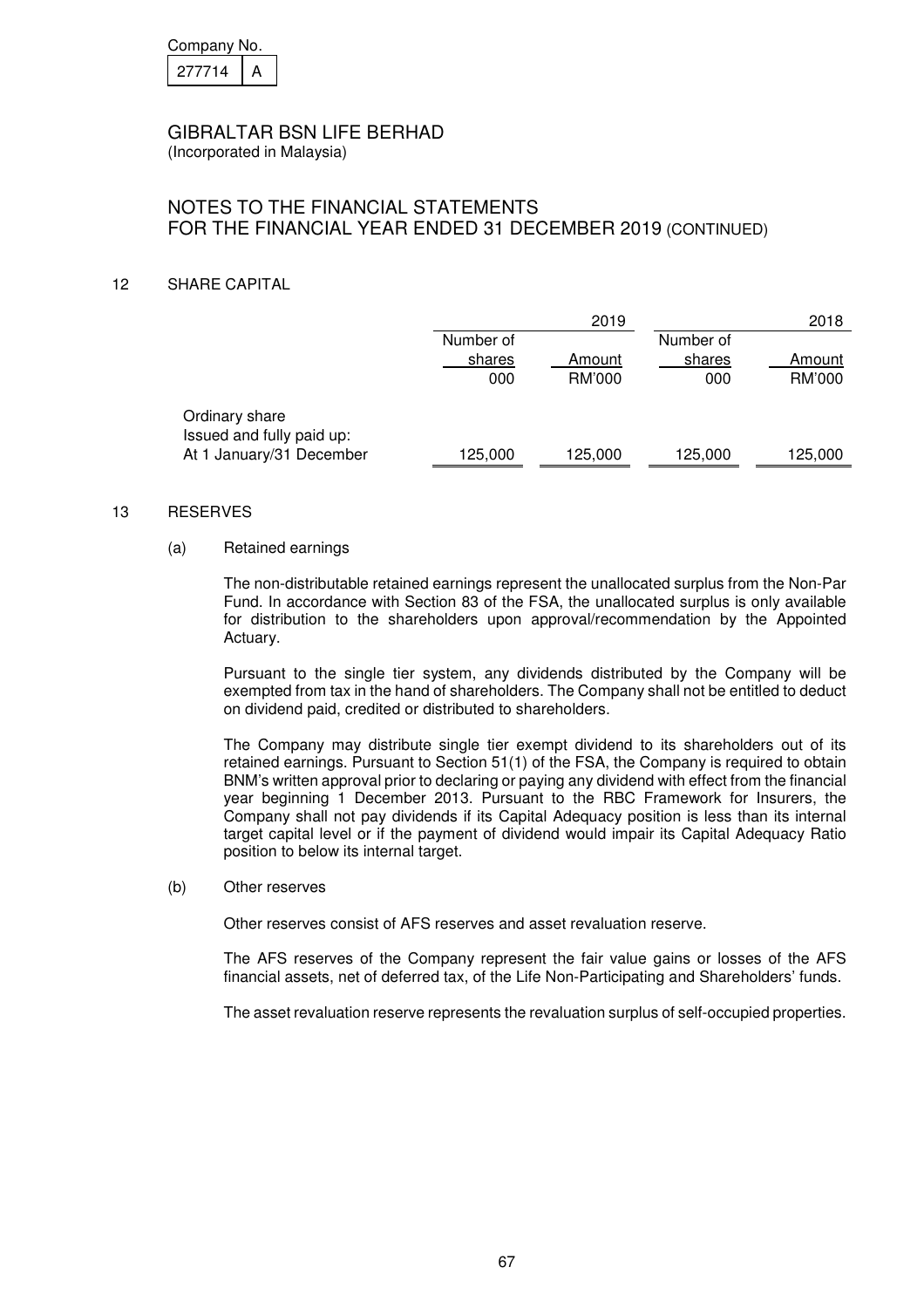Company No.

| 277714 | A |
|---|---|

GIBRALTAR BSN LIFE BERHAD
(Incorporated in Malaysia)

## NOTES TO THE FINANCIAL STATEMENTS FOR THE FINANCIAL YEAR ENDED 31 DECEMBER 2019 (CONTINUED)

### 12 SHARE CAPITAL

| | | 2019 | | 2018 |
|---|---|---|---|---|
| | Number of shares | Amount | Number of shares | Amount |
| | 000 | RM'000 | 000 | RM'000 |
| Ordinary share | | | | |
| Issued and fully paid up: | | | | |
| At 1 January/31 December | 125,000 | 125,000 | 125,000 | 125,000 |

### 13 RESERVES

(a) Retained earnings

The non-distributable retained earnings represent the unallocated surplus from the Non-Par Fund. In accordance with Section 83 of the FSA, the unallocated surplus is only available for distribution to the shareholders upon approval/recommendation by the Appointed Actuary.

Pursuant to the single tier system, any dividends distributed by the Company will be exempted from tax in the hand of shareholders. The Company shall not be entitled to deduct on dividend paid, credited or distributed to shareholders.

The Company may distribute single tier exempt dividend to its shareholders out of its retained earnings. Pursuant to Section 51(1) of the FSA, the Company is required to obtain BNM's written approval prior to declaring or paying any dividend with effect from the financial year beginning 1 December 2013. Pursuant to the RBC Framework for Insurers, the Company shall not pay dividends if its Capital Adequacy position is less than its internal target capital level or if the payment of dividend would impair its Capital Adequacy Ratio position to below its internal target.

(b) Other reserves

Other reserves consist of AFS reserves and asset revaluation reserve.

The AFS reserves of the Company represent the fair value gains or losses of the AFS financial assets, net of deferred tax, of the Life Non-Participating and Shareholders' funds.

The asset revaluation reserve represents the revaluation surplus of self-occupied properties.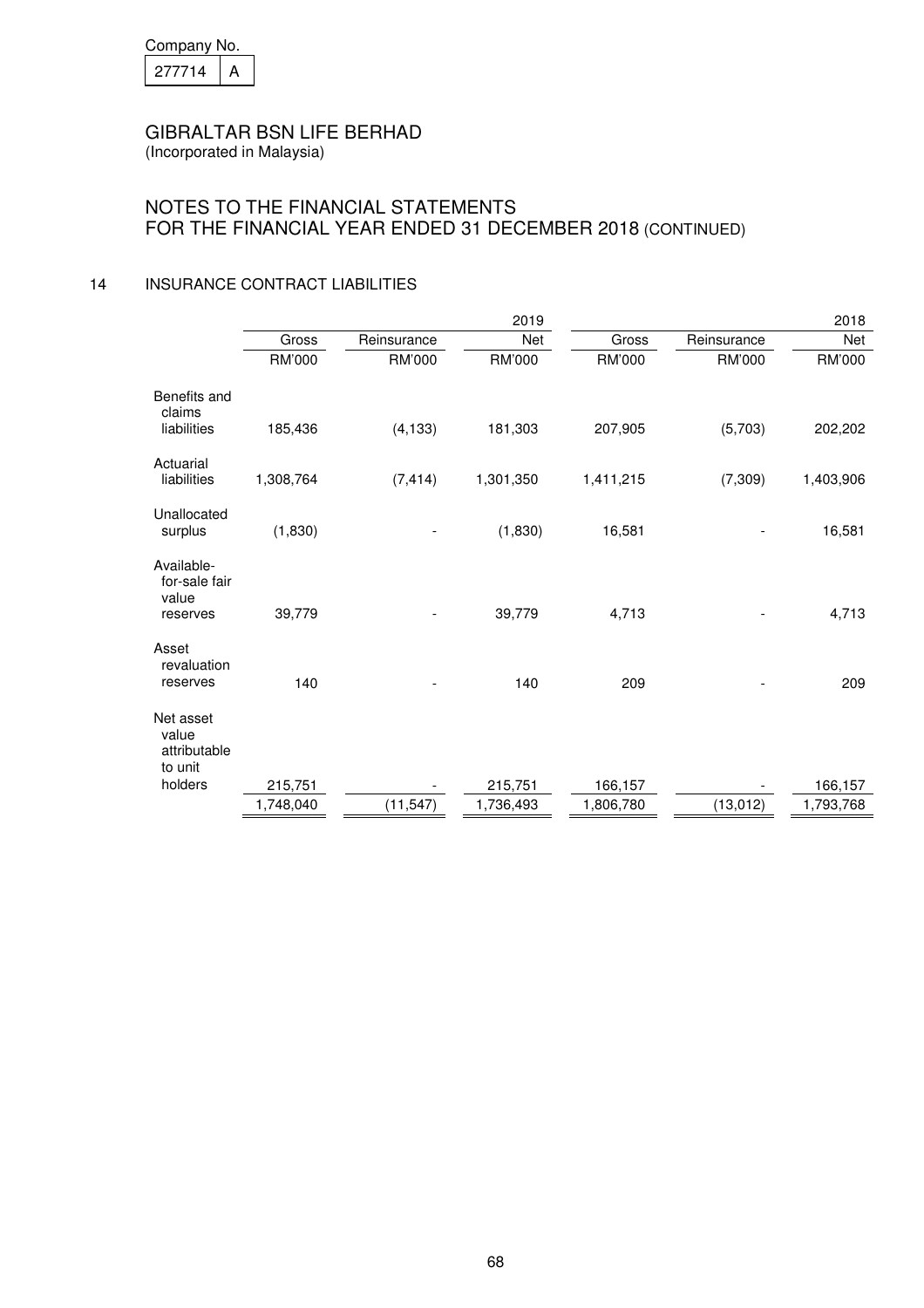Company No.

| 277714 | A |
|---|---|

# GIBRALTAR BSN LIFE BERHAD

(Incorporated in Malaysia)

## NOTES TO THE FINANCIAL STATEMENTS FOR THE FINANCIAL YEAR ENDED 31 DECEMBER 2018 (CONTINUED)

### 14 INSURANCE CONTRACT LIABILITIES

| | | | 2019 | | | 2018 |
|---|---|---|---|---|---|---|
| | Gross | Reinsurance | Net | Gross | Reinsurance | Net |
| | RM'000 | RM'000 | RM'000 | RM'000 | RM'000 | RM'000 |
| Benefits and claims liabilities | 185,436 | (4,133) | 181,303 | 207,905 | (5,703) | 202,202 |
| Actuarial liabilities | 1,308,764 | (7,414) | 1,301,350 | 1,411,215 | (7,309) | 1,403,906 |
| Unallocated surplus | (1,830) | - | (1,830) | 16,581 | - | 16,581 |
| Available-for-sale fair value reserves | 39,779 | - | 39,779 | 4,713 | - | 4,713 |
| Asset revaluation reserves | 140 | - | 140 | 209 | - | 209 |
| Net asset value attributable to unit holders | 215,751 | - | 215,751 | 166,157 | - | 166,157 |
| | 1,748,040 | (11,547) | 1,736,493 | 1,806,780 | (13,012) | 1,793,768 |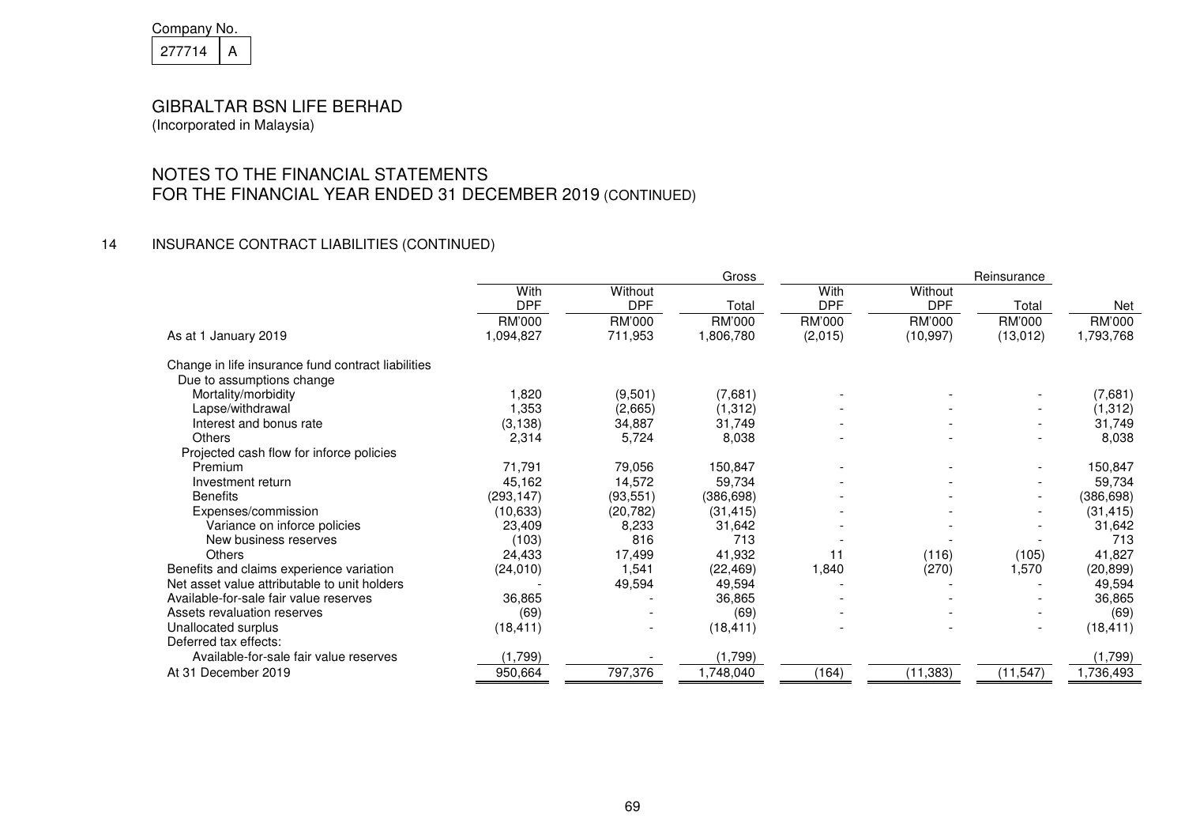Company No.

| 277714 | A |
|---|---|

# GIBRALTAR BSN LIFE BERHAD

(Incorporated in Malaysia)

## NOTES TO THE FINANCIAL STATEMENTS FOR THE FINANCIAL YEAR ENDED 31 DECEMBER 2019 (CONTINUED)

### 14 INSURANCE CONTRACT LIABILITIES (CONTINUED)

| | Gross | | | Reinsurance | | | |
|---|---|---|---|---|---|---|---|
| | With DPF | Without DPF | Total | With DPF | Without DPF | Total | Net |
| | RM'000 | RM'000 | RM'000 | RM'000 | RM'000 | RM'000 | RM'000 |
| As at 1 January 2019 | 1,094,827 | 711,953 | 1,806,780 | (2,015) | (10,997) | (13,012) | 1,793,768 |
| Change in life insurance fund contract liabilities | | | | | | | |
| Due to assumptions change | | | | | | | |
| Mortality/morbidity | 1,820 | (9,501) | (7,681) | - | - | - | (7,681) |
| Lapse/withdrawal | 1,353 | (2,665) | (1,312) | - | - | - | (1,312) |
| Interest and bonus rate | (3,138) | 34,887 | 31,749 | - | - | - | 31,749 |
| Others | 2,314 | 5,724 | 8,038 | - | - | - | 8,038 |
| Projected cash flow for inforce policies | | | | | | | |
| Premium | 71,791 | 79,056 | 150,847 | - | - | - | 150,847 |
| Investment return | 45,162 | 14,572 | 59,734 | - | - | - | 59,734 |
| Benefits | (293,147) | (93,551) | (386,698) | - | - | - | (386,698) |
| Expenses/commission | (10,633) | (20,782) | (31,415) | - | - | - | (31,415) |
| Variance on inforce policies | 23,409 | 8,233 | 31,642 | - | - | - | 31,642 |
| New business reserves | (103) | 816 | 713 | - | - | - | 713 |
| Others | 24,433 | 17,499 | 41,932 | 11 | (116) | (105) | 41,827 |
| Benefits and claims experience variation | (24,010) | 1,541 | (22,469) | 1,840 | (270) | 1,570 | (20,899) |
| Net asset value attributable to unit holders | - | 49,594 | 49,594 | - | - | - | 49,594 |
| Available-for-sale fair value reserves | 36,865 | - | 36,865 | - | - | - | 36,865 |
| Assets revaluation reserves | (69) | - | (69) | - | - | - | (69) |
| Unallocated surplus | (18,411) | - | (18,411) | - | - | - | (18,411) |
| Deferred tax effects: | | | | | | | |
| Available-for-sale fair value reserves | (1,799) | - | (1,799) | | | | (1,799) |
| At 31 December 2019 | 950,664 | 797,376 | 1,748,040 | (164) | (11,383) | (11,547) | 1,736,493 |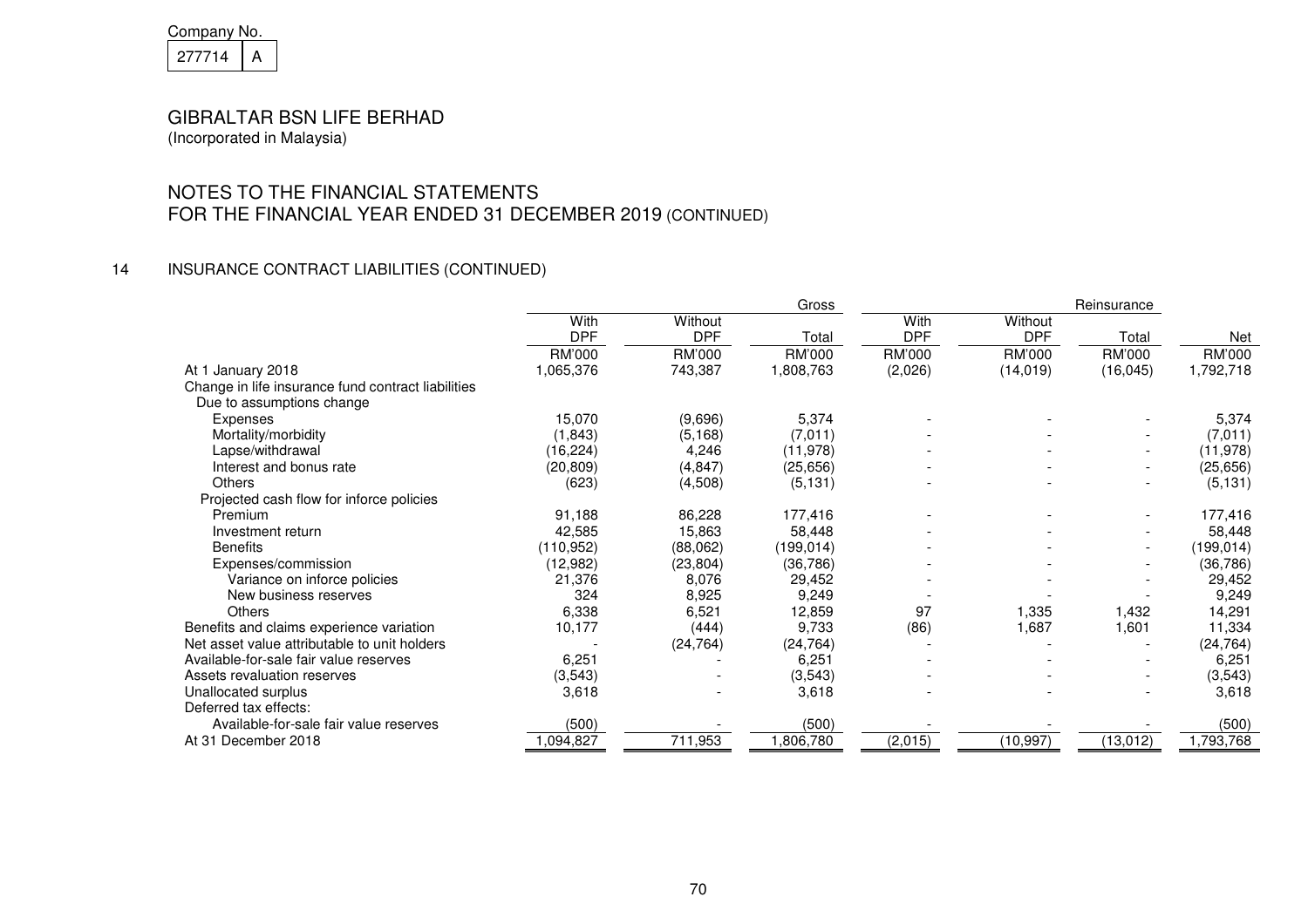Company No.

277714 | A

GIBRALTAR BSN LIFE BERHAD
(Incorporated in Malaysia)

NOTES TO THE FINANCIAL STATEMENTS
FOR THE FINANCIAL YEAR ENDED 31 DECEMBER 2019 (CONTINUED)

## 14 INSURANCE CONTRACT LIABILITIES (CONTINUED)

| | Gross | | | Reinsurance | | | |
|---|---|---|---|---|---|---|---|
| | With DPF | Without DPF | Total | With DPF | Without DPF | Total | Net |
| | RM'000 | RM'000 | RM'000 | RM'000 | RM'000 | RM'000 | RM'000 |
| At 1 January 2018 | 1,065,376 | 743,387 | 1,808,763 | (2,026) | (14,019) | (16,045) | 1,792,718 |
| Change in life insurance fund contract liabilities | | | | | | | |
| Due to assumptions change | | | | | | | |
| Expenses | 15,070 | (9,696) | 5,374 | - | - | - | 5,374 |
| Mortality/morbidity | (1,843) | (5,168) | (7,011) | - | - | - | (7,011) |
| Lapse/withdrawal | (16,224) | 4,246 | (11,978) | - | - | - | (11,978) |
| Interest and bonus rate | (20,809) | (4,847) | (25,656) | - | - | - | (25,656) |
| Others | (623) | (4,508) | (5,131) | - | - | - | (5,131) |
| Projected cash flow for inforce policies | | | | | | | |
| Premium | 91,188 | 86,228 | 177,416 | - | - | - | 177,416 |
| Investment return | 42,585 | 15,863 | 58,448 | - | - | - | 58,448 |
| Benefits | (110,952) | (88,062) | (199,014) | - | - | - | (199,014) |
| Expenses/commission | (12,982) | (23,804) | (36,786) | - | - | - | (36,786) |
| Variance on inforce policies | 21,376 | 8,076 | 29,452 | - | - | - | 29,452 |
| New business reserves | 324 | 8,925 | 9,249 | - | - | - | 9,249 |
| Others | 6,338 | 6,521 | 12,859 | 97 | 1,335 | 1,432 | 14,291 |
| Benefits and claims experience variation | 10,177 | (444) | 9,733 | (86) | 1,687 | 1,601 | 11,334 |
| Net asset value attributable to unit holders | - | (24,764) | (24,764) | - | - | - | (24,764) |
| Available-for-sale fair value reserves | 6,251 | - | 6,251 | - | - | - | 6,251 |
| Assets revaluation reserves | (3,543) | - | (3,543) | - | - | - | (3,543) |
| Unallocated surplus | 3,618 | - | 3,618 | - | - | - | 3,618 |
| Deferred tax effects: | | | | | | | |
| Available-for-sale fair value reserves | (500) | - | (500) | - | - | - | (500) |
| At 31 December 2018 | 1,094,827 | 711,953 | 1,806,780 | (2,015) | (10,997) | (13,012) | 1,793,768 |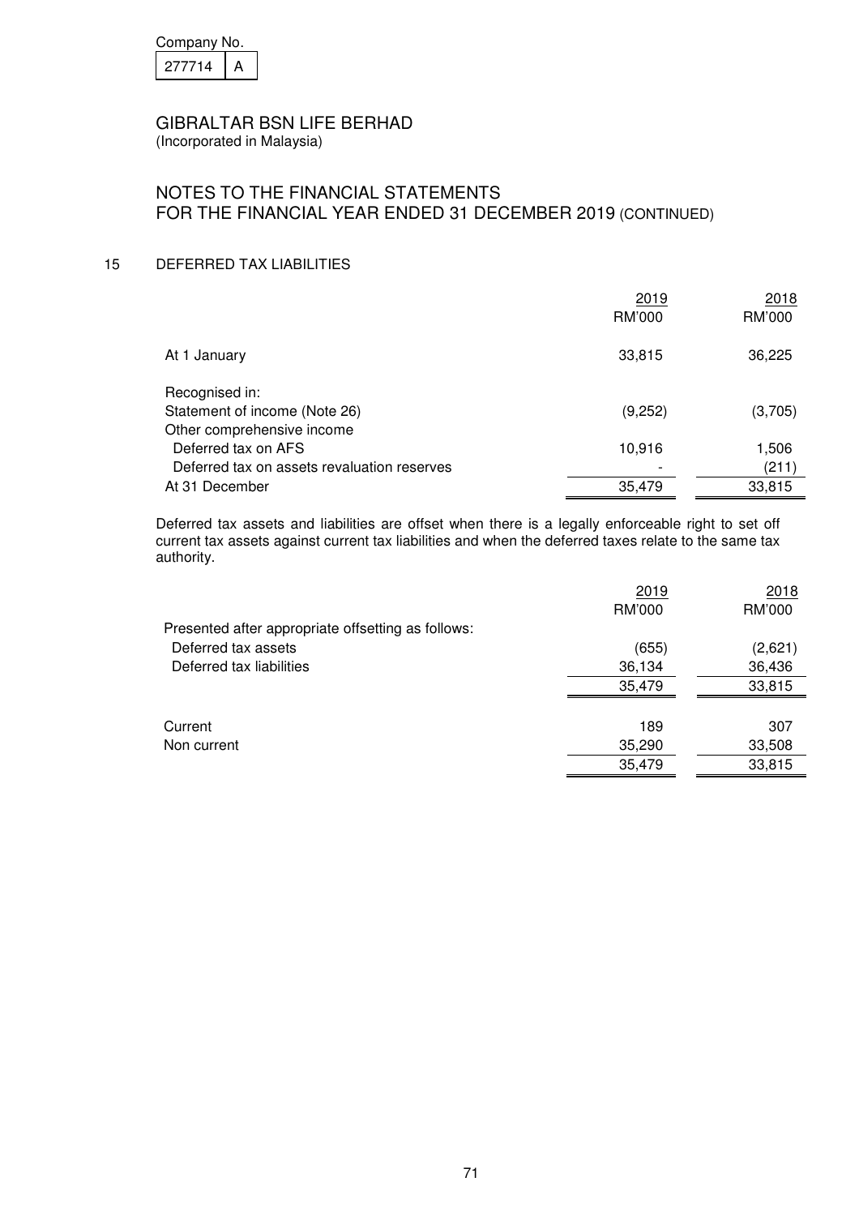Company No.

| 277714 | A |
|---|---|

GIBRALTAR BSN LIFE BERHAD
(Incorporated in Malaysia)

NOTES TO THE FINANCIAL STATEMENTS
FOR THE FINANCIAL YEAR ENDED 31 DECEMBER 2019 (CONTINUED)

## 15 DEFERRED TAX LIABILITIES

| | 2019 RM'000 | 2018 RM'000 |
|---|---|---|
| At 1 January | 33,815 | 36,225 |
| Recognised in: | | |
| Statement of income (Note 26) | (9,252) | (3,705) |
| Other comprehensive income | | |
| Deferred tax on AFS | 10,916 | 1,506 |
| Deferred tax on assets revaluation reserves | - | (211) |
| At 31 December | 35,479 | 33,815 |

Deferred tax assets and liabilities are offset when there is a legally enforceable right to set off current tax assets against current tax liabilities and when the deferred taxes relate to the same tax authority.

| | 2019 RM'000 | 2018 RM'000 |
|---|---|---|
| Presented after appropriate offsetting as follows: | | |
| Deferred tax assets | (655) | (2,621) |
| Deferred tax liabilities | 36,134 | 36,436 |
| | 35,479 | 33,815 |
| Current | 189 | 307 |
| Non current | 35,290 | 33,508 |
| | 35,479 | 33,815 |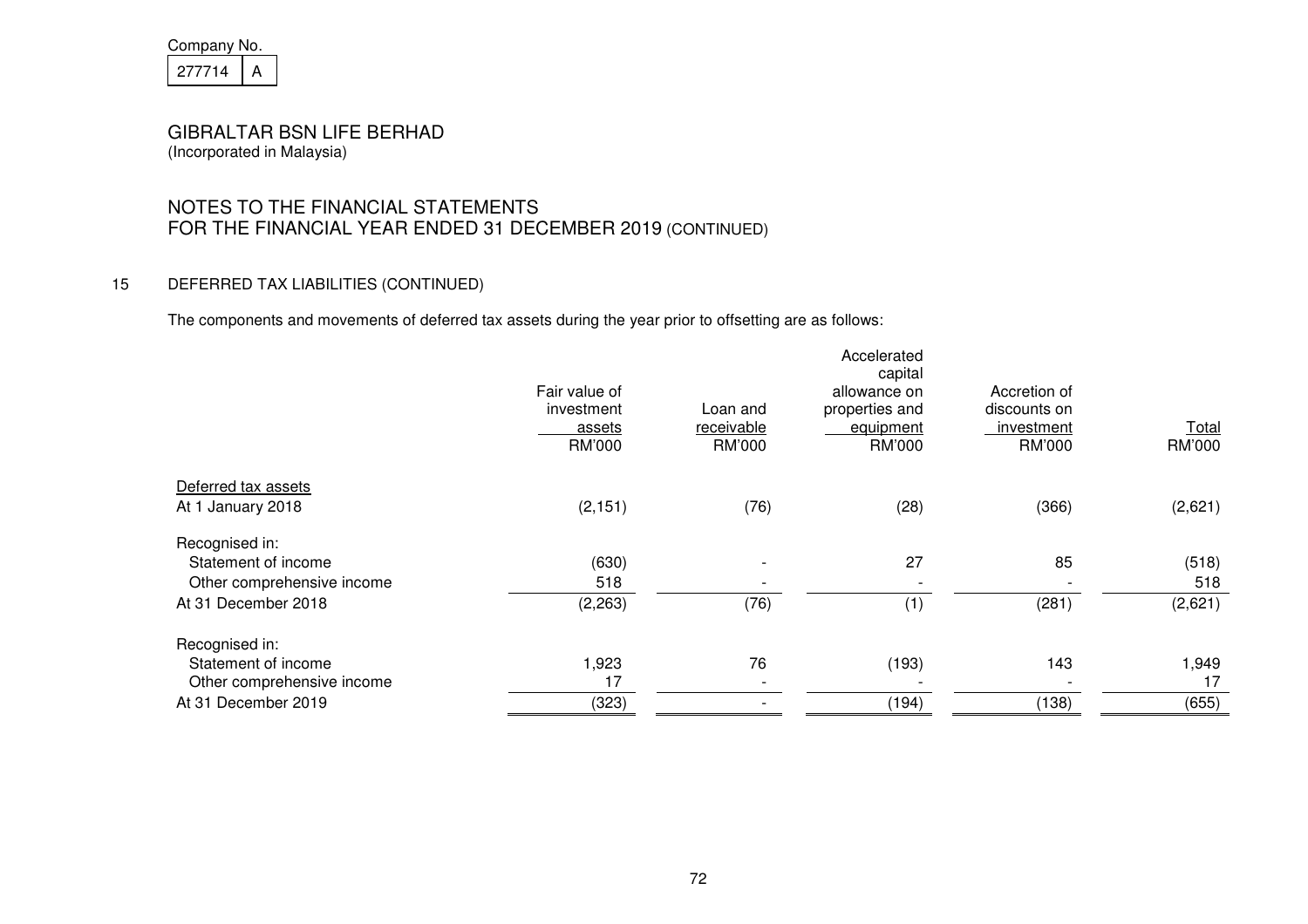Company No.

| 277714 | A |
|---|---|

# GIBRALTAR BSN LIFE BERHAD
(Incorporated in Malaysia)

## NOTES TO THE FINANCIAL STATEMENTS
## FOR THE FINANCIAL YEAR ENDED 31 DECEMBER 2019 (CONTINUED)

### 15 DEFERRED TAX LIABILITIES (CONTINUED)

The components and movements of deferred tax assets during the year prior to offsetting are as follows:

| | Fair value of investment assets RM'000 | Loan and receivable RM'000 | Accelerated capital allowance on properties and equipment RM'000 | Accretion of discounts on investment RM'000 | Total RM'000 |
|---|---|---|---|---|---|
| Deferred tax assets | | | | | |
| At 1 January 2018 | (2,151) | (76) | (28) | (366) | (2,621) |
| Recognised in: | | | | | |
| Statement of income | (630) | - | 27 | 85 | (518) |
| Other comprehensive income | 518 | - | - | - | 518 |
| At 31 December 2018 | (2,263) | (76) | (1) | (281) | (2,621) |
| Recognised in: | | | | | |
| Statement of income | 1,923 | 76 | (193) | 143 | 1,949 |
| Other comprehensive income | 17 | - | - | - | 17 |
| At 31 December 2019 | (323) | - | (194) | (138) | (655) |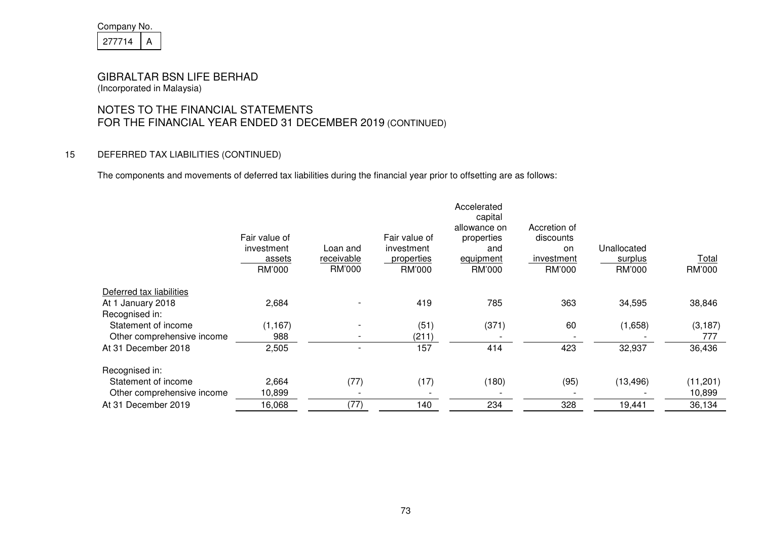Company No.

| 277714 | A |
|---|---|

GIBRALTAR BSN LIFE BERHAD
(Incorporated in Malaysia)

NOTES TO THE FINANCIAL STATEMENTS
FOR THE FINANCIAL YEAR ENDED 31 DECEMBER 2019 (CONTINUED)

15 DEFERRED TAX LIABILITIES (CONTINUED)

The components and movements of deferred tax liabilities during the financial year prior to offsetting are as follows:

| | Fair value of investment assets | Loan and receivable | Fair value of investment properties | Accelerated capital allowance on properties and equipment | Accretion of discounts on investment | Unallocated surplus | Total |
|---|---|---|---|---|---|---|---|
| | RM'000 | RM'000 | RM'000 | RM'000 | RM'000 | RM'000 | RM'000 |
| Deferred tax liabilities | | | | | | | |
| At 1 January 2018 | 2,684 | - | 419 | 785 | 363 | 34,595 | 38,846 |
| Recognised in: | | | | | | | |
| Statement of income | (1,167) | - | (51) | (371) | 60 | (1,658) | (3,187) |
| Other comprehensive income | 988 | - | (211) | - | - | - | 777 |
| At 31 December 2018 | 2,505 | - | 157 | 414 | 423 | 32,937 | 36,436 |
| Recognised in: | | | | | | | |
| Statement of income | 2,664 | (77) | (17) | (180) | (95) | (13,496) | (11,201) |
| Other comprehensive income | 10,899 | - | - | - | - | - | 10,899 |
| At 31 December 2019 | 16,068 | (77) | 140 | 234 | 328 | 19,441 | 36,134 |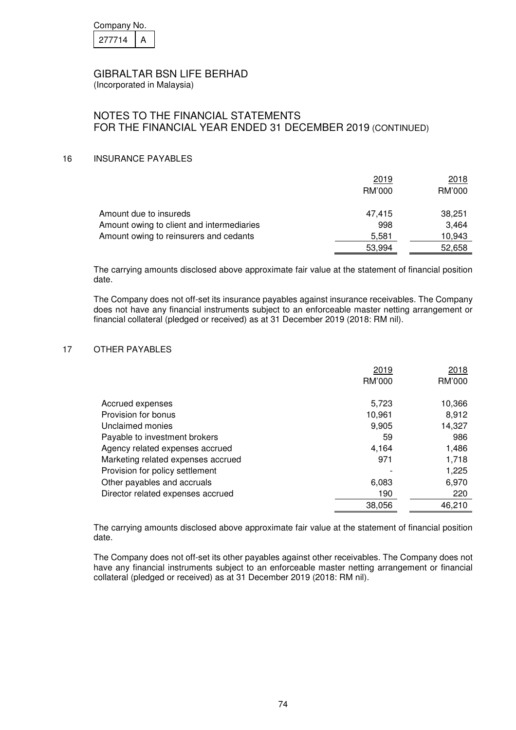Company No. 277714 A

# GIBRALTAR BSN LIFE BERHAD
(Incorporated in Malaysia)

## NOTES TO THE FINANCIAL STATEMENTS FOR THE FINANCIAL YEAR ENDED 31 DECEMBER 2019 (CONTINUED)

### 16 INSURANCE PAYABLES

| | 2019 RM'000 | 2018 RM'000 |
|---|---|---|
| Amount due to insureds | 47,415 | 38,251 |
| Amount owing to client and intermediaries | 998 | 3,464 |
| Amount owing to reinsurers and cedants | 5,581 | 10,943 |
| | 53,994 | 52,658 |

The carrying amounts disclosed above approximate fair value at the statement of financial position date.

The Company does not off-set its insurance payables against insurance receivables. The Company does not have any financial instruments subject to an enforceable master netting arrangement or financial collateral (pledged or received) as at 31 December 2019 (2018: RM nil).

### 17 OTHER PAYABLES

| | 2019 RM'000 | 2018 RM'000 |
|---|---|---|
| Accrued expenses | 5,723 | 10,366 |
| Provision for bonus | 10,961 | 8,912 |
| Unclaimed monies | 9,905 | 14,327 |
| Payable to investment brokers | 59 | 986 |
| Agency related expenses accrued | 4,164 | 1,486 |
| Marketing related expenses accrued | 971 | 1,718 |
| Provision for policy settlement | - | 1,225 |
| Other payables and accruals | 6,083 | 6,970 |
| Director related expenses accrued | 190 | 220 |
| | 38,056 | 46,210 |

The carrying amounts disclosed above approximate fair value at the statement of financial position date.

The Company does not off-set its other payables against other receivables. The Company does not have any financial instruments subject to an enforceable master netting arrangement or financial collateral (pledged or received) as at 31 December 2019 (2018: RM nil).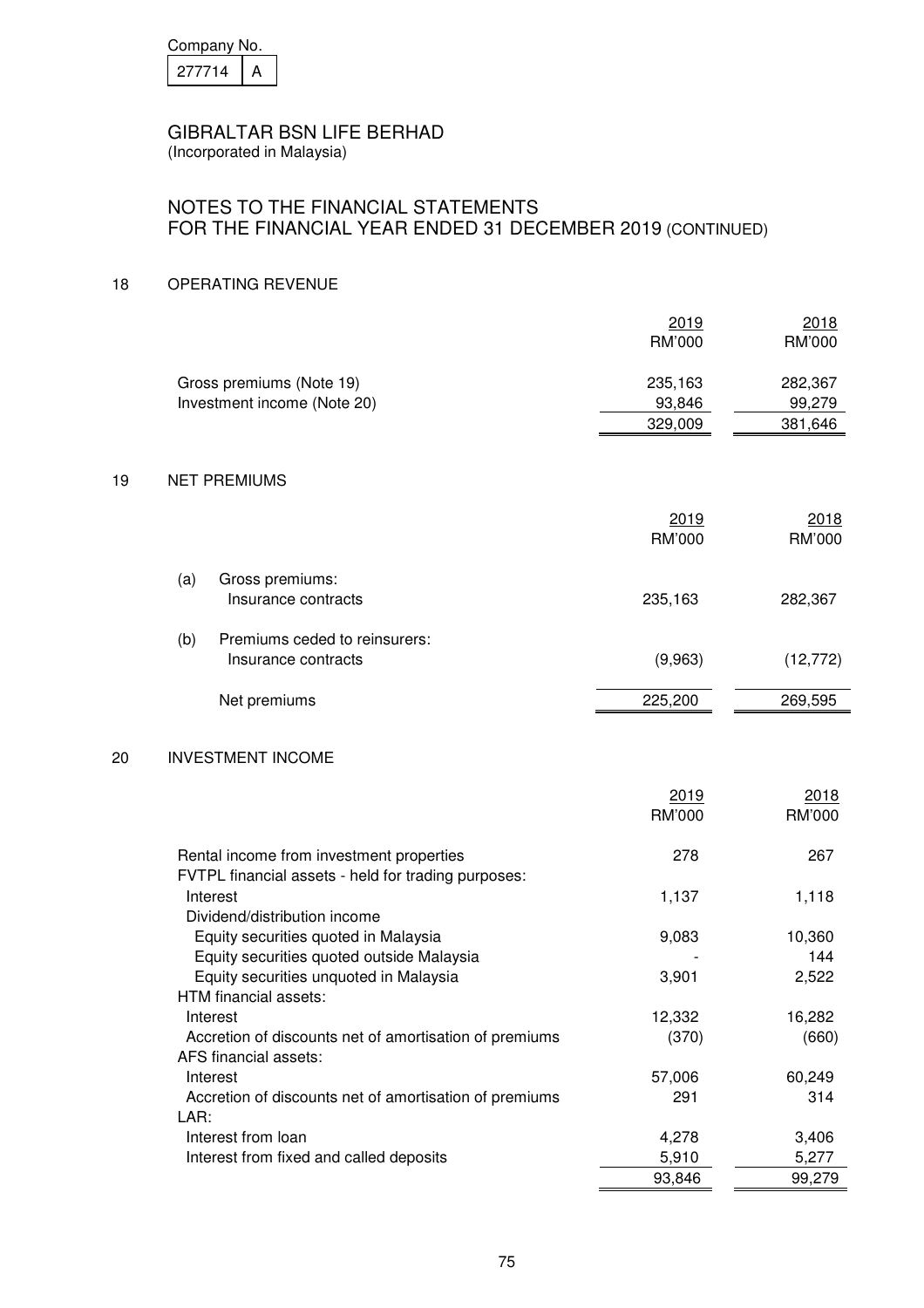Company No.

| 277714 | A |
|---|---|

# GIBRALTAR BSN LIFE BERHAD
(Incorporated in Malaysia)

## NOTES TO THE FINANCIAL STATEMENTS FOR THE FINANCIAL YEAR ENDED 31 DECEMBER 2019 (CONTINUED)

### 18 OPERATING REVENUE

| | 2019 RM'000 | 2018 RM'000 |
|---|---|---|
| Gross premiums (Note 19) | 235,163 | 282,367 |
| Investment income (Note 20) | 93,846 | 99,279 |
| | 329,009 | 381,646 |

### 19 NET PREMIUMS

| | 2019 RM'000 | 2018 RM'000 |
|---|---|---|
| (a) Gross premiums: | | |
| Insurance contracts | 235,163 | 282,367 |
| (b) Premiums ceded to reinsurers: | | |
| Insurance contracts | (9,963) | (12,772) |
| Net premiums | 225,200 | 269,595 |

### 20 INVESTMENT INCOME

| | 2019 RM'000 | 2018 RM'000 |
|---|---|---|
| Rental income from investment properties | 278 | 267 |
| FVTPL financial assets - held for trading purposes: | | |
| Interest | 1,137 | 1,118 |
| Dividend/distribution income | | |
| Equity securities quoted in Malaysia | 9,083 | 10,360 |
| Equity securities quoted outside Malaysia | - | 144 |
| Equity securities unquoted in Malaysia | 3,901 | 2,522 |
| HTM financial assets: | | |
| Interest | 12,332 | 16,282 |
| Accretion of discounts net of amortisation of premiums | (370) | (660) |
| AFS financial assets: | | |
| Interest | 57,006 | 60,249 |
| Accretion of discounts net of amortisation of premiums | 291 | 314 |
| LAR: | | |
| Interest from loan | 4,278 | 3,406 |
| Interest from fixed and called deposits | 5,910 | 5,277 |
| | 93,846 | 99,279 |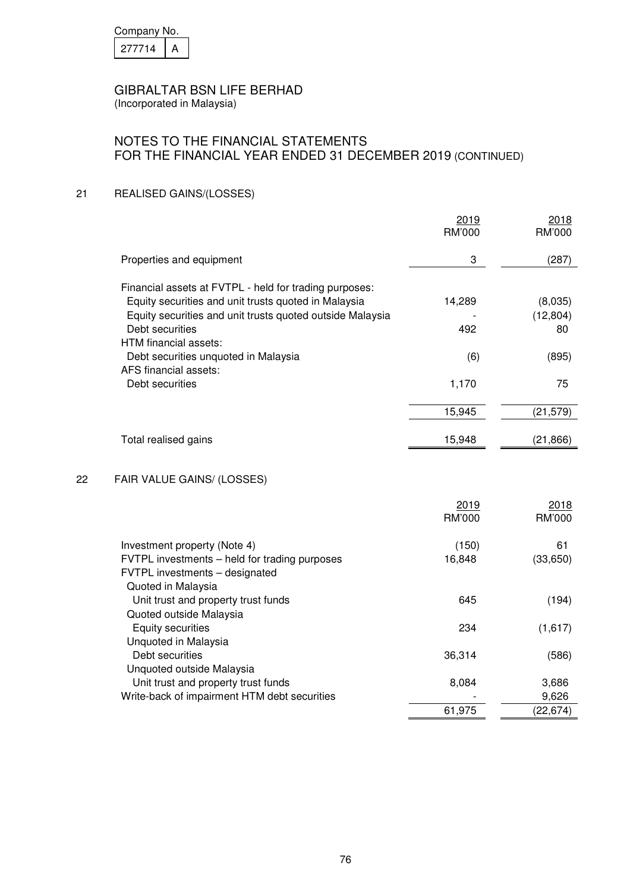Company No.

| 277714 | A |
|---|---|

# GIBRALTAR BSN LIFE BERHAD
(Incorporated in Malaysia)

## NOTES TO THE FINANCIAL STATEMENTS FOR THE FINANCIAL YEAR ENDED 31 DECEMBER 2019 (CONTINUED)

### 21 REALISED GAINS/(LOSSES)

| | 2019 RM'000 | 2018 RM'000 |
|---|---|---|
| Properties and equipment | 3 | (287) |
| Financial assets at FVTPL - held for trading purposes: | | |
| Equity securities and unit trusts quoted in Malaysia | 14,289 | (8,035) |
| Equity securities and unit trusts quoted outside Malaysia | - | (12,804) |
| Debt securities | 492 | 80 |
| HTM financial assets: | | |
| Debt securities unquoted in Malaysia | (6) | (895) |
| AFS financial assets: | | |
| Debt securities | 1,170 | 75 |
| | 15,945 | (21,579) |
| Total realised gains | 15,948 | (21,866) |

### 22 FAIR VALUE GAINS/ (LOSSES)

| | 2019 RM'000 | 2018 RM'000 |
|---|---|---|
| Investment property (Note 4) | (150) | 61 |
| FVTPL investments – held for trading purposes | 16,848 | (33,650) |
| FVTPL investments – designated | | |
| Quoted in Malaysia | | |
| Unit trust and property trust funds | 645 | (194) |
| Quoted outside Malaysia | | |
| Equity securities | 234 | (1,617) |
| Unquoted in Malaysia | | |
| Debt securities | 36,314 | (586) |
| Unquoted outside Malaysia | | |
| Unit trust and property trust funds | 8,084 | 3,686 |
| Write-back of impairment HTM debt securities | - | 9,626 |
| | 61,975 | (22,674) |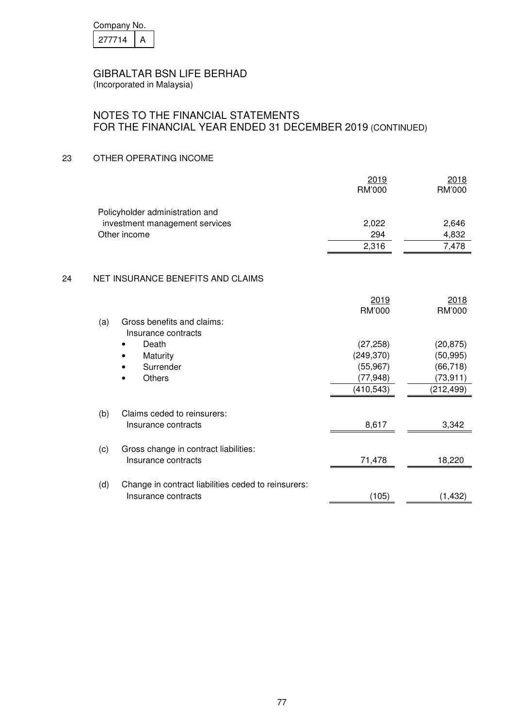Company No.

| 277714 | A |
|---|---|

GIBRALTAR BSN LIFE BERHAD
(Incorporated in Malaysia)

NOTES TO THE FINANCIAL STATEMENTS
FOR THE FINANCIAL YEAR ENDED 31 DECEMBER 2019 (CONTINUED)

## 23 OTHER OPERATING INCOME

| | 2019<br>RM'000 | 2018<br>RM'000 |
|---|---|---|
| Policyholder administration and investment management services | 2,022 | 2,646 |
| Other income | 294 | 4,832 |
| | 2,316 | 7,478 |

## 24 NET INSURANCE BENEFITS AND CLAIMS

| | | 2019<br>RM'000 | 2018<br>RM'000 |
|---|---|---|---|
| (a) | Gross benefits and claims: | | |
| | Insurance contracts | | |
| | • Death | (27,258) | (20,875) |
| | • Maturity | (249,370) | (50,995) |
| | • Surrender | (55,967) | (66,718) |
| | • Others | (77,948) | (73,911) |
| | | (410,543) | (212,499) |
| (b) | Claims ceded to reinsurers: | | |
| | Insurance contracts | 8,617 | 3,342 |
| (c) | Gross change in contract liabilities: | | |
| | Insurance contracts | 71,478 | 18,220 |
| (d) | Change in contract liabilities ceded to reinsurers: | | |
| | Insurance contracts | (105) | (1,432) |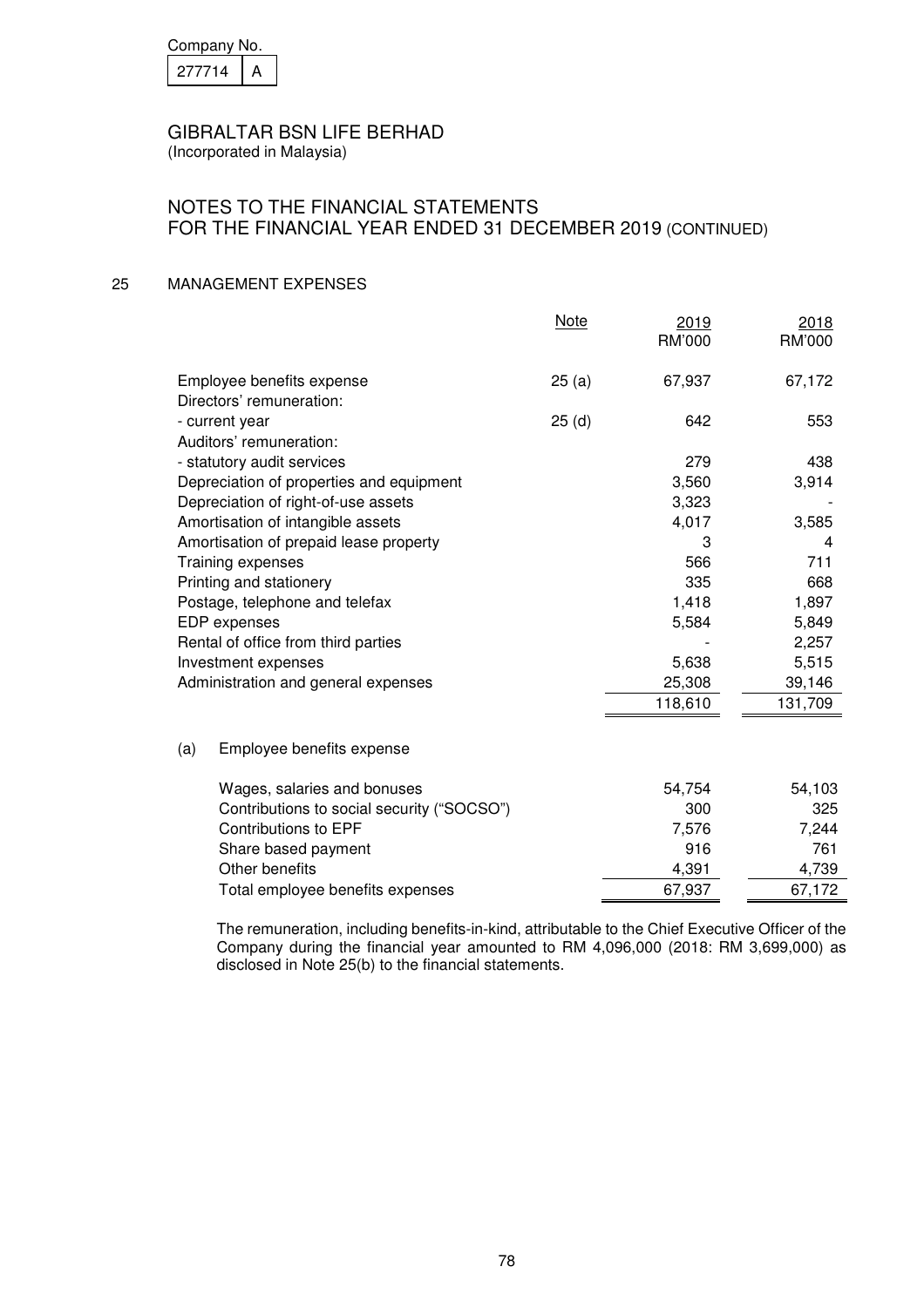Company No. 277714 A

# GIBRALTAR BSN LIFE BERHAD

(Incorporated in Malaysia)

## NOTES TO THE FINANCIAL STATEMENTS FOR THE FINANCIAL YEAR ENDED 31 DECEMBER 2019 (CONTINUED)

### 25 MANAGEMENT EXPENSES

| | Note | 2019 RM'000 | 2018 RM'000 |
|---|---|---|---|
| Employee benefits expense | 25 (a) | 67,937 | 67,172 |
| Directors' remuneration: | | | |
| - current year | 25 (d) | 642 | 553 |
| Auditors' remuneration: | | | |
| - statutory audit services | | 279 | 438 |
| Depreciation of properties and equipment | | 3,560 | 3,914 |
| Depreciation of right-of-use assets | | 3,323 | - |
| Amortisation of intangible assets | | 4,017 | 3,585 |
| Amortisation of prepaid lease property | | 3 | 4 |
| Training expenses | | 566 | 711 |
| Printing and stationery | | 335 | 668 |
| Postage, telephone and telefax | | 1,418 | 1,897 |
| EDP expenses | | 5,584 | 5,849 |
| Rental of office from third parties | | - | 2,257 |
| Investment expenses | | 5,638 | 5,515 |
| Administration and general expenses | | 25,308 | 39,146 |
| | | 118,610 | 131,709 |

(a) Employee benefits expense

| | 2019 | 2018 |
|---|---|---|
| Wages, salaries and bonuses | 54,754 | 54,103 |
| Contributions to social security ("SOCSO") | 300 | 325 |
| Contributions to EPF | 7,576 | 7,244 |
| Share based payment | 916 | 761 |
| Other benefits | 4,391 | 4,739 |
| Total employee benefits expenses | 67,937 | 67,172 |

The remuneration, including benefits-in-kind, attributable to the Chief Executive Officer of the Company during the financial year amounted to RM 4,096,000 (2018: RM 3,699,000) as disclosed in Note 25(b) to the financial statements.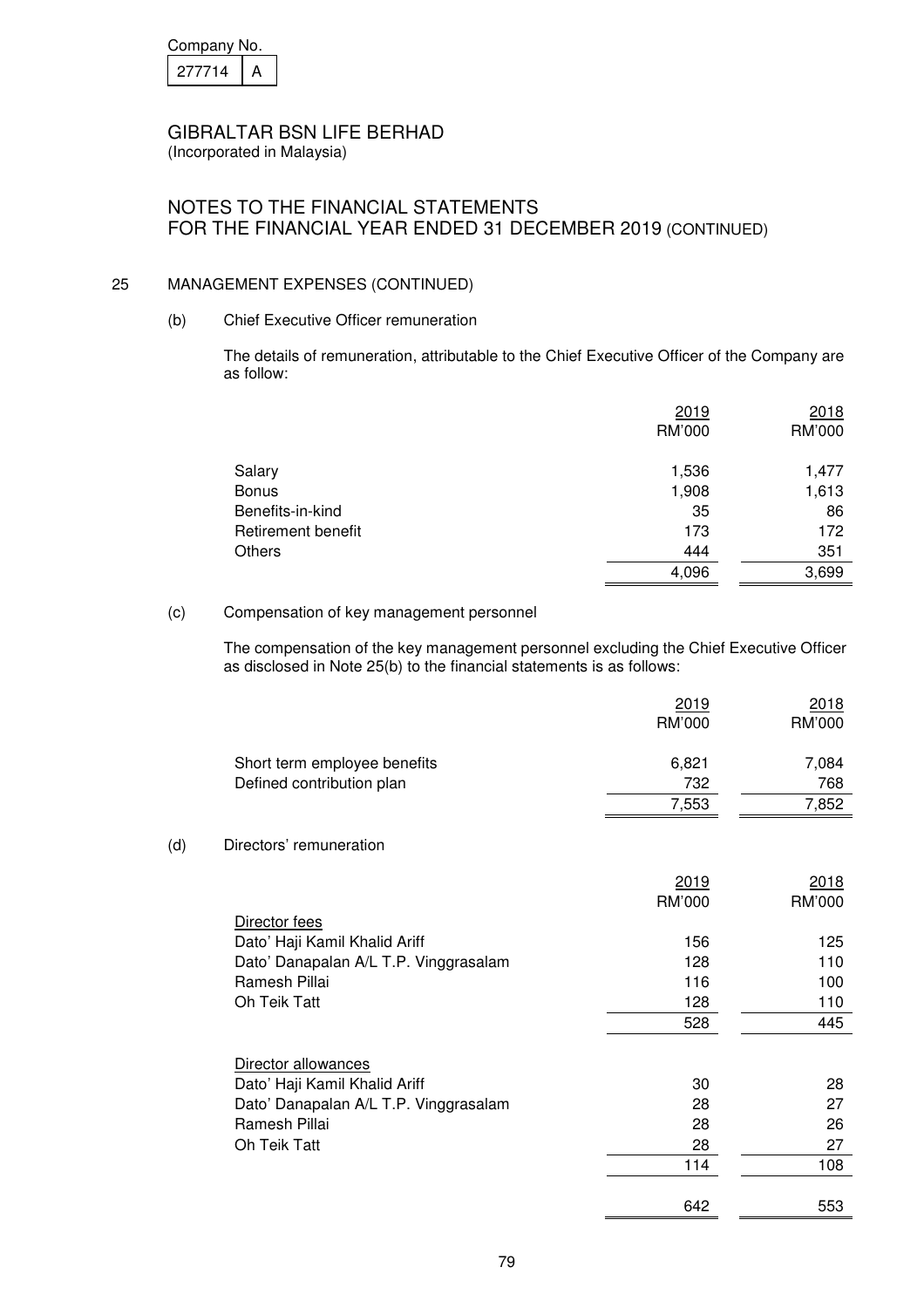Company No.

| 277714 | A |
|---|---|

GIBRALTAR BSN LIFE BERHAD
(Incorporated in Malaysia)

## NOTES TO THE FINANCIAL STATEMENTS FOR THE FINANCIAL YEAR ENDED 31 DECEMBER 2019 (CONTINUED)

### 25 MANAGEMENT EXPENSES (CONTINUED)

#### (b) Chief Executive Officer remuneration

The details of remuneration, attributable to the Chief Executive Officer of the Company are as follow:

| | 2019 RM'000 | 2018 RM'000 |
|---|---|---|
| Salary | 1,536 | 1,477 |
| Bonus | 1,908 | 1,613 |
| Benefits-in-kind | 35 | 86 |
| Retirement benefit | 173 | 172 |
| Others | 444 | 351 |
| | 4,096 | 3,699 |

#### (c) Compensation of key management personnel

The compensation of the key management personnel excluding the Chief Executive Officer as disclosed in Note 25(b) to the financial statements is as follows:

| | 2019 RM'000 | 2018 RM'000 |
|---|---|---|
| Short term employee benefits | 6,821 | 7,084 |
| Defined contribution plan | 732 | 768 |
| | 7,553 | 7,852 |

#### (d) Directors' remuneration

| | 2019 RM'000 | 2018 RM'000 |
|---|---|---|
| Director fees | | |
| Dato' Haji Kamil Khalid Ariff | 156 | 125 |
| Dato' Danapalan A/L T.P. Vinggrasalam | 128 | 110 |
| Ramesh Pillai | 116 | 100 |
| Oh Teik Tatt | 128 | 110 |
| | 528 | 445 |
| Director allowances | | |
| Dato' Haji Kamil Khalid Ariff | 30 | 28 |
| Dato' Danapalan A/L T.P. Vinggrasalam | 28 | 27 |
| Ramesh Pillai | 28 | 26 |
| Oh Teik Tatt | 28 | 27 |
| | 114 | 108 |
| | 642 | 553 |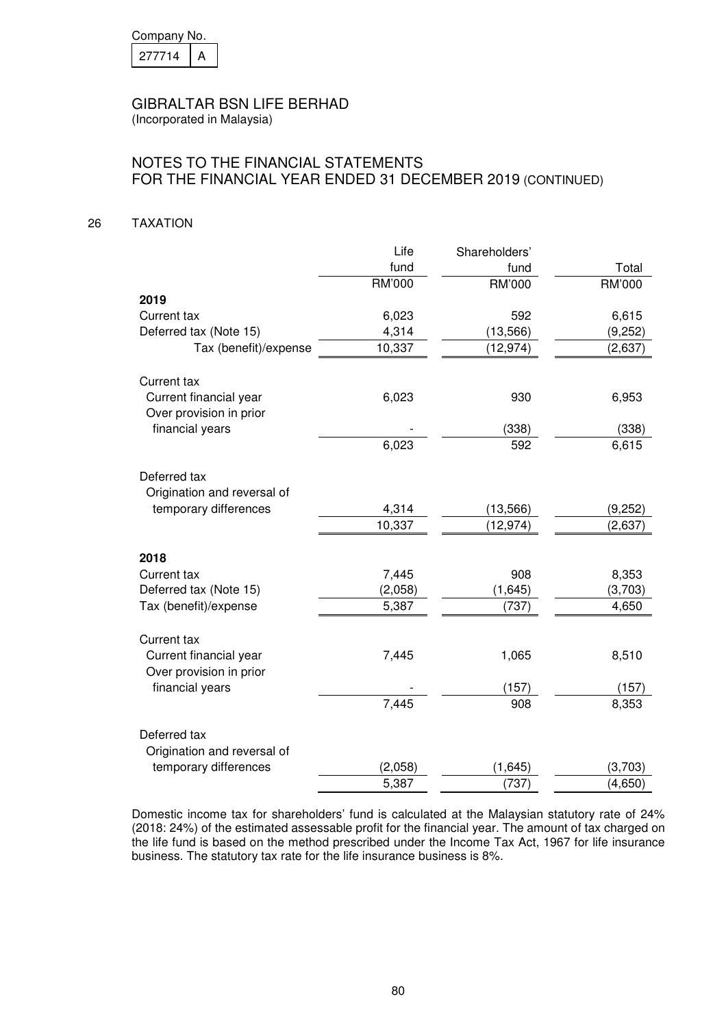Company No.

| 277714 | A |
|---|---|

# GIBRALTAR BSN LIFE BERHAD

(Incorporated in Malaysia)

## NOTES TO THE FINANCIAL STATEMENTS FOR THE FINANCIAL YEAR ENDED 31 DECEMBER 2019 (CONTINUED)

### 26 TAXATION

| | Life fund | Shareholders' fund | Total |
|---|---|---|---|
| | RM'000 | RM'000 | RM'000 |
| **2019** | | | |
| Current tax | 6,023 | 592 | 6,615 |
| Deferred tax (Note 15) | 4,314 | (13,566) | (9,252) |
| Tax (benefit)/expense | 10,337 | (12,974) | (2,637) |
| | | | |
| Current tax | | | |
| Current financial year | 6,023 | 930 | 6,953 |
| Over provision in prior financial years | - | (338) | (338) |
| | 6,023 | 592 | 6,615 |
| | | | |
| Deferred tax | | | |
| Origination and reversal of temporary differences | 4,314 | (13,566) | (9,252) |
| | 10,337 | (12,974) | (2,637) |
| | | | |
| **2018** | | | |
| Current tax | 7,445 | 908 | 8,353 |
| Deferred tax (Note 15) | (2,058) | (1,645) | (3,703) |
| Tax (benefit)/expense | 5,387 | (737) | 4,650 |
| | | | |
| Current tax | | | |
| Current financial year | 7,445 | 1,065 | 8,510 |
| Over provision in prior financial years | - | (157) | (157) |
| | 7,445 | 908 | 8,353 |
| | | | |
| Deferred tax | | | |
| Origination and reversal of temporary differences | (2,058) | (1,645) | (3,703) |
| | 5,387 | (737) | (4,650) |

Domestic income tax for shareholders' fund is calculated at the Malaysian statutory rate of 24% (2018: 24%) of the estimated assessable profit for the financial year. The amount of tax charged on the life fund is based on the method prescribed under the Income Tax Act, 1967 for life insurance business. The statutory tax rate for the life insurance business is 8%.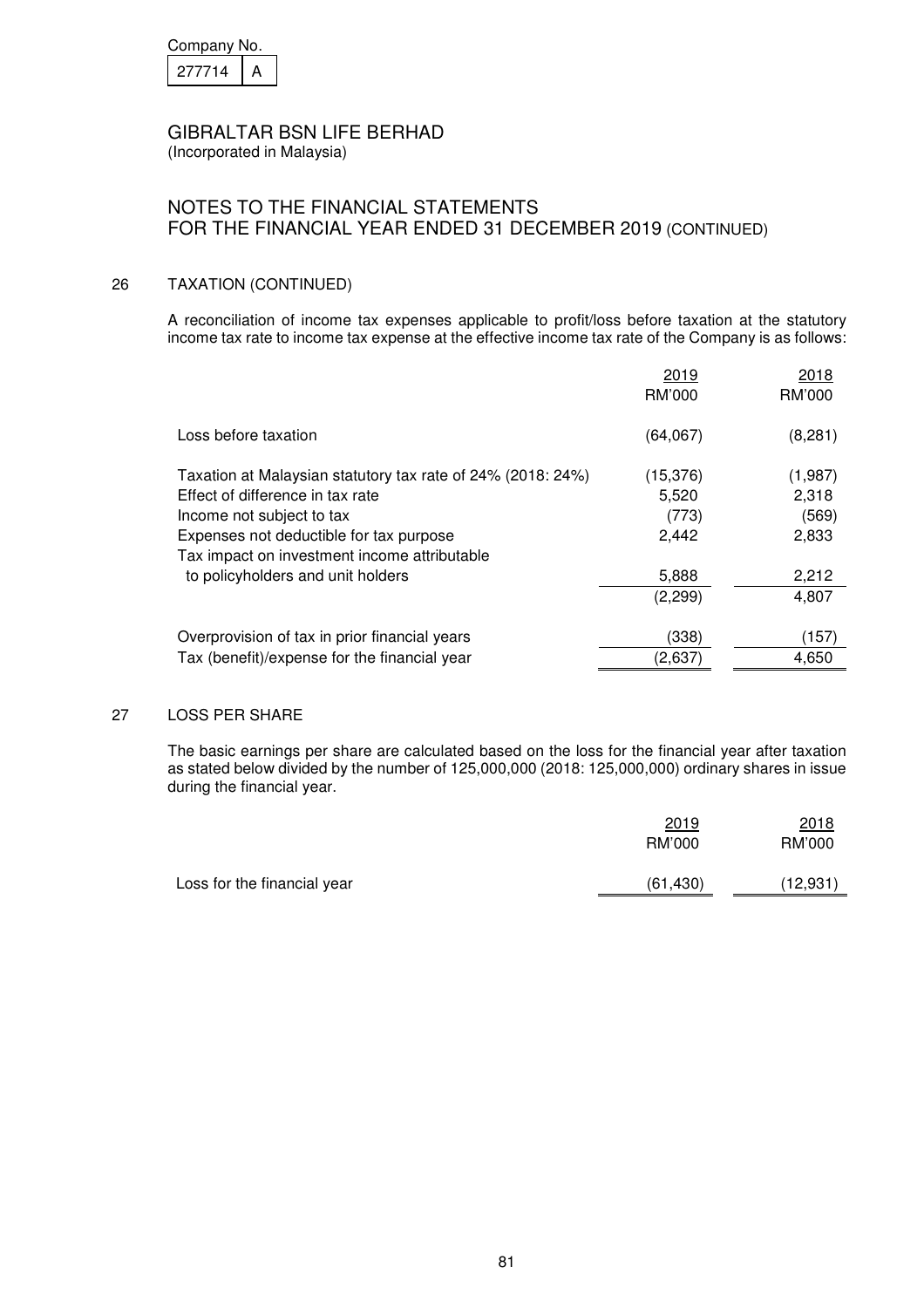Company No.

| 277714 | A |
|---|---|

GIBRALTAR BSN LIFE BERHAD
(Incorporated in Malaysia)

NOTES TO THE FINANCIAL STATEMENTS
FOR THE FINANCIAL YEAR ENDED 31 DECEMBER 2019 (CONTINUED)

## 26 TAXATION (CONTINUED)

A reconciliation of income tax expenses applicable to profit/loss before taxation at the statutory income tax rate to income tax expense at the effective income tax rate of the Company is as follows:

| | 2019 RM'000 | 2018 RM'000 |
|---|---|---|
| Loss before taxation | (64,067) | (8,281) |
| Taxation at Malaysian statutory tax rate of 24% (2018: 24%) | (15,376) | (1,987) |
| Effect of difference in tax rate | 5,520 | 2,318 |
| Income not subject to tax | (773) | (569) |
| Expenses not deductible for tax purpose | 2,442 | 2,833 |
| Tax impact on investment income attributable to policyholders and unit holders | 5,888 | 2,212 |
| | (2,299) | 4,807 |
| Overprovision of tax in prior financial years | (338) | (157) |
| Tax (benefit)/expense for the financial year | (2,637) | 4,650 |

## 27 LOSS PER SHARE

The basic earnings per share are calculated based on the loss for the financial year after taxation as stated below divided by the number of 125,000,000 (2018: 125,000,000) ordinary shares in issue during the financial year.

| | 2019 RM'000 | 2018 RM'000 |
|---|---|---|
| Loss for the financial year | (61,430) | (12,931) |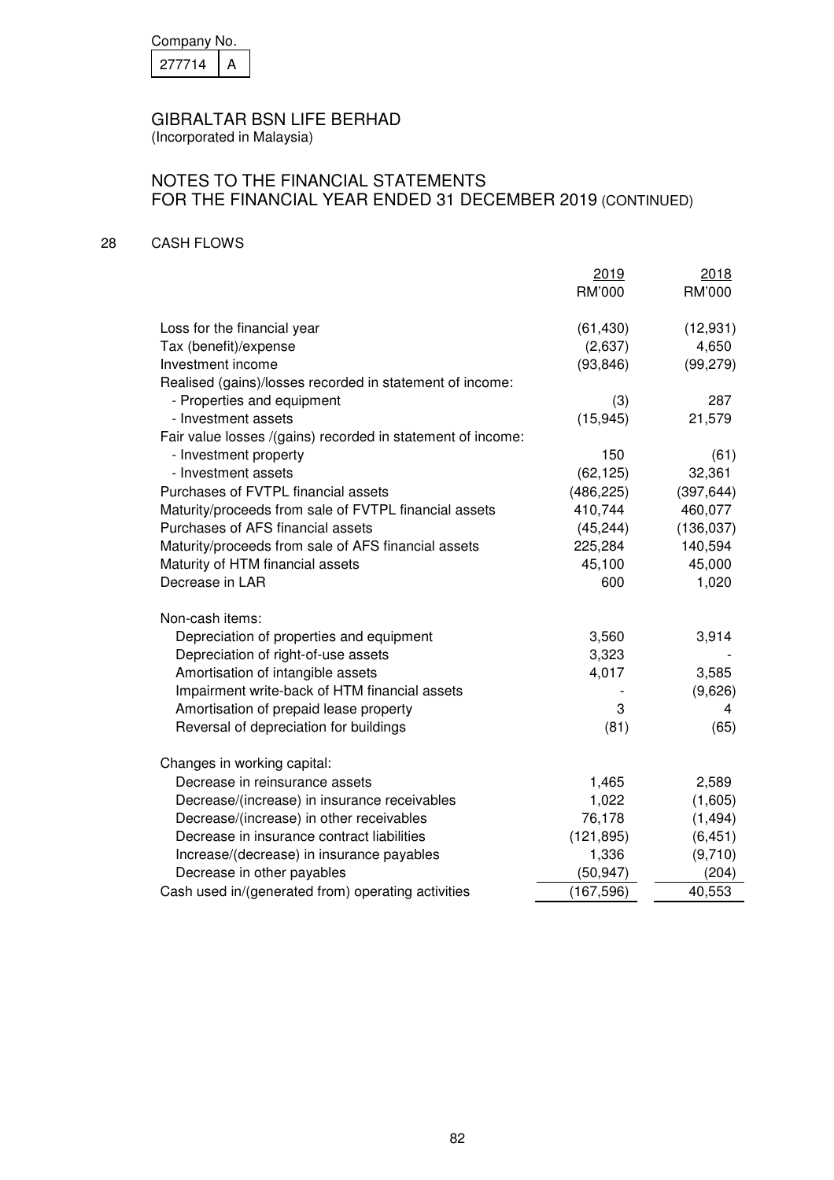Company No.

| 277714 | A |
|---|---|

GIBRALTAR BSN LIFE BERHAD
(Incorporated in Malaysia)

NOTES TO THE FINANCIAL STATEMENTS
FOR THE FINANCIAL YEAR ENDED 31 DECEMBER 2019 (CONTINUED)

## 28 CASH FLOWS

| | 2019 RM'000 | 2018 RM'000 |
|---|---|---|
| Loss for the financial year | (61,430) | (12,931) |
| Tax (benefit)/expense | (2,637) | 4,650 |
| Investment income | (93,846) | (99,279) |
| Realised (gains)/losses recorded in statement of income: | | |
| - Properties and equipment | (3) | 287 |
| - Investment assets | (15,945) | 21,579 |
| Fair value losses /(gains) recorded in statement of income: | | |
| - Investment property | 150 | (61) |
| - Investment assets | (62,125) | 32,361 |
| Purchases of FVTPL financial assets | (486,225) | (397,644) |
| Maturity/proceeds from sale of FVTPL financial assets | 410,744 | 460,077 |
| Purchases of AFS financial assets | (45,244) | (136,037) |
| Maturity/proceeds from sale of AFS financial assets | 225,284 | 140,594 |
| Maturity of HTM financial assets | 45,100 | 45,000 |
| Decrease in LAR | 600 | 1,020 |
| Non-cash items: | | |
| Depreciation of properties and equipment | 3,560 | 3,914 |
| Depreciation of right-of-use assets | 3,323 | - |
| Amortisation of intangible assets | 4,017 | 3,585 |
| Impairment write-back of HTM financial assets | - | (9,626) |
| Amortisation of prepaid lease property | 3 | 4 |
| Reversal of depreciation for buildings | (81) | (65) |
| Changes in working capital: | | |
| Decrease in reinsurance assets | 1,465 | 2,589 |
| Decrease/(increase) in insurance receivables | 1,022 | (1,605) |
| Decrease/(increase) in other receivables | 76,178 | (1,494) |
| Decrease in insurance contract liabilities | (121,895) | (6,451) |
| Increase/(decrease) in insurance payables | 1,336 | (9,710) |
| Decrease in other payables | (50,947) | (204) |
| Cash used in/(generated from) operating activities | (167,596) | 40,553 |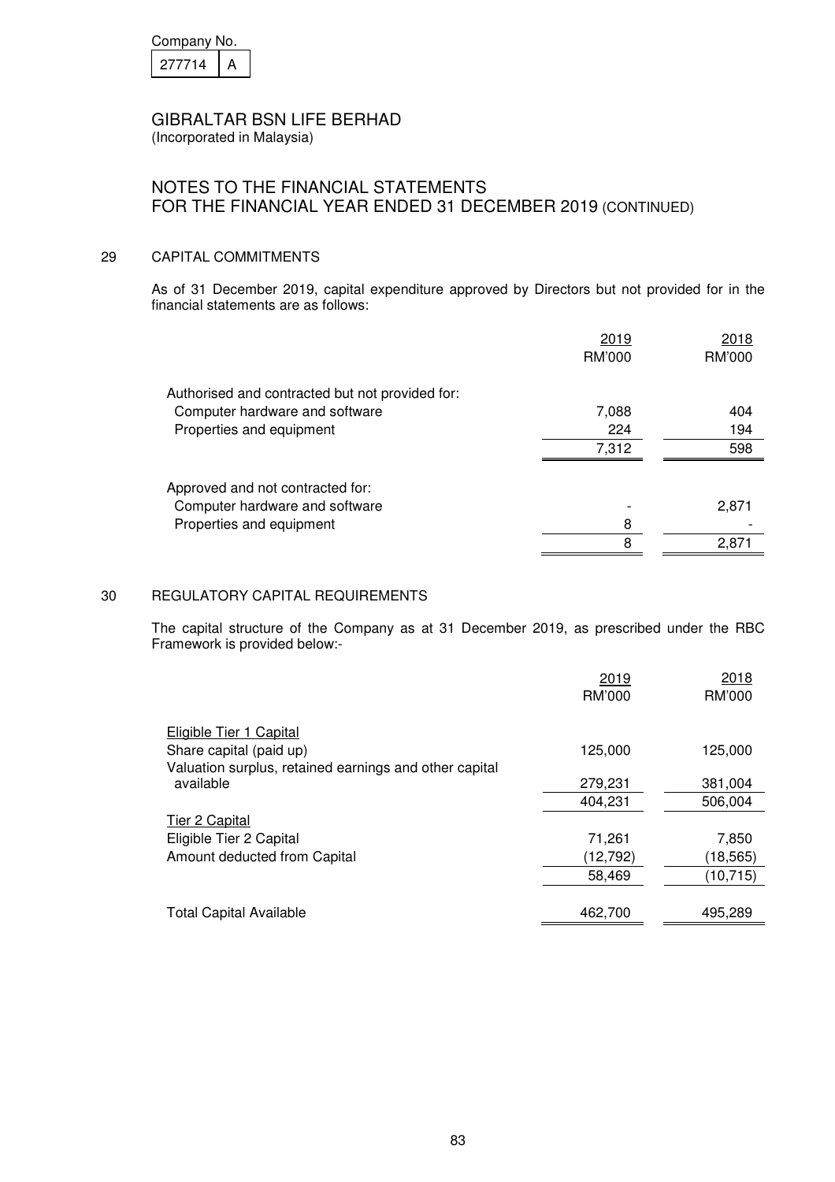Company No.

| 277714 | A |
|---|---|

GIBRALTAR BSN LIFE BERHAD
(Incorporated in Malaysia)

NOTES TO THE FINANCIAL STATEMENTS
FOR THE FINANCIAL YEAR ENDED 31 DECEMBER 2019 (CONTINUED)

## 29 CAPITAL COMMITMENTS

As of 31 December 2019, capital expenditure approved by Directors but not provided for in the financial statements are as follows:

| | 2019<br>RM'000 | 2018<br>RM'000 |
|---|---|---|
| Authorised and contracted but not provided for: | | |
| Computer hardware and software | 7,088 | 404 |
| Properties and equipment | 224 | 194 |
| | 7,312 | 598 |
| Approved and not contracted for: | | |
| Computer hardware and software | - | 2,871 |
| Properties and equipment | 8 | - |
| | 8 | 2,871 |

## 30 REGULATORY CAPITAL REQUIREMENTS

The capital structure of the Company as at 31 December 2019, as prescribed under the RBC Framework is provided below:-

| | 2019<br>RM'000 | 2018<br>RM'000 |
|---|---|---|
| Eligible Tier 1 Capital | | |
| Share capital (paid up) | 125,000 | 125,000 |
| Valuation surplus, retained earnings and other capital available | 279,231 | 381,004 |
| | 404,231 | 506,004 |
| Tier 2 Capital | | |
| Eligible Tier 2 Capital | 71,261 | 7,850 |
| Amount deducted from Capital | (12,792) | (18,565) |
| | 58,469 | (10,715) |
| Total Capital Available | 462,700 | 495,289 |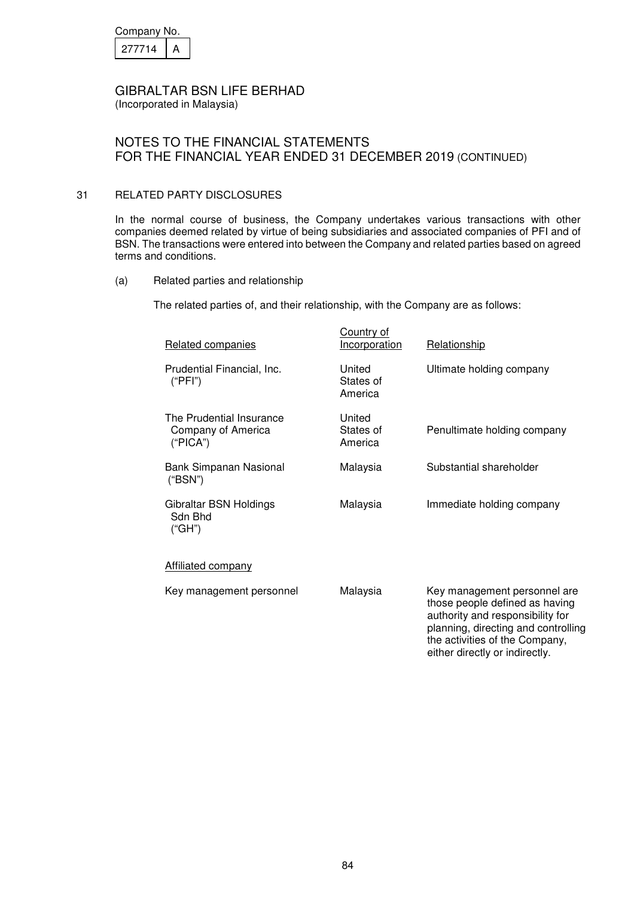Company No.

| 277714 | A |
|---|---|

GIBRALTAR BSN LIFE BERHAD
(Incorporated in Malaysia)

## NOTES TO THE FINANCIAL STATEMENTS FOR THE FINANCIAL YEAR ENDED 31 DECEMBER 2019 (CONTINUED)

### 31 RELATED PARTY DISCLOSURES

In the normal course of business, the Company undertakes various transactions with other companies deemed related by virtue of being subsidiaries and associated companies of PFI and of BSN. The transactions were entered into between the Company and related parties based on agreed terms and conditions.

(a) Related parties and relationship

The related parties of, and their relationship, with the Company are as follows:

| Related companies | Country of Incorporation | Relationship |
|---|---|---|
| Prudential Financial, Inc. ("PFI") | United States of America | Ultimate holding company |
| The Prudential Insurance Company of America ("PICA") | United States of America | Penultimate holding company |
| Bank Simpanan Nasional ("BSN") | Malaysia | Substantial shareholder |
| Gibraltar BSN Holdings Sdn Bhd ("GH") | Malaysia | Immediate holding company |
| Affiliated company | | |
| Key management personnel | Malaysia | Key management personnel are those people defined as having authority and responsibility for planning, directing and controlling the activities of the Company, either directly or indirectly. |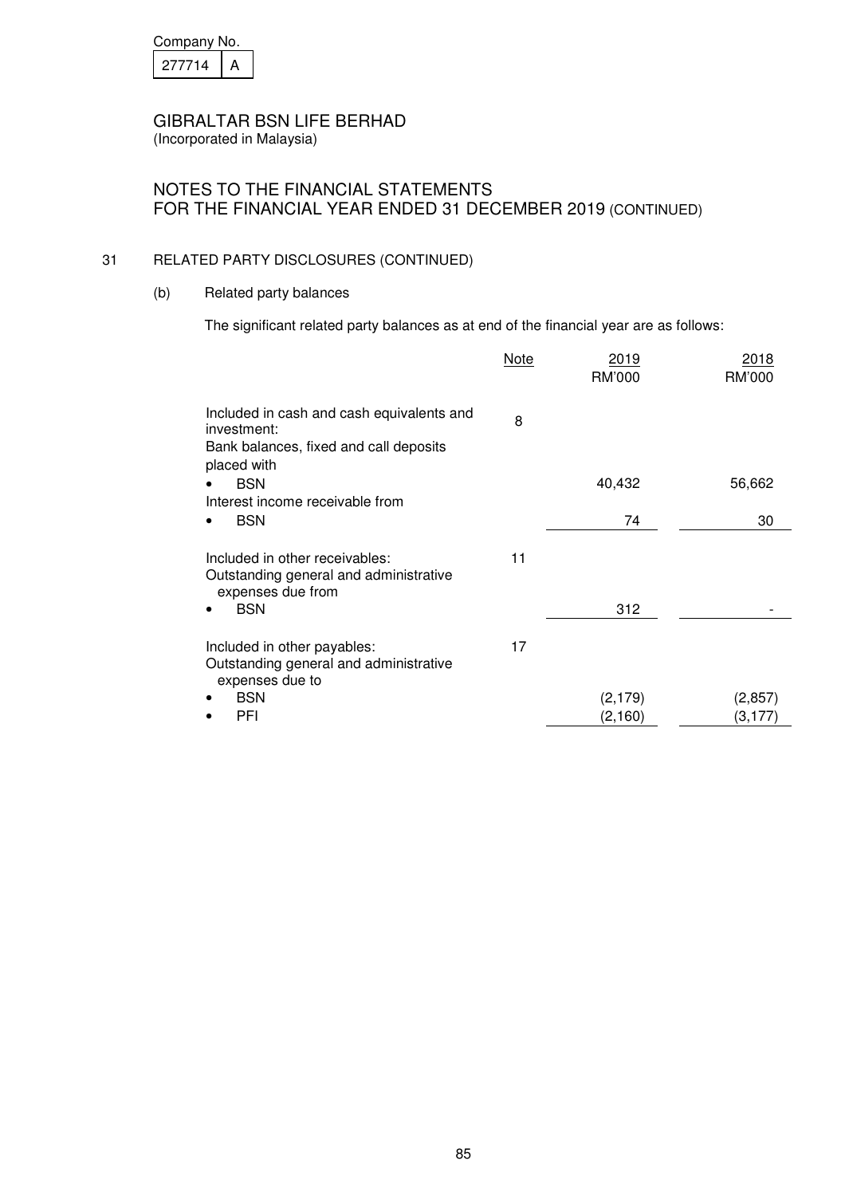Company No.

| 277714 | A |
|---|---|

GIBRALTAR BSN LIFE BERHAD
(Incorporated in Malaysia)

NOTES TO THE FINANCIAL STATEMENTS
FOR THE FINANCIAL YEAR ENDED 31 DECEMBER 2019 (CONTINUED)

## 31 RELATED PARTY DISCLOSURES (CONTINUED)

### (b) Related party balances

The significant related party balances as at end of the financial year are as follows:

| | Note | 2019 RM'000 | 2018 RM'000 |
|---|---|---|---|
| Included in cash and cash equivalents and investment: | 8 | | |
| Bank balances, fixed and call deposits placed with | | | |
| • BSN | | 40,432 | 56,662 |
| Interest income receivable from | | | |
| • BSN | | 74 | 30 |
| Included in other receivables: | 11 | | |
| Outstanding general and administrative expenses due from | | | |
| • BSN | | 312 | - |
| Included in other payables: | 17 | | |
| Outstanding general and administrative expenses due to | | | |
| • BSN | | (2,179) | (2,857) |
| • PFI | | (2,160) | (3,177) |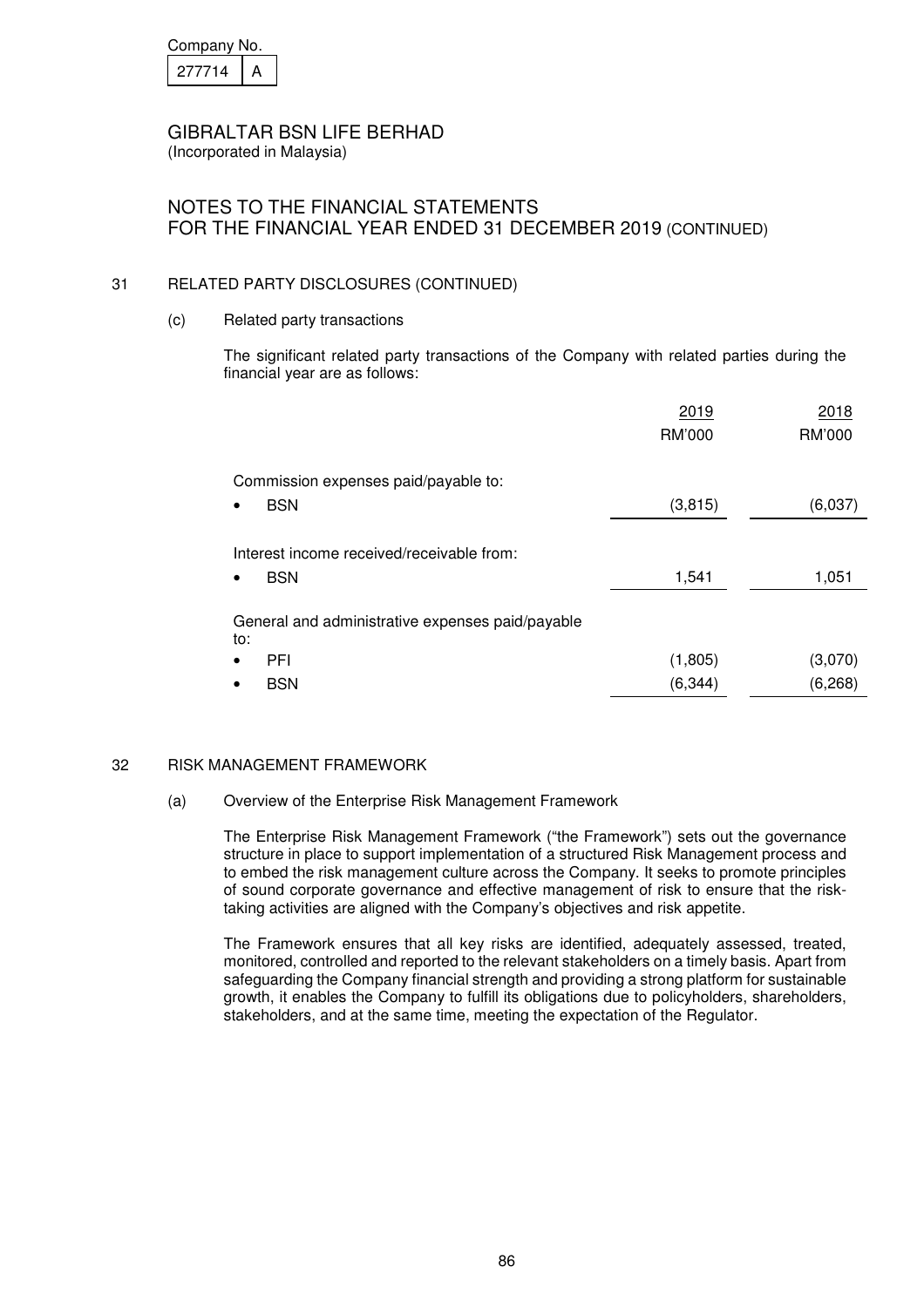Company No.

| 277714 | A |
|---|---|

GIBRALTAR BSN LIFE BERHAD
(Incorporated in Malaysia)

NOTES TO THE FINANCIAL STATEMENTS
FOR THE FINANCIAL YEAR ENDED 31 DECEMBER 2019 (CONTINUED)

## 31 RELATED PARTY DISCLOSURES (CONTINUED)

### (c) Related party transactions

The significant related party transactions of the Company with related parties during the financial year are as follows:

| | 2019 | 2018 |
|---|---|---|
| | RM'000 | RM'000 |
| Commission expenses paid/payable to: | | |
| • BSN | (3,815) | (6,037) |
| Interest income received/receivable from: | | |
| • BSN | 1,541 | 1,051 |
| General and administrative expenses paid/payable to: | | |
| • PFI | (1,805) | (3,070) |
| • BSN | (6,344) | (6,268) |

## 32 RISK MANAGEMENT FRAMEWORK

### (a) Overview of the Enterprise Risk Management Framework

The Enterprise Risk Management Framework ("the Framework") sets out the governance structure in place to support implementation of a structured Risk Management process and to embed the risk management culture across the Company. It seeks to promote principles of sound corporate governance and effective management of risk to ensure that the risk-taking activities are aligned with the Company's objectives and risk appetite.

The Framework ensures that all key risks are identified, adequately assessed, treated, monitored, controlled and reported to the relevant stakeholders on a timely basis. Apart from safeguarding the Company financial strength and providing a strong platform for sustainable growth, it enables the Company to fulfill its obligations due to policyholders, shareholders, stakeholders, and at the same time, meeting the expectation of the Regulator.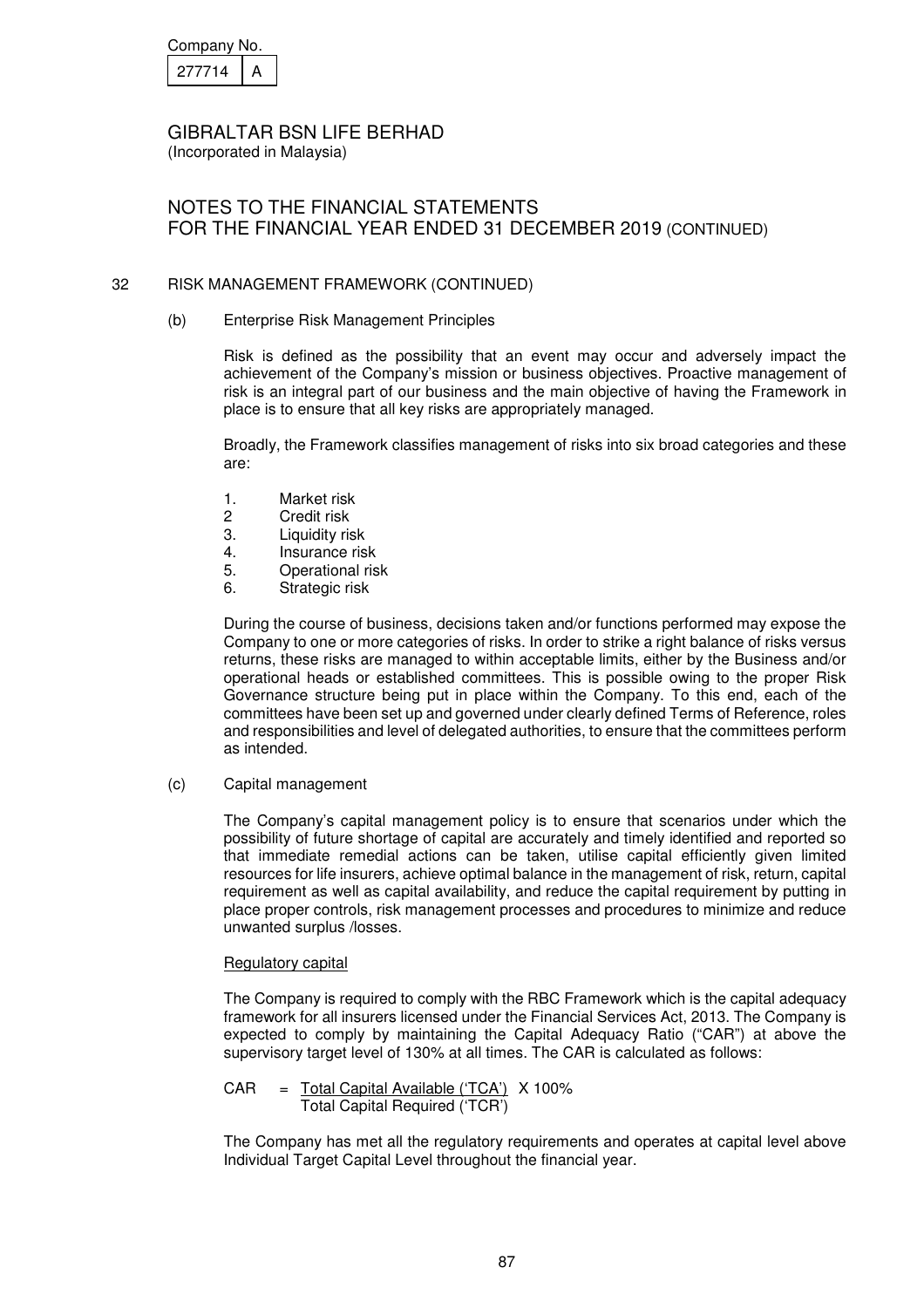# 32 RISK MANAGEMENT FRAMEWORK (CONTINUED)

## (b) Enterprise Risk Management Principles

Risk is defined as the possibility that an event may occur and adversely impact the achievement of the Company's mission or business objectives. Proactive management of risk is an integral part of our business and the main objective of having the Framework in place is to ensure that all key risks are appropriately managed.

Broadly, the Framework classifies management of risks into six broad categories and these are:

1. Market risk
2. Credit risk
3. Liquidity risk
4. Insurance risk
5. Operational risk
6. Strategic risk

During the course of business, decisions taken and/or functions performed may expose the Company to one or more categories of risks. In order to strike a right balance of risks versus returns, these risks are managed to within acceptable limits, either by the Business and/or operational heads or established committees. This is possible owing to the proper Risk Governance structure being put in place within the Company. To this end, each of the committees have been set up and governed under clearly defined Terms of Reference, roles and responsibilities and level of delegated authorities, to ensure that the committees perform as intended.

## (c) Capital management

The Company's capital management policy is to ensure that scenarios under which the possibility of future shortage of capital are accurately and timely identified and reported so that immediate remedial actions can be taken, utilise capital efficiently given limited resources for life insurers, achieve optimal balance in the management of risk, return, capital requirement as well as capital availability, and reduce the capital requirement by putting in place proper controls, risk management processes and procedures to minimize and reduce unwanted surplus /losses.

### Regulatory capital

The Company is required to comply with the RBC Framework which is the capital adequacy framework for all insurers licensed under the Financial Services Act, 2013. The Company is expected to comply by maintaining the Capital Adequacy Ratio ("CAR") at above the supervisory target level of 130% at all times. The CAR is calculated as follows:

$$CAR = \frac{\text{Total Capital Available ('TCA')}}{\text{Total Capital Required ('TCR')}} \times 100\%$$

The Company has met all the regulatory requirements and operates at capital level above Individual Target Capital Level throughout the financial year.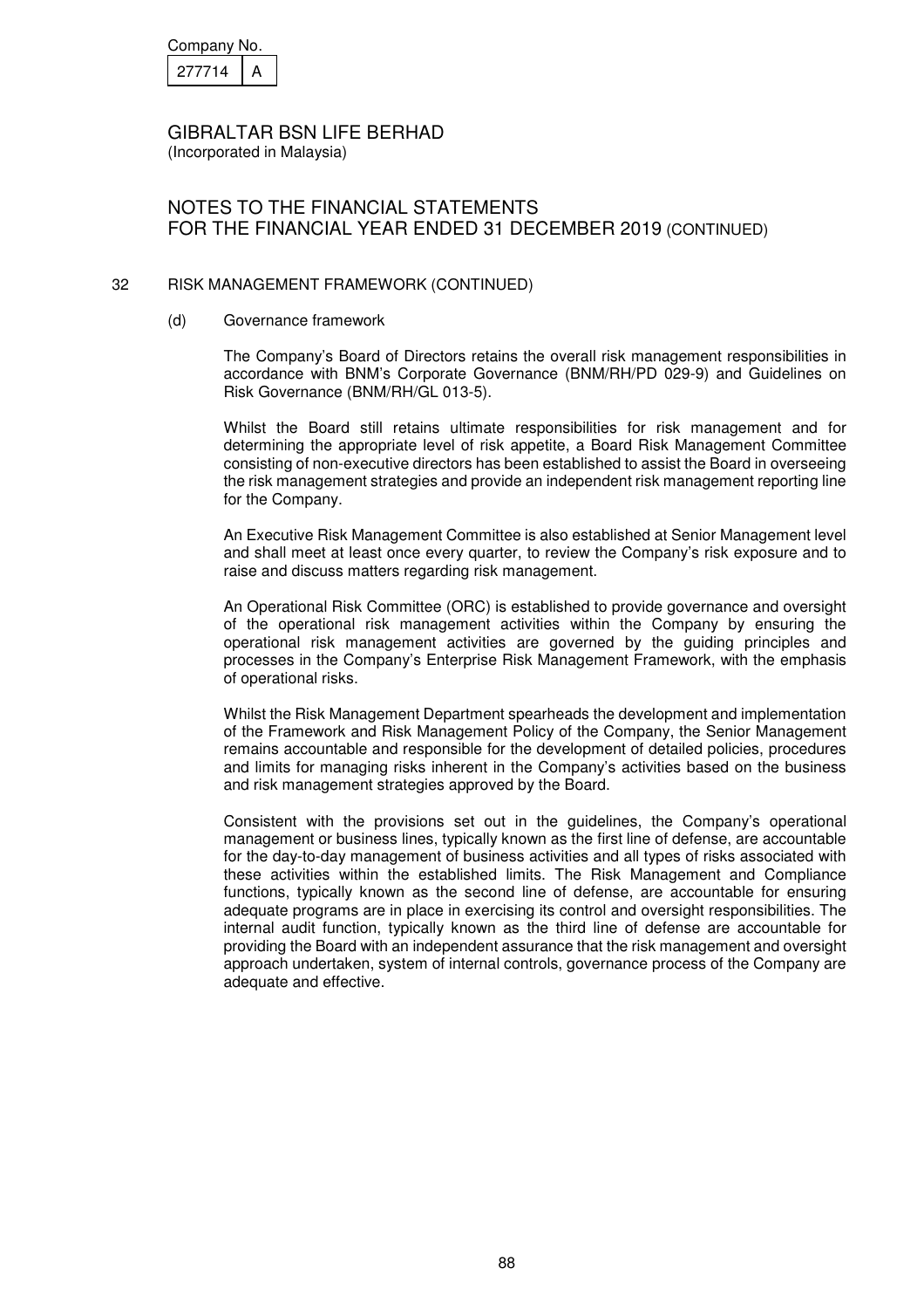Company No.

| 277714 | A |
|---|---|

# GIBRALTAR BSN LIFE BERHAD

(Incorporated in Malaysia)

## NOTES TO THE FINANCIAL STATEMENTS FOR THE FINANCIAL YEAR ENDED 31 DECEMBER 2019 (CONTINUED)

### 32 RISK MANAGEMENT FRAMEWORK (CONTINUED)

#### (d) Governance framework

The Company's Board of Directors retains the overall risk management responsibilities in accordance with BNM's Corporate Governance (BNM/RH/PD 029-9) and Guidelines on Risk Governance (BNM/RH/GL 013-5).

Whilst the Board still retains ultimate responsibilities for risk management and for determining the appropriate level of risk appetite, a Board Risk Management Committee consisting of non-executive directors has been established to assist the Board in overseeing the risk management strategies and provide an independent risk management reporting line for the Company.

An Executive Risk Management Committee is also established at Senior Management level and shall meet at least once every quarter, to review the Company's risk exposure and to raise and discuss matters regarding risk management.

An Operational Risk Committee (ORC) is established to provide governance and oversight of the operational risk management activities within the Company by ensuring the operational risk management activities are governed by the guiding principles and processes in the Company's Enterprise Risk Management Framework, with the emphasis of operational risks.

Whilst the Risk Management Department spearheads the development and implementation of the Framework and Risk Management Policy of the Company, the Senior Management remains accountable and responsible for the development of detailed policies, procedures and limits for managing risks inherent in the Company's activities based on the business and risk management strategies approved by the Board.

Consistent with the provisions set out in the guidelines, the Company's operational management or business lines, typically known as the first line of defense, are accountable for the day-to-day management of business activities and all types of risks associated with these activities within the established limits. The Risk Management and Compliance functions, typically known as the second line of defense, are accountable for ensuring adequate programs are in place in exercising its control and oversight responsibilities. The internal audit function, typically known as the third line of defense are accountable for providing the Board with an independent assurance that the risk management and oversight approach undertaken, system of internal controls, governance process of the Company are adequate and effective.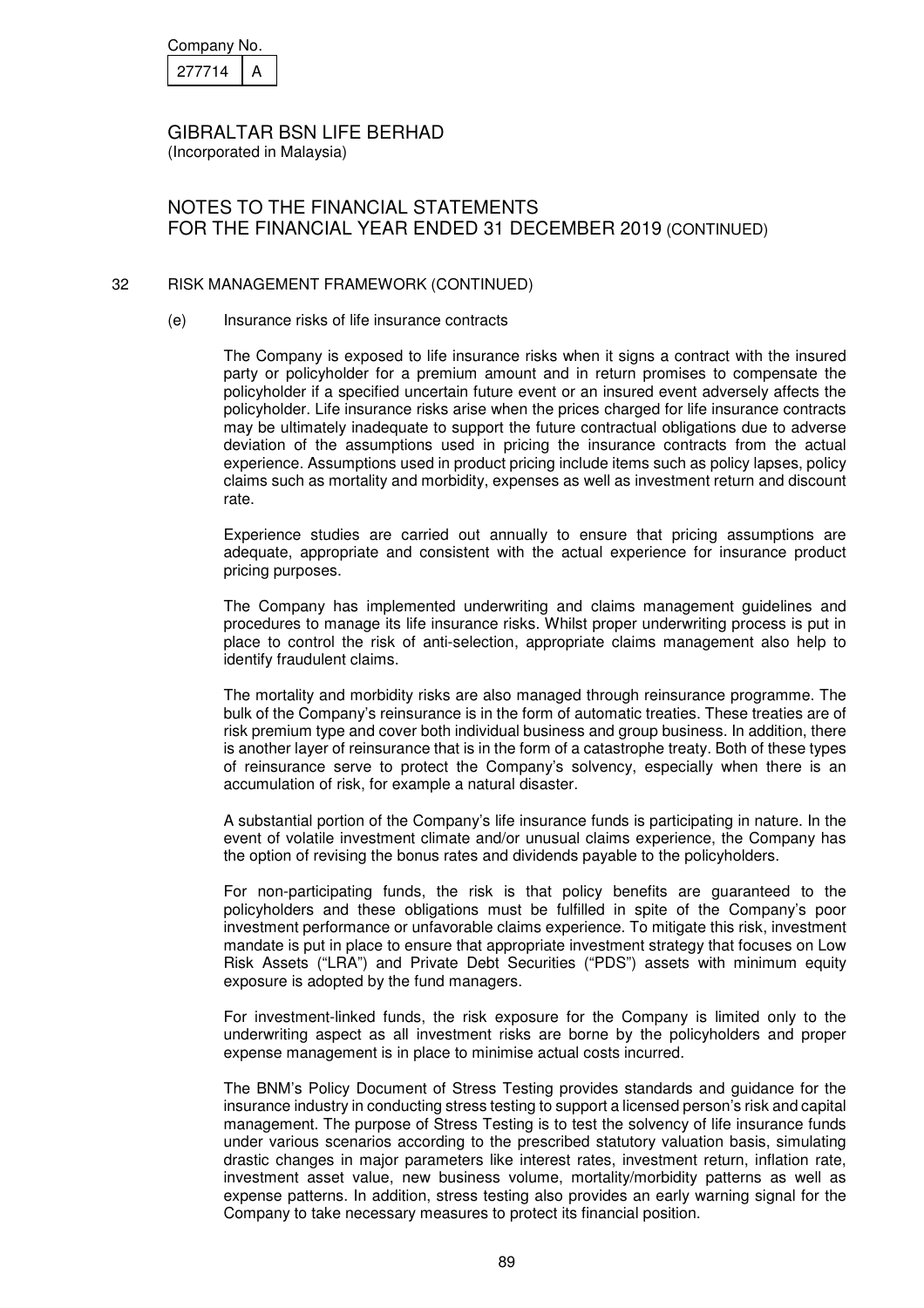Company No.

| 277714 | A |
|---|---|

GIBRALTAR BSN LIFE BERHAD
(Incorporated in Malaysia)

NOTES TO THE FINANCIAL STATEMENTS
FOR THE FINANCIAL YEAR ENDED 31 DECEMBER 2019 (CONTINUED)

## 32 RISK MANAGEMENT FRAMEWORK (CONTINUED)

### (e) Insurance risks of life insurance contracts

The Company is exposed to life insurance risks when it signs a contract with the insured party or policyholder for a premium amount and in return promises to compensate the policyholder if a specified uncertain future event or an insured event adversely affects the policyholder. Life insurance risks arise when the prices charged for life insurance contracts may be ultimately inadequate to support the future contractual obligations due to adverse deviation of the assumptions used in pricing the insurance contracts from the actual experience. Assumptions used in product pricing include items such as policy lapses, policy claims such as mortality and morbidity, expenses as well as investment return and discount rate.

Experience studies are carried out annually to ensure that pricing assumptions are adequate, appropriate and consistent with the actual experience for insurance product pricing purposes.

The Company has implemented underwriting and claims management guidelines and procedures to manage its life insurance risks. Whilst proper underwriting process is put in place to control the risk of anti-selection, appropriate claims management also help to identify fraudulent claims.

The mortality and morbidity risks are also managed through reinsurance programme. The bulk of the Company's reinsurance is in the form of automatic treaties. These treaties are of risk premium type and cover both individual business and group business. In addition, there is another layer of reinsurance that is in the form of a catastrophe treaty. Both of these types of reinsurance serve to protect the Company's solvency, especially when there is an accumulation of risk, for example a natural disaster.

A substantial portion of the Company's life insurance funds is participating in nature. In the event of volatile investment climate and/or unusual claims experience, the Company has the option of revising the bonus rates and dividends payable to the policyholders.

For non-participating funds, the risk is that policy benefits are guaranteed to the policyholders and these obligations must be fulfilled in spite of the Company's poor investment performance or unfavorable claims experience. To mitigate this risk, investment mandate is put in place to ensure that appropriate investment strategy that focuses on Low Risk Assets ("LRA") and Private Debt Securities ("PDS") assets with minimum equity exposure is adopted by the fund managers.

For investment-linked funds, the risk exposure for the Company is limited only to the underwriting aspect as all investment risks are borne by the policyholders and proper expense management is in place to minimise actual costs incurred.

The BNM's Policy Document of Stress Testing provides standards and guidance for the insurance industry in conducting stress testing to support a licensed person's risk and capital management. The purpose of Stress Testing is to test the solvency of life insurance funds under various scenarios according to the prescribed statutory valuation basis, simulating drastic changes in major parameters like interest rates, investment return, inflation rate, investment asset value, new business volume, mortality/morbidity patterns as well as expense patterns. In addition, stress testing also provides an early warning signal for the Company to take necessary measures to protect its financial position.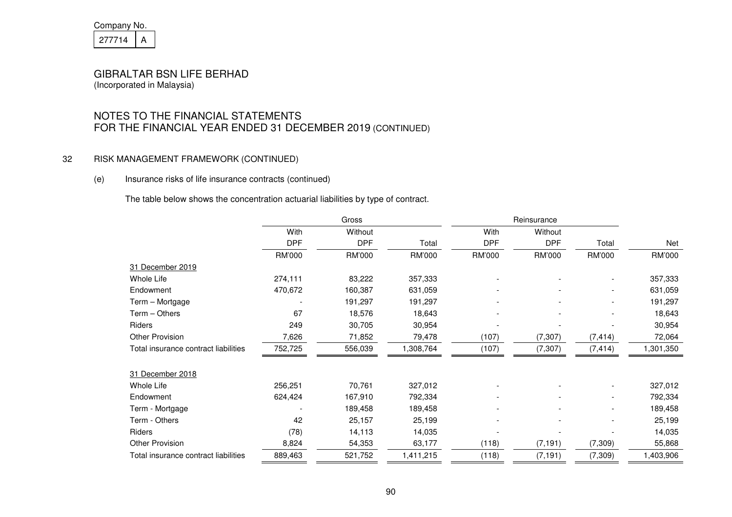Company No.

| 277714 | A |
|---|---|

# GIBRALTAR BSN LIFE BERHAD

(Incorporated in Malaysia)

## NOTES TO THE FINANCIAL STATEMENTS
## FOR THE FINANCIAL YEAR ENDED 31 DECEMBER 2019 (CONTINUED)

### 32 RISK MANAGEMENT FRAMEWORK (CONTINUED)

#### (e) Insurance risks of life insurance contracts (continued)

The table below shows the concentration actuarial liabilities by type of contract.

| | Gross | | | Reinsurance | | | |
|---|---|---|---|---|---|---|---|
| | With DPF | Without DPF | Total | With DPF | Without DPF | Total | Net |
| | RM'000 | RM'000 | RM'000 | RM'000 | RM'000 | RM'000 | RM'000 |
| 31 December 2019 | | | | | | | |
| Whole Life | 274,111 | 83,222 | 357,333 | - | - | - | 357,333 |
| Endowment | 470,672 | 160,387 | 631,059 | - | - | - | 631,059 |
| Term – Mortgage | - | 191,297 | 191,297 | - | - | - | 191,297 |
| Term – Others | 67 | 18,576 | 18,643 | - | - | - | 18,643 |
| Riders | 249 | 30,705 | 30,954 | - | - | - | 30,954 |
| Other Provision | 7,626 | 71,852 | 79,478 | (107) | (7,307) | (7,414) | 72,064 |
| Total insurance contract liabilities | 752,725 | 556,039 | 1,308,764 | (107) | (7,307) | (7,414) | 1,301,350 |
| 31 December 2018 | | | | | | | |
| Whole Life | 256,251 | 70,761 | 327,012 | - | - | - | 327,012 |
| Endowment | 624,424 | 167,910 | 792,334 | - | - | - | 792,334 |
| Term - Mortgage | - | 189,458 | 189,458 | - | - | - | 189,458 |
| Term - Others | 42 | 25,157 | 25,199 | - | - | - | 25,199 |
| Riders | (78) | 14,113 | 14,035 | - | - | - | 14,035 |
| Other Provision | 8,824 | 54,353 | 63,177 | (118) | (7,191) | (7,309) | 55,868 |
| Total insurance contract liabilities | 889,463 | 521,752 | 1,411,215 | (118) | (7,191) | (7,309) | 1,403,906 |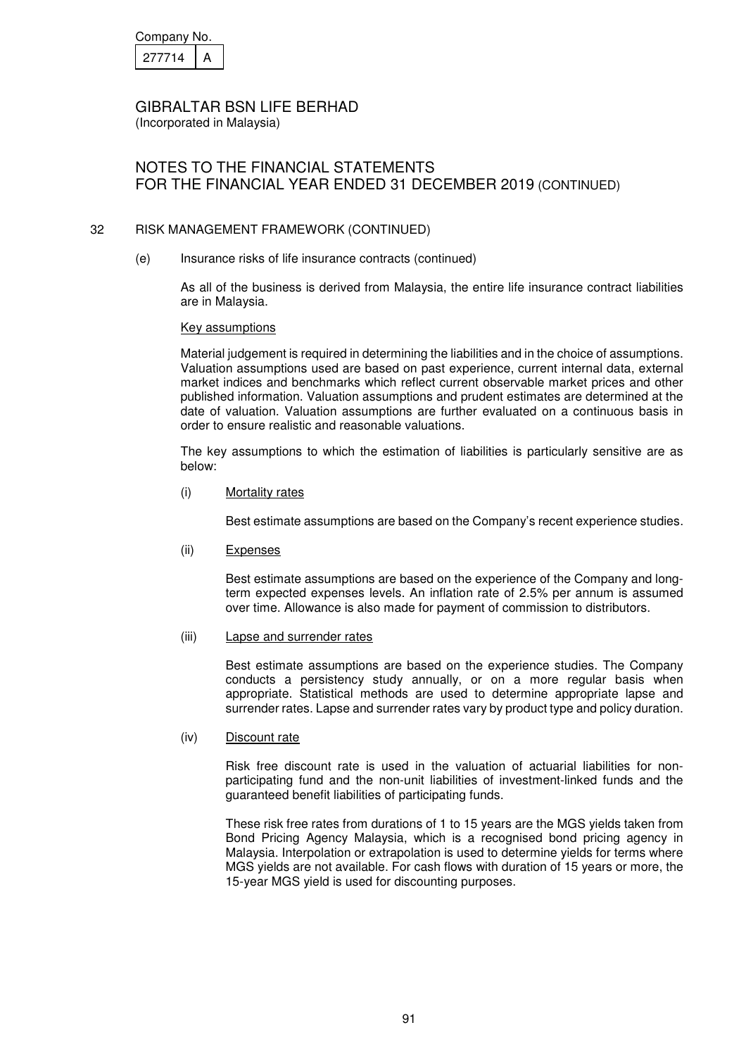Company No.

| 277714 | A |
|---|---|

GIBRALTAR BSN LIFE BERHAD
(Incorporated in Malaysia)

# NOTES TO THE FINANCIAL STATEMENTS FOR THE FINANCIAL YEAR ENDED 31 DECEMBER 2019 (CONTINUED)

## 32 RISK MANAGEMENT FRAMEWORK (CONTINUED)

### (e) Insurance risks of life insurance contracts (continued)

As all of the business is derived from Malaysia, the entire life insurance contract liabilities are in Malaysia.

Key assumptions

Material judgement is required in determining the liabilities and in the choice of assumptions. Valuation assumptions used are based on past experience, current internal data, external market indices and benchmarks which reflect current observable market prices and other published information. Valuation assumptions and prudent estimates are determined at the date of valuation. Valuation assumptions are further evaluated on a continuous basis in order to ensure realistic and reasonable valuations.

The key assumptions to which the estimation of liabilities is particularly sensitive are as below:

(i) Mortality rates

Best estimate assumptions are based on the Company's recent experience studies.

(ii) Expenses

Best estimate assumptions are based on the experience of the Company and long-term expected expenses levels. An inflation rate of 2.5% per annum is assumed over time. Allowance is also made for payment of commission to distributors.

(iii) Lapse and surrender rates

Best estimate assumptions are based on the experience studies. The Company conducts a persistency study annually, or on a more regular basis when appropriate. Statistical methods are used to determine appropriate lapse and surrender rates. Lapse and surrender rates vary by product type and policy duration.

(iv) Discount rate

Risk free discount rate is used in the valuation of actuarial liabilities for non-participating fund and the non-unit liabilities of investment-linked funds and the guaranteed benefit liabilities of participating funds.

These risk free rates from durations of 1 to 15 years are the MGS yields taken from Bond Pricing Agency Malaysia, which is a recognised bond pricing agency in Malaysia. Interpolation or extrapolation is used to determine yields for terms where MGS yields are not available. For cash flows with duration of 15 years or more, the 15-year MGS yield is used for discounting purposes.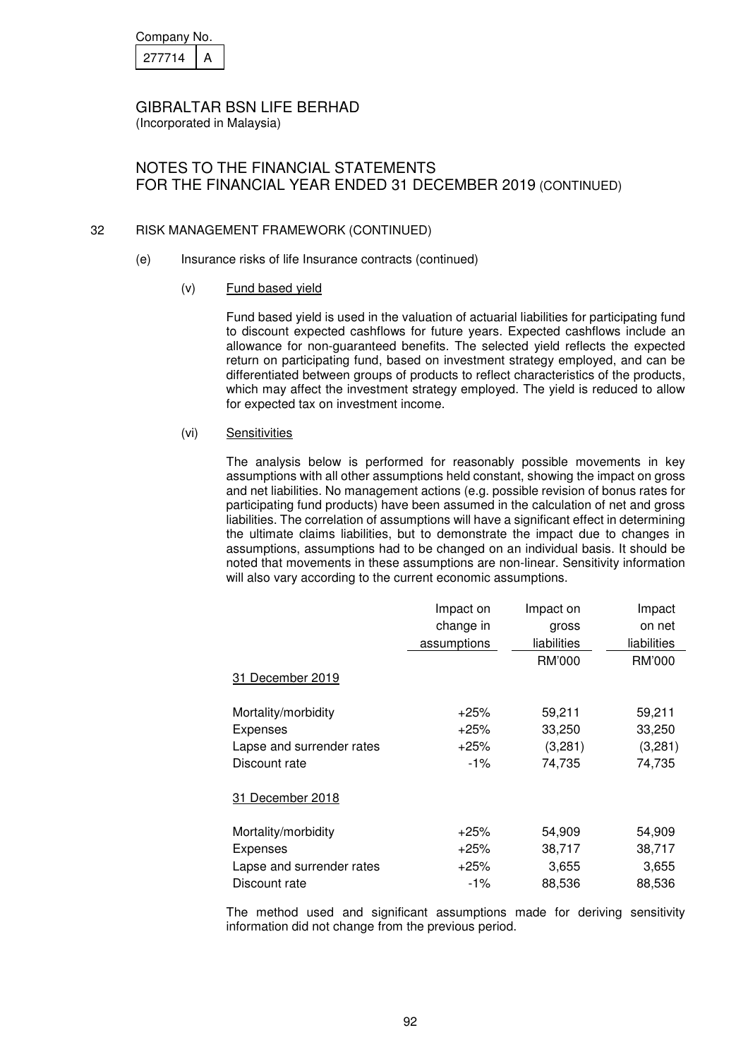Company No. 277714 A

# GIBRALTAR BSN LIFE BERHAD

(Incorporated in Malaysia)

## NOTES TO THE FINANCIAL STATEMENTS FOR THE FINANCIAL YEAR ENDED 31 DECEMBER 2019 (CONTINUED)

### 32 RISK MANAGEMENT FRAMEWORK (CONTINUED)

(e) Insurance risks of life Insurance contracts (continued)

(v) Fund based yield

Fund based yield is used in the valuation of actuarial liabilities for participating fund to discount expected cashflows for future years. Expected cashflows include an allowance for non-guaranteed benefits. The selected yield reflects the expected return on participating fund, based on investment strategy employed, and can be differentiated between groups of products to reflect characteristics of the products, which may affect the investment strategy employed. The yield is reduced to allow for expected tax on investment income.

(vi) Sensitivities

The analysis below is performed for reasonably possible movements in key assumptions with all other assumptions held constant, showing the impact on gross and net liabilities. No management actions (e.g. possible revision of bonus rates for participating fund products) have been assumed in the calculation of net and gross liabilities. The correlation of assumptions will have a significant effect in determining the ultimate claims liabilities, but to demonstrate the impact due to changes in assumptions, assumptions had to be changed on an individual basis. It should be noted that movements in these assumptions are non-linear. Sensitivity information will also vary according to the current economic assumptions.

| | Impact on change in assumptions | Impact on gross liabilities | Impact on net liabilities |
|---|---|---|---|
| | | RM'000 | RM'000 |
| 31 December 2019 | | | |
| Mortality/morbidity | +25% | 59,211 | 59,211 |
| Expenses | +25% | 33,250 | 33,250 |
| Lapse and surrender rates | +25% | (3,281) | (3,281) |
| Discount rate | -1% | 74,735 | 74,735 |
| 31 December 2018 | | | |
| Mortality/morbidity | +25% | 54,909 | 54,909 |
| Expenses | +25% | 38,717 | 38,717 |
| Lapse and surrender rates | +25% | 3,655 | 3,655 |
| Discount rate | -1% | 88,536 | 88,536 |

The method used and significant assumptions made for deriving sensitivity information did not change from the previous period.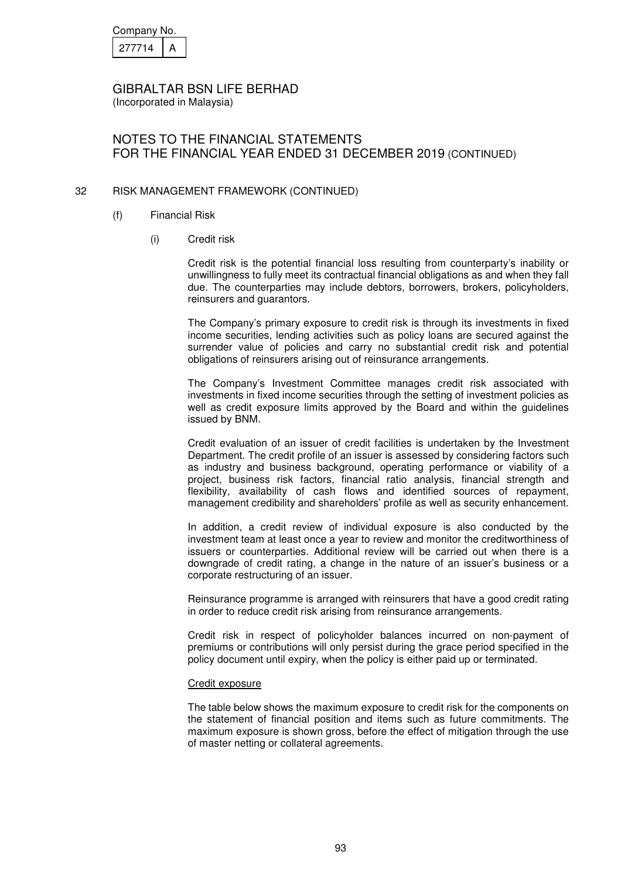# 32 RISK MANAGEMENT FRAMEWORK (CONTINUED)

## (f) Financial Risk

### (i) Credit risk

Credit risk is the potential financial loss resulting from counterparty's inability or unwillingness to fully meet its contractual financial obligations as and when they fall due. The counterparties may include debtors, borrowers, brokers, policyholders, reinsurers and guarantors.

The Company's primary exposure to credit risk is through its investments in fixed income securities, lending activities such as policy loans are secured against the surrender value of policies and carry no substantial credit risk and potential obligations of reinsurers arising out of reinsurance arrangements.

The Company's Investment Committee manages credit risk associated with investments in fixed income securities through the setting of investment policies as well as credit exposure limits approved by the Board and within the guidelines issued by BNM.

Credit evaluation of an issuer of credit facilities is undertaken by the Investment Department. The credit profile of an issuer is assessed by considering factors such as industry and business background, operating performance or viability of a project, business risk factors, financial ratio analysis, financial strength and flexibility, availability of cash flows and identified sources of repayment, management credibility and shareholders' profile as well as security enhancement.

In addition, a credit review of individual exposure is also conducted by the investment team at least once a year to review and monitor the creditworthiness of issuers or counterparties. Additional review will be carried out when there is a downgrade of credit rating, a change in the nature of an issuer's business or a corporate restructuring of an issuer.

Reinsurance programme is arranged with reinsurers that have a good credit rating in order to reduce credit risk arising from reinsurance arrangements.

Credit risk in respect of policyholder balances incurred on non-payment of premiums or contributions will only persist during the grace period specified in the policy document until expiry, when the policy is either paid up or terminated.

<u>Credit exposure</u>

The table below shows the maximum exposure to credit risk for the components on the statement of financial position and items such as future commitments. The maximum exposure is shown gross, before the effect of mitigation through the use of master netting or collateral agreements.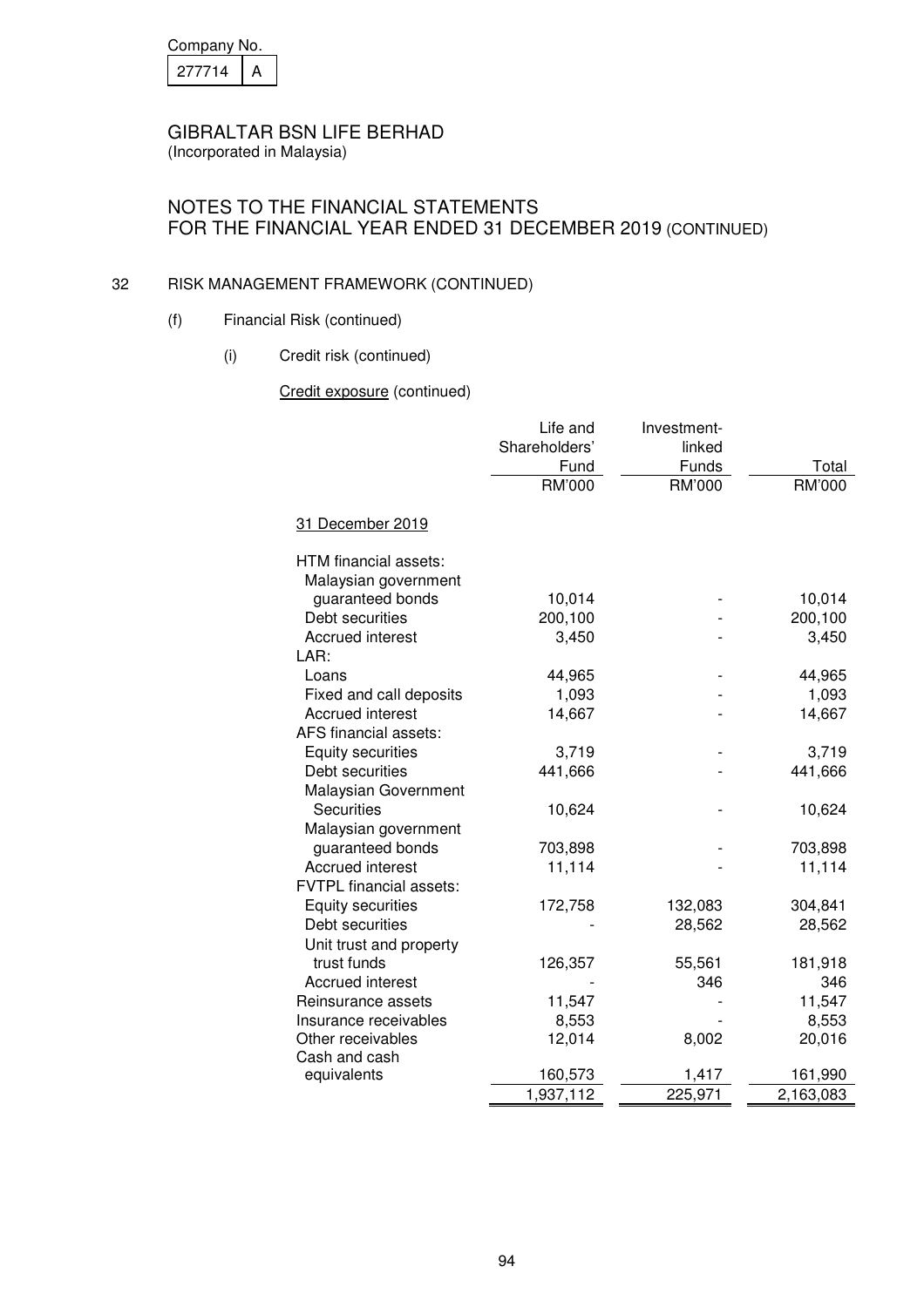Company No. 277714 A

GIBRALTAR BSN LIFE BERHAD
(Incorporated in Malaysia)

NOTES TO THE FINANCIAL STATEMENTS
FOR THE FINANCIAL YEAR ENDED 31 DECEMBER 2019 (CONTINUED)

32 RISK MANAGEMENT FRAMEWORK (CONTINUED)

(f) Financial Risk (continued)

(i) Credit risk (continued)

Credit exposure (continued)

| | Life and Shareholders' Fund | Investment-linked Funds | Total |
|---|---|---|---|
| | RM'000 | RM'000 | RM'000 |
| 31 December 2019 | | | |
| HTM financial assets: | | | |
| Malaysian government guaranteed bonds | 10,014 | - | 10,014 |
| Debt securities | 200,100 | - | 200,100 |
| Accrued interest | 3,450 | - | 3,450 |
| LAR: | | | |
| Loans | 44,965 | - | 44,965 |
| Fixed and call deposits | 1,093 | - | 1,093 |
| Accrued interest | 14,667 | - | 14,667 |
| AFS financial assets: | | | |
| Equity securities | 3,719 | - | 3,719 |
| Debt securities | 441,666 | - | 441,666 |
| Malaysian Government Securities | 10,624 | - | 10,624 |
| Malaysian government guaranteed bonds | 703,898 | - | 703,898 |
| Accrued interest | 11,114 | - | 11,114 |
| FVTPL financial assets: | | | |
| Equity securities | 172,758 | 132,083 | 304,841 |
| Debt securities | - | 28,562 | 28,562 |
| Unit trust and property trust funds | 126,357 | 55,561 | 181,918 |
| Accrued interest | - | 346 | 346 |
| Reinsurance assets | 11,547 | - | 11,547 |
| Insurance receivables | 8,553 | - | 8,553 |
| Other receivables | 12,014 | 8,002 | 20,016 |
| Cash and cash equivalents | 160,573 | 1,417 | 161,990 |
| | 1,937,112 | 225,971 | 2,163,083 |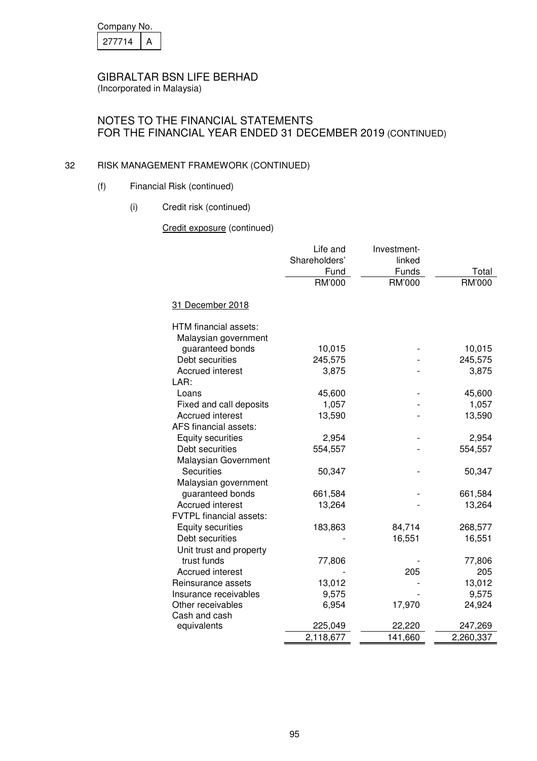Company No. 277714 A

# GIBRALTAR BSN LIFE BERHAD

(Incorporated in Malaysia)

## NOTES TO THE FINANCIAL STATEMENTS FOR THE FINANCIAL YEAR ENDED 31 DECEMBER 2019 (CONTINUED)

### 32 RISK MANAGEMENT FRAMEWORK (CONTINUED)

(f) Financial Risk (continued)

(i) Credit risk (continued)

Credit exposure (continued)

| | Life and Shareholders' Fund RM'000 | Investment-linked Funds RM'000 | Total RM'000 |
|---|---|---|---|
| 31 December 2018 | | | |
| HTM financial assets: | | | |
| Malaysian government guaranteed bonds | 10,015 | - | 10,015 |
| Debt securities | 245,575 | - | 245,575 |
| Accrued interest | 3,875 | - | 3,875 |
| LAR: | | | |
| Loans | 45,600 | - | 45,600 |
| Fixed and call deposits | 1,057 | - | 1,057 |
| Accrued interest | 13,590 | - | 13,590 |
| AFS financial assets: | | | |
| Equity securities | 2,954 | - | 2,954 |
| Debt securities | 554,557 | - | 554,557 |
| Malaysian Government Securities | 50,347 | - | 50,347 |
| Malaysian government guaranteed bonds | 661,584 | - | 661,584 |
| Accrued interest | 13,264 | - | 13,264 |
| FVTPL financial assets: | | | |
| Equity securities | 183,863 | 84,714 | 268,577 |
| Debt securities | - | 16,551 | 16,551 |
| Unit trust and property trust funds | 77,806 | - | 77,806 |
| Accrued interest | - | 205 | 205 |
| Reinsurance assets | 13,012 | - | 13,012 |
| Insurance receivables | 9,575 | - | 9,575 |
| Other receivables | 6,954 | 17,970 | 24,924 |
| Cash and cash equivalents | 225,049 | 22,220 | 247,269 |
| | 2,118,677 | 141,660 | 2,260,337 |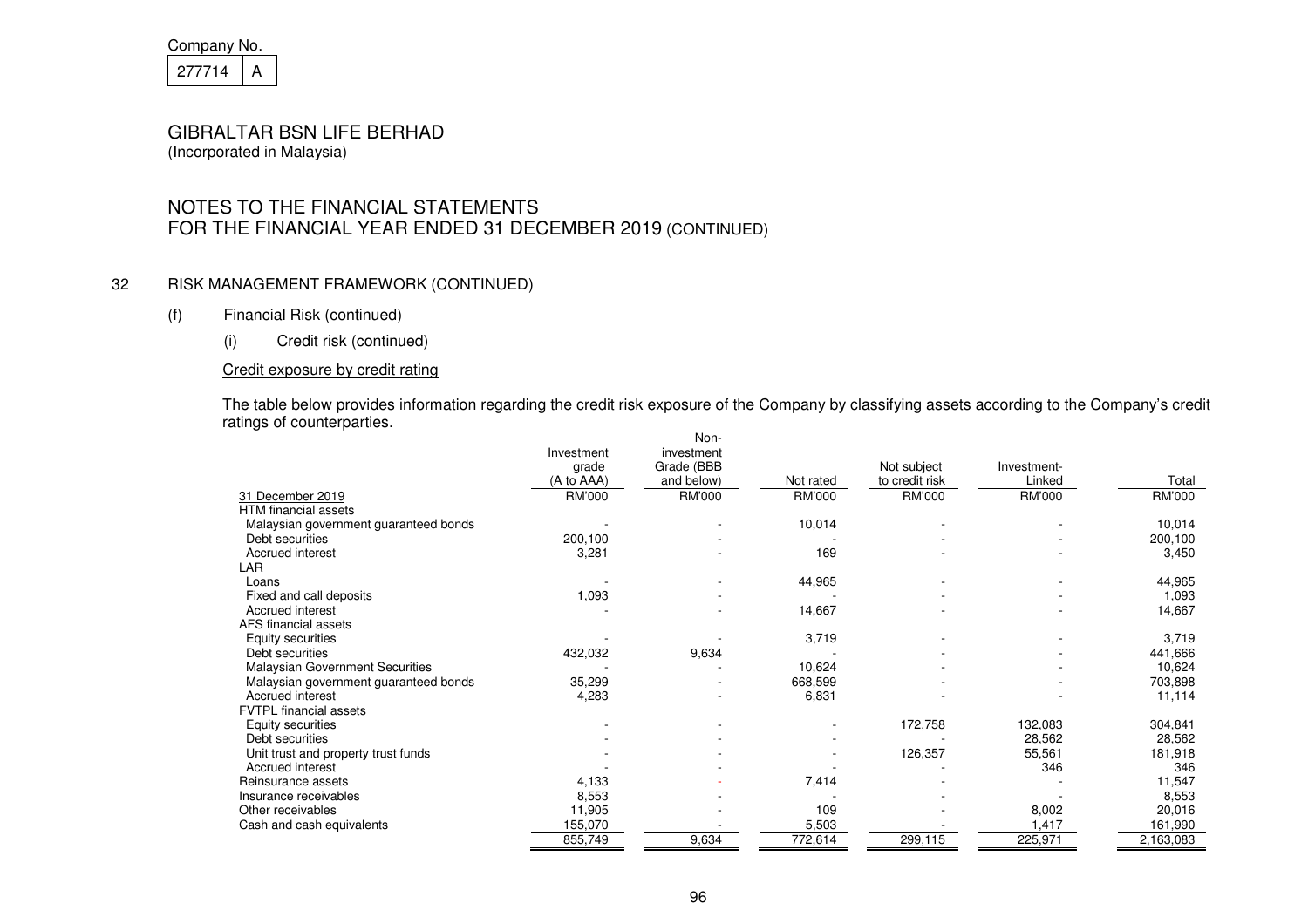Company No.

277714 A

# GIBRALTAR BSN LIFE BERHAD
(Incorporated in Malaysia)

## NOTES TO THE FINANCIAL STATEMENTS
## FOR THE FINANCIAL YEAR ENDED 31 DECEMBER 2019 (CONTINUED)

### 32 RISK MANAGEMENT FRAMEWORK (CONTINUED)

(f) Financial Risk (continued)

(i) Credit risk (continued)

Credit exposure by credit rating

The table below provides information regarding the credit risk exposure of the Company by classifying assets according to the Company's credit ratings of counterparties.

| 31 December 2019 | Investment grade (A to AAA) RM'000 | Non-investment Grade (BBB and below) RM'000 | Not rated RM'000 | Not subject to credit risk RM'000 | Investment-Linked RM'000 | Total RM'000 |
|---|---|---|---|---|---|---|
| HTM financial assets | | | | | | |
| Malaysian government guaranteed bonds | - | - | 10,014 | - | - | 10,014 |
| Debt securities | 200,100 | - | - | - | - | 200,100 |
| Accrued interest | 3,281 | - | 169 | - | - | 3,450 |
| LAR | | | | | | |
| Loans | - | - | 44,965 | - | - | 44,965 |
| Fixed and call deposits | 1,093 | - | - | - | - | 1,093 |
| Accrued interest | - | - | 14,667 | - | - | 14,667 |
| AFS financial assets | | | | | | |
| Equity securities | - | - | 3,719 | - | - | 3,719 |
| Debt securities | 432,032 | 9,634 | - | - | - | 441,666 |
| Malaysian Government Securities | - | - | 10,624 | - | - | 10,624 |
| Malaysian government guaranteed bonds | 35,299 | - | 668,599 | - | - | 703,898 |
| Accrued interest | 4,283 | - | 6,831 | - | - | 11,114 |
| FVTPL financial assets | | | | | | |
| Equity securities | - | - | - | 172,758 | 132,083 | 304,841 |
| Debt securities | - | - | - | - | 28,562 | 28,562 |
| Unit trust and property trust funds | - | - | - | 126,357 | 55,561 | 181,918 |
| Accrued interest | - | - | - | - | 346 | 346 |
| Reinsurance assets | 4,133 | - | 7,414 | - | - | 11,547 |
| Insurance receivables | 8,553 | - | - | - | - | 8,553 |
| Other receivables | 11,905 | - | 109 | - | 8,002 | 20,016 |
| Cash and cash equivalents | 155,070 | - | 5,503 | - | 1,417 | 161,990 |
| | 855,749 | 9,634 | 772,614 | 299,115 | 225,971 | 2,163,083 |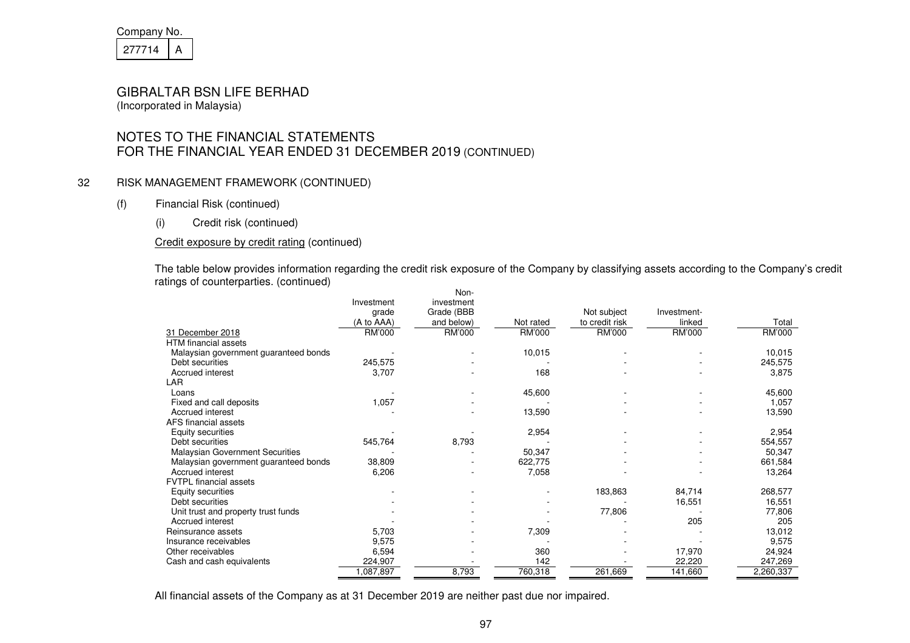Company No.

| 277714 | A |
|---|---|

GIBRALTAR BSN LIFE BERHAD
(Incorporated in Malaysia)

# NOTES TO THE FINANCIAL STATEMENTS FOR THE FINANCIAL YEAR ENDED 31 DECEMBER 2019 (CONTINUED)

## 32 RISK MANAGEMENT FRAMEWORK (CONTINUED)

### (f) Financial Risk (continued)

#### (i) Credit risk (continued)

Credit exposure by credit rating (continued)

The table below provides information regarding the credit risk exposure of the Company by classifying assets according to the Company's credit ratings of counterparties. (continued)

| 31 December 2018 | Investment grade (A to AAA) RM'000 | Non-investment Grade (BBB and below) RM'000 | Not rated RM'000 | Not subject to credit risk RM'000 | Investment-linked RM'000 | Total RM'000 |
|---|---|---|---|---|---|---|
| HTM financial assets | | | | | | |
| Malaysian government guaranteed bonds | - | - | 10,015 | - | - | 10,015 |
| Debt securities | 245,575 | - | - | - | - | 245,575 |
| Accrued interest | 3,707 | - | 168 | - | - | 3,875 |
| LAR | | | | | | |
| Loans | - | - | 45,600 | - | - | 45,600 |
| Fixed and call deposits | 1,057 | - | - | - | - | 1,057 |
| Accrued interest | - | - | 13,590 | - | - | 13,590 |
| AFS financial assets | | | | | | |
| Equity securities | - | - | 2,954 | - | - | 2,954 |
| Debt securities | 545,764 | 8,793 | - | - | - | 554,557 |
| Malaysian Government Securities | - | - | 50,347 | - | - | 50,347 |
| Malaysian government guaranteed bonds | 38,809 | - | 622,775 | - | - | 661,584 |
| Accrued interest | 6,206 | - | 7,058 | - | - | 13,264 |
| FVTPL financial assets | | | | | | |
| Equity securities | - | - | - | 183,863 | 84,714 | 268,577 |
| Debt securities | - | - | - | - | 16,551 | 16,551 |
| Unit trust and property trust funds | - | - | - | 77,806 | - | 77,806 |
| Accrued interest | - | - | - | - | 205 | 205 |
| Reinsurance assets | 5,703 | - | 7,309 | - | - | 13,012 |
| Insurance receivables | 9,575 | - | - | - | - | 9,575 |
| Other receivables | 6,594 | - | 360 | - | 17,970 | 24,924 |
| Cash and cash equivalents | 224,907 | - | 142 | - | 22,220 | 247,269 |
| | 1,087,897 | 8,793 | 760,318 | 261,669 | 141,660 | 2,260,337 |

All financial assets of the Company as at 31 December 2019 are neither past due nor impaired.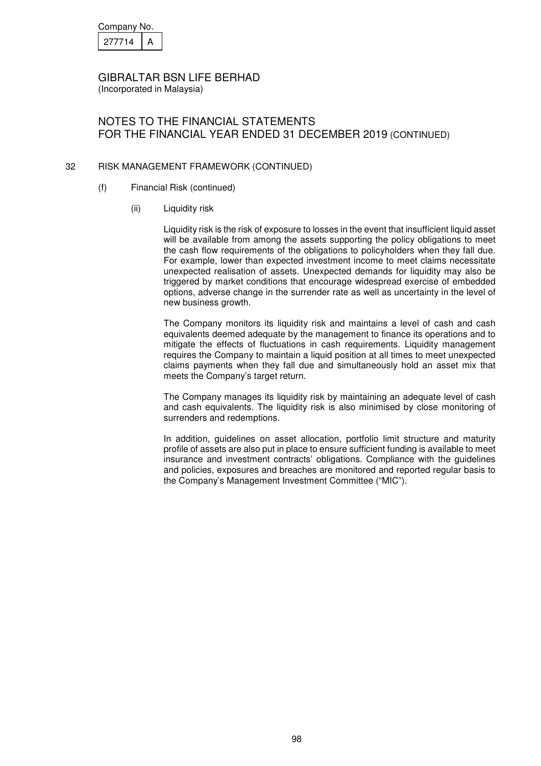Company No.

| 277714 | A |
|---|---|

GIBRALTAR BSN LIFE BERHAD
(Incorporated in Malaysia)

NOTES TO THE FINANCIAL STATEMENTS
FOR THE FINANCIAL YEAR ENDED 31 DECEMBER 2019 (CONTINUED)

32 RISK MANAGEMENT FRAMEWORK (CONTINUED)

(f) Financial Risk (continued)

(ii) Liquidity risk

Liquidity risk is the risk of exposure to losses in the event that insufficient liquid asset will be available from among the assets supporting the policy obligations to meet the cash flow requirements of the obligations to policyholders when they fall due. For example, lower than expected investment income to meet claims necessitate unexpected realisation of assets. Unexpected demands for liquidity may also be triggered by market conditions that encourage widespread exercise of embedded options, adverse change in the surrender rate as well as uncertainty in the level of new business growth.

The Company monitors its liquidity risk and maintains a level of cash and cash equivalents deemed adequate by the management to finance its operations and to mitigate the effects of fluctuations in cash requirements. Liquidity management requires the Company to maintain a liquid position at all times to meet unexpected claims payments when they fall due and simultaneously hold an asset mix that meets the Company's target return.

The Company manages its liquidity risk by maintaining an adequate level of cash and cash equivalents. The liquidity risk is also minimised by close monitoring of surrenders and redemptions.

In addition, guidelines on asset allocation, portfolio limit structure and maturity profile of assets are also put in place to ensure sufficient funding is available to meet insurance and investment contracts' obligations. Compliance with the guidelines and policies, exposures and breaches are monitored and reported regular basis to the Company's Management Investment Committee ("MIC").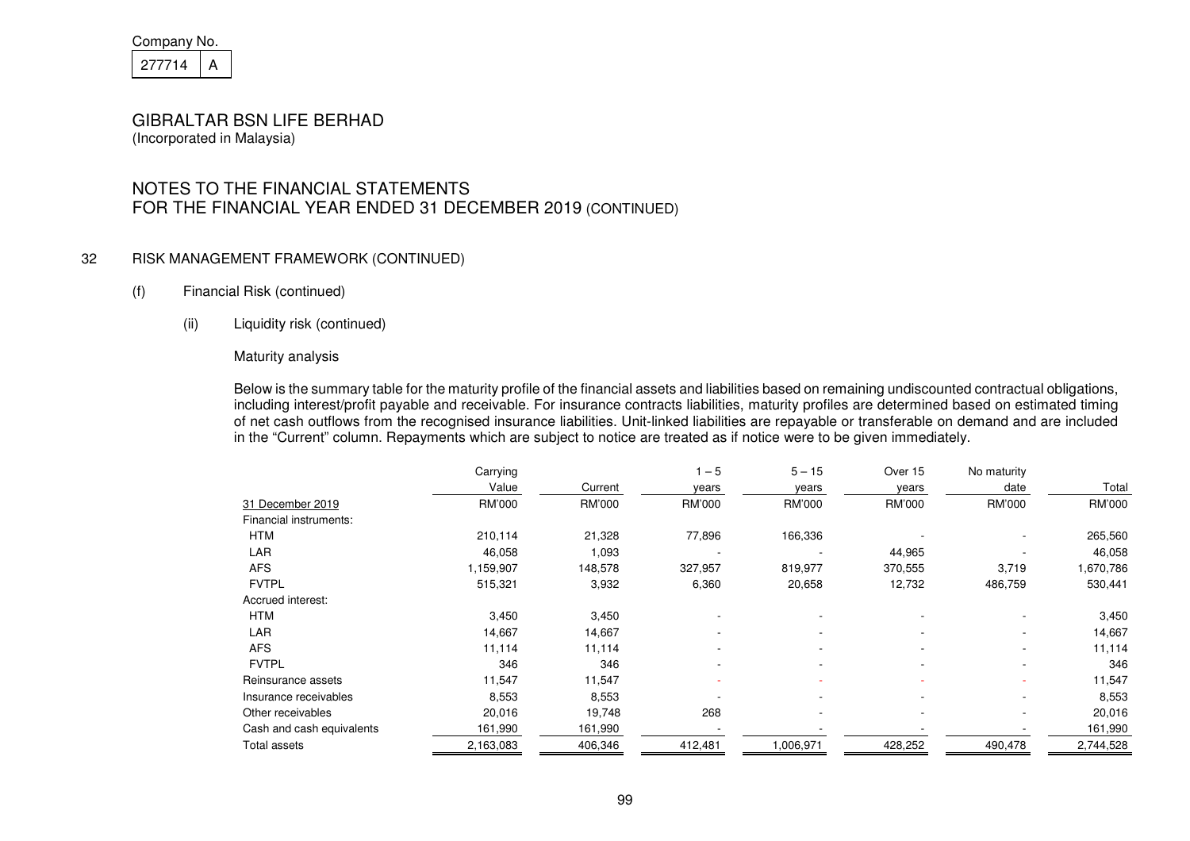Company No.

| 277714 | A |
|---|---|

GIBRALTAR BSN LIFE BERHAD
(Incorporated in Malaysia)

NOTES TO THE FINANCIAL STATEMENTS
FOR THE FINANCIAL YEAR ENDED 31 DECEMBER 2019 (CONTINUED)

## 32 RISK MANAGEMENT FRAMEWORK (CONTINUED)

### (f) Financial Risk (continued)

#### (ii) Liquidity risk (continued)

Maturity analysis

Below is the summary table for the maturity profile of the financial assets and liabilities based on remaining undiscounted contractual obligations, including interest/profit payable and receivable. For insurance contracts liabilities, maturity profiles are determined based on estimated timing of net cash outflows from the recognised insurance liabilities. Unit-linked liabilities are repayable or transferable on demand and are included in the "Current" column. Repayments which are subject to notice are treated as if notice were to be given immediately.

| 31 December 2019 | Carrying Value RM'000 | Current RM'000 | 1 – 5 years RM'000 | 5 – 15 years RM'000 | Over 15 years RM'000 | No maturity date RM'000 | Total RM'000 |
|---|---|---|---|---|---|---|---|
| Financial instruments: | | | | | | | |
| HTM | 210,114 | 21,328 | 77,896 | 166,336 | - | - | 265,560 |
| LAR | 46,058 | 1,093 | - | - | 44,965 | - | 46,058 |
| AFS | 1,159,907 | 148,578 | 327,957 | 819,977 | 370,555 | 3,719 | 1,670,786 |
| FVTPL | 515,321 | 3,932 | 6,360 | 20,658 | 12,732 | 486,759 | 530,441 |
| Accrued interest: | | | | | | | |
| HTM | 3,450 | 3,450 | - | - | - | - | 3,450 |
| LAR | 14,667 | 14,667 | - | - | - | - | 14,667 |
| AFS | 11,114 | 11,114 | - | - | - | - | 11,114 |
| FVTPL | 346 | 346 | - | - | - | - | 346 |
| Reinsurance assets | 11,547 | 11,547 | - | - | - | - | 11,547 |
| Insurance receivables | 8,553 | 8,553 | - | - | - | - | 8,553 |
| Other receivables | 20,016 | 19,748 | 268 | - | - | - | 20,016 |
| Cash and cash equivalents | 161,990 | 161,990 | - | - | - | - | 161,990 |
| Total assets | 2,163,083 | 406,346 | 412,481 | 1,006,971 | 428,252 | 490,478 | 2,744,528 |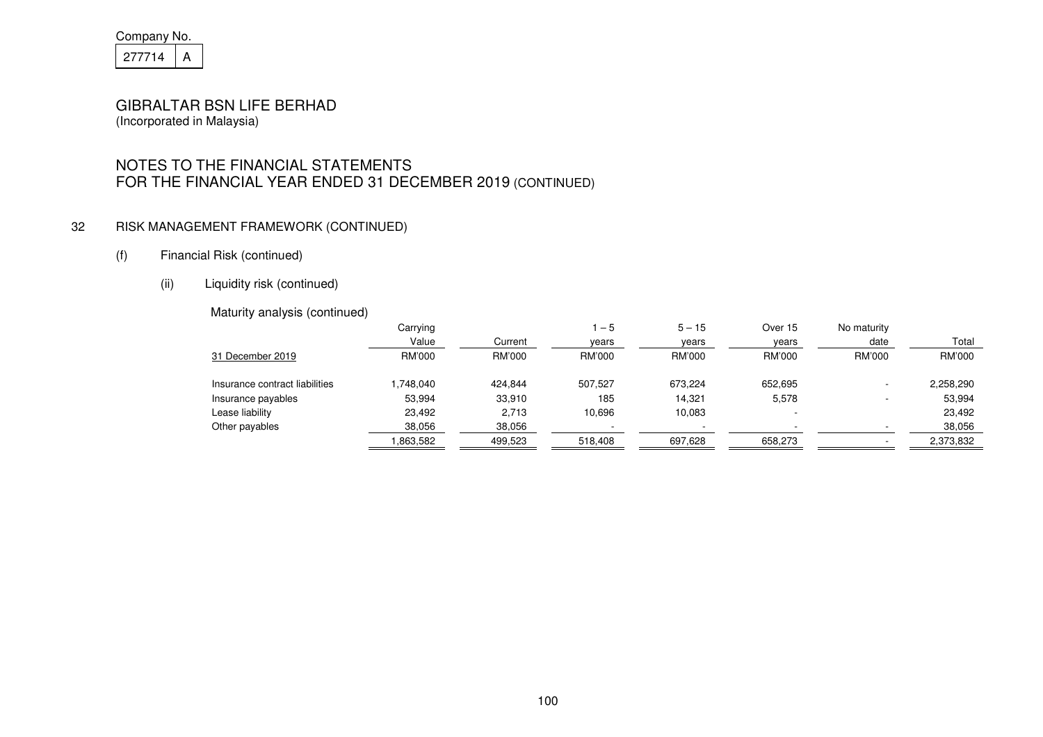Company No.
277714 A

# GIBRALTAR BSN LIFE BERHAD
(Incorporated in Malaysia)

## NOTES TO THE FINANCIAL STATEMENTS FOR THE FINANCIAL YEAR ENDED 31 DECEMBER 2019 (CONTINUED)

### 32 RISK MANAGEMENT FRAMEWORK (CONTINUED)

#### (f) Financial Risk (continued)

##### (ii) Liquidity risk (continued)

Maturity analysis (continued)

| 31 December 2019 | Carrying Value RM'000 | Current RM'000 | 1 – 5 years RM'000 | 5 – 15 years RM'000 | Over 15 years RM'000 | No maturity date RM'000 | Total RM'000 |
|---|---|---|---|---|---|---|---|
| Insurance contract liabilities | 1,748,040 | 424,844 | 507,527 | 673,224 | 652,695 | - | 2,258,290 |
| Insurance payables | 53,994 | 33,910 | 185 | 14,321 | 5,578 | - | 53,994 |
| Lease liability | 23,492 | 2,713 | 10,696 | 10,083 | - | | 23,492 |
| Other payables | 38,056 | 38,056 | - | - | - | - | 38,056 |
| | 1,863,582 | 499,523 | 518,408 | 697,628 | 658,273 | - | 2,373,832 |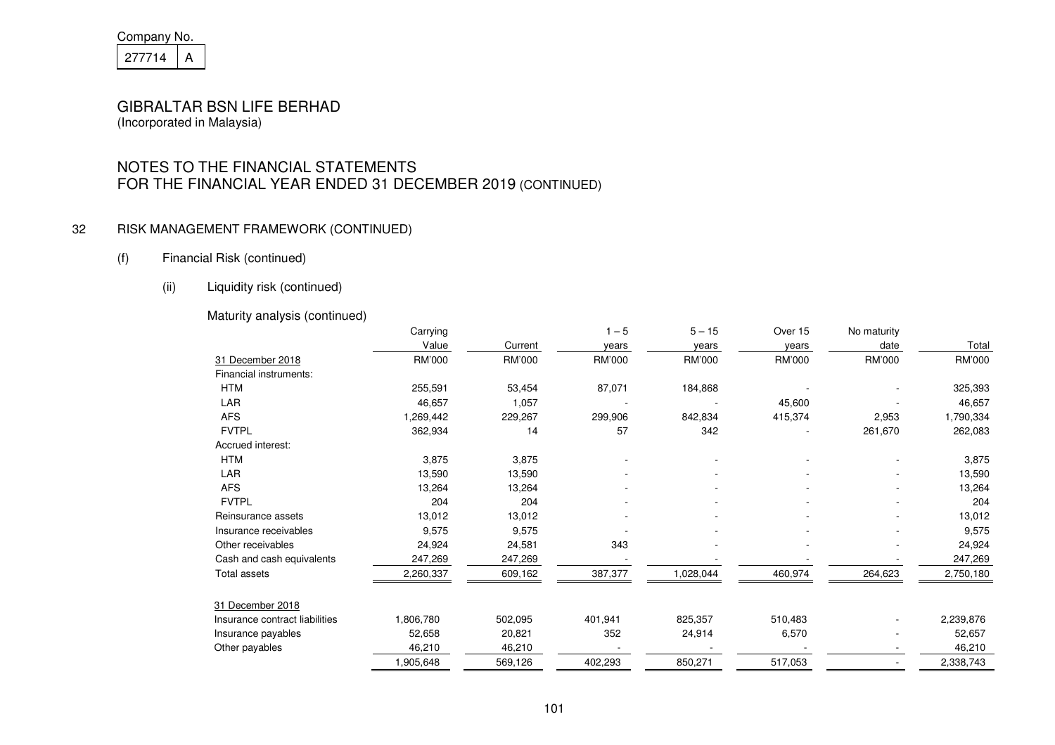Company No.

| 277714 | A |
|---|---|

# GIBRALTAR BSN LIFE BERHAD

(Incorporated in Malaysia)

## NOTES TO THE FINANCIAL STATEMENTS FOR THE FINANCIAL YEAR ENDED 31 DECEMBER 2019 (CONTINUED)

### 32 RISK MANAGEMENT FRAMEWORK (CONTINUED)

#### (f) Financial Risk (continued)

##### (ii) Liquidity risk (continued)

Maturity analysis (continued)

| | Carrying Value | Current | 1 – 5 years | 5 – 15 years | Over 15 years | No maturity date | Total |
|---|---|---|---|---|---|---|---|
| 31 December 2018 | RM'000 | RM'000 | RM'000 | RM'000 | RM'000 | RM'000 | RM'000 |
| Financial instruments: | | | | | | | |
| HTM | 255,591 | 53,454 | 87,071 | 184,868 | - | - | 325,393 |
| LAR | 46,657 | 1,057 | - | - | 45,600 | - | 46,657 |
| AFS | 1,269,442 | 229,267 | 299,906 | 842,834 | 415,374 | 2,953 | 1,790,334 |
| FVTPL | 362,934 | 14 | 57 | 342 | - | 261,670 | 262,083 |
| Accrued interest: | | | | | | | |
| HTM | 3,875 | 3,875 | - | - | - | - | 3,875 |
| LAR | 13,590 | 13,590 | - | - | - | - | 13,590 |
| AFS | 13,264 | 13,264 | - | - | - | - | 13,264 |
| FVTPL | 204 | 204 | - | - | - | - | 204 |
| Reinsurance assets | 13,012 | 13,012 | - | - | - | - | 13,012 |
| Insurance receivables | 9,575 | 9,575 | - | - | - | - | 9,575 |
| Other receivables | 24,924 | 24,581 | 343 | - | - | - | 24,924 |
| Cash and cash equivalents | 247,269 | 247,269 | - | - | - | - | 247,269 |
| Total assets | 2,260,337 | 609,162 | 387,377 | 1,028,044 | 460,974 | 264,623 | 2,750,180 |
| 31 December 2018 | | | | | | | |
| Insurance contract liabilities | 1,806,780 | 502,095 | 401,941 | 825,357 | 510,483 | - | 2,239,876 |
| Insurance payables | 52,658 | 20,821 | 352 | 24,914 | 6,570 | - | 52,657 |
| Other payables | 46,210 | 46,210 | - | - | - | - | 46,210 |
| | 1,905,648 | 569,126 | 402,293 | 850,271 | 517,053 | - | 2,338,743 |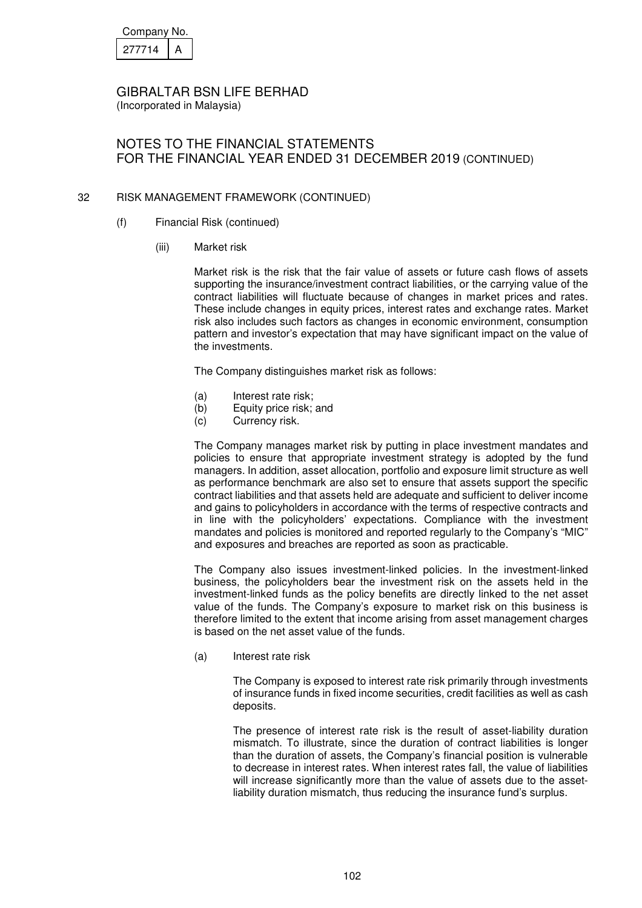Company No.

| 277714 | A |
|---|---|

GIBRALTAR BSN LIFE BERHAD
(Incorporated in Malaysia)

NOTES TO THE FINANCIAL STATEMENTS
FOR THE FINANCIAL YEAR ENDED 31 DECEMBER 2019 (CONTINUED)

## 32 RISK MANAGEMENT FRAMEWORK (CONTINUED)

### (f) Financial Risk (continued)

#### (iii) Market risk

Market risk is the risk that the fair value of assets or future cash flows of assets supporting the insurance/investment contract liabilities, or the carrying value of the contract liabilities will fluctuate because of changes in market prices and rates. These include changes in equity prices, interest rates and exchange rates. Market risk also includes such factors as changes in economic environment, consumption pattern and investor's expectation that may have significant impact on the value of the investments.

The Company distinguishes market risk as follows:

(a) Interest rate risk;
(b) Equity price risk; and
(c) Currency risk.

The Company manages market risk by putting in place investment mandates and policies to ensure that appropriate investment strategy is adopted by the fund managers. In addition, asset allocation, portfolio and exposure limit structure as well as performance benchmark are also set to ensure that assets support the specific contract liabilities and that assets held are adequate and sufficient to deliver income and gains to policyholders in accordance with the terms of respective contracts and in line with the policyholders' expectations. Compliance with the investment mandates and policies is monitored and reported regularly to the Company's "MIC" and exposures and breaches are reported as soon as practicable.

The Company also issues investment-linked policies. In the investment-linked business, the policyholders bear the investment risk on the assets held in the investment-linked funds as the policy benefits are directly linked to the net asset value of the funds. The Company's exposure to market risk on this business is therefore limited to the extent that income arising from asset management charges is based on the net asset value of the funds.

(a) Interest rate risk

The Company is exposed to interest rate risk primarily through investments of insurance funds in fixed income securities, credit facilities as well as cash deposits.

The presence of interest rate risk is the result of asset-liability duration mismatch. To illustrate, since the duration of contract liabilities is longer than the duration of assets, the Company's financial position is vulnerable to decrease in interest rates. When interest rates fall, the value of liabilities will increase significantly more than the value of assets due to the asset-liability duration mismatch, thus reducing the insurance fund's surplus.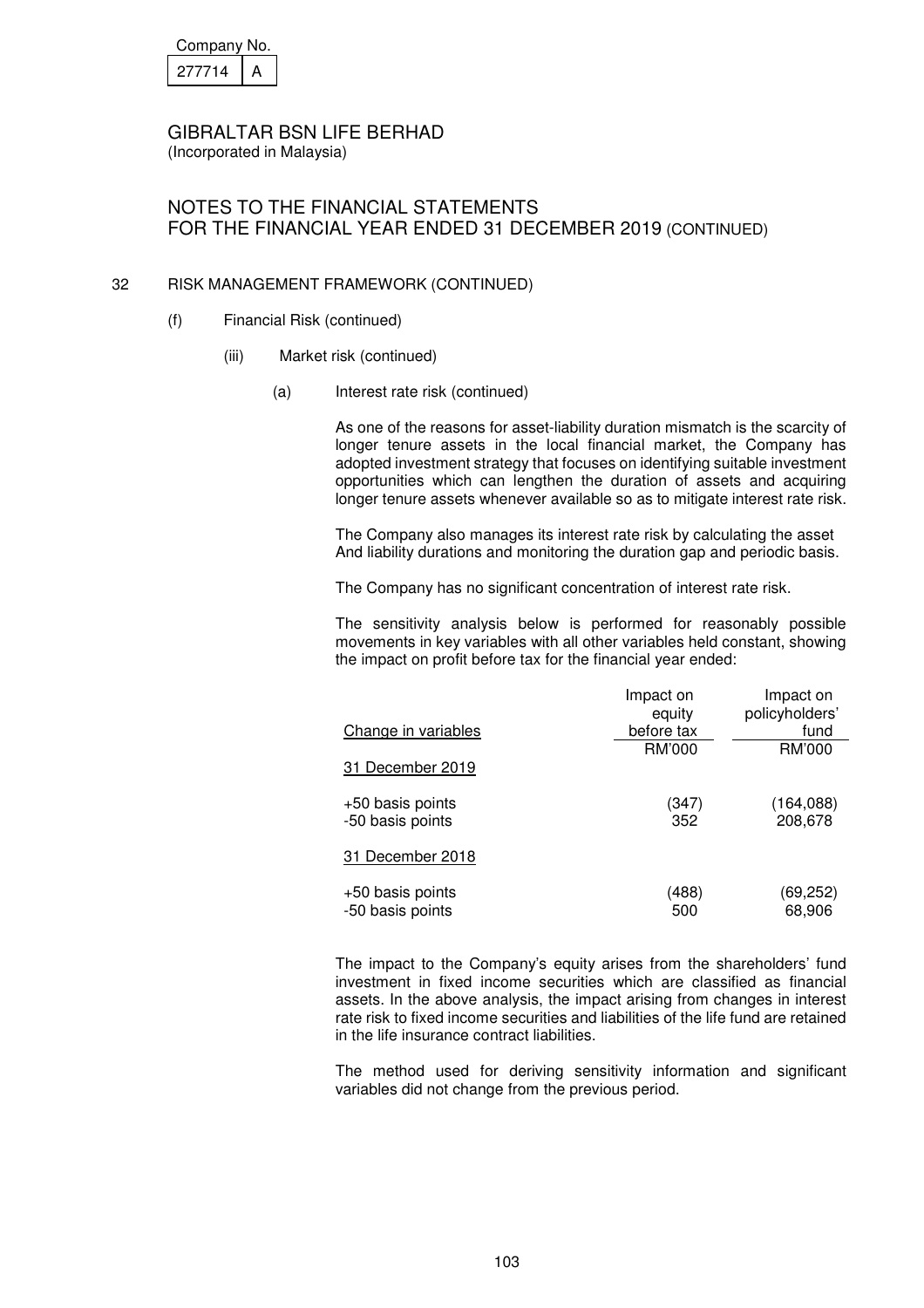Company No.

| 277714 | A |
|---|---|

GIBRALTAR BSN LIFE BERHAD
(Incorporated in Malaysia)

# NOTES TO THE FINANCIAL STATEMENTS FOR THE FINANCIAL YEAR ENDED 31 DECEMBER 2019 (CONTINUED)

## 32 RISK MANAGEMENT FRAMEWORK (CONTINUED)

### (f) Financial Risk (continued)

#### (iii) Market risk (continued)

##### (a) Interest rate risk (continued)

As one of the reasons for asset-liability duration mismatch is the scarcity of longer tenure assets in the local financial market, the Company has adopted investment strategy that focuses on identifying suitable investment opportunities which can lengthen the duration of assets and acquiring longer tenure assets whenever available so as to mitigate interest rate risk.

The Company also manages its interest rate risk by calculating the asset And liability durations and monitoring the duration gap and periodic basis.

The Company has no significant concentration of interest rate risk.

The sensitivity analysis below is performed for reasonably possible movements in key variables with all other variables held constant, showing the impact on profit before tax for the financial year ended:

| Change in variables | Impact on equity before tax | Impact on policyholders' fund |
|---|---|---|
| | RM'000 | RM'000 |
| 31 December 2019 | | |
| +50 basis points | (347) | (164,088) |
| -50 basis points | 352 | 208,678 |
| 31 December 2018 | | |
| +50 basis points | (488) | (69,252) |
| -50 basis points | 500 | 68,906 |

The impact to the Company's equity arises from the shareholders' fund investment in fixed income securities which are classified as financial assets. In the above analysis, the impact arising from changes in interest rate risk to fixed income securities and liabilities of the life fund are retained in the life insurance contract liabilities.

The method used for deriving sensitivity information and significant variables did not change from the previous period.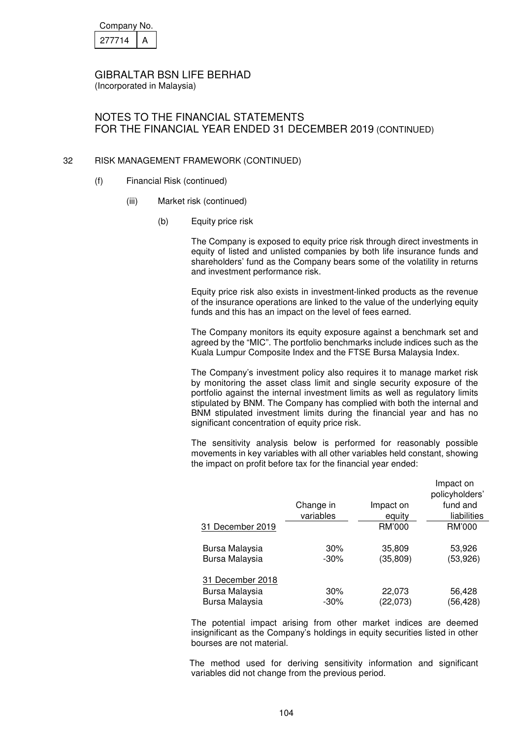Company No.

| 277714 | A |
|---|---|

GIBRALTAR BSN LIFE BERHAD
(Incorporated in Malaysia)

NOTES TO THE FINANCIAL STATEMENTS
FOR THE FINANCIAL YEAR ENDED 31 DECEMBER 2019 (CONTINUED)

32 RISK MANAGEMENT FRAMEWORK (CONTINUED)

(f) Financial Risk (continued)

(iii) Market risk (continued)

(b) Equity price risk

The Company is exposed to equity price risk through direct investments in equity of listed and unlisted companies by both life insurance funds and shareholders' fund as the Company bears some of the volatility in returns and investment performance risk.

Equity price risk also exists in investment-linked products as the revenue of the insurance operations are linked to the value of the underlying equity funds and this has an impact on the level of fees earned.

The Company monitors its equity exposure against a benchmark set and agreed by the "MIC". The portfolio benchmarks include indices such as the Kuala Lumpur Composite Index and the FTSE Bursa Malaysia Index.

The Company's investment policy also requires it to manage market risk by monitoring the asset class limit and single security exposure of the portfolio against the internal investment limits as well as regulatory limits stipulated by BNM. The Company has complied with both the internal and BNM stipulated investment limits during the financial year and has no significant concentration of equity price risk.

The sensitivity analysis below is performed for reasonably possible movements in key variables with all other variables held constant, showing the impact on profit before tax for the financial year ended:

| | Change in variables | Impact on equity | Impact on policyholders' fund and liabilities |
|---|---|---|---|
| 31 December 2019 | | RM'000 | RM'000 |
| Bursa Malaysia | 30% | 35,809 | 53,926 |
| Bursa Malaysia | -30% | (35,809) | (53,926) |
| 31 December 2018 | | | |
| Bursa Malaysia | 30% | 22,073 | 56,428 |
| Bursa Malaysia | -30% | (22,073) | (56,428) |

The potential impact arising from other market indices are deemed insignificant as the Company's holdings in equity securities listed in other bourses are not material.

The method used for deriving sensitivity information and significant variables did not change from the previous period.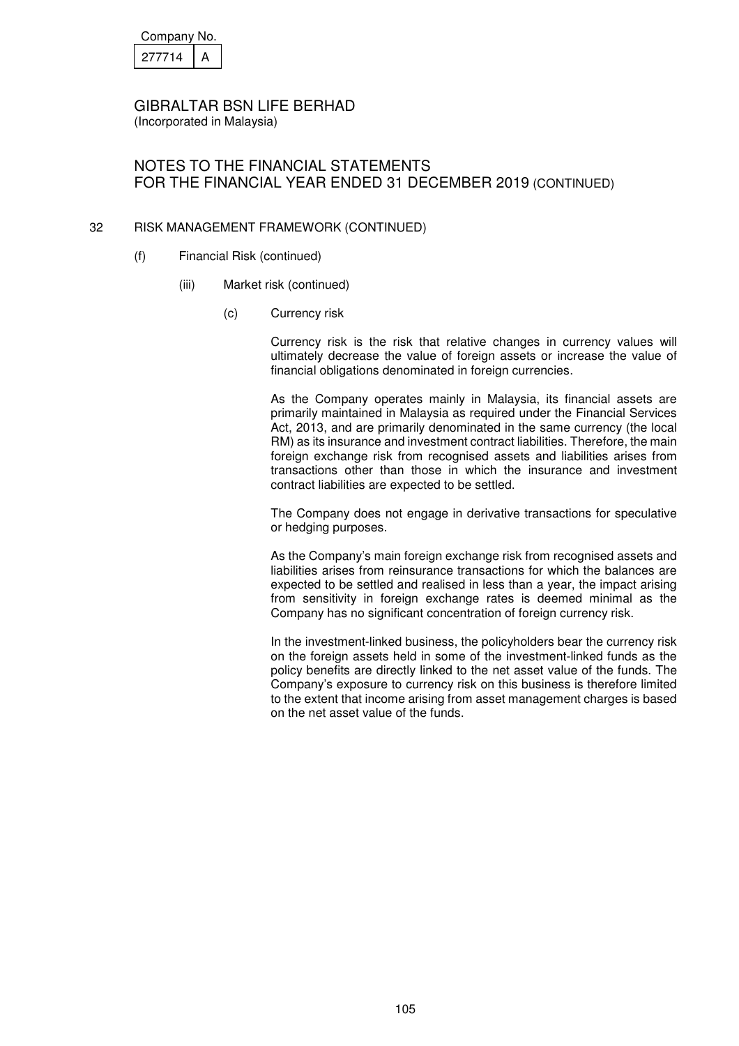Company No.

| 277714 | A |
|---|---|

GIBRALTAR BSN LIFE BERHAD
(Incorporated in Malaysia)

# NOTES TO THE FINANCIAL STATEMENTS FOR THE FINANCIAL YEAR ENDED 31 DECEMBER 2019 (CONTINUED)

## 32 RISK MANAGEMENT FRAMEWORK (CONTINUED)

### (f) Financial Risk (continued)

#### (iii) Market risk (continued)

##### (c) Currency risk

Currency risk is the risk that relative changes in currency values will ultimately decrease the value of foreign assets or increase the value of financial obligations denominated in foreign currencies.

As the Company operates mainly in Malaysia, its financial assets are primarily maintained in Malaysia as required under the Financial Services Act, 2013, and are primarily denominated in the same currency (the local RM) as its insurance and investment contract liabilities. Therefore, the main foreign exchange risk from recognised assets and liabilities arises from transactions other than those in which the insurance and investment contract liabilities are expected to be settled.

The Company does not engage in derivative transactions for speculative or hedging purposes.

As the Company's main foreign exchange risk from recognised assets and liabilities arises from reinsurance transactions for which the balances are expected to be settled and realised in less than a year, the impact arising from sensitivity in foreign exchange rates is deemed minimal as the Company has no significant concentration of foreign currency risk.

In the investment-linked business, the policyholders bear the currency risk on the foreign assets held in some of the investment-linked funds as the policy benefits are directly linked to the net asset value of the funds. The Company's exposure to currency risk on this business is therefore limited to the extent that income arising from asset management charges is based on the net asset value of the funds.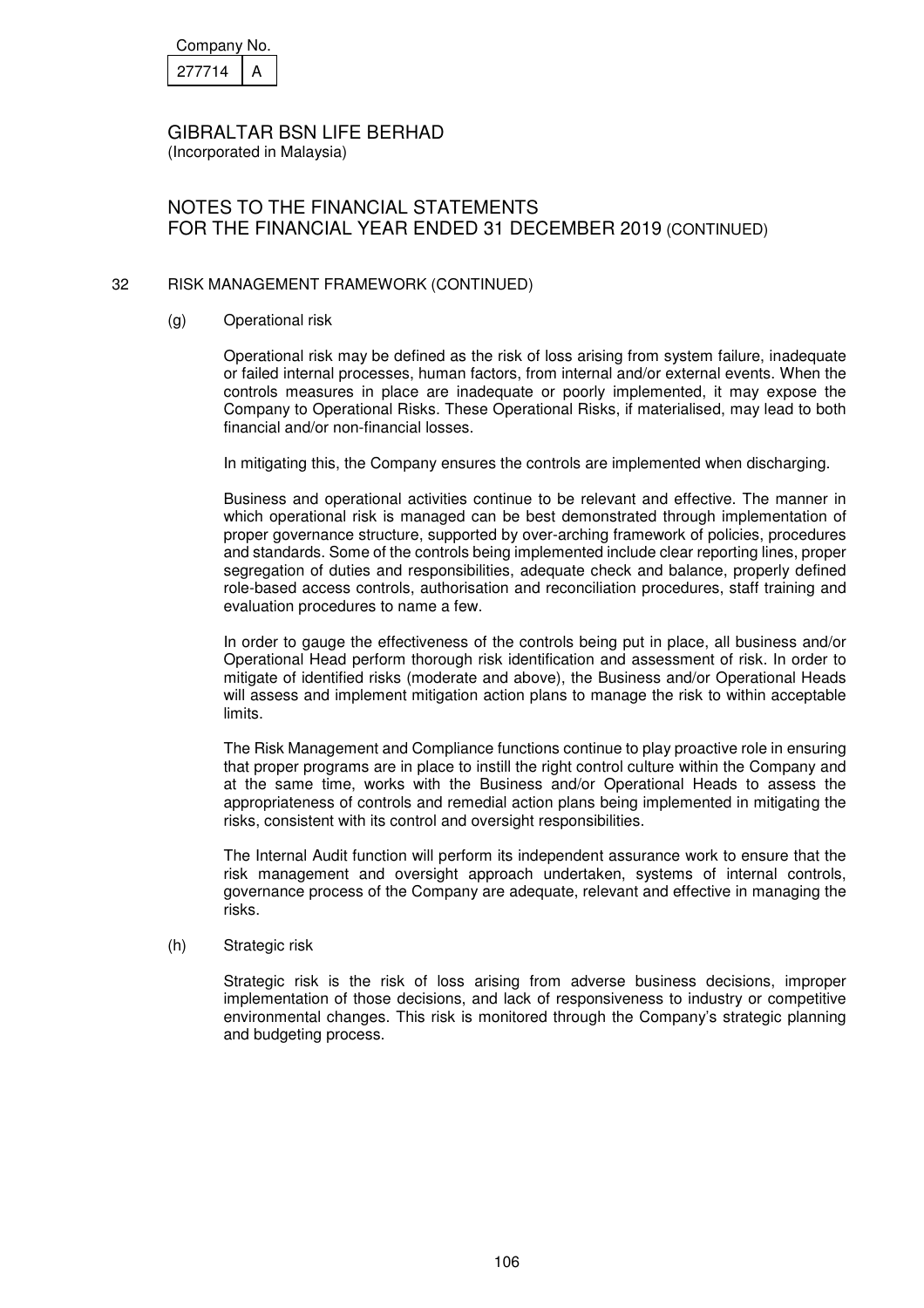Company No.

| 277714 | A |
|---|---|

# GIBRALTAR BSN LIFE BERHAD

(Incorporated in Malaysia)

## NOTES TO THE FINANCIAL STATEMENTS FOR THE FINANCIAL YEAR ENDED 31 DECEMBER 2019 (CONTINUED)

### 32 RISK MANAGEMENT FRAMEWORK (CONTINUED)

#### (g) Operational risk

Operational risk may be defined as the risk of loss arising from system failure, inadequate or failed internal processes, human factors, from internal and/or external events. When the controls measures in place are inadequate or poorly implemented, it may expose the Company to Operational Risks. These Operational Risks, if materialised, may lead to both financial and/or non-financial losses.

In mitigating this, the Company ensures the controls are implemented when discharging.

Business and operational activities continue to be relevant and effective. The manner in which operational risk is managed can be best demonstrated through implementation of proper governance structure, supported by over-arching framework of policies, procedures and standards. Some of the controls being implemented include clear reporting lines, proper segregation of duties and responsibilities, adequate check and balance, properly defined role-based access controls, authorisation and reconciliation procedures, staff training and evaluation procedures to name a few.

In order to gauge the effectiveness of the controls being put in place, all business and/or Operational Head perform thorough risk identification and assessment of risk. In order to mitigate of identified risks (moderate and above), the Business and/or Operational Heads will assess and implement mitigation action plans to manage the risk to within acceptable limits.

The Risk Management and Compliance functions continue to play proactive role in ensuring that proper programs are in place to instill the right control culture within the Company and at the same time, works with the Business and/or Operational Heads to assess the appropriateness of controls and remedial action plans being implemented in mitigating the risks, consistent with its control and oversight responsibilities.

The Internal Audit function will perform its independent assurance work to ensure that the risk management and oversight approach undertaken, systems of internal controls, governance process of the Company are adequate, relevant and effective in managing the risks.

#### (h) Strategic risk

Strategic risk is the risk of loss arising from adverse business decisions, improper implementation of those decisions, and lack of responsiveness to industry or competitive environmental changes. This risk is monitored through the Company's strategic planning and budgeting process.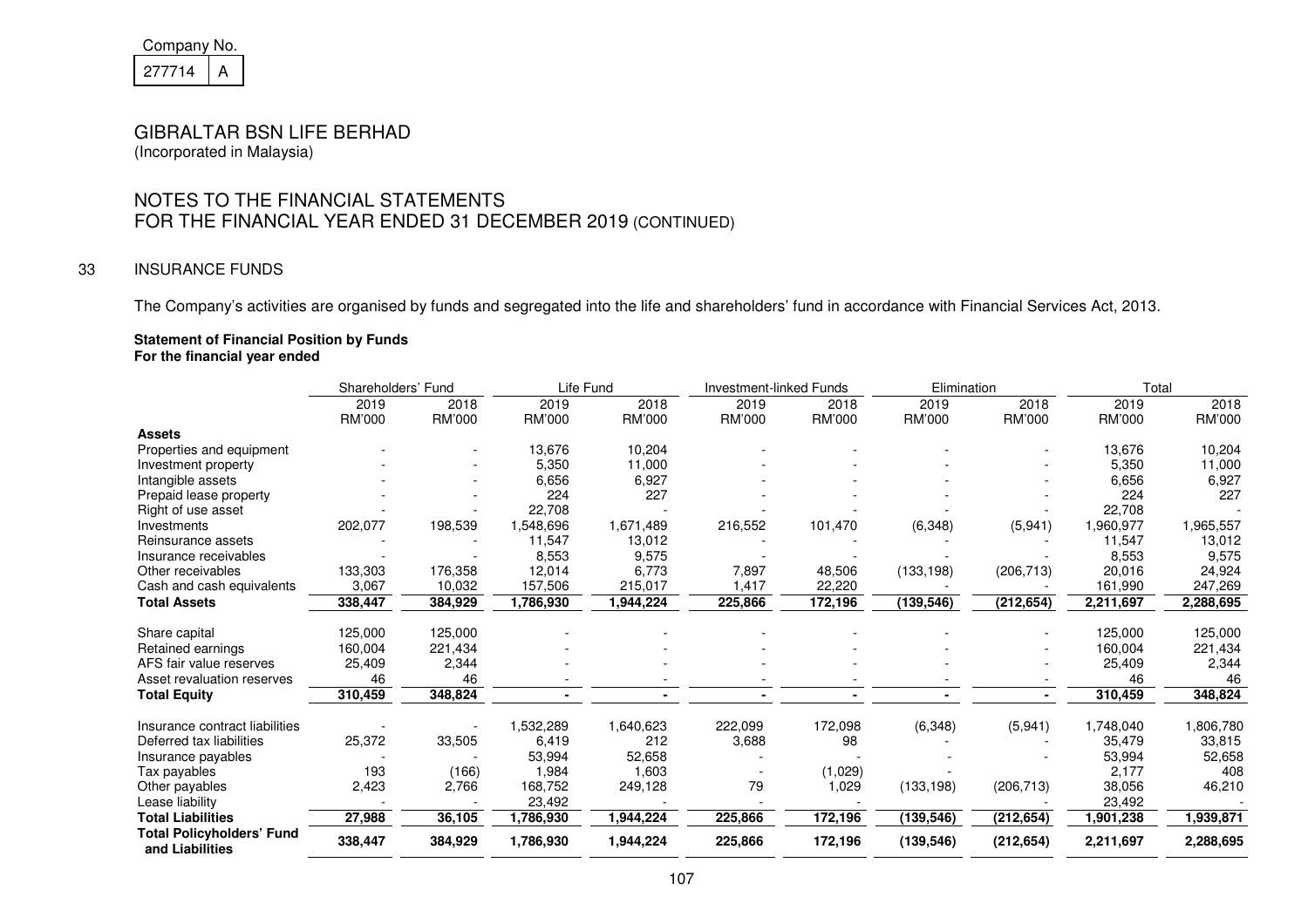Company No.

| 277714 | A |
|---|---|

# GIBRALTAR BSN LIFE BERHAD

(Incorporated in Malaysia)

## NOTES TO THE FINANCIAL STATEMENTS FOR THE FINANCIAL YEAR ENDED 31 DECEMBER 2019 (CONTINUED)

### 33 INSURANCE FUNDS

The Company's activities are organised by funds and segregated into the life and shareholders' fund in accordance with Financial Services Act, 2013.

**Statement of Financial Position by Funds**
**For the financial year ended**

| | Shareholders' Fund | | Life Fund | | Investment-linked Funds | | Elimination | | Total | |
|---|---|---|---|---|---|---|---|---|---|---|
| | 2019 | 2018 | 2019 | 2018 | 2019 | 2018 | 2019 | 2018 | 2019 | 2018 |
| | RM'000 | RM'000 | RM'000 | RM'000 | RM'000 | RM'000 | RM'000 | RM'000 | RM'000 | RM'000 |
| **Assets** | | | | | | | | | | |
| Properties and equipment | - | - | 13,676 | 10,204 | - | - | - | - | 13,676 | 10,204 |
| Investment property | - | - | 5,350 | 11,000 | - | - | - | - | 5,350 | 11,000 |
| Intangible assets | - | - | 6,656 | 6,927 | - | - | - | - | 6,656 | 6,927 |
| Prepaid lease property | - | - | 224 | 227 | - | - | - | - | 224 | 227 |
| Right of use asset | - | - | 22,708 | - | - | - | - | - | 22,708 | - |
| Investments | 202,077 | 198,539 | 1,548,696 | 1,671,489 | 216,552 | 101,470 | (6,348) | (5,941) | 1,960,977 | 1,965,557 |
| Reinsurance assets | - | - | 11,547 | 13,012 | - | - | - | - | 11,547 | 13,012 |
| Insurance receivables | - | - | 8,553 | 9,575 | - | - | - | - | 8,553 | 9,575 |
| Other receivables | 133,303 | 176,358 | 12,014 | 6,773 | 7,897 | 48,506 | (133,198) | (206,713) | 20,016 | 24,924 |
| Cash and cash equivalents | 3,067 | 10,032 | 157,506 | 215,017 | 1,417 | 22,220 | - | - | 161,990 | 247,269 |
| **Total Assets** | **338,447** | **384,929** | **1,786,930** | **1,944,224** | **225,866** | **172,196** | **(139,546)** | **(212,654)** | **2,211,697** | **2,288,695** |
| Share capital | 125,000 | 125,000 | - | - | - | - | - | - | 125,000 | 125,000 |
| Retained earnings | 160,004 | 221,434 | - | - | - | - | - | - | 160,004 | 221,434 |
| AFS fair value reserves | 25,409 | 2,344 | - | - | - | - | - | - | 25,409 | 2,344 |
| Asset revaluation reserves | 46 | 46 | - | - | - | - | - | - | 46 | 46 |
| **Total Equity** | **310,459** | **348,824** | **-** | **-** | **-** | **-** | **-** | **-** | **310,459** | **348,824** |
| Insurance contract liabilities | - | - | 1,532,289 | 1,640,623 | 222,099 | 172,098 | (6,348) | (5,941) | 1,748,040 | 1,806,780 |
| Deferred tax liabilities | 25,372 | 33,505 | 6,419 | 212 | 3,688 | 98 | - | - | 35,479 | 33,815 |
| Insurance payables | - | - | 53,994 | 52,658 | - | - | - | - | 53,994 | 52,658 |
| Tax payables | 193 | (166) | 1,984 | 1,603 | - | (1,029) | - | - | 2,177 | 408 |
| Other payables | 2,423 | 2,766 | 168,752 | 249,128 | 79 | 1,029 | (133,198) | (206,713) | 38,056 | 46,210 |
| Lease liability | - | - | 23,492 | - | - | - | - | - | 23,492 | - |
| **Total Liabilities** | **27,988** | **36,105** | **1,786,930** | **1,944,224** | **225,866** | **172,196** | **(139,546)** | **(212,654)** | **1,901,238** | **1,939,871** |
| **Total Policyholders' Fund and Liabilities** | **338,447** | **384,929** | **1,786,930** | **1,944,224** | **225,866** | **172,196** | **(139,546)** | **(212,654)** | **2,211,697** | **2,288,695** |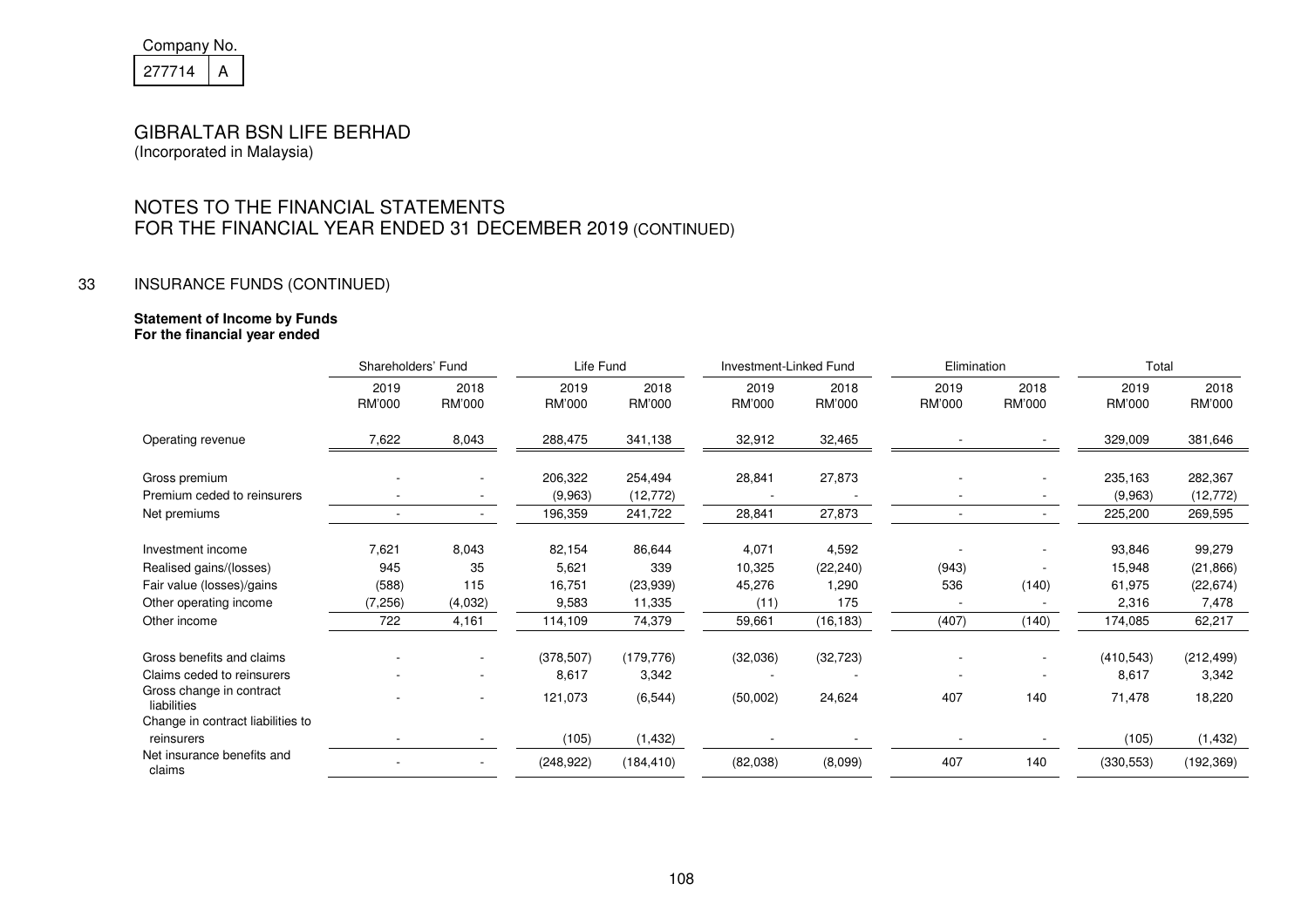Company No.

| 277714 | A |
|---|---|

# GIBRALTAR BSN LIFE BERHAD

(Incorporated in Malaysia)

## NOTES TO THE FINANCIAL STATEMENTS FOR THE FINANCIAL YEAR ENDED 31 DECEMBER 2019 (CONTINUED)

### 33 INSURANCE FUNDS (CONTINUED)

**Statement of Income by Funds**
**For the financial year ended**

| | Shareholders' Fund | | Life Fund | | Investment-Linked Fund | | Elimination | | Total | |
|---|---|---|---|---|---|---|---|---|---|---|
| | 2019 RM'000 | 2018 RM'000 | 2019 RM'000 | 2018 RM'000 | 2019 RM'000 | 2018 RM'000 | 2019 RM'000 | 2018 RM'000 | 2019 RM'000 | 2018 RM'000 |
| Operating revenue | 7,622 | 8,043 | 288,475 | 341,138 | 32,912 | 32,465 | - | - | 329,009 | 381,646 |
| Gross premium | - | - | 206,322 | 254,494 | 28,841 | 27,873 | - | - | 235,163 | 282,367 |
| Premium ceded to reinsurers | - | - | (9,963) | (12,772) | - | - | - | - | (9,963) | (12,772) |
| Net premiums | - | - | 196,359 | 241,722 | 28,841 | 27,873 | - | - | 225,200 | 269,595 |
| Investment income | 7,621 | 8,043 | 82,154 | 86,644 | 4,071 | 4,592 | - | - | 93,846 | 99,279 |
| Realised gains/(losses) | 945 | 35 | 5,621 | 339 | 10,325 | (22,240) | (943) | - | 15,948 | (21,866) |
| Fair value (losses)/gains | (588) | 115 | 16,751 | (23,939) | 45,276 | 1,290 | 536 | (140) | 61,975 | (22,674) |
| Other operating income | (7,256) | (4,032) | 9,583 | 11,335 | (11) | 175 | - | - | 2,316 | 7,478 |
| Other income | 722 | 4,161 | 114,109 | 74,379 | 59,661 | (16,183) | (407) | (140) | 174,085 | 62,217 |
| Gross benefits and claims | - | - | (378,507) | (179,776) | (32,036) | (32,723) | - | - | (410,543) | (212,499) |
| Claims ceded to reinsurers | - | - | 8,617 | 3,342 | - | - | - | - | 8,617 | 3,342 |
| Gross change in contract liabilities | - | - | 121,073 | (6,544) | (50,002) | 24,624 | 407 | 140 | 71,478 | 18,220 |
| Change in contract liabilities to reinsurers | - | - | (105) | (1,432) | - | - | - | - | (105) | (1,432) |
| Net insurance benefits and claims | - | - | (248,922) | (184,410) | (82,038) | (8,099) | 407 | 140 | (330,553) | (192,369) |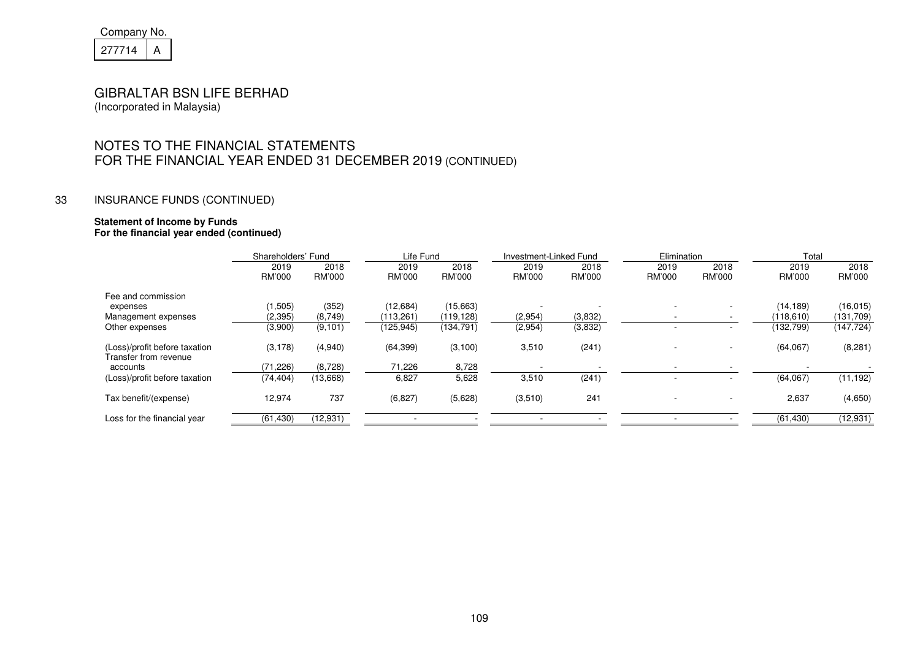Company No.

| 277714 | A |
|---|---|

# GIBRALTAR BSN LIFE BERHAD
(Incorporated in Malaysia)

## NOTES TO THE FINANCIAL STATEMENTS FOR THE FINANCIAL YEAR ENDED 31 DECEMBER 2019 (CONTINUED)

### 33 INSURANCE FUNDS (CONTINUED)

**Statement of Income by Funds**
**For the financial year ended (continued)**

| | Shareholders' Fund | | Life Fund | | Investment-Linked Fund | | Elimination | | Total | |
|---|---|---|---|---|---|---|---|---|---|---|
| | 2019 | 2018 | 2019 | 2018 | 2019 | 2018 | 2019 | 2018 | 2019 | 2018 |
| | RM'000 | RM'000 | RM'000 | RM'000 | RM'000 | RM'000 | RM'000 | RM'000 | RM'000 | RM'000 |
| Fee and commission expenses | (1,505) | (352) | (12,684) | (15,663) | - | - | - | - | (14,189) | (16,015) |
| Management expenses | (2,395) | (8,749) | (113,261) | (119,128) | (2,954) | (3,832) | - | - | (118,610) | (131,709) |
| Other expenses | (3,900) | (9,101) | (125,945) | (134,791) | (2,954) | (3,832) | - | - | (132,799) | (147,724) |
| (Loss)/profit before taxation | (3,178) | (4,940) | (64,399) | (3,100) | 3,510 | (241) | - | - | (64,067) | (8,281) |
| Transfer from revenue accounts | (71,226) | (8,728) | 71,226 | 8,728 | - | - | - | - | - | - |
| (Loss)/profit before taxation | (74,404) | (13,668) | 6,827 | 5,628 | 3,510 | (241) | - | - | (64,067) | (11,192) |
| Tax benefit/(expense) | 12,974 | 737 | (6,827) | (5,628) | (3,510) | 241 | - | - | 2,637 | (4,650) |
| Loss for the financial year | (61,430) | (12,931) | - | - | - | - | - | - | (61,430) | (12,931) |